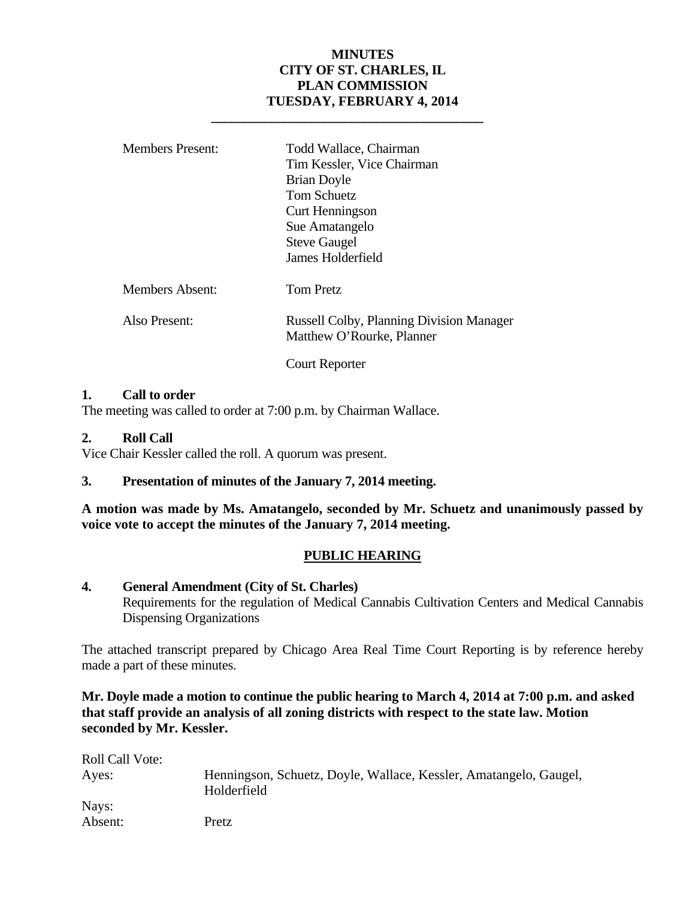# MINUTES
# CITY OF ST. CHARLES, IL
# PLAN COMMISSION
# TUESDAY, FEBRUARY 4, 2014

| | |
|---|---|
| Members Present: | Todd Wallace, Chairman<br>Tim Kessler, Vice Chairman<br>Brian Doyle<br>Tom Schuetz<br>Curt Henningson<br>Sue Amatangelo<br>Steve Gaugel<br>James Holderfield |
| Members Absent: | Tom Pretz |
| Also Present: | Russell Colby, Planning Division Manager<br>Matthew O'Rourke, Planner<br><br>Court Reporter |

**1. Call to order**

The meeting was called to order at 7:00 p.m. by Chairman Wallace.

**2. Roll Call**

Vice Chair Kessler called the roll. A quorum was present.

**3. Presentation of minutes of the January 7, 2014 meeting.**

**A motion was made by Ms. Amatangelo, seconded by Mr. Schuetz and unanimously passed by voice vote to accept the minutes of the January 7, 2014 meeting.**

**PUBLIC HEARING**

**4. General Amendment (City of St. Charles)**

Requirements for the regulation of Medical Cannabis Cultivation Centers and Medical Cannabis Dispensing Organizations

The attached transcript prepared by Chicago Area Real Time Court Reporting is by reference hereby made a part of these minutes.

**Mr. Doyle made a motion to continue the public hearing to March 4, 2014 at 7:00 p.m. and asked that staff provide an analysis of all zoning districts with respect to the state law. Motion seconded by Mr. Kessler.**

| | |
|---|---|
| Roll Call Vote: | |
| Ayes: | Henningson, Schuetz, Doyle, Wallace, Kessler, Amatangelo, Gaugel, Holderfield |
| Nays: | |
| Absent: | Pretz |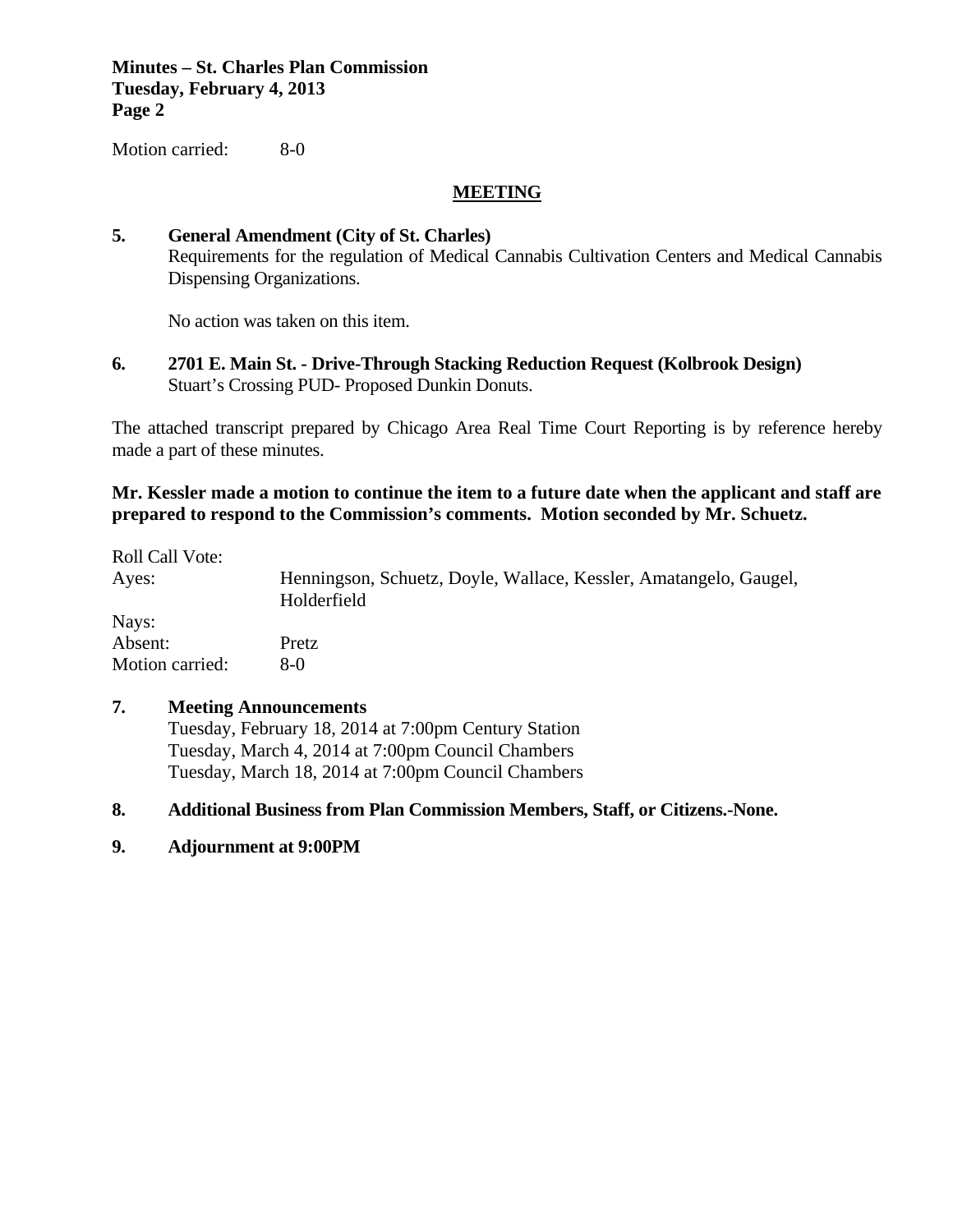Motion carried: 8-0

## MEETING

**5. General Amendment (City of St. Charles)**
Requirements for the regulation of Medical Cannabis Cultivation Centers and Medical Cannabis Dispensing Organizations.

No action was taken on this item.

**6. 2701 E. Main St. - Drive-Through Stacking Reduction Request (Kolbrook Design)**
Stuart's Crossing PUD- Proposed Dunkin Donuts.

The attached transcript prepared by Chicago Area Real Time Court Reporting is by reference hereby made a part of these minutes.

**Mr. Kessler made a motion to continue the item to a future date when the applicant and staff are prepared to respond to the Commission's comments. Motion seconded by Mr. Schuetz.**

Roll Call Vote:
Ayes: Henningson, Schuetz, Doyle, Wallace, Kessler, Amatangelo, Gaugel, Holderfield
Nays:
Absent: Pretz
Motion carried: 8-0

**7. Meeting Announcements**
Tuesday, February 18, 2014 at 7:00pm Century Station
Tuesday, March 4, 2014 at 7:00pm Council Chambers
Tuesday, March 18, 2014 at 7:00pm Council Chambers

**8. Additional Business from Plan Commission Members, Staff, or Citizens.-None.**

**9. Adjournment at 9:00PM**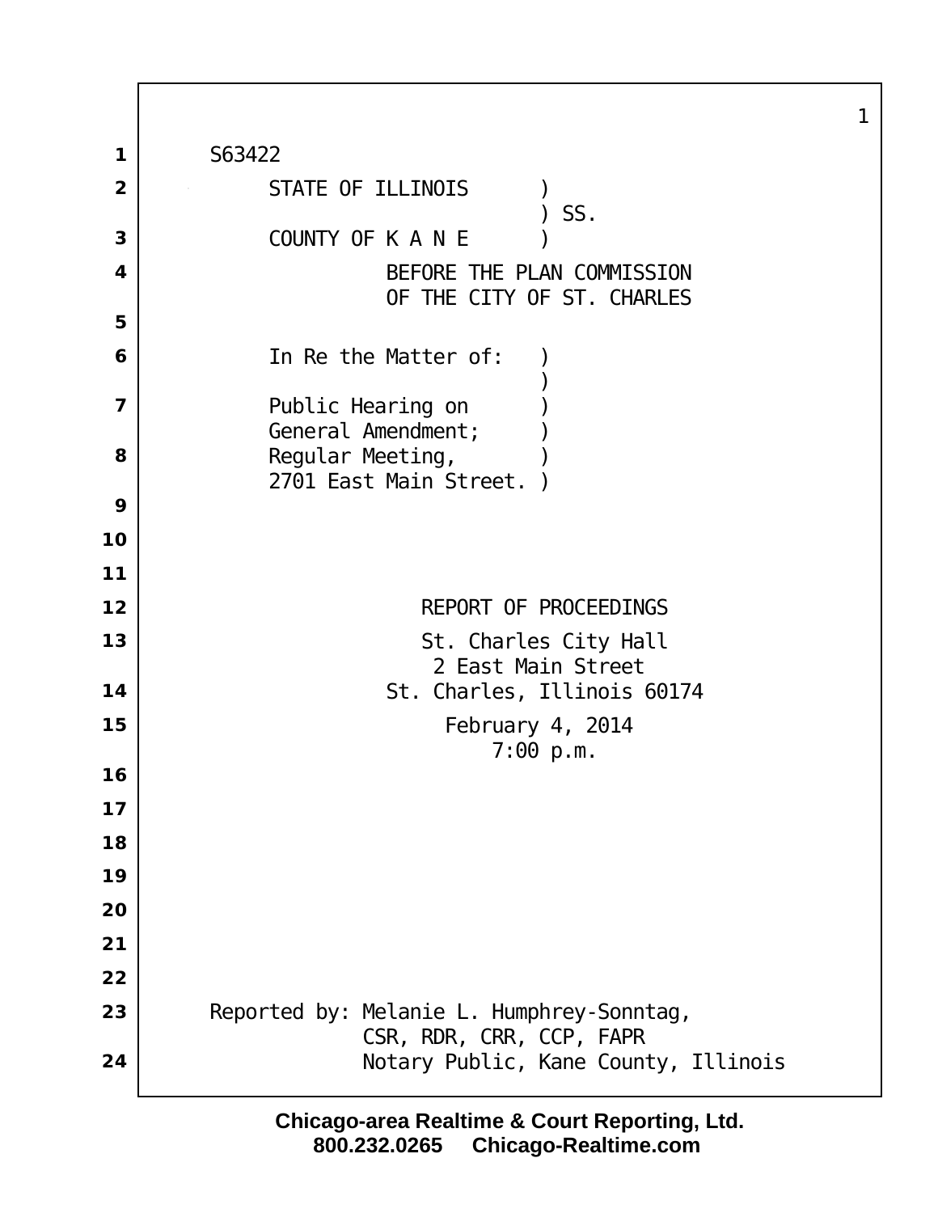S63422

STATE OF ILLINOIS )
) SS.
COUNTY OF K A N E )

BEFORE THE PLAN COMMISSION
OF THE CITY OF ST. CHARLES

In Re the Matter of: )
)
Public Hearing on )
General Amendment; )
Regular Meeting, )
2701 East Main Street. )

REPORT OF PROCEEDINGS

St. Charles City Hall
2 East Main Street
St. Charles, Illinois 60174

February 4, 2014
7:00 p.m.

Reported by: Melanie L. Humphrey-Sonntag,
CSR, RDR, CRR, CCP, FAPR
Notary Public, Kane County, Illinois

**Chicago-area Realtime & Court Reporting, Ltd.**
**800.232.0265 Chicago-Realtime.com**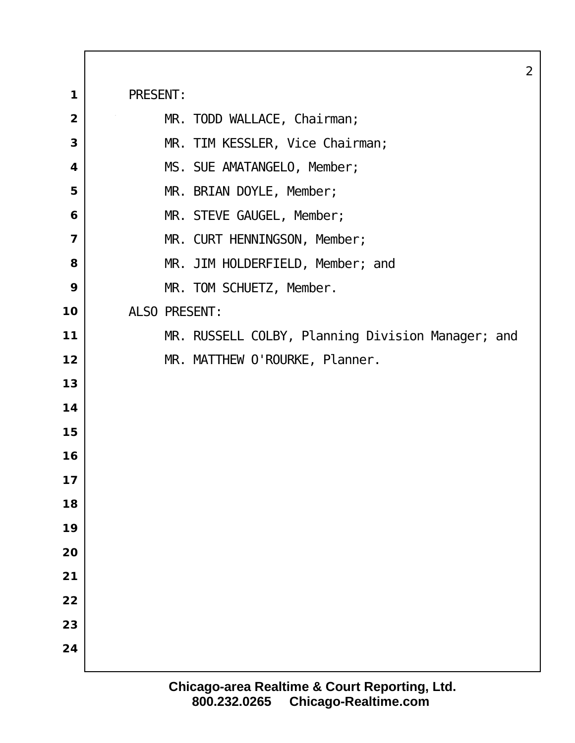PRESENT:

MR. TODD WALLACE, Chairman;

MR. TIM KESSLER, Vice Chairman;

MS. SUE AMATANGELO, Member;

MR. BRIAN DOYLE, Member;

MR. STEVE GAUGEL, Member;

MR. CURT HENNINGSON, Member;

MR. JIM HOLDERFIELD, Member; and

MR. TOM SCHUETZ, Member.

ALSO PRESENT:

MR. RUSSELL COLBY, Planning Division Manager; and

MR. MATTHEW O'ROURKE, Planner.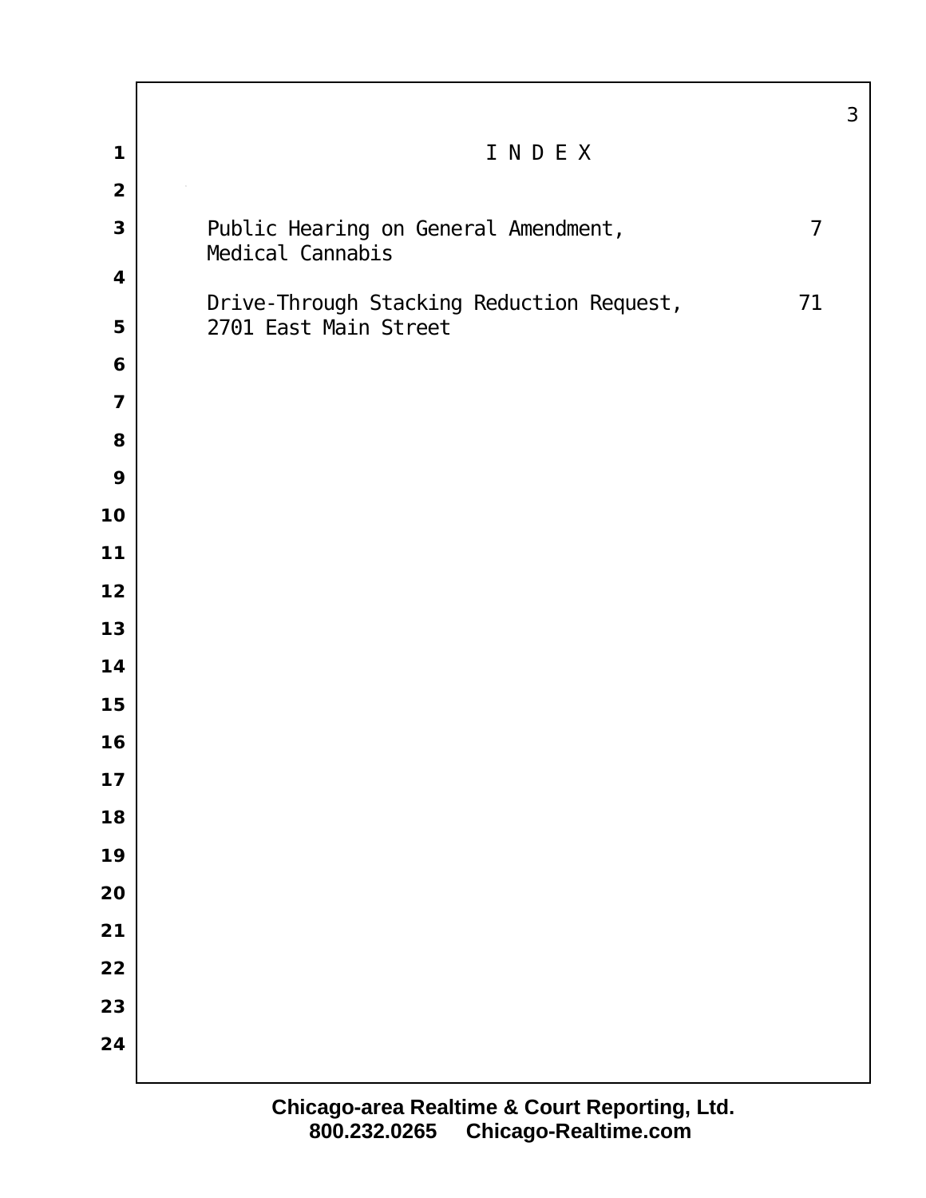# I N D E X

| | |
|---|---|
| Public Hearing on General Amendment, Medical Cannabis | 7 |
| Drive-Through Stacking Reduction Request, 2701 East Main Street | 71 |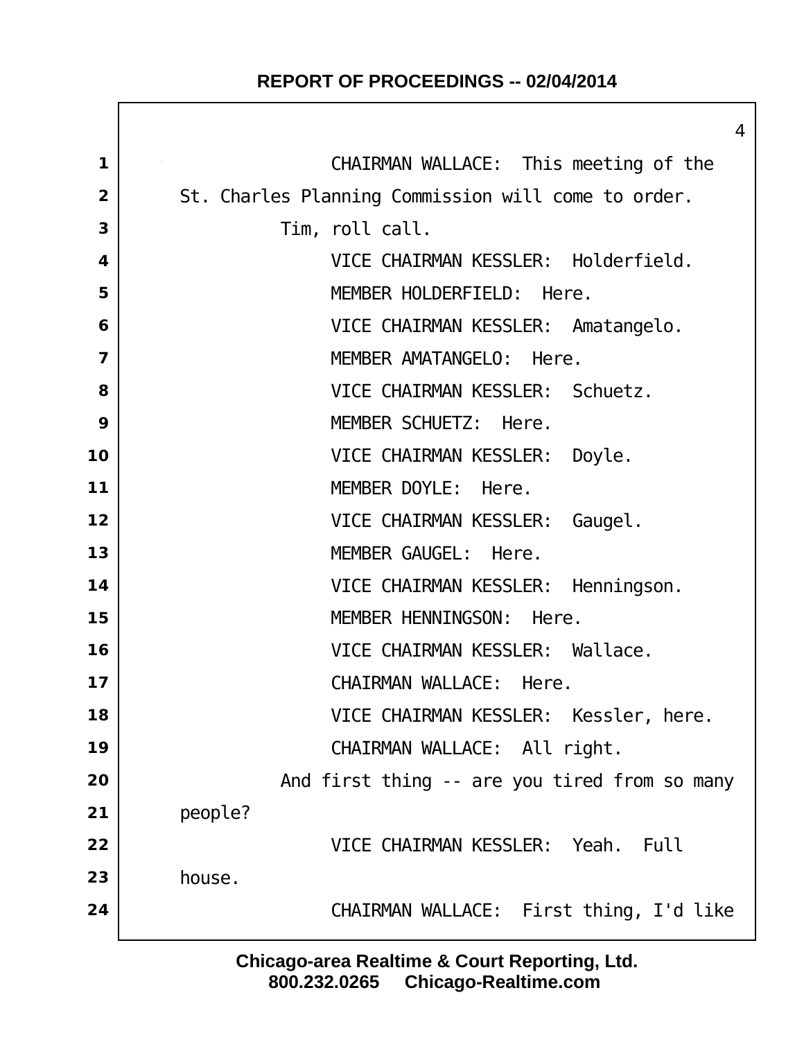CHAIRMAN WALLACE: This meeting of the St. Charles Planning Commission will come to order.

Tim, roll call.

VICE CHAIRMAN KESSLER: Holderfield.

MEMBER HOLDERFIELD: Here.

VICE CHAIRMAN KESSLER: Amatangelo.

MEMBER AMATANGELO: Here.

VICE CHAIRMAN KESSLER: Schuetz.

MEMBER SCHUETZ: Here.

VICE CHAIRMAN KESSLER: Doyle.

MEMBER DOYLE: Here.

VICE CHAIRMAN KESSLER: Gaugel.

MEMBER GAUGEL: Here.

VICE CHAIRMAN KESSLER: Henningson.

MEMBER HENNINGSON: Here.

VICE CHAIRMAN KESSLER: Wallace.

CHAIRMAN WALLACE: Here.

VICE CHAIRMAN KESSLER: Kessler, here.

CHAIRMAN WALLACE: All right.

And first thing -- are you tired from so many people?

VICE CHAIRMAN KESSLER: Yeah. Full house.

CHAIRMAN WALLACE: First thing, I'd like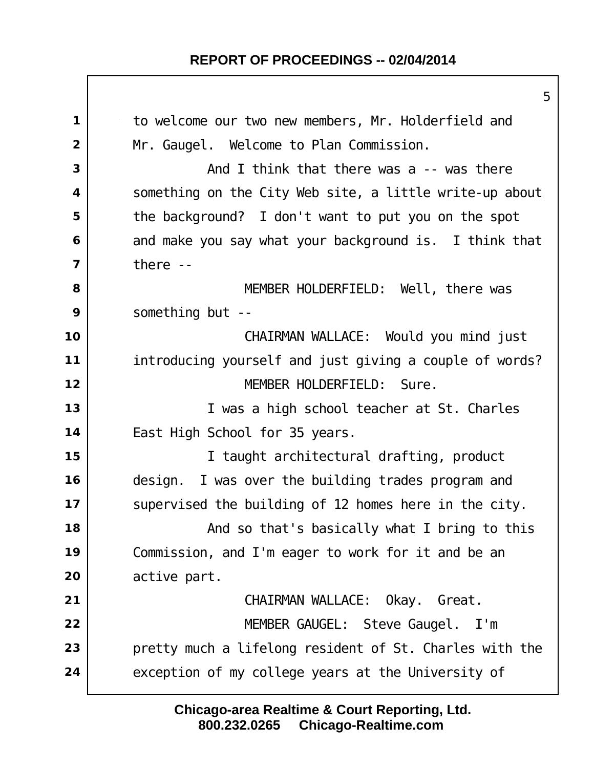to welcome our two new members, Mr. Holderfield and Mr. Gaugel. Welcome to Plan Commission.

And I think that there was a -- was there something on the City Web site, a little write-up about the background? I don't want to put you on the spot and make you say what your background is. I think that there --

MEMBER HOLDERFIELD: Well, there was something but --

CHAIRMAN WALLACE: Would you mind just introducing yourself and just giving a couple of words?

MEMBER HOLDERFIELD: Sure.

I was a high school teacher at St. Charles East High School for 35 years.

I taught architectural drafting, product design. I was over the building trades program and supervised the building of 12 homes here in the city.

And so that's basically what I bring to this Commission, and I'm eager to work for it and be an active part.

CHAIRMAN WALLACE: Okay. Great.

MEMBER GAUGEL: Steve Gaugel. I'm pretty much a lifelong resident of St. Charles with the exception of my college years at the University of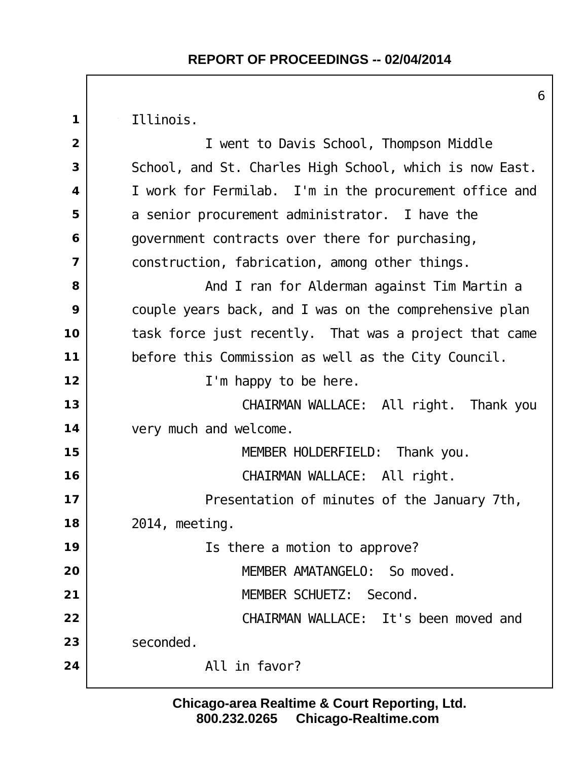Illinois.

I went to Davis School, Thompson Middle School, and St. Charles High School, which is now East. I work for Fermilab. I'm in the procurement office and a senior procurement administrator. I have the government contracts over there for purchasing, construction, fabrication, among other things.

And I ran for Alderman against Tim Martin a couple years back, and I was on the comprehensive plan task force just recently. That was a project that came before this Commission as well as the City Council.

I'm happy to be here.

CHAIRMAN WALLACE: All right. Thank you very much and welcome.

MEMBER HOLDERFIELD: Thank you.

CHAIRMAN WALLACE: All right.

Presentation of minutes of the January 7th, 2014, meeting.

Is there a motion to approve?

MEMBER AMATANGELO: So moved.

MEMBER SCHUETZ: Second.

CHAIRMAN WALLACE: It's been moved and seconded.

All in favor?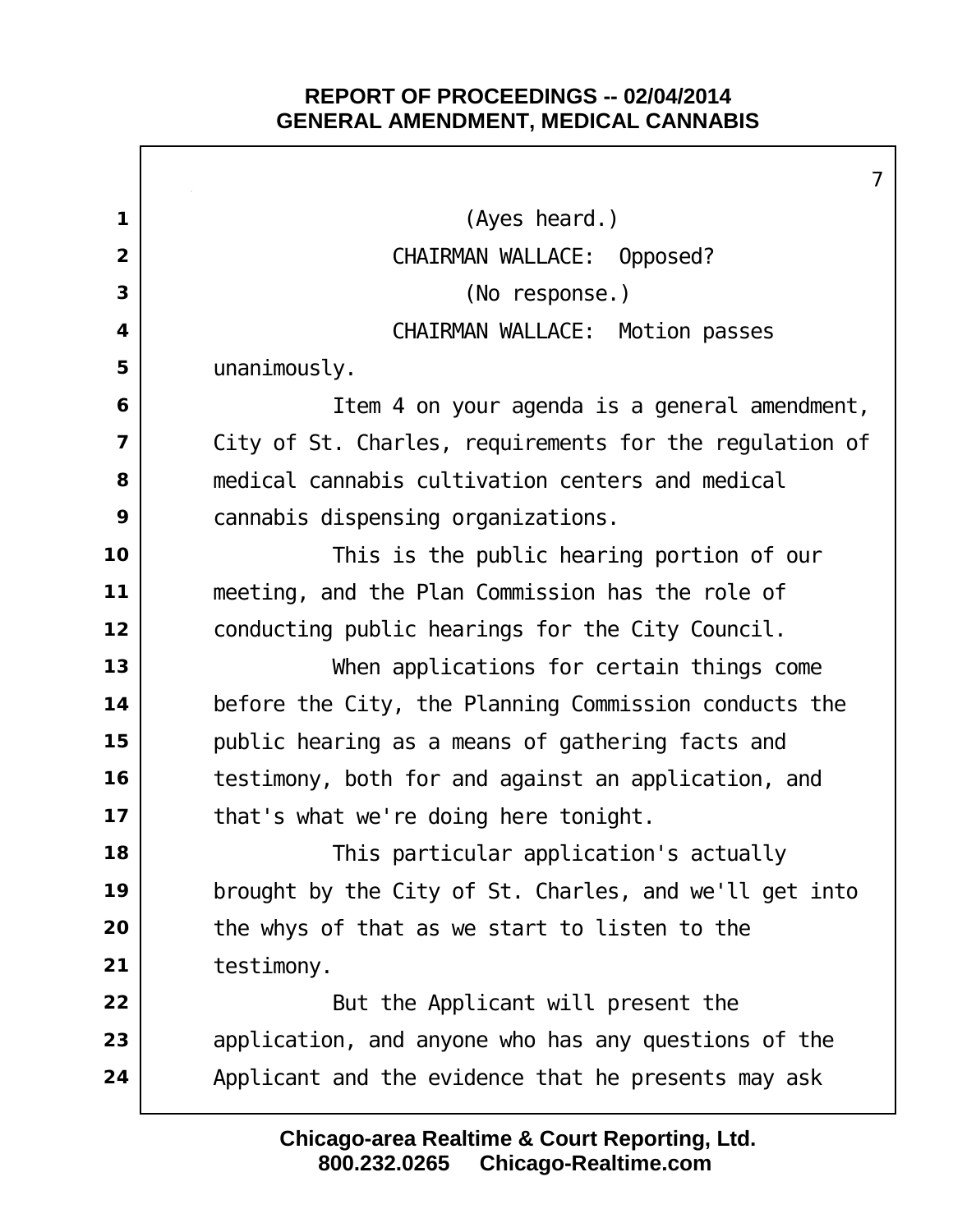(Ayes heard.)

CHAIRMAN WALLACE: Opposed?

(No response.)

CHAIRMAN WALLACE: Motion passes unanimously.

Item 4 on your agenda is a general amendment, City of St. Charles, requirements for the regulation of medical cannabis cultivation centers and medical cannabis dispensing organizations.

This is the public hearing portion of our meeting, and the Plan Commission has the role of conducting public hearings for the City Council.

When applications for certain things come before the City, the Planning Commission conducts the public hearing as a means of gathering facts and testimony, both for and against an application, and that's what we're doing here tonight.

This particular application's actually brought by the City of St. Charles, and we'll get into the whys of that as we start to listen to the testimony.

But the Applicant will present the application, and anyone who has any questions of the Applicant and the evidence that he presents may ask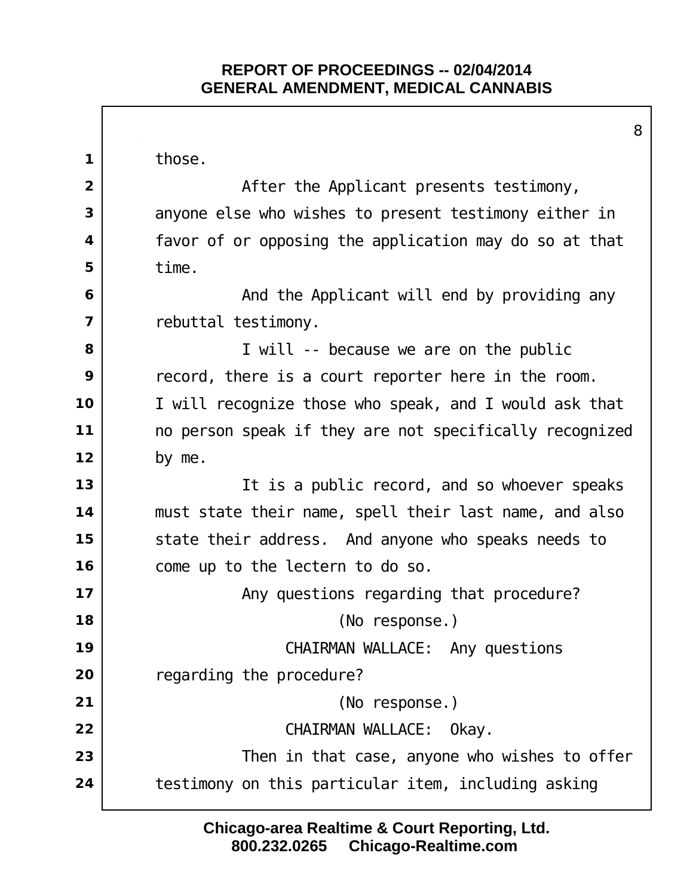those.

After the Applicant presents testimony, anyone else who wishes to present testimony either in favor of or opposing the application may do so at that time.

And the Applicant will end by providing any rebuttal testimony.

I will -- because we are on the public record, there is a court reporter here in the room. I will recognize those who speak, and I would ask that no person speak if they are not specifically recognized by me.

It is a public record, and so whoever speaks must state their name, spell their last name, and also state their address. And anyone who speaks needs to come up to the lectern to do so.

Any questions regarding that procedure?

(No response.)

CHAIRMAN WALLACE: Any questions regarding the procedure?

(No response.)

CHAIRMAN WALLACE: Okay.

Then in that case, anyone who wishes to offer testimony on this particular item, including asking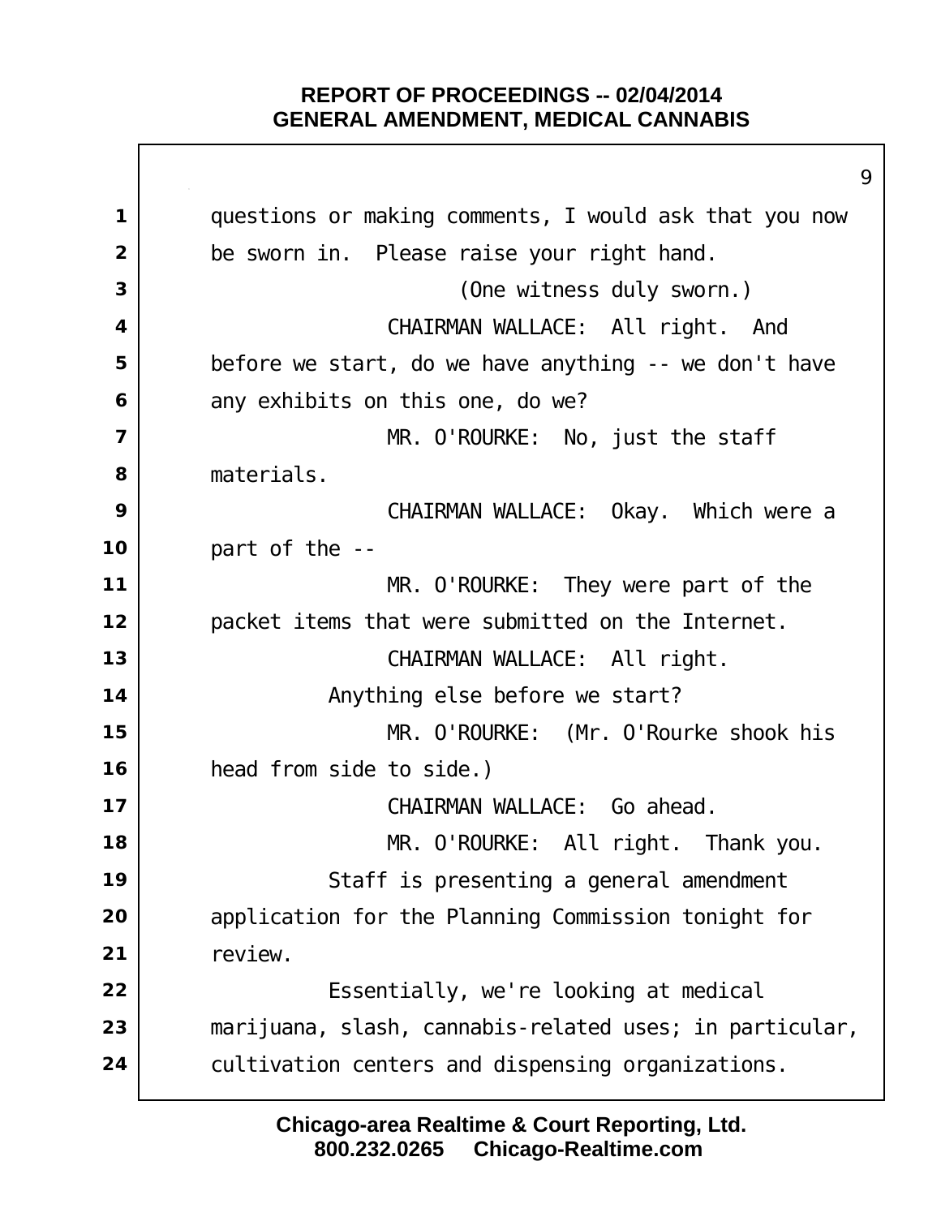questions or making comments, I would ask that you now be sworn in. Please raise your right hand.

(One witness duly sworn.)

CHAIRMAN WALLACE: All right. And before we start, do we have anything -- we don't have any exhibits on this one, do we?

MR. O'ROURKE: No, just the staff materials.

CHAIRMAN WALLACE: Okay. Which were a part of the --

MR. O'ROURKE: They were part of the packet items that were submitted on the Internet.

CHAIRMAN WALLACE: All right.

Anything else before we start?

MR. O'ROURKE: (Mr. O'Rourke shook his head from side to side.)

CHAIRMAN WALLACE: Go ahead.

MR. O'ROURKE: All right. Thank you.

Staff is presenting a general amendment application for the Planning Commission tonight for review.

Essentially, we're looking at medical marijuana, slash, cannabis-related uses; in particular, cultivation centers and dispensing organizations.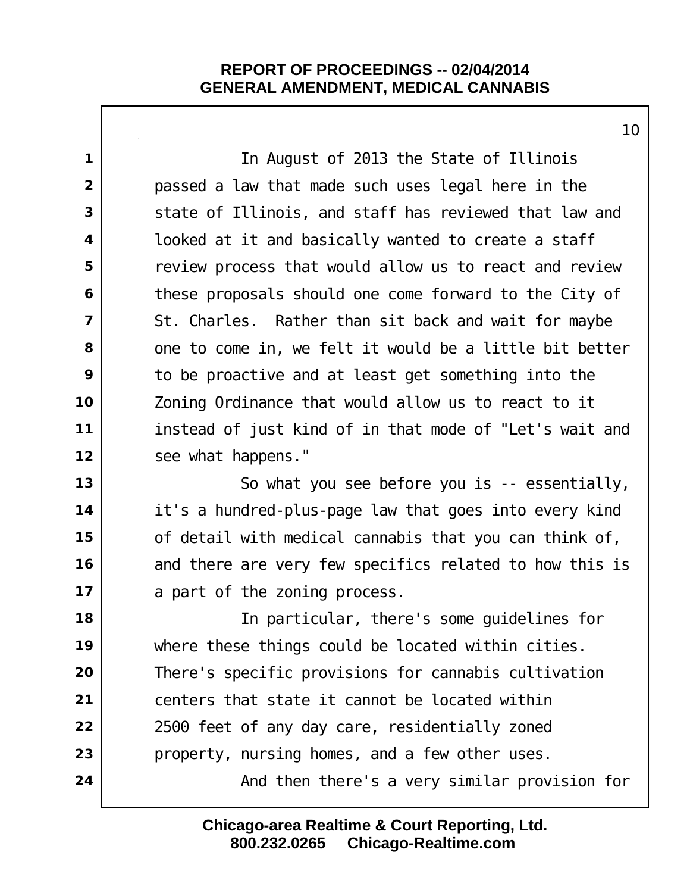In August of 2013 the State of Illinois passed a law that made such uses legal here in the state of Illinois, and staff has reviewed that law and looked at it and basically wanted to create a staff review process that would allow us to react and review these proposals should one come forward to the City of St. Charles. Rather than sit back and wait for maybe one to come in, we felt it would be a little bit better to be proactive and at least get something into the Zoning Ordinance that would allow us to react to it instead of just kind of in that mode of "Let's wait and see what happens."

So what you see before you is -- essentially, it's a hundred-plus-page law that goes into every kind of detail with medical cannabis that you can think of, and there are very few specifics related to how this is a part of the zoning process.

In particular, there's some guidelines for where these things could be located within cities. There's specific provisions for cannabis cultivation centers that state it cannot be located within 2500 feet of any day care, residentially zoned property, nursing homes, and a few other uses.

And then there's a very similar provision for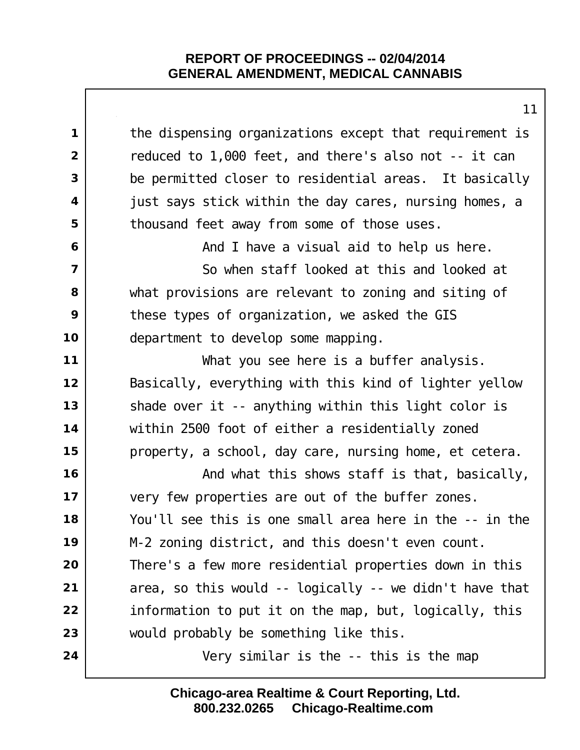the dispensing organizations except that requirement is reduced to 1,000 feet, and there's also not -- it can be permitted closer to residential areas. It basically just says stick within the day cares, nursing homes, a thousand feet away from some of those uses.

And I have a visual aid to help us here.

So when staff looked at this and looked at what provisions are relevant to zoning and siting of these types of organization, we asked the GIS department to develop some mapping.

What you see here is a buffer analysis. Basically, everything with this kind of lighter yellow shade over it -- anything within this light color is within 2500 foot of either a residentially zoned property, a school, day care, nursing home, et cetera.

And what this shows staff is that, basically, very few properties are out of the buffer zones. You'll see this is one small area here in the -- in the M-2 zoning district, and this doesn't even count. There's a few more residential properties down in this area, so this would -- logically -- we didn't have that information to put it on the map, but, logically, this would probably be something like this.

Very similar is the -- this is the map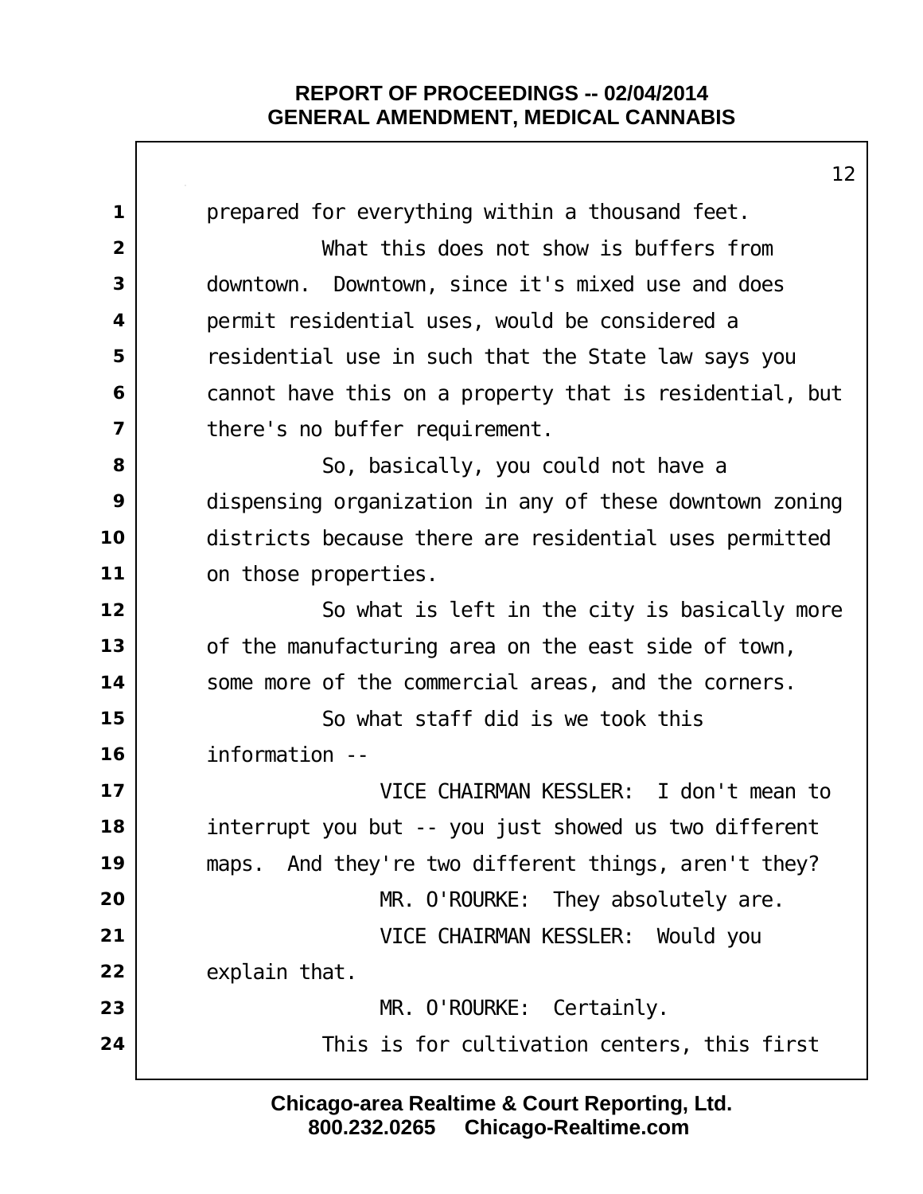prepared for everything within a thousand feet.

What this does not show is buffers from downtown. Downtown, since it's mixed use and does permit residential uses, would be considered a residential use in such that the State law says you cannot have this on a property that is residential, but there's no buffer requirement.

So, basically, you could not have a dispensing organization in any of these downtown zoning districts because there are residential uses permitted on those properties.

So what is left in the city is basically more of the manufacturing area on the east side of town, some more of the commercial areas, and the corners.

So what staff did is we took this information --

VICE CHAIRMAN KESSLER: I don't mean to interrupt you but -- you just showed us two different maps. And they're two different things, aren't they?

MR. O'ROURKE: They absolutely are.

VICE CHAIRMAN KESSLER: Would you explain that.

MR. O'ROURKE: Certainly.

This is for cultivation centers, this first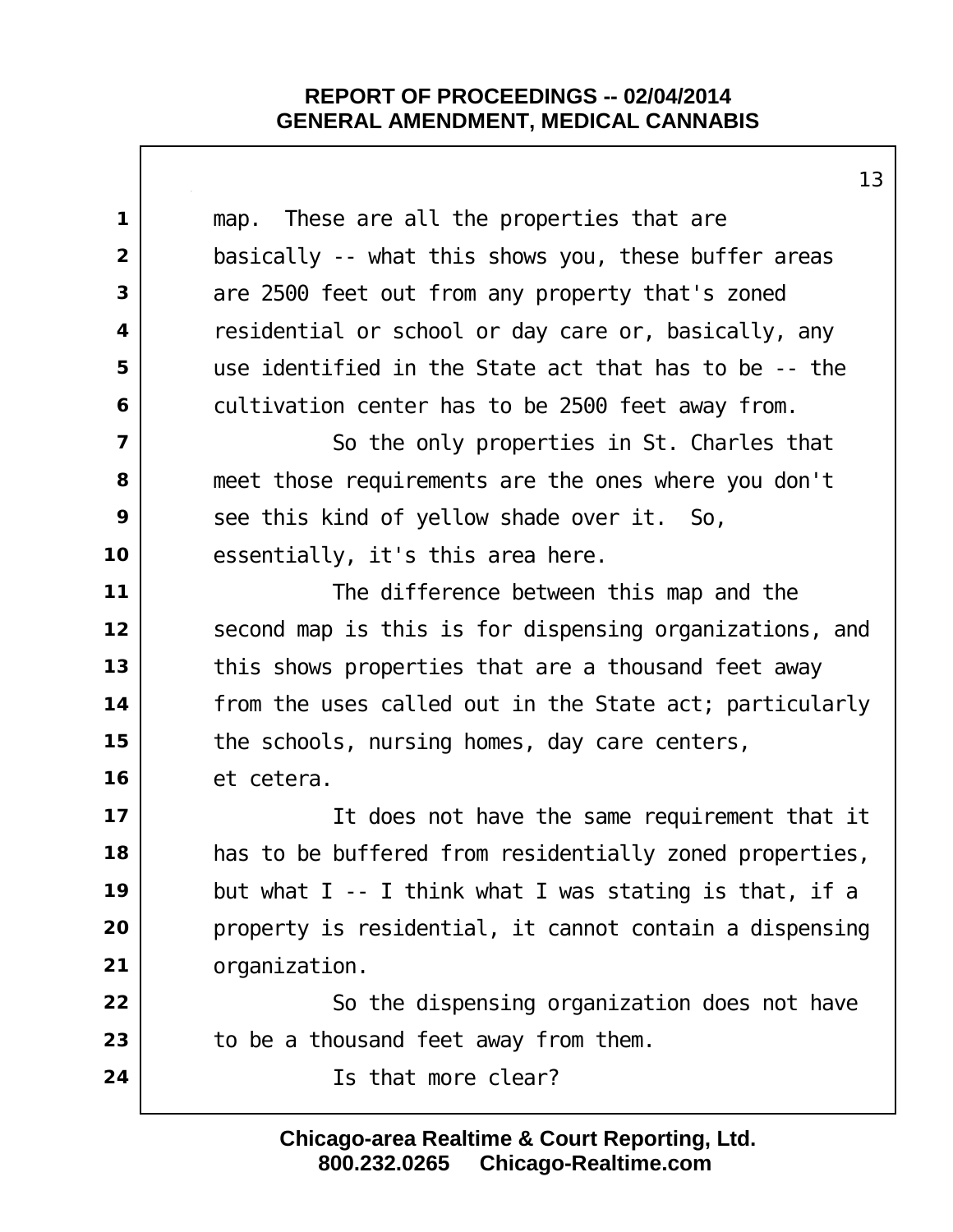map. These are all the properties that are basically -- what this shows you, these buffer areas are 2500 feet out from any property that's zoned residential or school or day care or, basically, any use identified in the State act that has to be -- the cultivation center has to be 2500 feet away from.

So the only properties in St. Charles that meet those requirements are the ones where you don't see this kind of yellow shade over it. So, essentially, it's this area here.

The difference between this map and the second map is this is for dispensing organizations, and this shows properties that are a thousand feet away from the uses called out in the State act; particularly the schools, nursing homes, day care centers, et cetera.

It does not have the same requirement that it has to be buffered from residentially zoned properties, but what I -- I think what I was stating is that, if a property is residential, it cannot contain a dispensing organization.

So the dispensing organization does not have to be a thousand feet away from them.

Is that more clear?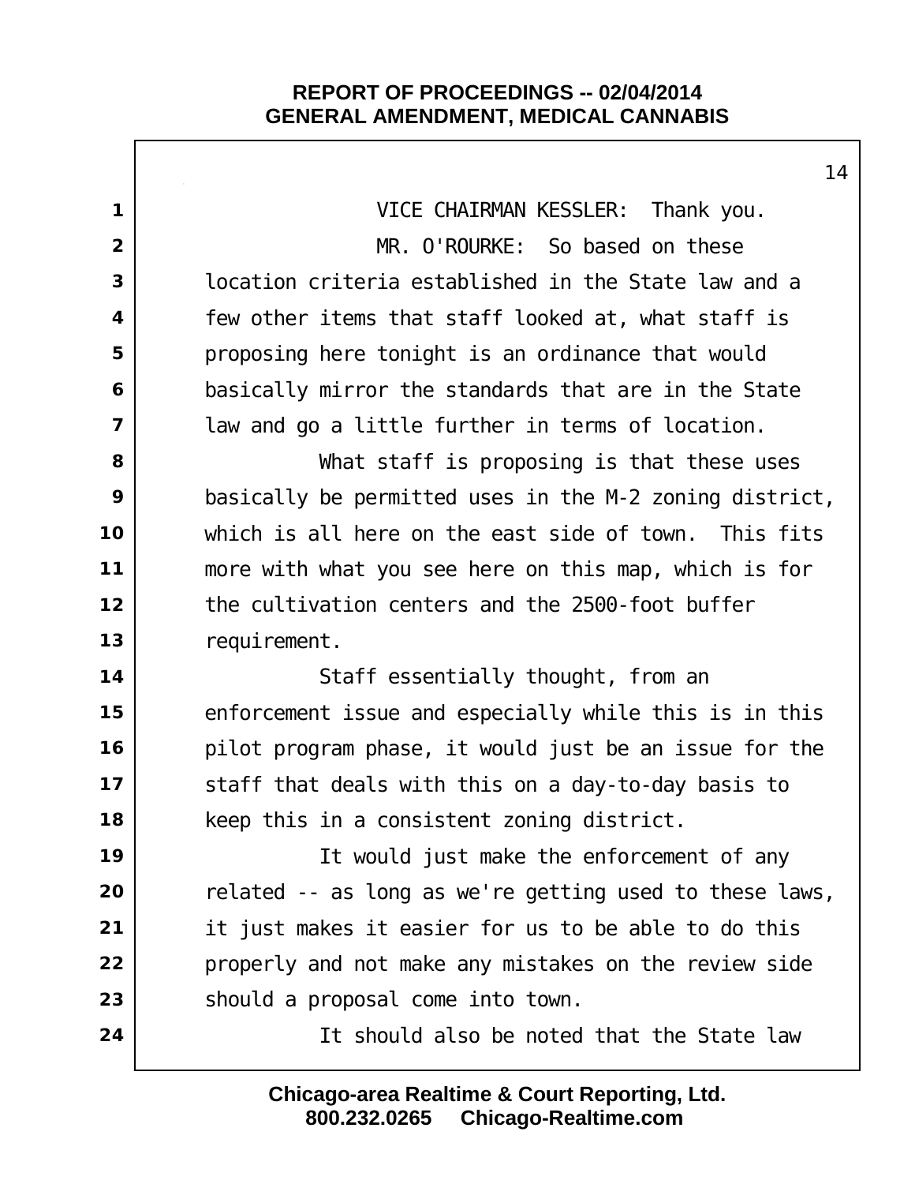VICE CHAIRMAN KESSLER: Thank you.

MR. O'ROURKE: So based on these location criteria established in the State law and a few other items that staff looked at, what staff is proposing here tonight is an ordinance that would basically mirror the standards that are in the State law and go a little further in terms of location.

What staff is proposing is that these uses basically be permitted uses in the M-2 zoning district, which is all here on the east side of town. This fits more with what you see here on this map, which is for the cultivation centers and the 2500-foot buffer requirement.

Staff essentially thought, from an enforcement issue and especially while this is in this pilot program phase, it would just be an issue for the staff that deals with this on a day-to-day basis to keep this in a consistent zoning district.

It would just make the enforcement of any related -- as long as we're getting used to these laws, it just makes it easier for us to be able to do this properly and not make any mistakes on the review side should a proposal come into town.

It should also be noted that the State law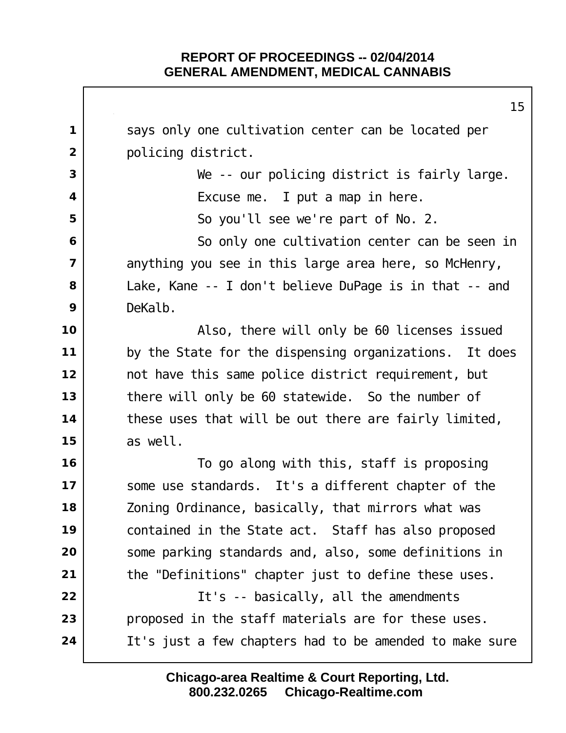says only one cultivation center can be located per policing district.

We -- our policing district is fairly large.

Excuse me. I put a map in here.

So you'll see we're part of No. 2.

So only one cultivation center can be seen in anything you see in this large area here, so McHenry, Lake, Kane -- I don't believe DuPage is in that -- and DeKalb.

Also, there will only be 60 licenses issued by the State for the dispensing organizations. It does not have this same police district requirement, but there will only be 60 statewide. So the number of these uses that will be out there are fairly limited, as well.

To go along with this, staff is proposing some use standards. It's a different chapter of the Zoning Ordinance, basically, that mirrors what was contained in the State act. Staff has also proposed some parking standards and, also, some definitions in the "Definitions" chapter just to define these uses.

It's -- basically, all the amendments proposed in the staff materials are for these uses. It's just a few chapters had to be amended to make sure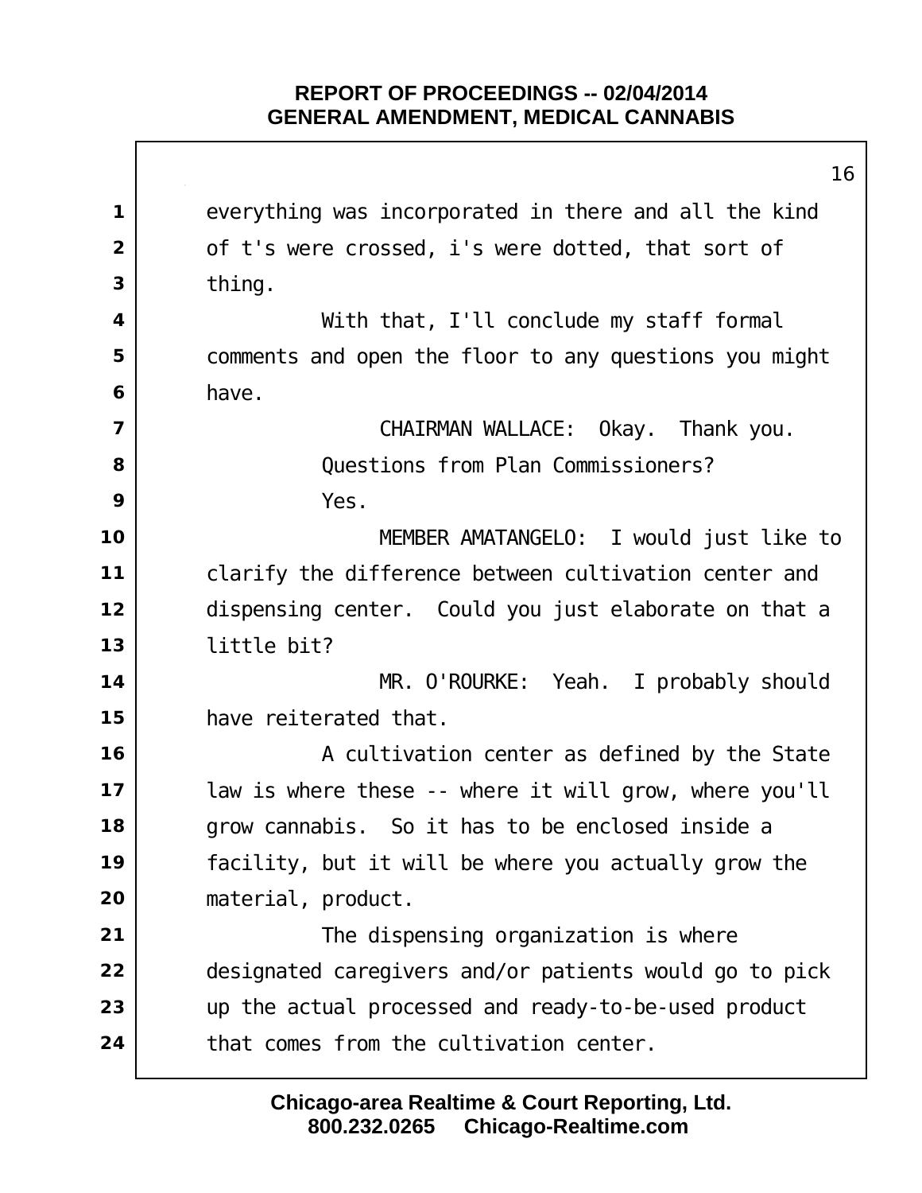everything was incorporated in there and all the kind of t's were crossed, i's were dotted, that sort of thing.

With that, I'll conclude my staff formal comments and open the floor to any questions you might have.

CHAIRMAN WALLACE: Okay. Thank you.

Questions from Plan Commissioners?

Yes.

MEMBER AMATANGELO: I would just like to clarify the difference between cultivation center and dispensing center. Could you just elaborate on that a little bit?

MR. O'ROURKE: Yeah. I probably should have reiterated that.

A cultivation center as defined by the State law is where these -- where it will grow, where you'll grow cannabis. So it has to be enclosed inside a facility, but it will be where you actually grow the material, product.

The dispensing organization is where designated caregivers and/or patients would go to pick up the actual processed and ready-to-be-used product that comes from the cultivation center.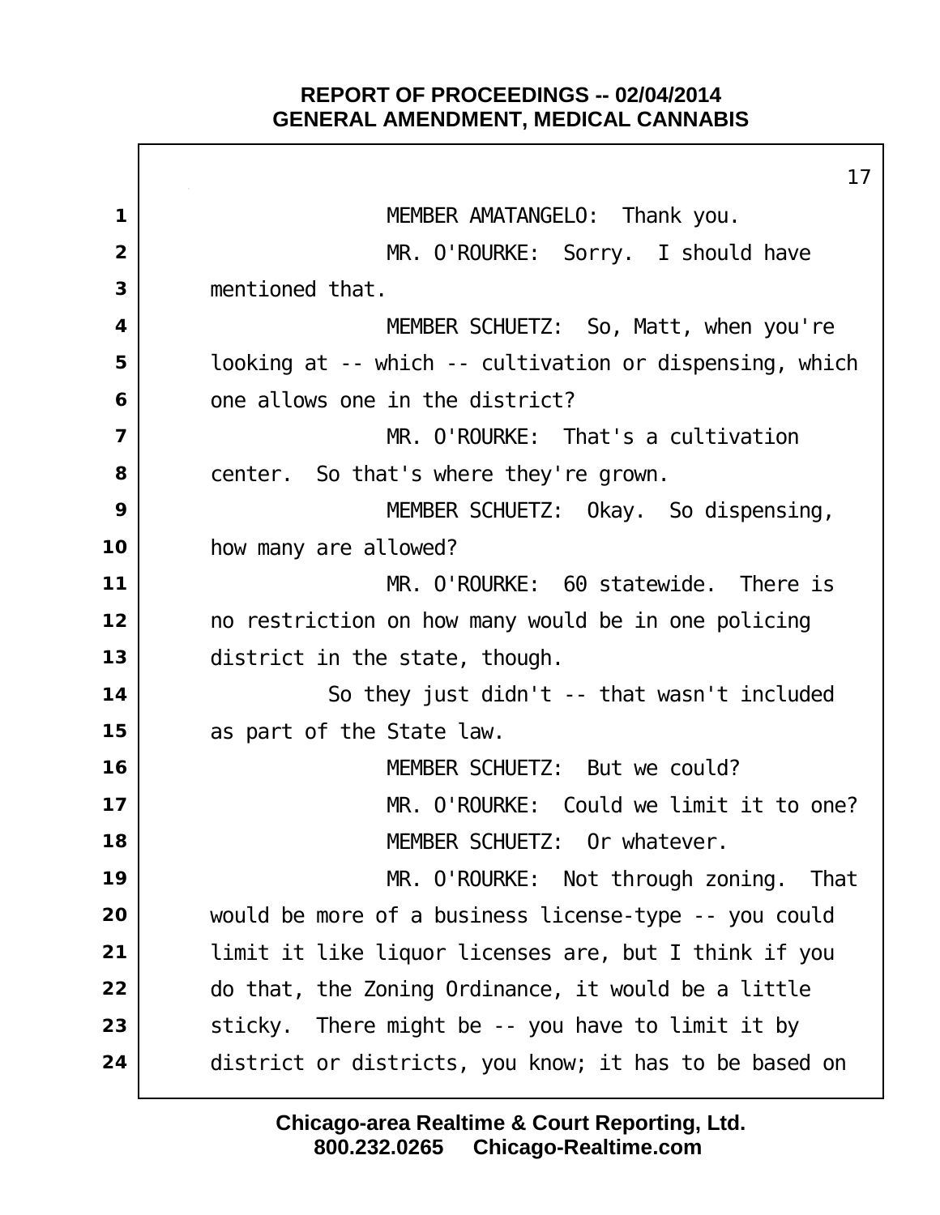MEMBER AMATANGELO: Thank you.

MR. O'ROURKE: Sorry. I should have mentioned that.

MEMBER SCHUETZ: So, Matt, when you're looking at -- which -- cultivation or dispensing, which one allows one in the district?

MR. O'ROURKE: That's a cultivation center. So that's where they're grown.

MEMBER SCHUETZ: Okay. So dispensing, how many are allowed?

MR. O'ROURKE: 60 statewide. There is no restriction on how many would be in one policing district in the state, though.

So they just didn't -- that wasn't included as part of the State law.

MEMBER SCHUETZ: But we could?

MR. O'ROURKE: Could we limit it to one?

MEMBER SCHUETZ: Or whatever.

MR. O'ROURKE: Not through zoning. That would be more of a business license-type -- you could limit it like liquor licenses are, but I think if you do that, the Zoning Ordinance, it would be a little sticky. There might be -- you have to limit it by district or districts, you know; it has to be based on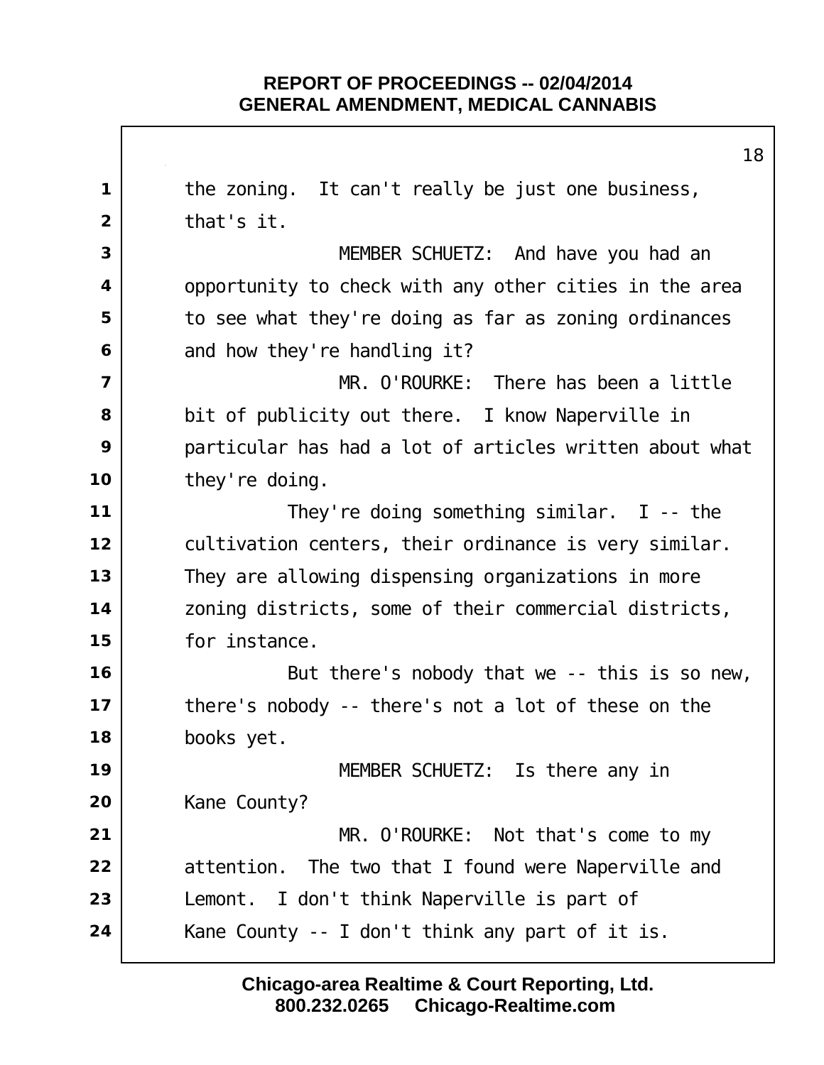the zoning. It can't really be just one business, that's it.

MEMBER SCHUETZ: And have you had an opportunity to check with any other cities in the area to see what they're doing as far as zoning ordinances and how they're handling it?

MR. O'ROURKE: There has been a little bit of publicity out there. I know Naperville in particular has had a lot of articles written about what they're doing.

They're doing something similar. I -- the cultivation centers, their ordinance is very similar. They are allowing dispensing organizations in more zoning districts, some of their commercial districts, for instance.

But there's nobody that we -- this is so new, there's nobody -- there's not a lot of these on the books yet.

MEMBER SCHUETZ: Is there any in Kane County?

MR. O'ROURKE: Not that's come to my attention. The two that I found were Naperville and Lemont. I don't think Naperville is part of Kane County -- I don't think any part of it is.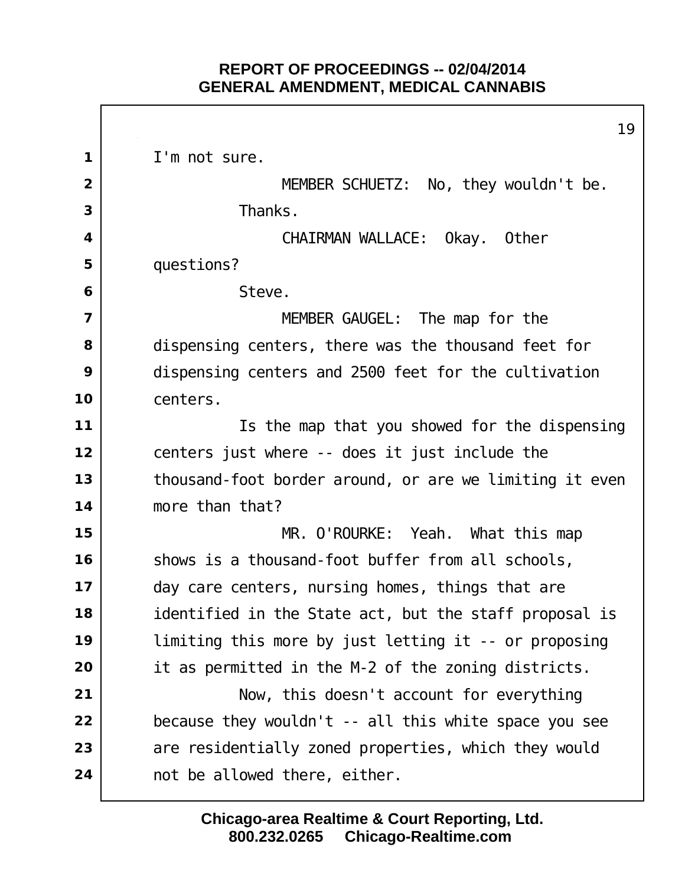I'm not sure.

MEMBER SCHUETZ: No, they wouldn't be. Thanks.

CHAIRMAN WALLACE: Okay. Other questions?

Steve.

MEMBER GAUGEL: The map for the dispensing centers, there was the thousand feet for dispensing centers and 2500 feet for the cultivation centers.

Is the map that you showed for the dispensing centers just where -- does it just include the thousand-foot border around, or are we limiting it even more than that?

MR. O'ROURKE: Yeah. What this map shows is a thousand-foot buffer from all schools, day care centers, nursing homes, things that are identified in the State act, but the staff proposal is limiting this more by just letting it -- or proposing it as permitted in the M-2 of the zoning districts.

Now, this doesn't account for everything because they wouldn't -- all this white space you see are residentially zoned properties, which they would not be allowed there, either.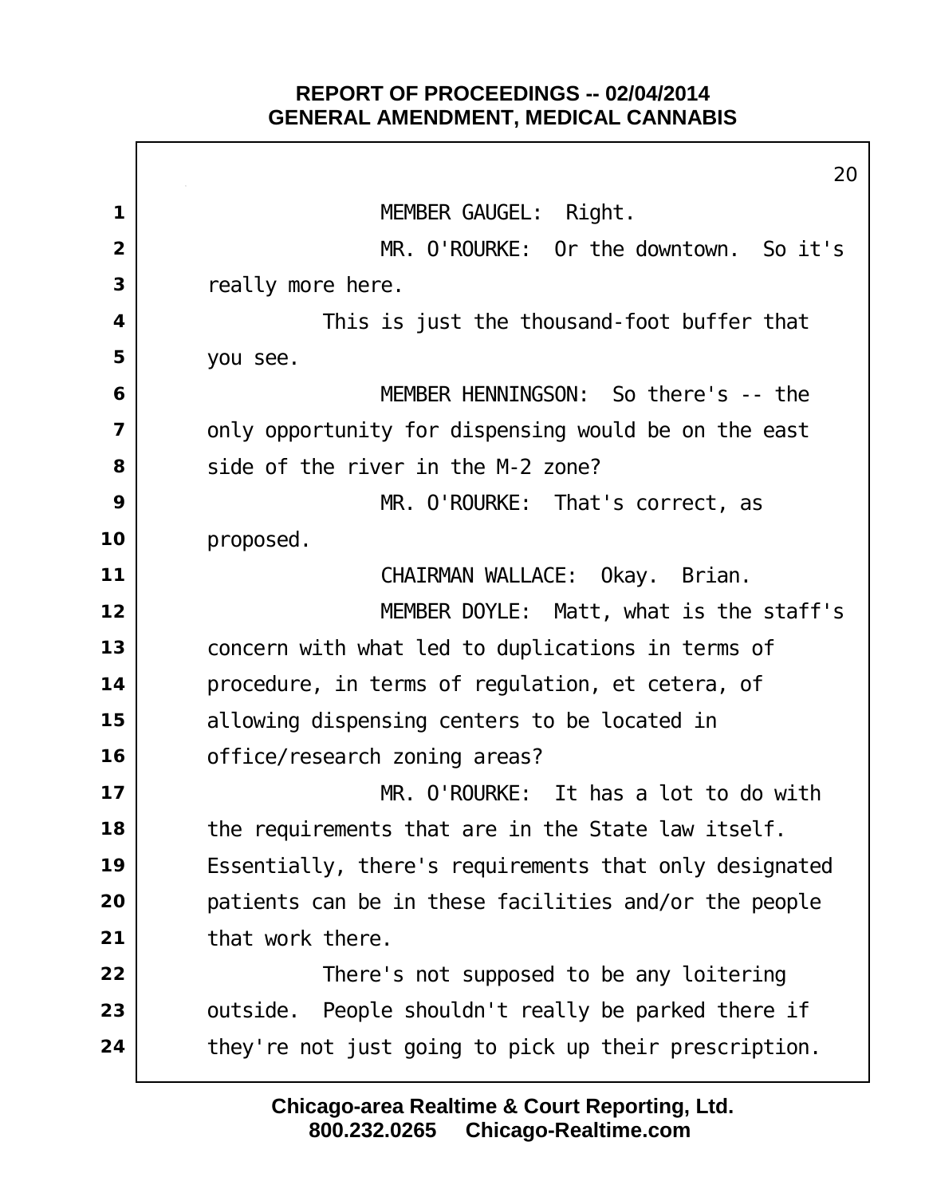MEMBER GAUGEL: Right.

MR. O'ROURKE: Or the downtown. So it's really more here.

This is just the thousand-foot buffer that you see.

MEMBER HENNINGSON: So there's -- the only opportunity for dispensing would be on the east side of the river in the M-2 zone?

MR. O'ROURKE: That's correct, as proposed.

CHAIRMAN WALLACE: Okay. Brian.

MEMBER DOYLE: Matt, what is the staff's concern with what led to duplications in terms of procedure, in terms of regulation, et cetera, of allowing dispensing centers to be located in office/research zoning areas?

MR. O'ROURKE: It has a lot to do with the requirements that are in the State law itself. Essentially, there's requirements that only designated patients can be in these facilities and/or the people that work there.

There's not supposed to be any loitering outside. People shouldn't really be parked there if they're not just going to pick up their prescription.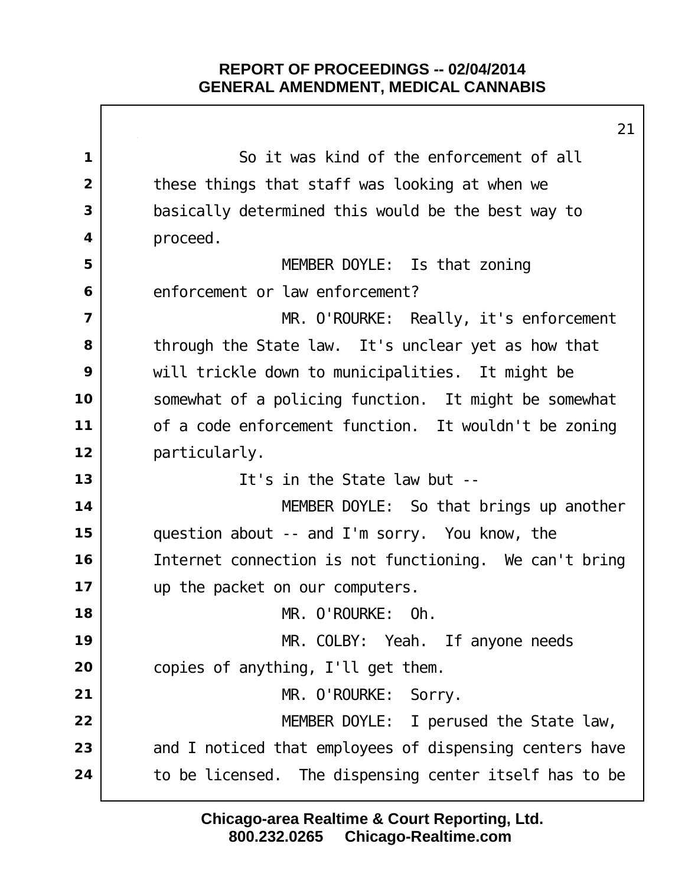So it was kind of the enforcement of all these things that staff was looking at when we basically determined this would be the best way to proceed.

MEMBER DOYLE: Is that zoning enforcement or law enforcement?

MR. O'ROURKE: Really, it's enforcement through the State law. It's unclear yet as how that will trickle down to municipalities. It might be somewhat of a policing function. It might be somewhat of a code enforcement function. It wouldn't be zoning particularly.

It's in the State law but --

MEMBER DOYLE: So that brings up another question about -- and I'm sorry. You know, the Internet connection is not functioning. We can't bring up the packet on our computers.

MR. O'ROURKE: Oh.

MR. COLBY: Yeah. If anyone needs copies of anything, I'll get them.

MR. O'ROURKE: Sorry.

MEMBER DOYLE: I perused the State law, and I noticed that employees of dispensing centers have to be licensed. The dispensing center itself has to be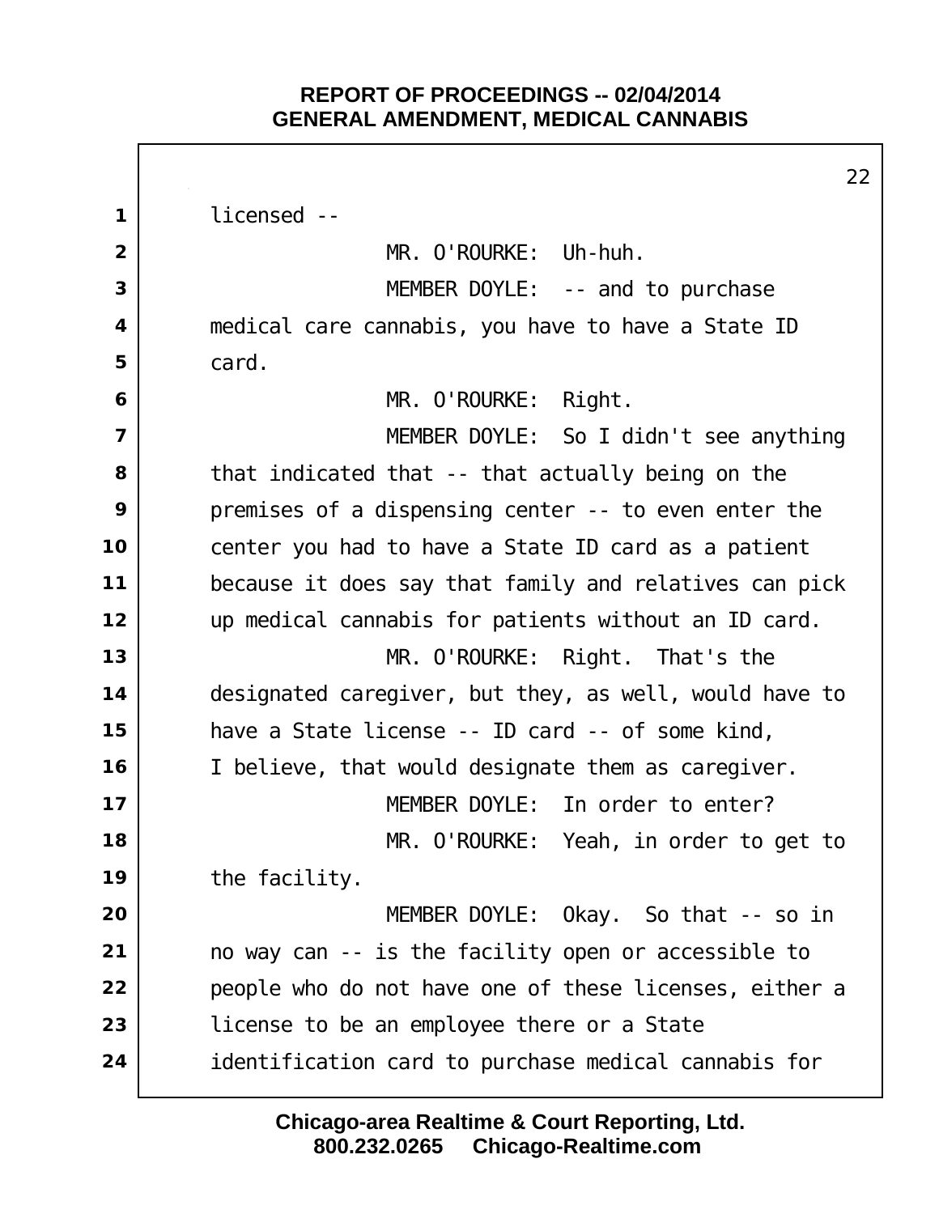licensed --

MR. O'ROURKE: Uh-huh.

MEMBER DOYLE: -- and to purchase medical care cannabis, you have to have a State ID card.

MR. O'ROURKE: Right.

MEMBER DOYLE: So I didn't see anything that indicated that -- that actually being on the premises of a dispensing center -- to even enter the center you had to have a State ID card as a patient because it does say that family and relatives can pick up medical cannabis for patients without an ID card.

MR. O'ROURKE: Right. That's the designated caregiver, but they, as well, would have to have a State license -- ID card -- of some kind, I believe, that would designate them as caregiver.

MEMBER DOYLE: In order to enter?

MR. O'ROURKE: Yeah, in order to get to the facility.

MEMBER DOYLE: Okay. So that -- so in no way can -- is the facility open or accessible to people who do not have one of these licenses, either a license to be an employee there or a State identification card to purchase medical cannabis for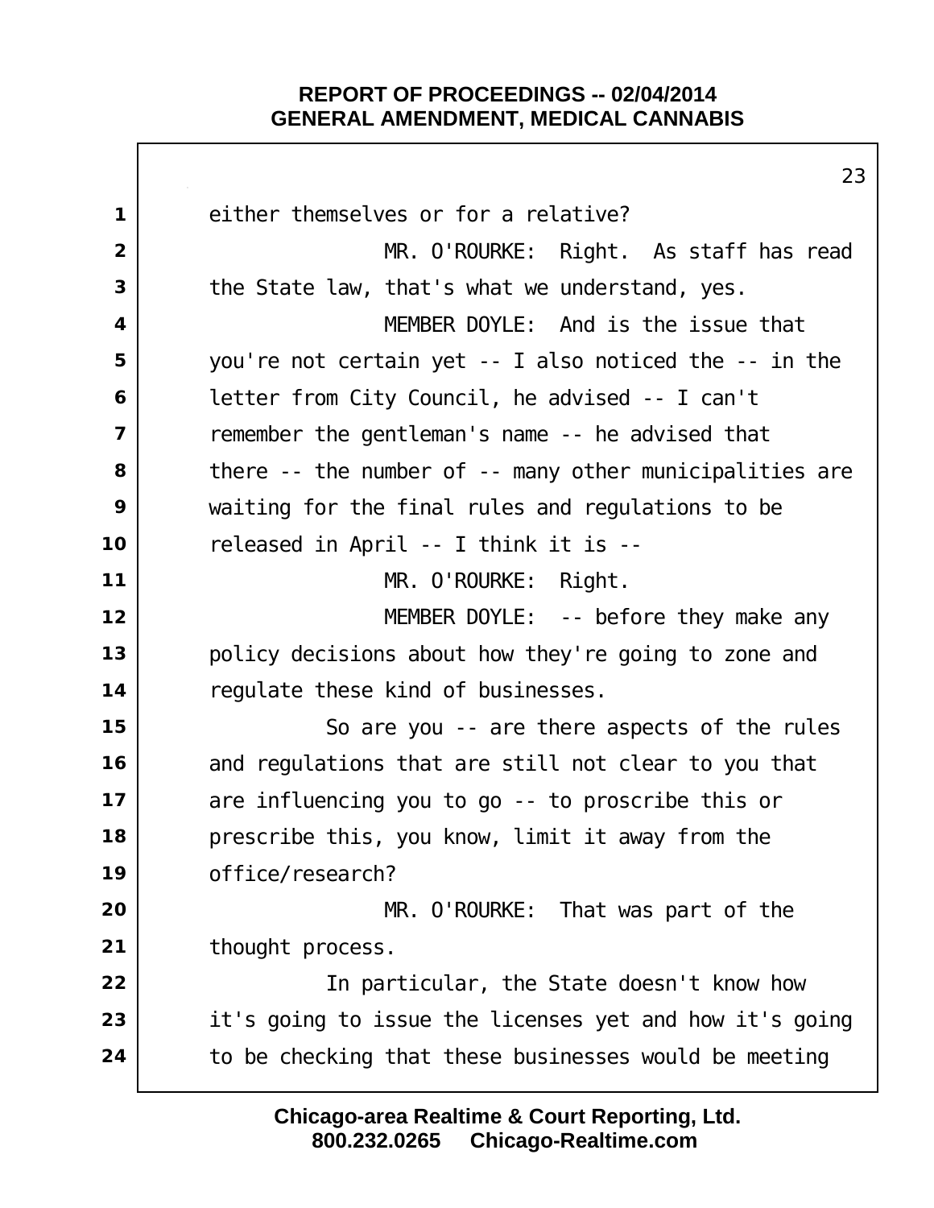either themselves or for a relative?

MR. O'ROURKE: Right. As staff has read the State law, that's what we understand, yes.

MEMBER DOYLE: And is the issue that you're not certain yet -- I also noticed the -- in the letter from City Council, he advised -- I can't remember the gentleman's name -- he advised that there -- the number of -- many other municipalities are waiting for the final rules and regulations to be released in April -- I think it is --

MR. O'ROURKE: Right.

MEMBER DOYLE: -- before they make any policy decisions about how they're going to zone and regulate these kind of businesses.

So are you -- are there aspects of the rules and regulations that are still not clear to you that are influencing you to go -- to proscribe this or prescribe this, you know, limit it away from the office/research?

MR. O'ROURKE: That was part of the thought process.

In particular, the State doesn't know how it's going to issue the licenses yet and how it's going to be checking that these businesses would be meeting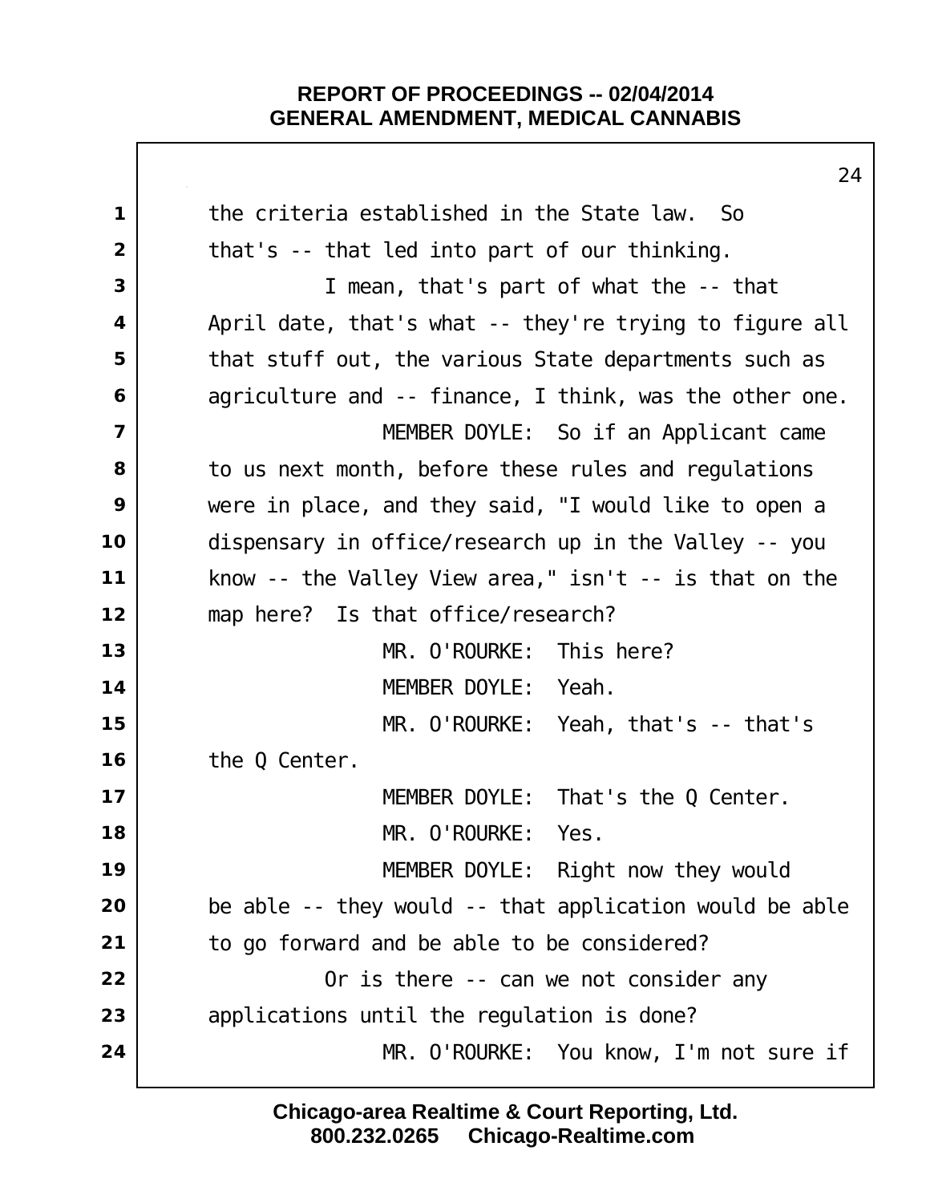the criteria established in the State law. So that's -- that led into part of our thinking.

I mean, that's part of what the -- that April date, that's what -- they're trying to figure all that stuff out, the various State departments such as agriculture and -- finance, I think, was the other one.

MEMBER DOYLE: So if an Applicant came to us next month, before these rules and regulations were in place, and they said, "I would like to open a dispensary in office/research up in the Valley -- you know -- the Valley View area," isn't -- is that on the map here? Is that office/research?

MR. O'ROURKE: This here?

MEMBER DOYLE: Yeah.

MR. O'ROURKE: Yeah, that's -- that's the Q Center.

MEMBER DOYLE: That's the Q Center.

MR. O'ROURKE: Yes.

MEMBER DOYLE: Right now they would be able -- they would -- that application would be able to go forward and be able to be considered?

Or is there -- can we not consider any applications until the regulation is done?

MR. O'ROURKE: You know, I'm not sure if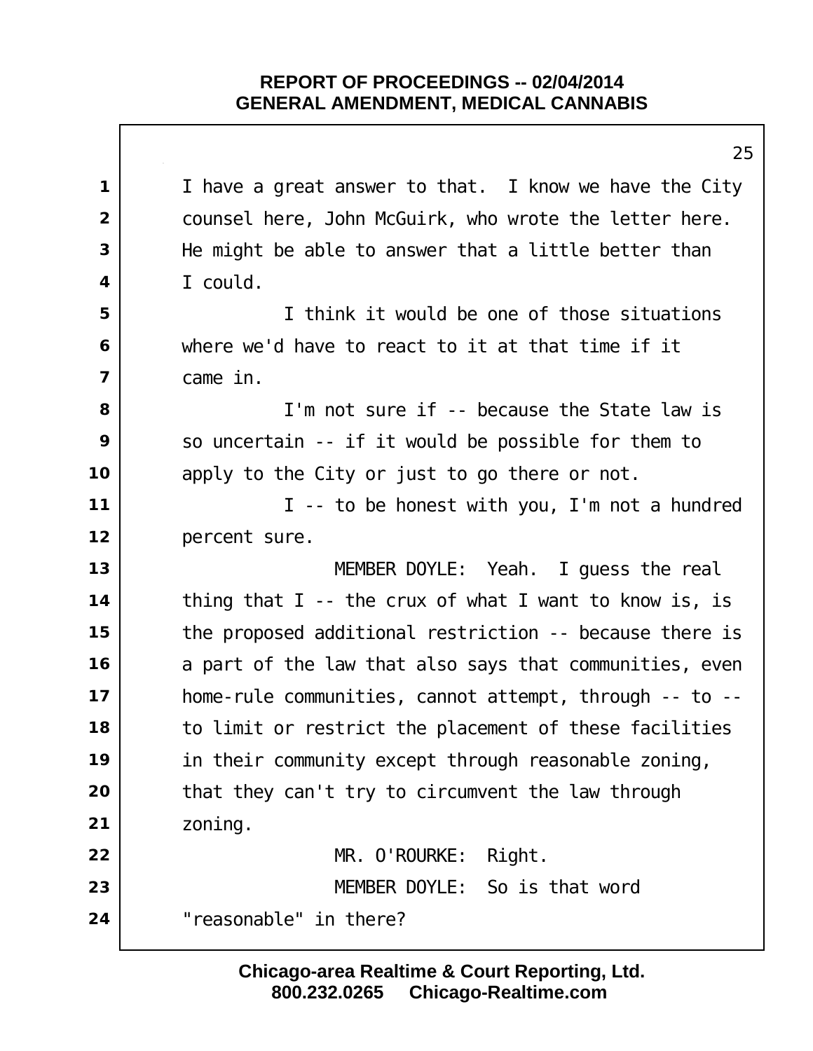I have a great answer to that. I know we have the City counsel here, John McGuirk, who wrote the letter here. He might be able to answer that a little better than I could.

I think it would be one of those situations where we'd have to react to it at that time if it came in.

I'm not sure if -- because the State law is so uncertain -- if it would be possible for them to apply to the City or just to go there or not.

I -- to be honest with you, I'm not a hundred percent sure.

MEMBER DOYLE: Yeah. I guess the real thing that I -- the crux of what I want to know is, is the proposed additional restriction -- because there is a part of the law that also says that communities, even home-rule communities, cannot attempt, through -- to -- to limit or restrict the placement of these facilities in their community except through reasonable zoning, that they can't try to circumvent the law through zoning.

MR. O'ROURKE: Right.

MEMBER DOYLE: So is that word "reasonable" in there?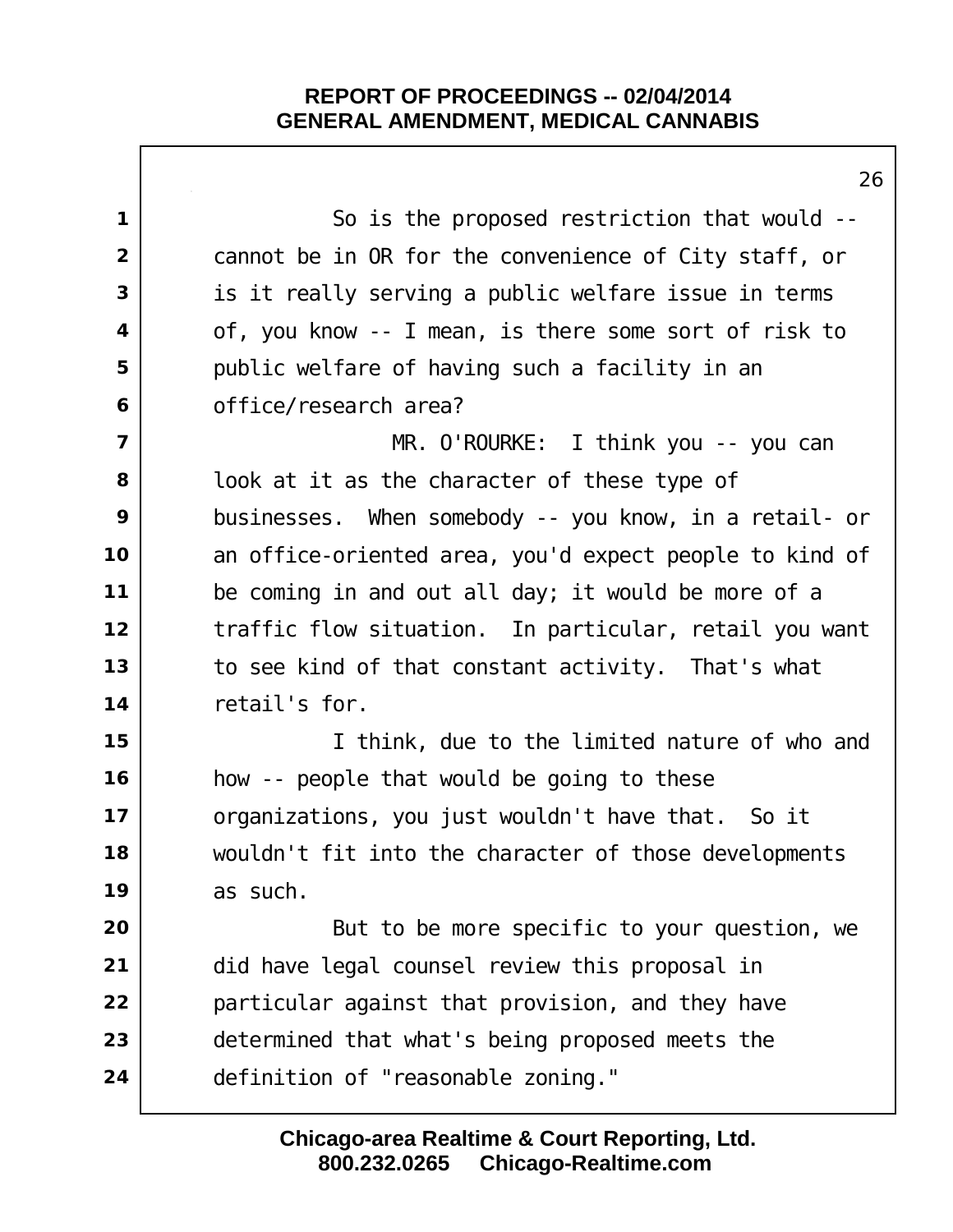So is the proposed restriction that would -- cannot be in OR for the convenience of City staff, or is it really serving a public welfare issue in terms of, you know -- I mean, is there some sort of risk to public welfare of having such a facility in an office/research area?

MR. O'ROURKE: I think you -- you can look at it as the character of these type of businesses. When somebody -- you know, in a retail- or an office-oriented area, you'd expect people to kind of be coming in and out all day; it would be more of a traffic flow situation. In particular, retail you want to see kind of that constant activity. That's what retail's for.

I think, due to the limited nature of who and how -- people that would be going to these organizations, you just wouldn't have that. So it wouldn't fit into the character of those developments as such.

But to be more specific to your question, we did have legal counsel review this proposal in particular against that provision, and they have determined that what's being proposed meets the definition of "reasonable zoning."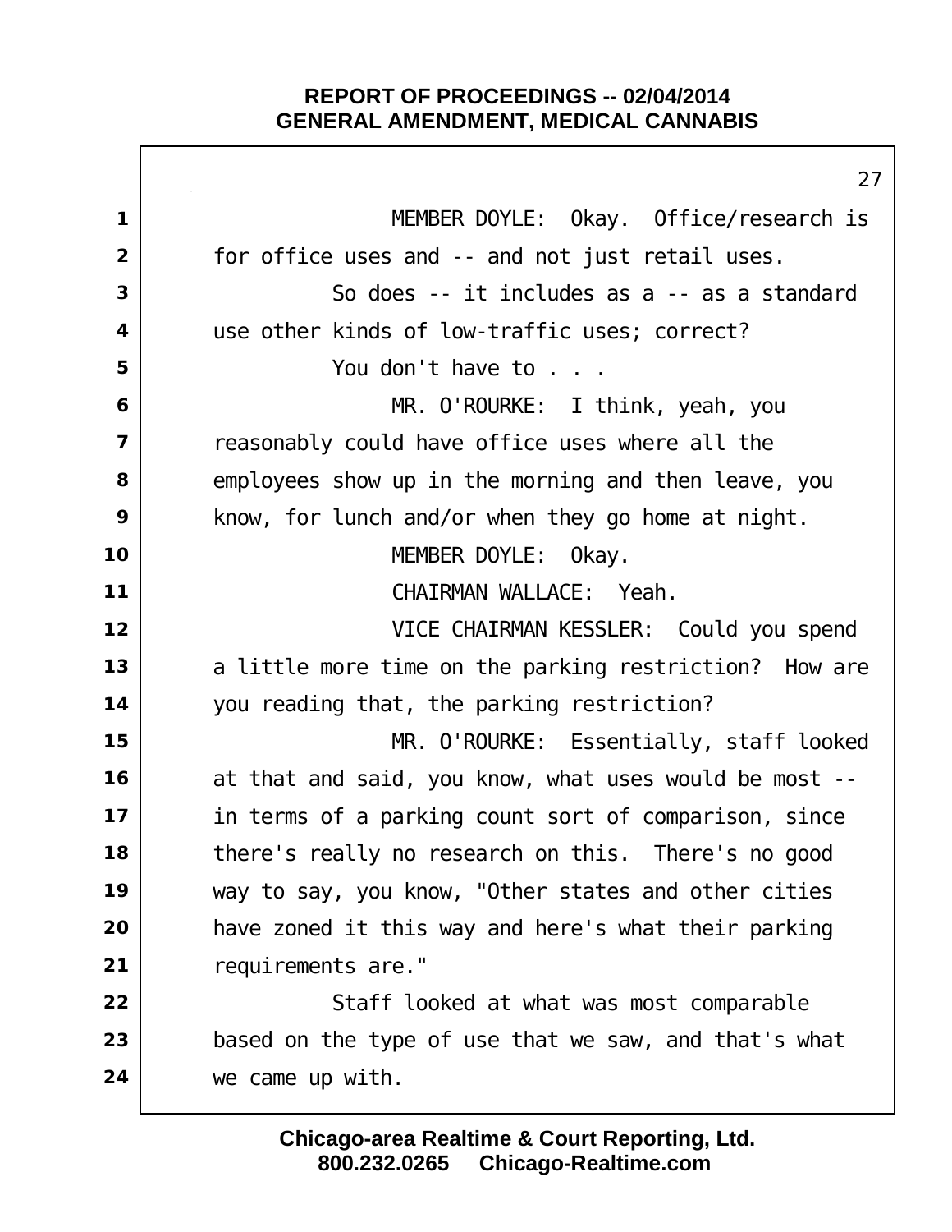MEMBER DOYLE: Okay. Office/research is for office uses and -- and not just retail uses.

So does -- it includes as a -- as a standard use other kinds of low-traffic uses; correct?

You don't have to . . .

MR. O'ROURKE: I think, yeah, you reasonably could have office uses where all the employees show up in the morning and then leave, you know, for lunch and/or when they go home at night.

MEMBER DOYLE: Okay.

CHAIRMAN WALLACE: Yeah.

VICE CHAIRMAN KESSLER: Could you spend a little more time on the parking restriction? How are you reading that, the parking restriction?

MR. O'ROURKE: Essentially, staff looked at that and said, you know, what uses would be most -- in terms of a parking count sort of comparison, since there's really no research on this. There's no good way to say, you know, "Other states and other cities have zoned it this way and here's what their parking requirements are."

Staff looked at what was most comparable based on the type of use that we saw, and that's what we came up with.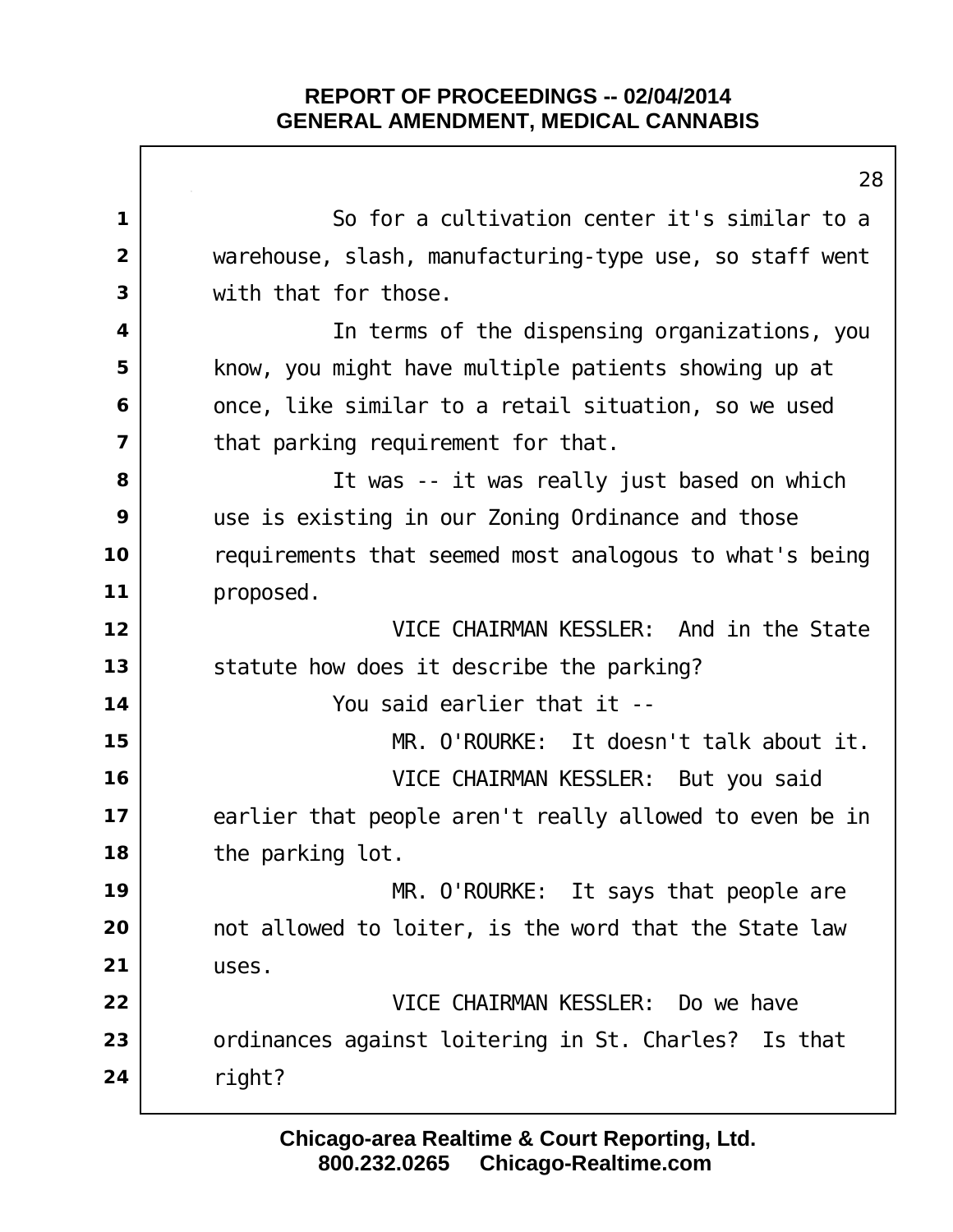So for a cultivation center it's similar to a warehouse, slash, manufacturing-type use, so staff went with that for those.

In terms of the dispensing organizations, you know, you might have multiple patients showing up at once, like similar to a retail situation, so we used that parking requirement for that.

It was -- it was really just based on which use is existing in our Zoning Ordinance and those requirements that seemed most analogous to what's being proposed.

VICE CHAIRMAN KESSLER: And in the State statute how does it describe the parking?

You said earlier that it --

MR. O'ROURKE: It doesn't talk about it.

VICE CHAIRMAN KESSLER: But you said earlier that people aren't really allowed to even be in the parking lot.

MR. O'ROURKE: It says that people are not allowed to loiter, is the word that the State law uses.

VICE CHAIRMAN KESSLER: Do we have ordinances against loitering in St. Charles? Is that right?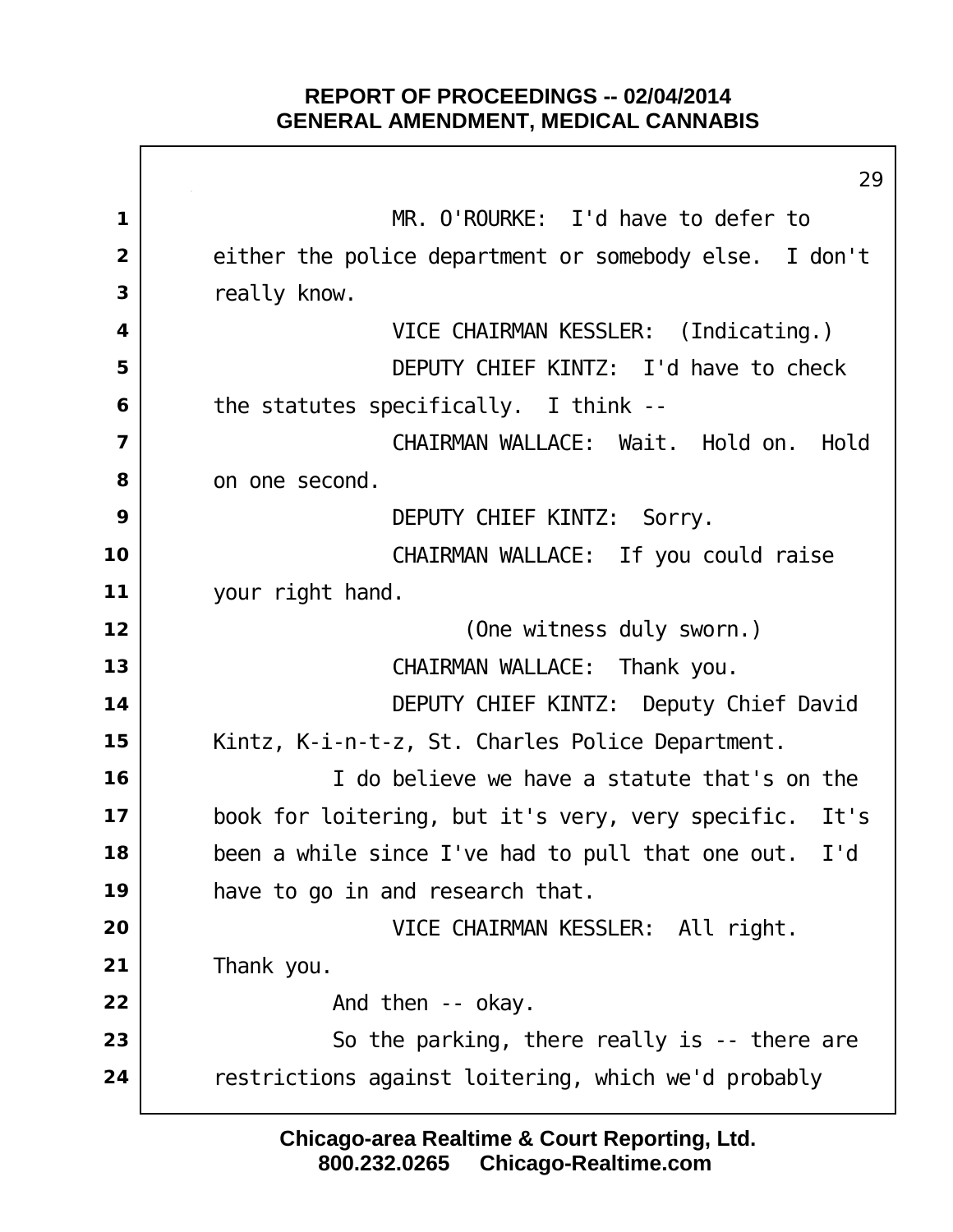MR. O'ROURKE: I'd have to defer to either the police department or somebody else. I don't really know.

VICE CHAIRMAN KESSLER: (Indicating.)

DEPUTY CHIEF KINTZ: I'd have to check the statutes specifically. I think --

CHAIRMAN WALLACE: Wait. Hold on. Hold on one second.

DEPUTY CHIEF KINTZ: Sorry.

CHAIRMAN WALLACE: If you could raise your right hand.

(One witness duly sworn.)

CHAIRMAN WALLACE: Thank you.

DEPUTY CHIEF KINTZ: Deputy Chief David Kintz, K-i-n-t-z, St. Charles Police Department.

I do believe we have a statute that's on the book for loitering, but it's very, very specific. It's been a while since I've had to pull that one out. I'd have to go in and research that.

VICE CHAIRMAN KESSLER: All right. Thank you.

And then -- okay.

So the parking, there really is -- there are restrictions against loitering, which we'd probably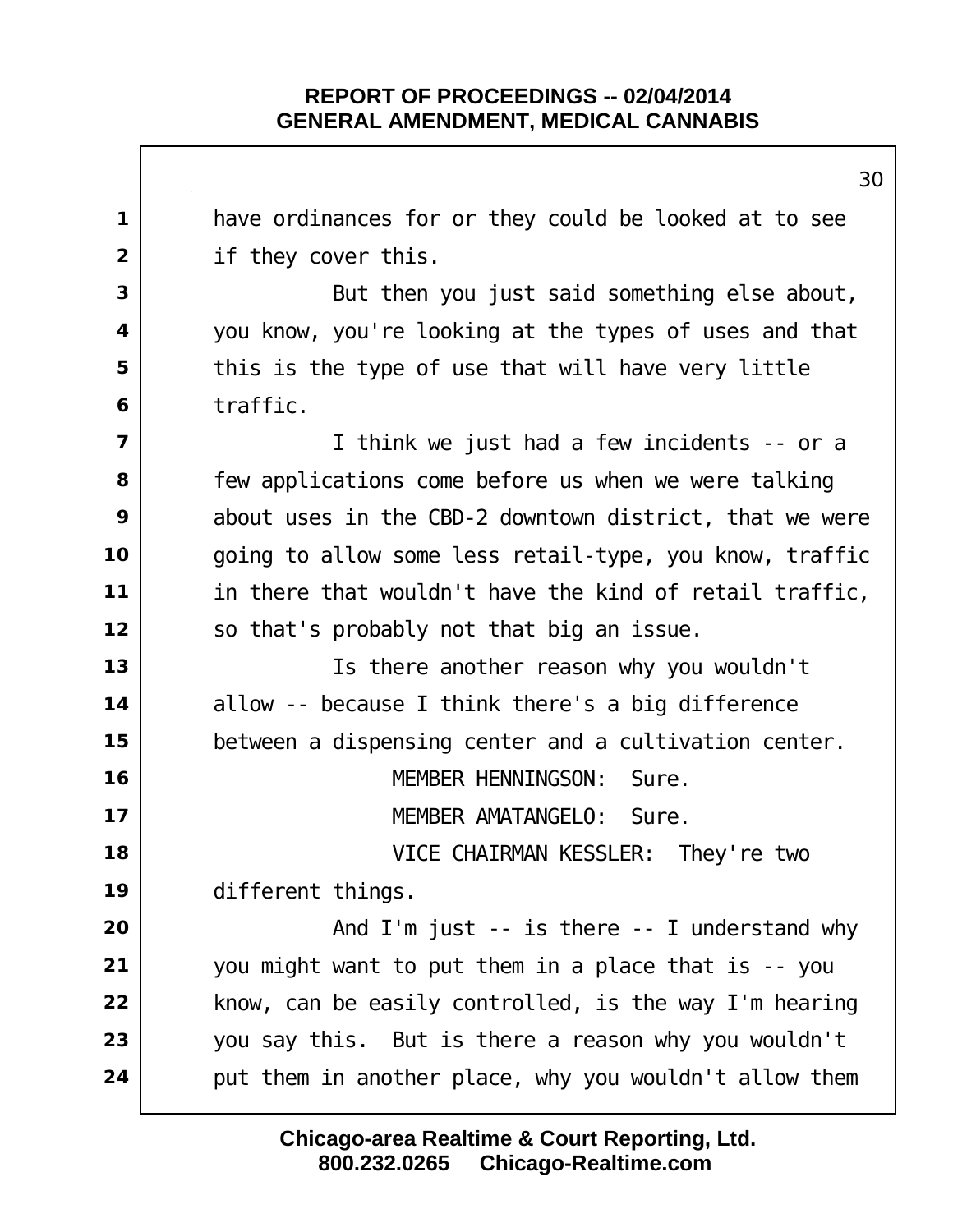have ordinances for or they could be looked at to see if they cover this.

But then you just said something else about, you know, you're looking at the types of uses and that this is the type of use that will have very little traffic.

I think we just had a few incidents -- or a few applications come before us when we were talking about uses in the CBD-2 downtown district, that we were going to allow some less retail-type, you know, traffic in there that wouldn't have the kind of retail traffic, so that's probably not that big an issue.

Is there another reason why you wouldn't allow -- because I think there's a big difference between a dispensing center and a cultivation center.

MEMBER HENNINGSON: Sure.

MEMBER AMATANGELO: Sure.

VICE CHAIRMAN KESSLER: They're two different things.

And I'm just -- is there -- I understand why you might want to put them in a place that is -- you know, can be easily controlled, is the way I'm hearing you say this. But is there a reason why you wouldn't put them in another place, why you wouldn't allow them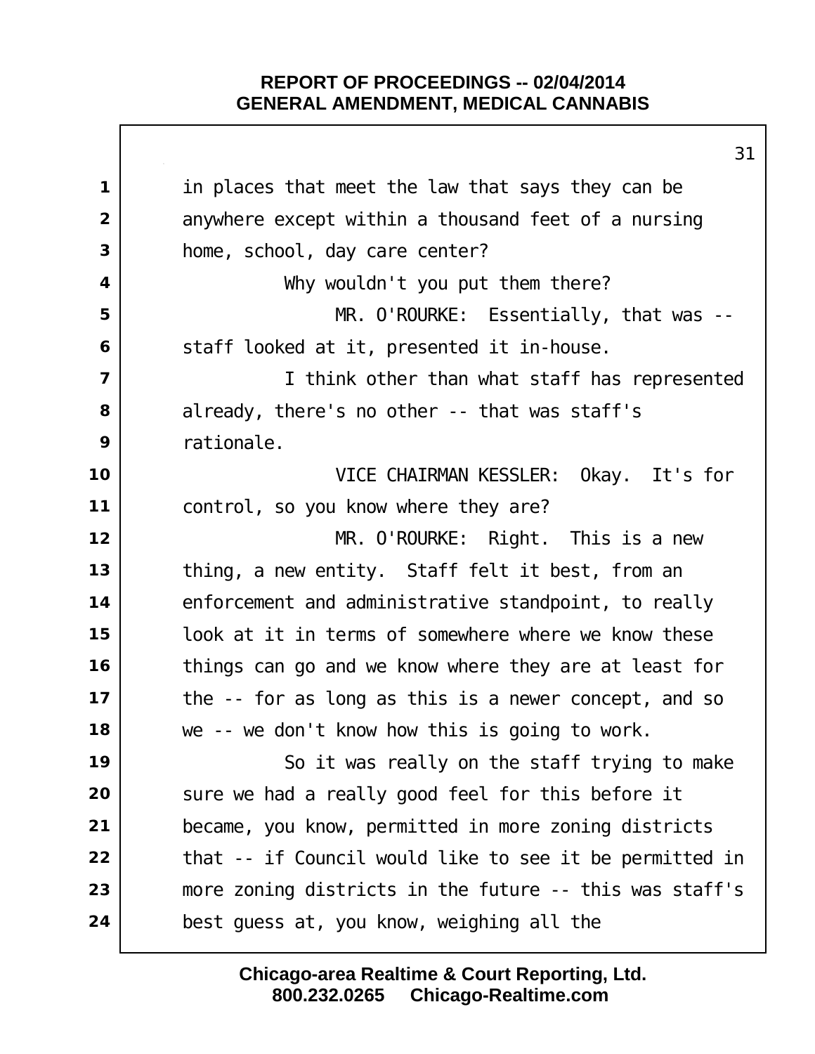in places that meet the law that says they can be anywhere except within a thousand feet of a nursing home, school, day care center?

Why wouldn't you put them there?

MR. O'ROURKE: Essentially, that was -- staff looked at it, presented it in-house.

I think other than what staff has represented already, there's no other -- that was staff's rationale.

VICE CHAIRMAN KESSLER: Okay. It's for control, so you know where they are?

MR. O'ROURKE: Right. This is a new thing, a new entity. Staff felt it best, from an enforcement and administrative standpoint, to really look at it in terms of somewhere where we know these things can go and we know where they are at least for the -- for as long as this is a newer concept, and so we -- we don't know how this is going to work.

So it was really on the staff trying to make sure we had a really good feel for this before it became, you know, permitted in more zoning districts that -- if Council would like to see it be permitted in more zoning districts in the future -- this was staff's best guess at, you know, weighing all the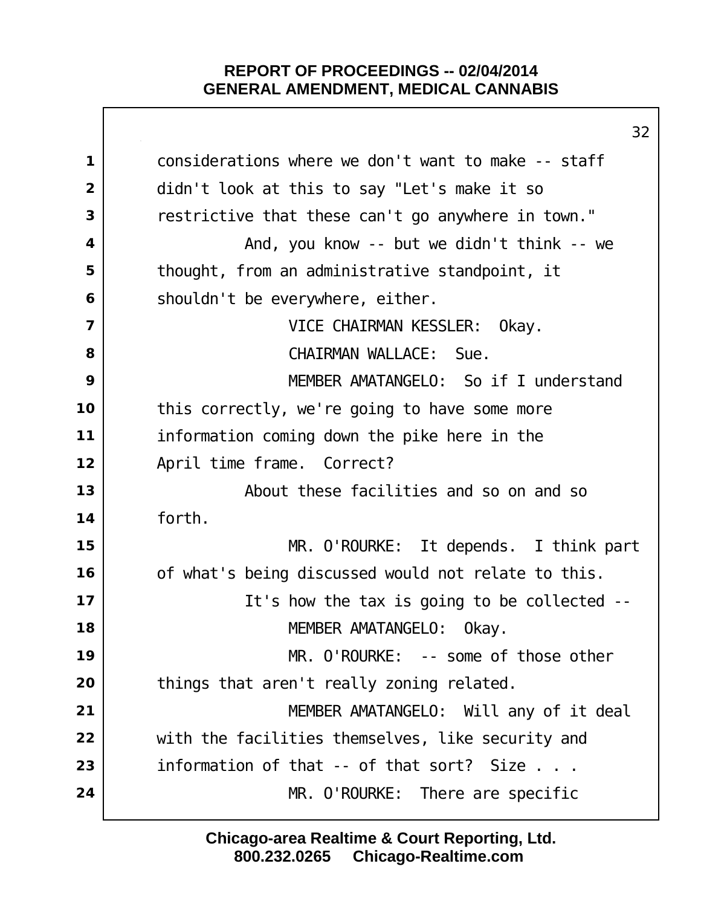considerations where we don't want to make -- staff didn't look at this to say "Let's make it so restrictive that these can't go anywhere in town."

And, you know -- but we didn't think -- we thought, from an administrative standpoint, it shouldn't be everywhere, either.

VICE CHAIRMAN KESSLER: Okay.

CHAIRMAN WALLACE: Sue.

MEMBER AMATANGELO: So if I understand this correctly, we're going to have some more information coming down the pike here in the April time frame. Correct?

About these facilities and so on and so forth.

MR. O'ROURKE: It depends. I think part of what's being discussed would not relate to this.

It's how the tax is going to be collected --

MEMBER AMATANGELO: Okay.

MR. O'ROURKE: -- some of those other things that aren't really zoning related.

MEMBER AMATANGELO: Will any of it deal with the facilities themselves, like security and information of that -- of that sort? Size . . .

MR. O'ROURKE: There are specific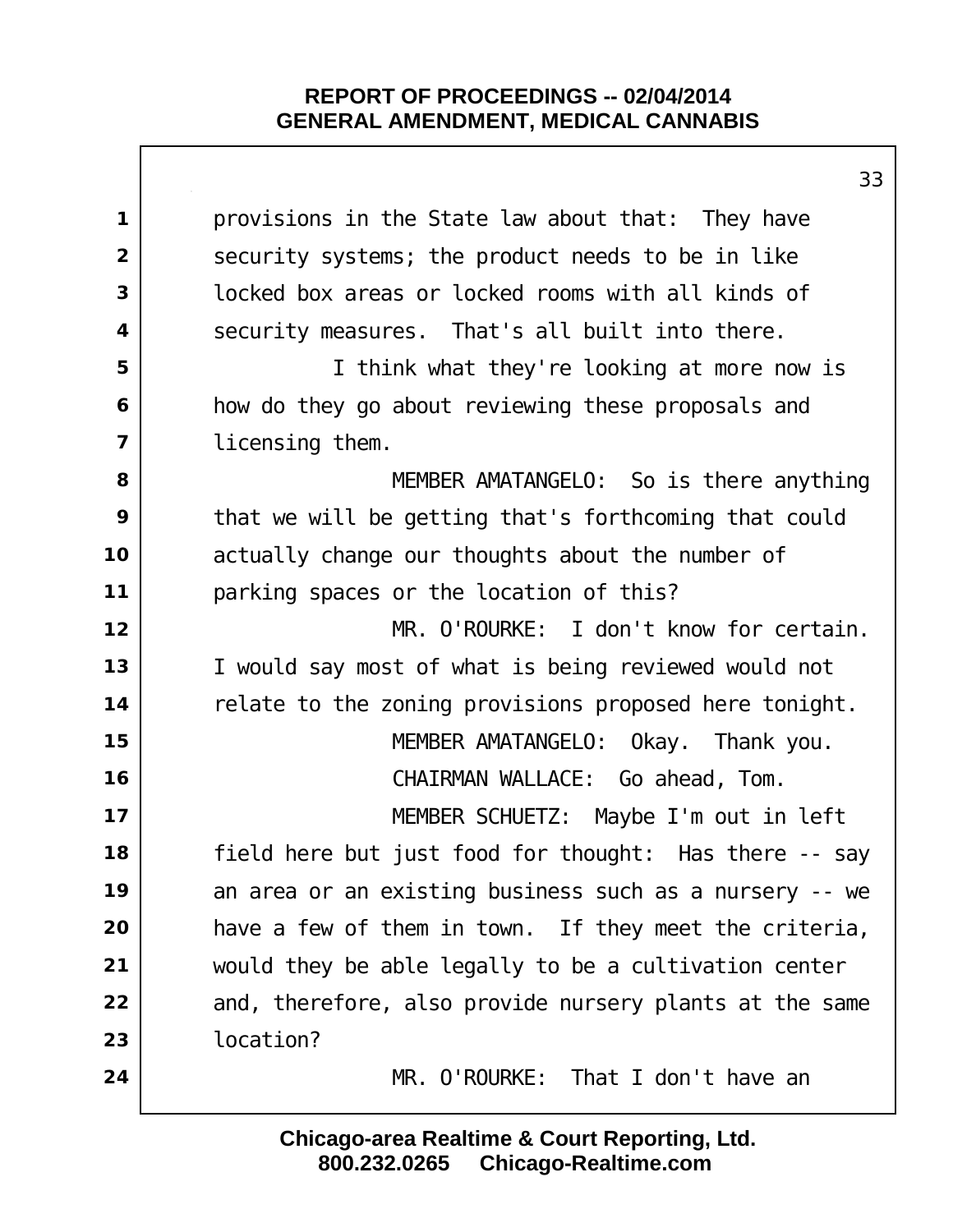provisions in the State law about that: They have security systems; the product needs to be in like locked box areas or locked rooms with all kinds of security measures. That's all built into there.

I think what they're looking at more now is how do they go about reviewing these proposals and licensing them.

MEMBER AMATANGELO: So is there anything that we will be getting that's forthcoming that could actually change our thoughts about the number of parking spaces or the location of this?

MR. O'ROURKE: I don't know for certain. I would say most of what is being reviewed would not relate to the zoning provisions proposed here tonight.

MEMBER AMATANGELO: Okay. Thank you.

CHAIRMAN WALLACE: Go ahead, Tom.

MEMBER SCHUETZ: Maybe I'm out in left field here but just food for thought: Has there -- say an area or an existing business such as a nursery -- we have a few of them in town. If they meet the criteria, would they be able legally to be a cultivation center and, therefore, also provide nursery plants at the same location?

MR. O'ROURKE: That I don't have an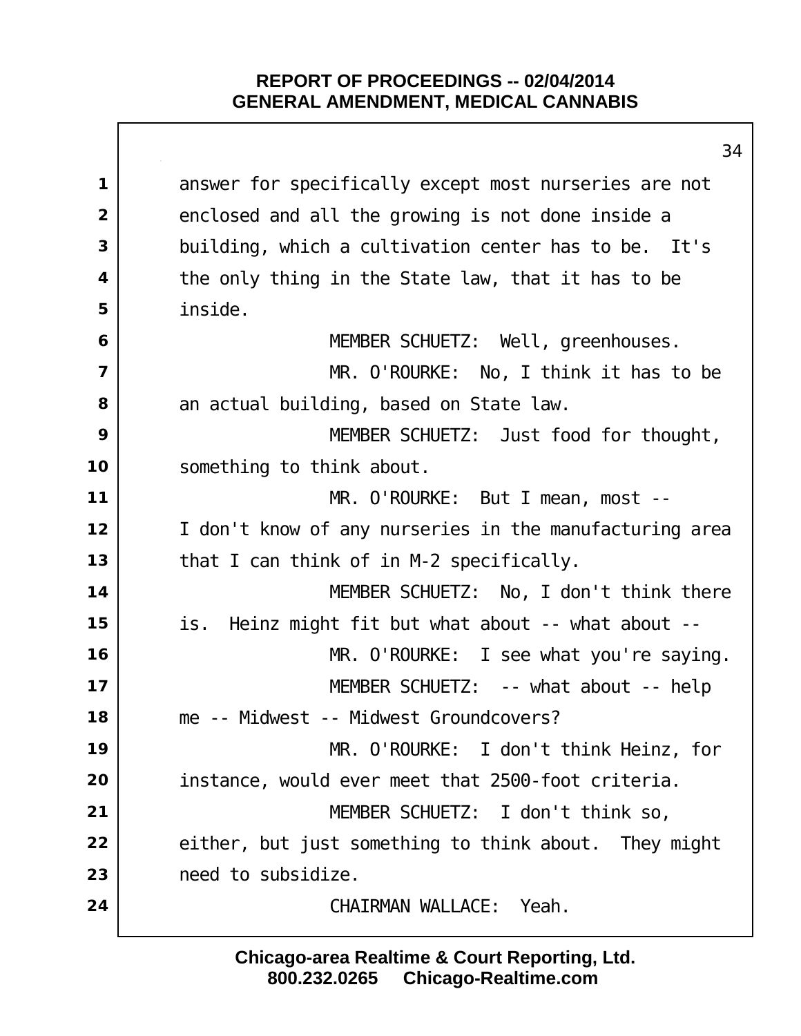answer for specifically except most nurseries are not enclosed and all the growing is not done inside a building, which a cultivation center has to be. It's the only thing in the State law, that it has to be inside.

MEMBER SCHUETZ: Well, greenhouses.

MR. O'ROURKE: No, I think it has to be an actual building, based on State law.

MEMBER SCHUETZ: Just food for thought, something to think about.

MR. O'ROURKE: But I mean, most -- I don't know of any nurseries in the manufacturing area that I can think of in M-2 specifically.

MEMBER SCHUETZ: No, I don't think there is. Heinz might fit but what about -- what about --

MR. O'ROURKE: I see what you're saying.

MEMBER SCHUETZ: -- what about -- help me -- Midwest -- Midwest Groundcovers?

MR. O'ROURKE: I don't think Heinz, for instance, would ever meet that 2500-foot criteria.

MEMBER SCHUETZ: I don't think so, either, but just something to think about. They might need to subsidize.

CHAIRMAN WALLACE: Yeah.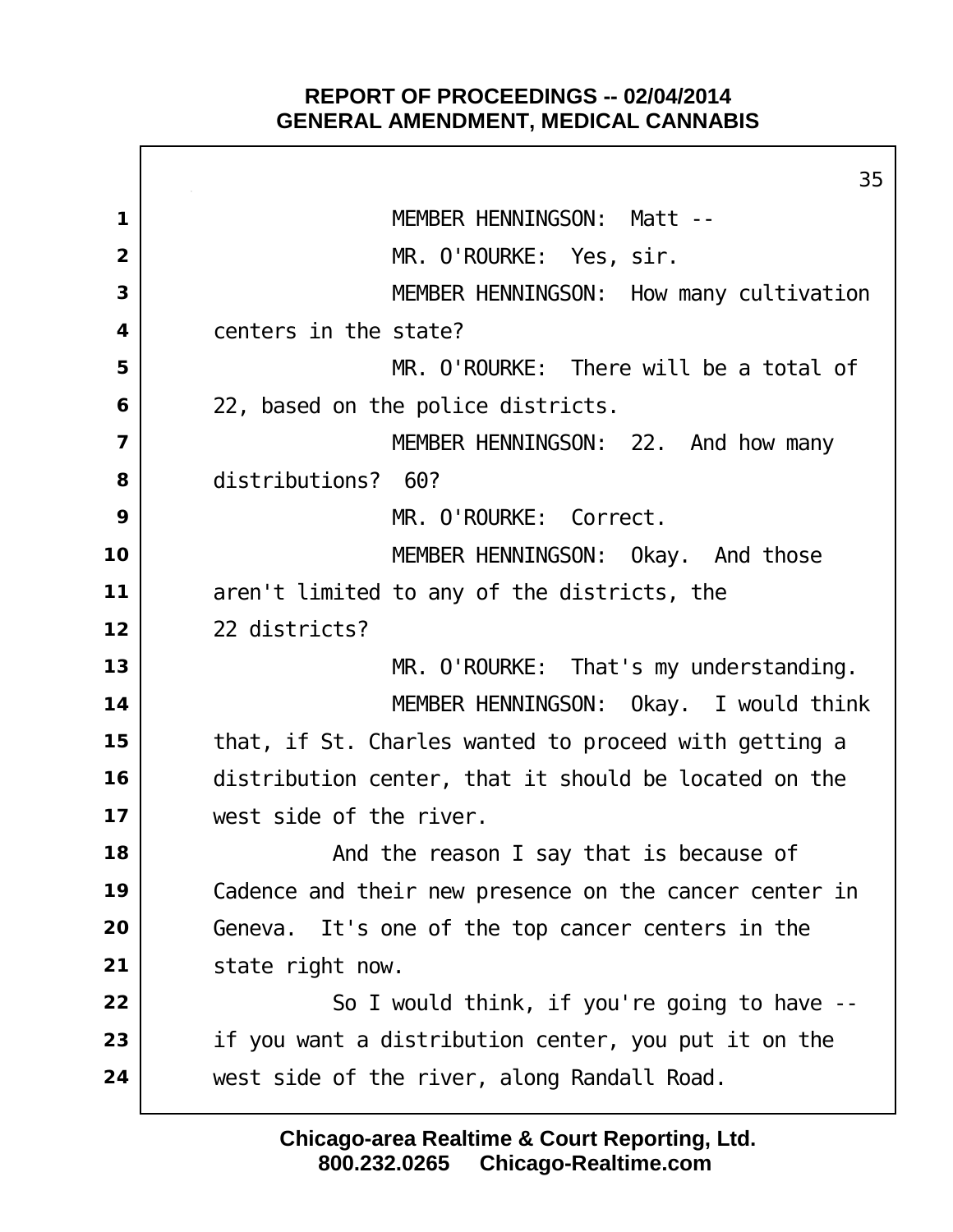MEMBER HENNINGSON: Matt --

MR. O'ROURKE: Yes, sir.

MEMBER HENNINGSON: How many cultivation centers in the state?

MR. O'ROURKE: There will be a total of 22, based on the police districts.

MEMBER HENNINGSON: 22. And how many distributions? 60?

MR. O'ROURKE: Correct.

MEMBER HENNINGSON: Okay. And those aren't limited to any of the districts, the 22 districts?

MR. O'ROURKE: That's my understanding.

MEMBER HENNINGSON: Okay. I would think that, if St. Charles wanted to proceed with getting a distribution center, that it should be located on the west side of the river.

And the reason I say that is because of Cadence and their new presence on the cancer center in Geneva. It's one of the top cancer centers in the state right now.

So I would think, if you're going to have -- if you want a distribution center, you put it on the west side of the river, along Randall Road.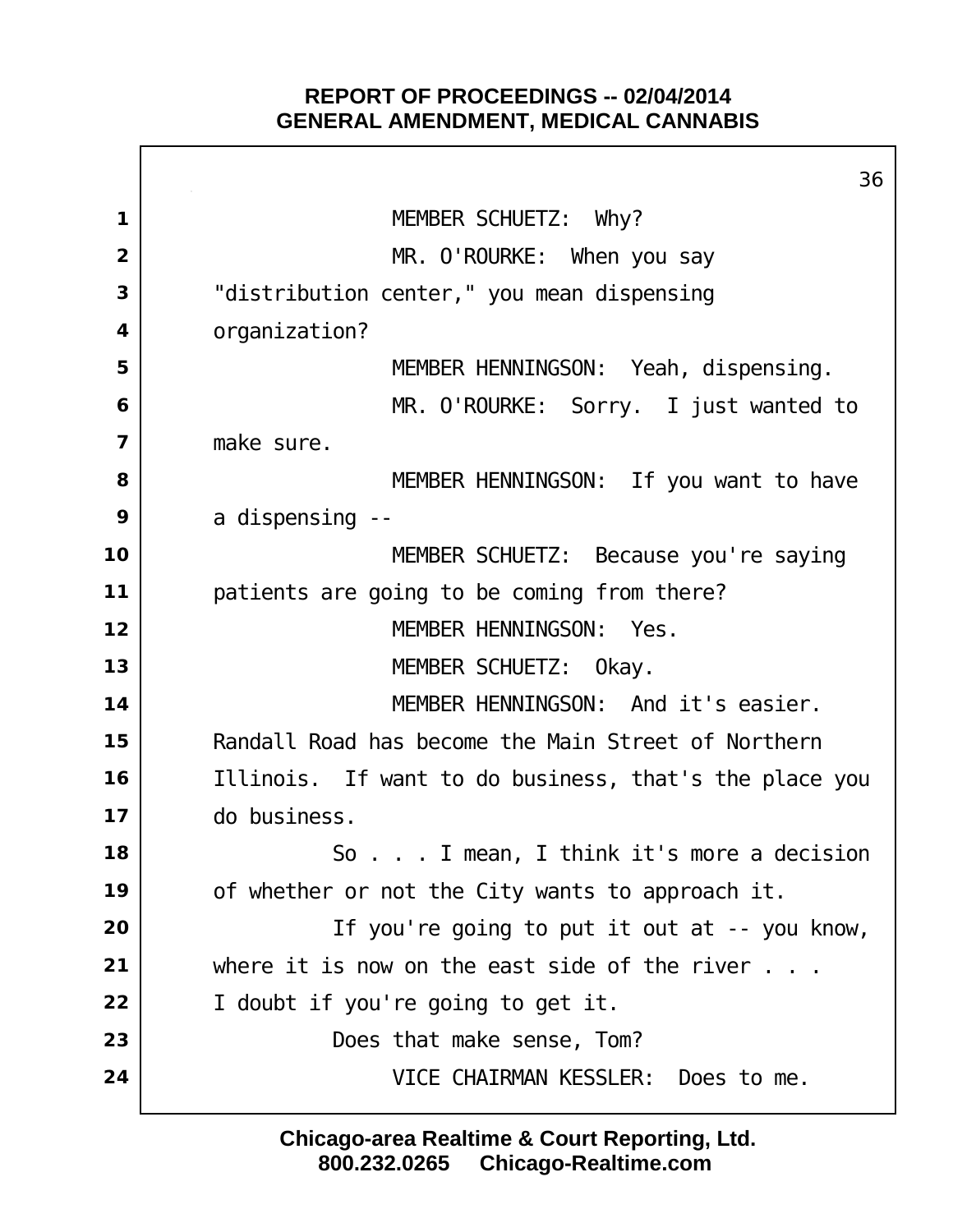MEMBER SCHUETZ: Why?

MR. O'ROURKE: When you say "distribution center," you mean dispensing organization?

MEMBER HENNINGSON: Yeah, dispensing.

MR. O'ROURKE: Sorry. I just wanted to make sure.

MEMBER HENNINGSON: If you want to have a dispensing --

MEMBER SCHUETZ: Because you're saying patients are going to be coming from there?

MEMBER HENNINGSON: Yes.

MEMBER SCHUETZ: Okay.

MEMBER HENNINGSON: And it's easier. Randall Road has become the Main Street of Northern Illinois. If want to do business, that's the place you do business.

So . . . I mean, I think it's more a decision of whether or not the City wants to approach it.

If you're going to put it out at -- you know, where it is now on the east side of the river . . . I doubt if you're going to get it.

Does that make sense, Tom?

VICE CHAIRMAN KESSLER: Does to me.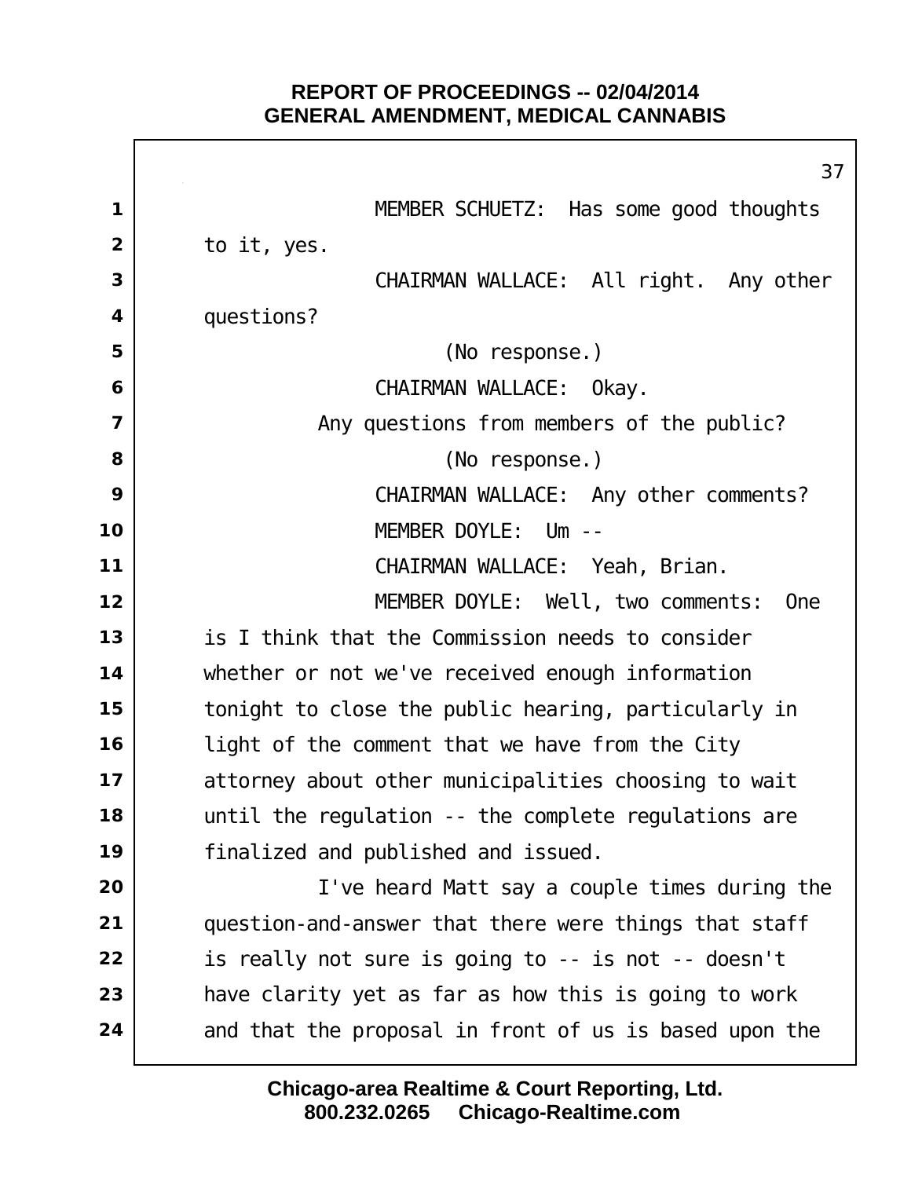MEMBER SCHUETZ: Has some good thoughts to it, yes.

CHAIRMAN WALLACE: All right. Any other questions?

(No response.)

CHAIRMAN WALLACE: Okay.

Any questions from members of the public?

(No response.)

CHAIRMAN WALLACE: Any other comments?

MEMBER DOYLE: Um --

CHAIRMAN WALLACE: Yeah, Brian.

MEMBER DOYLE: Well, two comments: One is I think that the Commission needs to consider whether or not we've received enough information tonight to close the public hearing, particularly in light of the comment that we have from the City attorney about other municipalities choosing to wait until the regulation -- the complete regulations are finalized and published and issued.

I've heard Matt say a couple times during the question-and-answer that there were things that staff is really not sure is going to -- is not -- doesn't have clarity yet as far as how this is going to work and that the proposal in front of us is based upon the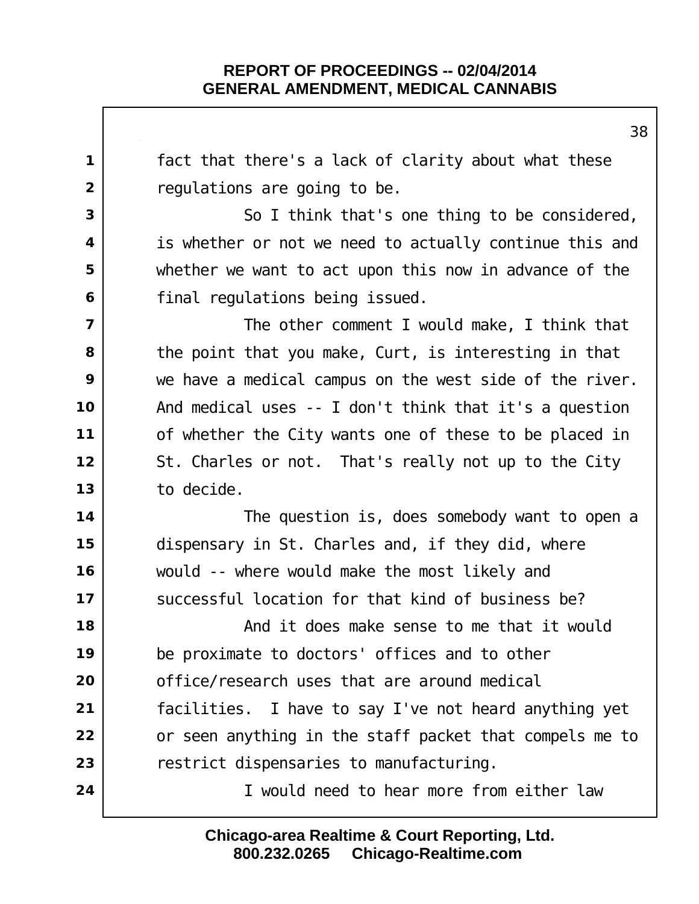fact that there's a lack of clarity about what these regulations are going to be.

So I think that's one thing to be considered, is whether or not we need to actually continue this and whether we want to act upon this now in advance of the final regulations being issued.

The other comment I would make, I think that the point that you make, Curt, is interesting in that we have a medical campus on the west side of the river. And medical uses -- I don't think that it's a question of whether the City wants one of these to be placed in St. Charles or not. That's really not up to the City to decide.

The question is, does somebody want to open a dispensary in St. Charles and, if they did, where would -- where would make the most likely and successful location for that kind of business be?

And it does make sense to me that it would be proximate to doctors' offices and to other office/research uses that are around medical facilities. I have to say I've not heard anything yet or seen anything in the staff packet that compels me to restrict dispensaries to manufacturing.

I would need to hear more from either law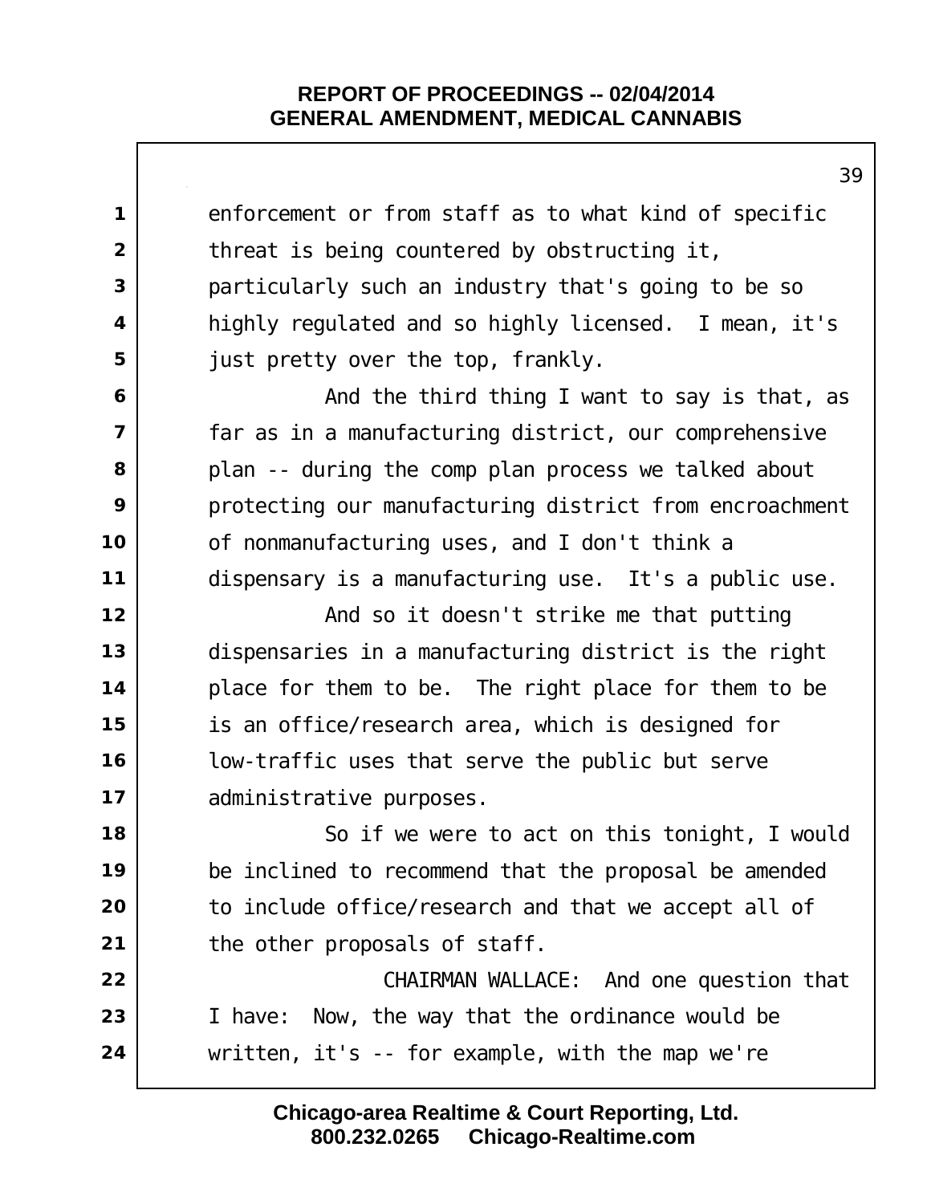enforcement or from staff as to what kind of specific threat is being countered by obstructing it, particularly such an industry that's going to be so highly regulated and so highly licensed. I mean, it's just pretty over the top, frankly.

And the third thing I want to say is that, as far as in a manufacturing district, our comprehensive plan -- during the comp plan process we talked about protecting our manufacturing district from encroachment of nonmanufacturing uses, and I don't think a dispensary is a manufacturing use. It's a public use.

And so it doesn't strike me that putting dispensaries in a manufacturing district is the right place for them to be. The right place for them to be is an office/research area, which is designed for low-traffic uses that serve the public but serve administrative purposes.

So if we were to act on this tonight, I would be inclined to recommend that the proposal be amended to include office/research and that we accept all of the other proposals of staff.

CHAIRMAN WALLACE: And one question that I have: Now, the way that the ordinance would be written, it's -- for example, with the map we're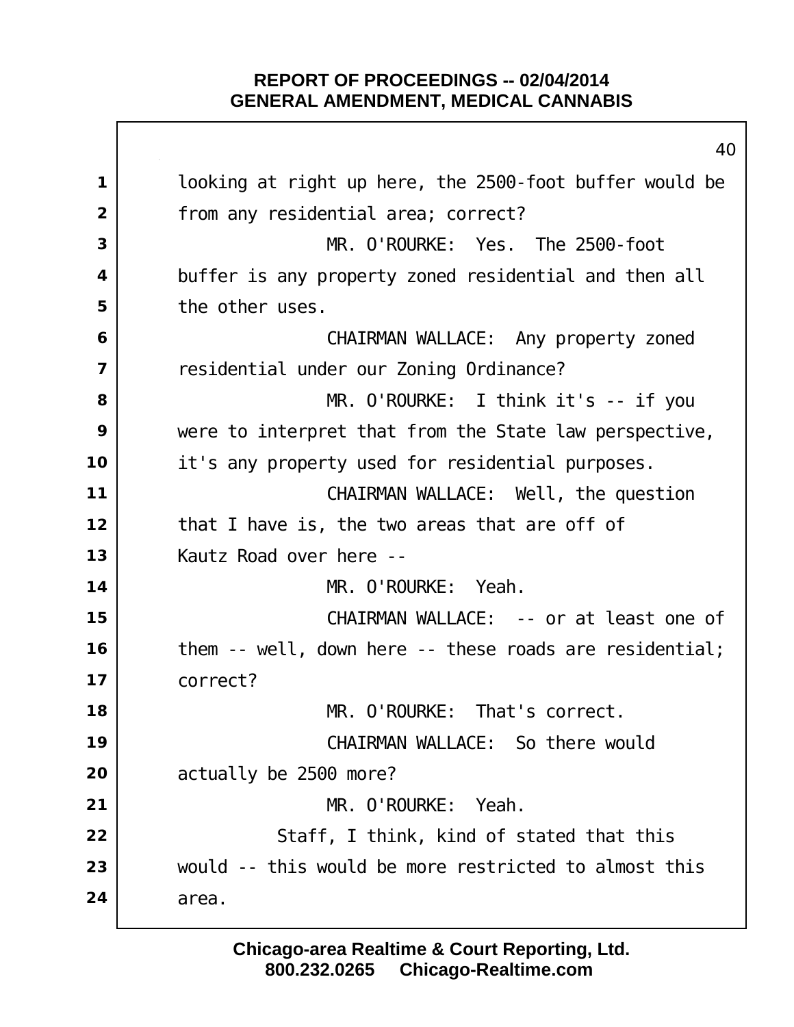looking at right up here, the 2500-foot buffer would be from any residential area; correct?

MR. O'ROURKE: Yes. The 2500-foot buffer is any property zoned residential and then all the other uses.

CHAIRMAN WALLACE: Any property zoned residential under our Zoning Ordinance?

MR. O'ROURKE: I think it's -- if you were to interpret that from the State law perspective, it's any property used for residential purposes.

CHAIRMAN WALLACE: Well, the question that I have is, the two areas that are off of Kautz Road over here --

MR. O'ROURKE: Yeah.

CHAIRMAN WALLACE: -- or at least one of them -- well, down here -- these roads are residential; correct?

MR. O'ROURKE: That's correct.

CHAIRMAN WALLACE: So there would actually be 2500 more?

MR. O'ROURKE: Yeah.

Staff, I think, kind of stated that this would -- this would be more restricted to almost this area.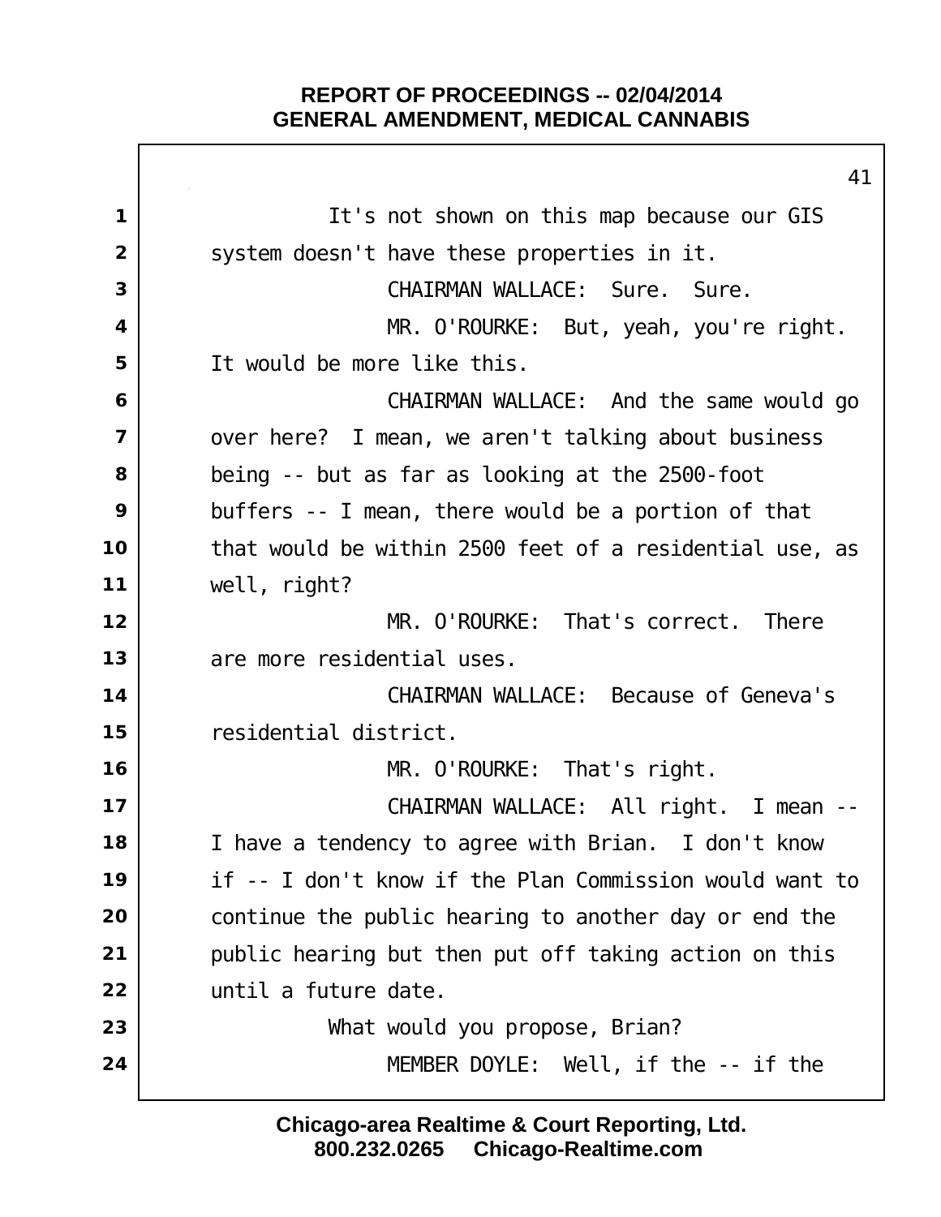It's not shown on this map because our GIS system doesn't have these properties in it.

CHAIRMAN WALLACE: Sure. Sure.

MR. O'ROURKE: But, yeah, you're right. It would be more like this.

CHAIRMAN WALLACE: And the same would go over here? I mean, we aren't talking about business being -- but as far as looking at the 2500-foot buffers -- I mean, there would be a portion of that that would be within 2500 feet of a residential use, as well, right?

MR. O'ROURKE: That's correct. There are more residential uses.

CHAIRMAN WALLACE: Because of Geneva's residential district.

MR. O'ROURKE: That's right.

CHAIRMAN WALLACE: All right. I mean -- I have a tendency to agree with Brian. I don't know if -- I don't know if the Plan Commission would want to continue the public hearing to another day or end the public hearing but then put off taking action on this until a future date.

What would you propose, Brian?

MEMBER DOYLE: Well, if the -- if the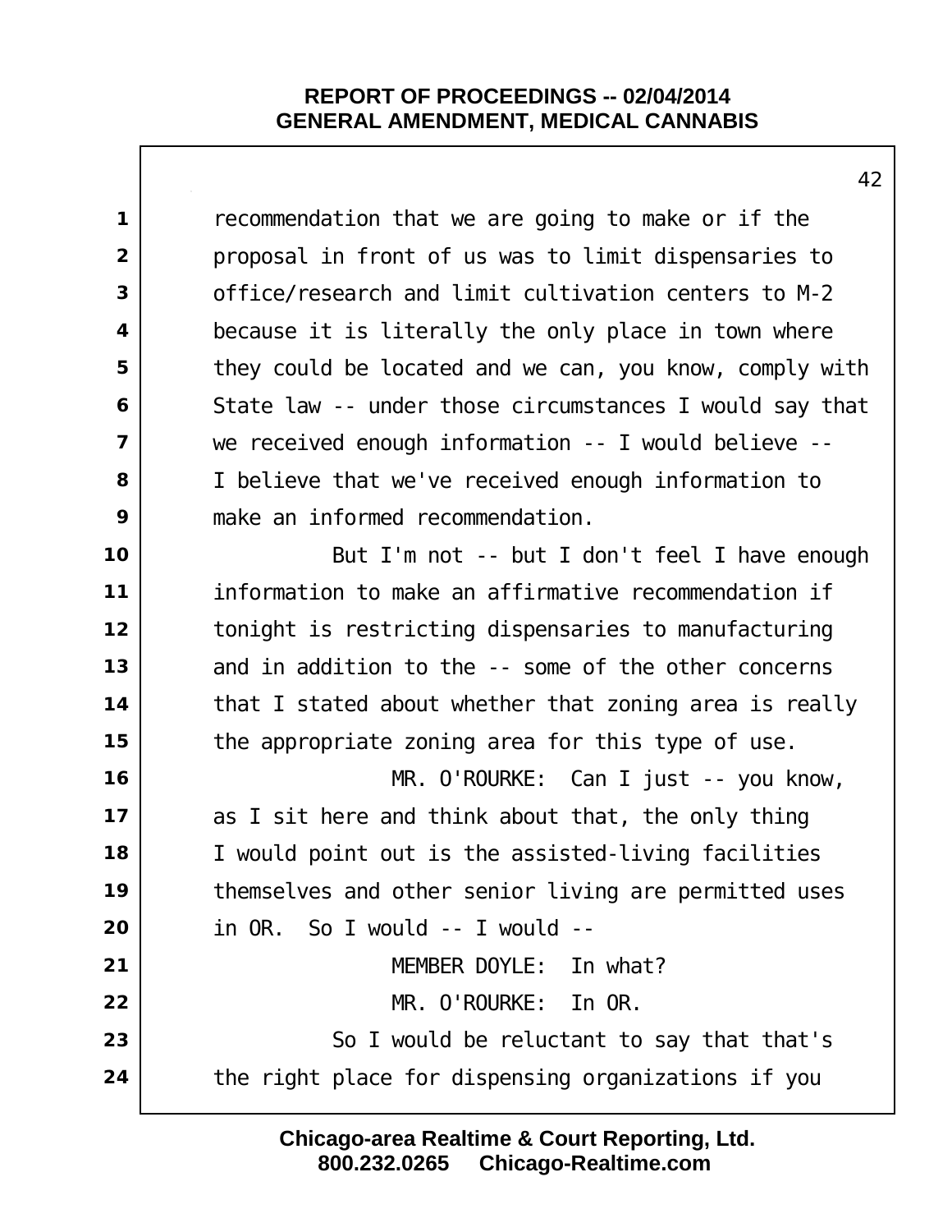recommendation that we are going to make or if the proposal in front of us was to limit dispensaries to office/research and limit cultivation centers to M-2 because it is literally the only place in town where they could be located and we can, you know, comply with State law -- under those circumstances I would say that we received enough information -- I would believe -- I believe that we've received enough information to make an informed recommendation.

But I'm not -- but I don't feel I have enough information to make an affirmative recommendation if tonight is restricting dispensaries to manufacturing and in addition to the -- some of the other concerns that I stated about whether that zoning area is really the appropriate zoning area for this type of use.

MR. O'ROURKE: Can I just -- you know, as I sit here and think about that, the only thing I would point out is the assisted-living facilities themselves and other senior living are permitted uses in OR. So I would -- I would --

MEMBER DOYLE: In what?

MR. O'ROURKE: In OR.

So I would be reluctant to say that that's the right place for dispensing organizations if you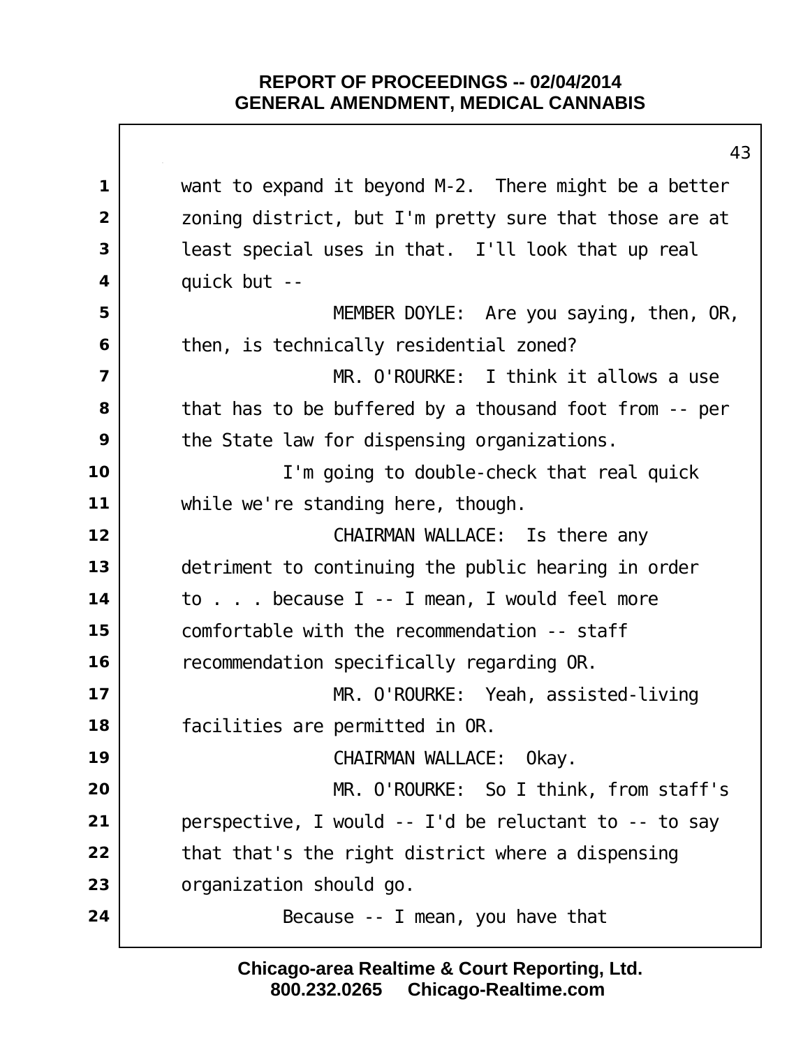want to expand it beyond M-2. There might be a better zoning district, but I'm pretty sure that those are at least special uses in that. I'll look that up real quick but --

MEMBER DOYLE: Are you saying, then, OR, then, is technically residential zoned?

MR. O'ROURKE: I think it allows a use that has to be buffered by a thousand foot from -- per the State law for dispensing organizations.

I'm going to double-check that real quick while we're standing here, though.

CHAIRMAN WALLACE: Is there any detriment to continuing the public hearing in order to . . . because I -- I mean, I would feel more comfortable with the recommendation -- staff recommendation specifically regarding OR.

MR. O'ROURKE: Yeah, assisted-living facilities are permitted in OR.

CHAIRMAN WALLACE: Okay.

MR. O'ROURKE: So I think, from staff's perspective, I would -- I'd be reluctant to -- to say that that's the right district where a dispensing organization should go.

Because -- I mean, you have that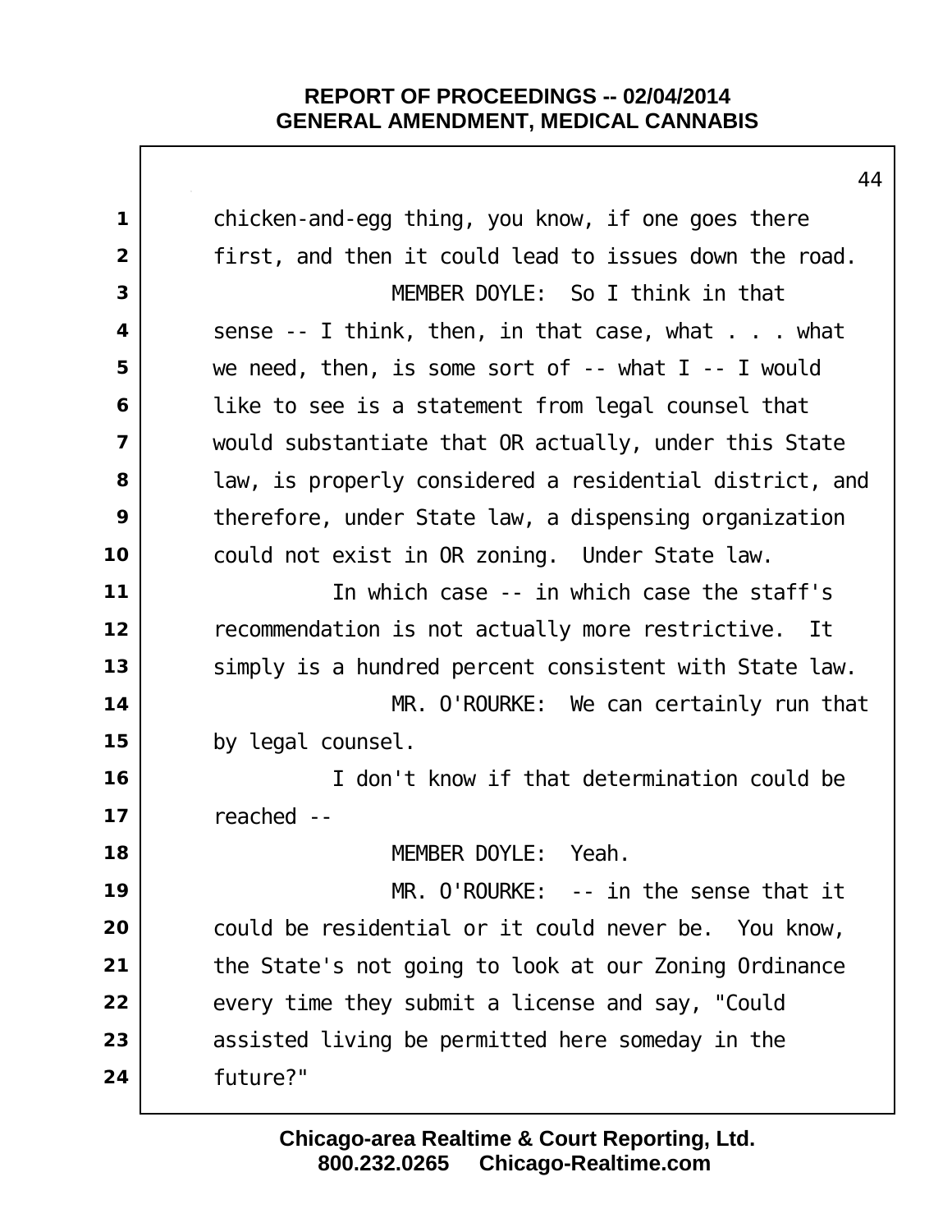chicken-and-egg thing, you know, if one goes there first, and then it could lead to issues down the road.

MEMBER DOYLE: So I think in that sense -- I think, then, in that case, what . . . what we need, then, is some sort of -- what I -- I would like to see is a statement from legal counsel that would substantiate that OR actually, under this State law, is properly considered a residential district, and therefore, under State law, a dispensing organization could not exist in OR zoning. Under State law.

In which case -- in which case the staff's recommendation is not actually more restrictive. It simply is a hundred percent consistent with State law.

MR. O'ROURKE: We can certainly run that by legal counsel.

I don't know if that determination could be reached --

MEMBER DOYLE: Yeah.

MR. O'ROURKE: -- in the sense that it could be residential or it could never be. You know, the State's not going to look at our Zoning Ordinance every time they submit a license and say, "Could assisted living be permitted here someday in the future?"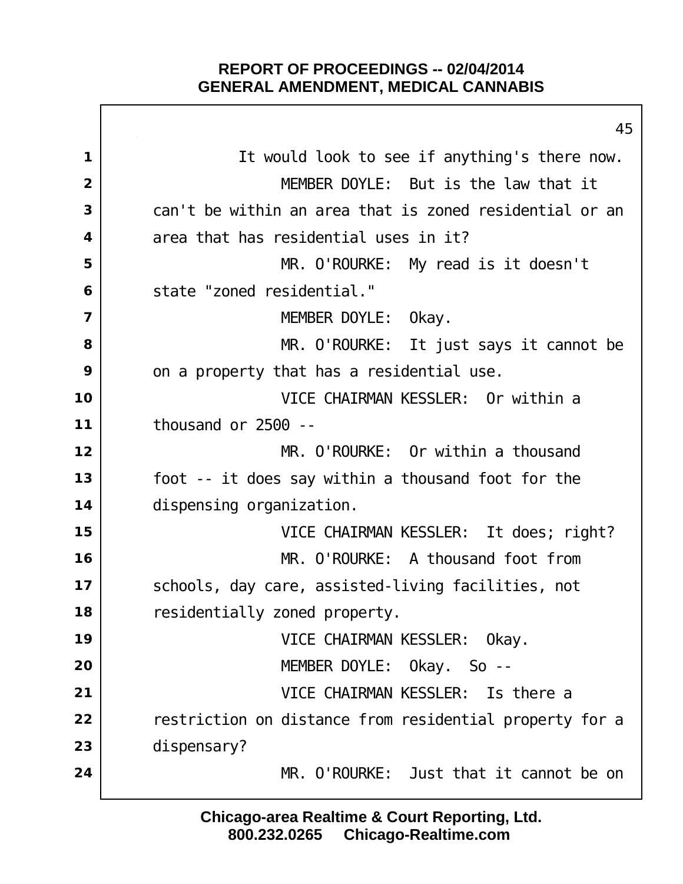It would look to see if anything's there now.

MEMBER DOYLE: But is the law that it can't be within an area that is zoned residential or an area that has residential uses in it?

MR. O'ROURKE: My read is it doesn't state "zoned residential."

MEMBER DOYLE: Okay.

MR. O'ROURKE: It just says it cannot be on a property that has a residential use.

VICE CHAIRMAN KESSLER: Or within a thousand or 2500 --

MR. O'ROURKE: Or within a thousand foot -- it does say within a thousand foot for the dispensing organization.

VICE CHAIRMAN KESSLER: It does; right?

MR. O'ROURKE: A thousand foot from schools, day care, assisted-living facilities, not residentially zoned property.

VICE CHAIRMAN KESSLER: Okay.

MEMBER DOYLE: Okay. So --

VICE CHAIRMAN KESSLER: Is there a restriction on distance from residential property for a dispensary?

MR. O'ROURKE: Just that it cannot be on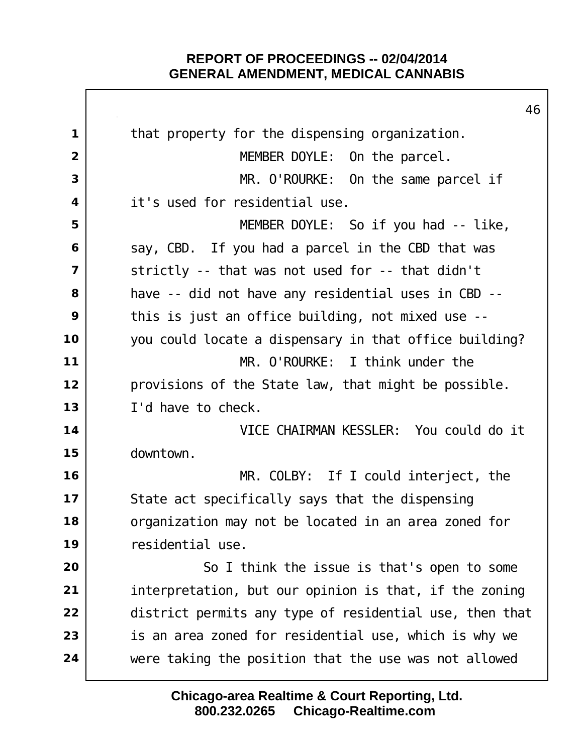that property for the dispensing organization.

MEMBER DOYLE: On the parcel.

MR. O'ROURKE: On the same parcel if it's used for residential use.

MEMBER DOYLE: So if you had -- like, say, CBD. If you had a parcel in the CBD that was strictly -- that was not used for -- that didn't have -- did not have any residential uses in CBD -- this is just an office building, not mixed use -- you could locate a dispensary in that office building?

MR. O'ROURKE: I think under the provisions of the State law, that might be possible. I'd have to check.

VICE CHAIRMAN KESSLER: You could do it downtown.

MR. COLBY: If I could interject, the State act specifically says that the dispensing organization may not be located in an area zoned for residential use.

So I think the issue is that's open to some interpretation, but our opinion is that, if the zoning district permits any type of residential use, then that is an area zoned for residential use, which is why we were taking the position that the use was not allowed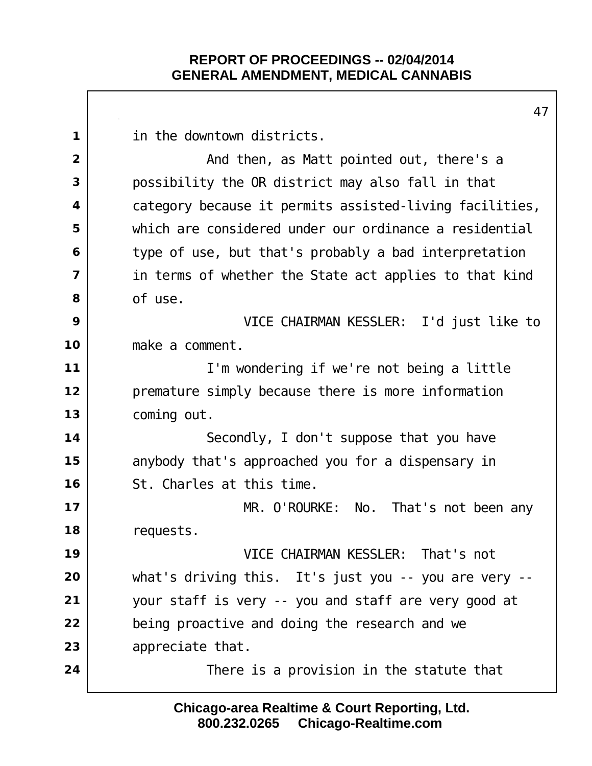in the downtown districts.

And then, as Matt pointed out, there's a possibility the OR district may also fall in that category because it permits assisted-living facilities, which are considered under our ordinance a residential type of use, but that's probably a bad interpretation in terms of whether the State act applies to that kind of use.

VICE CHAIRMAN KESSLER: I'd just like to make a comment.

I'm wondering if we're not being a little premature simply because there is more information coming out.

Secondly, I don't suppose that you have anybody that's approached you for a dispensary in St. Charles at this time.

MR. O'ROURKE: No. That's not been any requests.

VICE CHAIRMAN KESSLER: That's not what's driving this. It's just you -- you are very -- your staff is very -- you and staff are very good at being proactive and doing the research and we appreciate that.

There is a provision in the statute that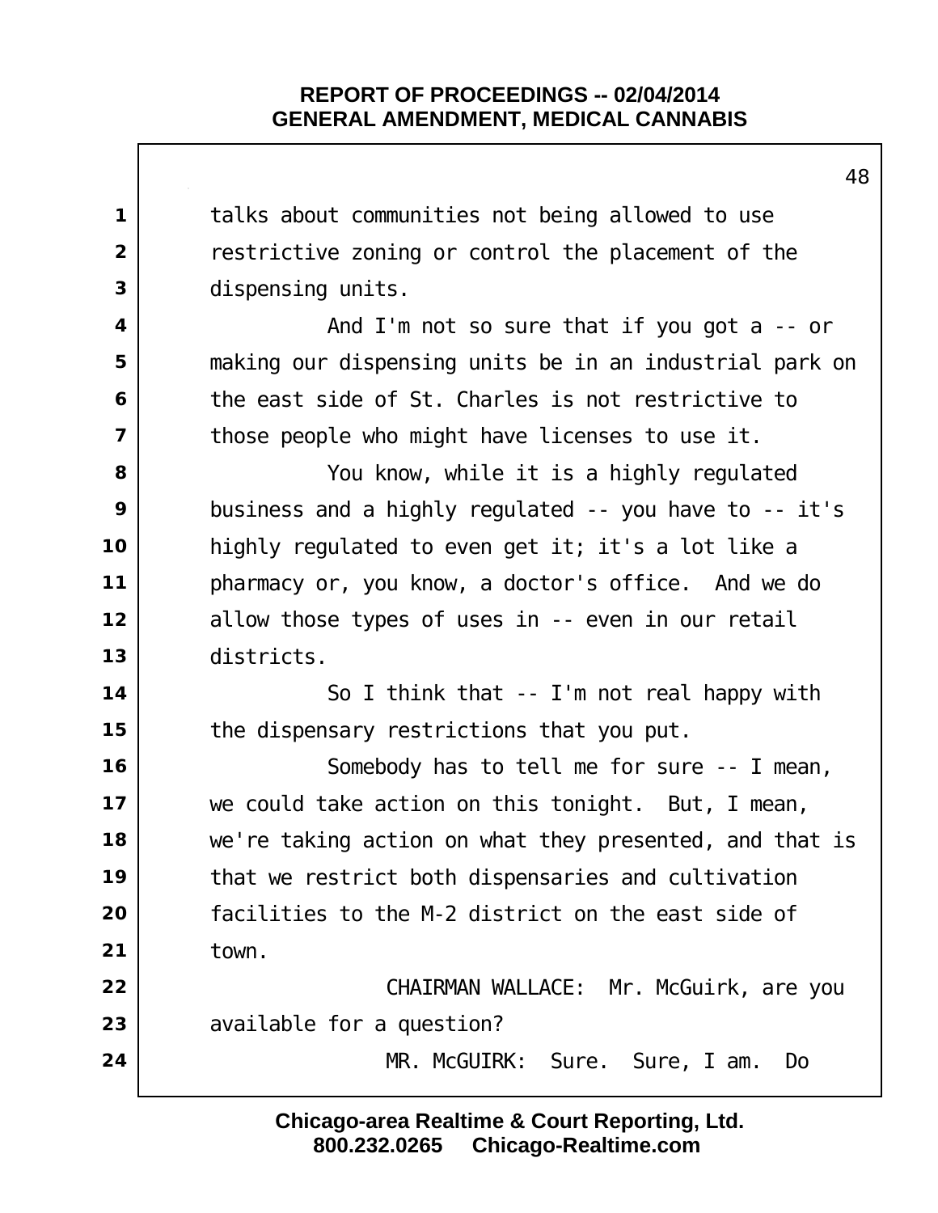talks about communities not being allowed to use restrictive zoning or control the placement of the dispensing units.

And I'm not so sure that if you got a -- or making our dispensing units be in an industrial park on the east side of St. Charles is not restrictive to those people who might have licenses to use it.

You know, while it is a highly regulated business and a highly regulated -- you have to -- it's highly regulated to even get it; it's a lot like a pharmacy or, you know, a doctor's office. And we do allow those types of uses in -- even in our retail districts.

So I think that -- I'm not real happy with the dispensary restrictions that you put.

Somebody has to tell me for sure -- I mean, we could take action on this tonight. But, I mean, we're taking action on what they presented, and that is that we restrict both dispensaries and cultivation facilities to the M-2 district on the east side of town.

CHAIRMAN WALLACE: Mr. McGuirk, are you available for a question?

MR. McGUIRK: Sure. Sure, I am. Do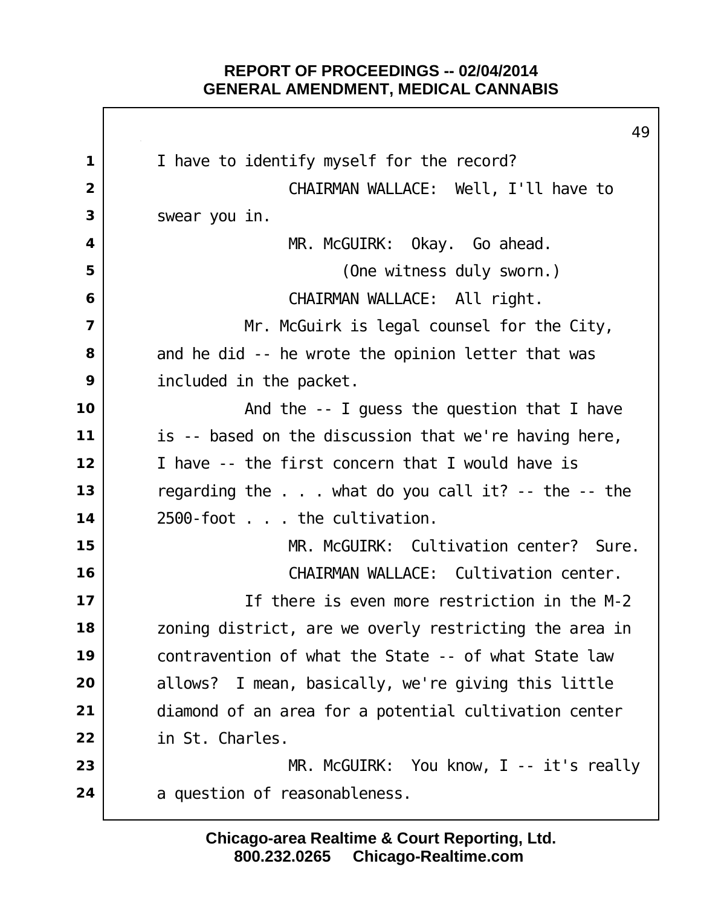I have to identify myself for the record?

CHAIRMAN WALLACE: Well, I'll have to swear you in.

MR. McGUIRK: Okay. Go ahead.

(One witness duly sworn.)

CHAIRMAN WALLACE: All right.

Mr. McGuirk is legal counsel for the City, and he did -- he wrote the opinion letter that was included in the packet.

And the -- I guess the question that I have is -- based on the discussion that we're having here, I have -- the first concern that I would have is regarding the . . . what do you call it? -- the -- the 2500-foot . . . the cultivation.

MR. McGUIRK: Cultivation center? Sure.

CHAIRMAN WALLACE: Cultivation center.

If there is even more restriction in the M-2 zoning district, are we overly restricting the area in contravention of what the State -- of what State law allows? I mean, basically, we're giving this little diamond of an area for a potential cultivation center in St. Charles.

MR. McGUIRK: You know, I -- it's really a question of reasonableness.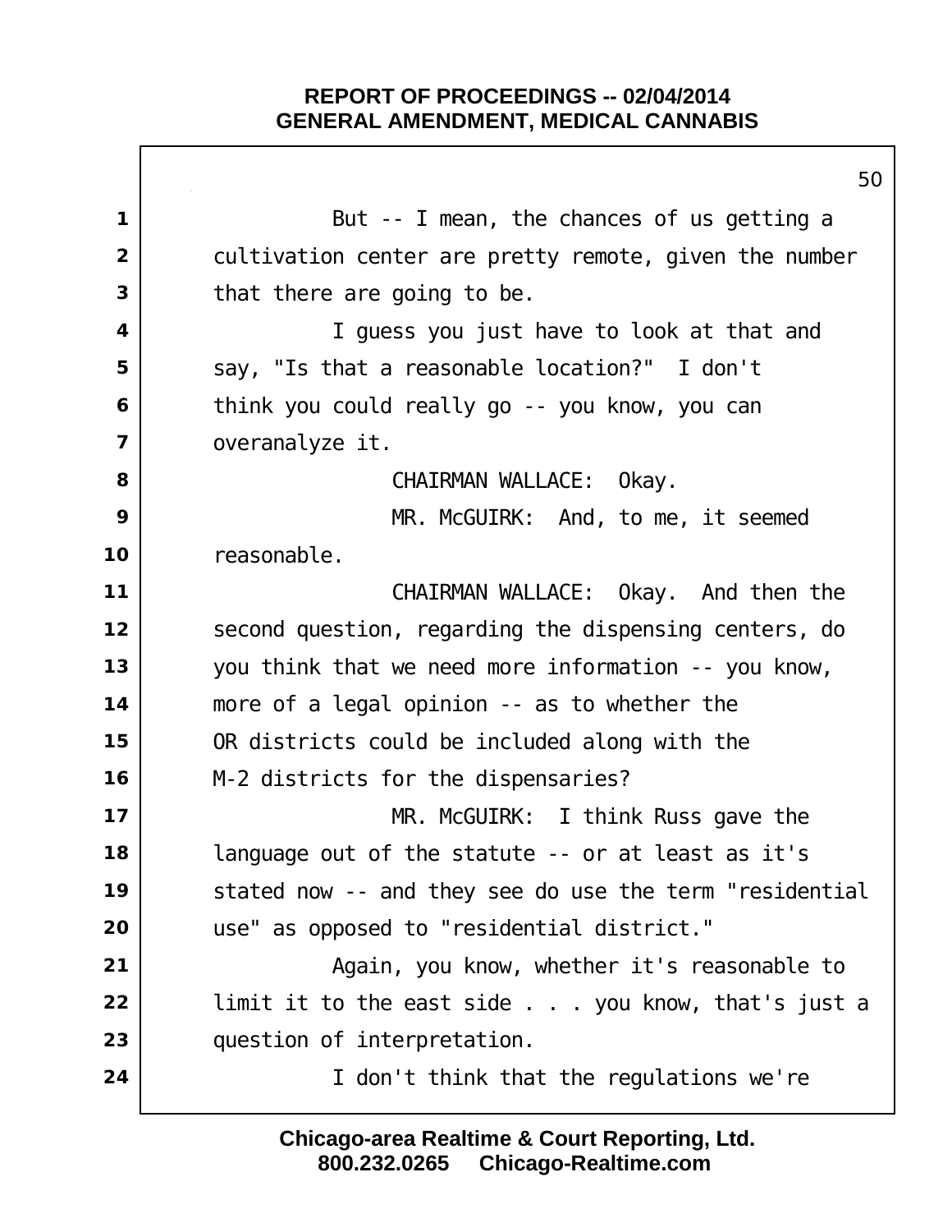But -- I mean, the chances of us getting a cultivation center are pretty remote, given the number that there are going to be.

I guess you just have to look at that and say, "Is that a reasonable location?" I don't think you could really go -- you know, you can overanalyze it.

CHAIRMAN WALLACE: Okay.

MR. McGUIRK: And, to me, it seemed reasonable.

CHAIRMAN WALLACE: Okay. And then the second question, regarding the dispensing centers, do you think that we need more information -- you know, more of a legal opinion -- as to whether the OR districts could be included along with the M-2 districts for the dispensaries?

MR. McGUIRK: I think Russ gave the language out of the statute -- or at least as it's stated now -- and they see do use the term "residential use" as opposed to "residential district."

Again, you know, whether it's reasonable to limit it to the east side . . . you know, that's just a question of interpretation.

I don't think that the regulations we're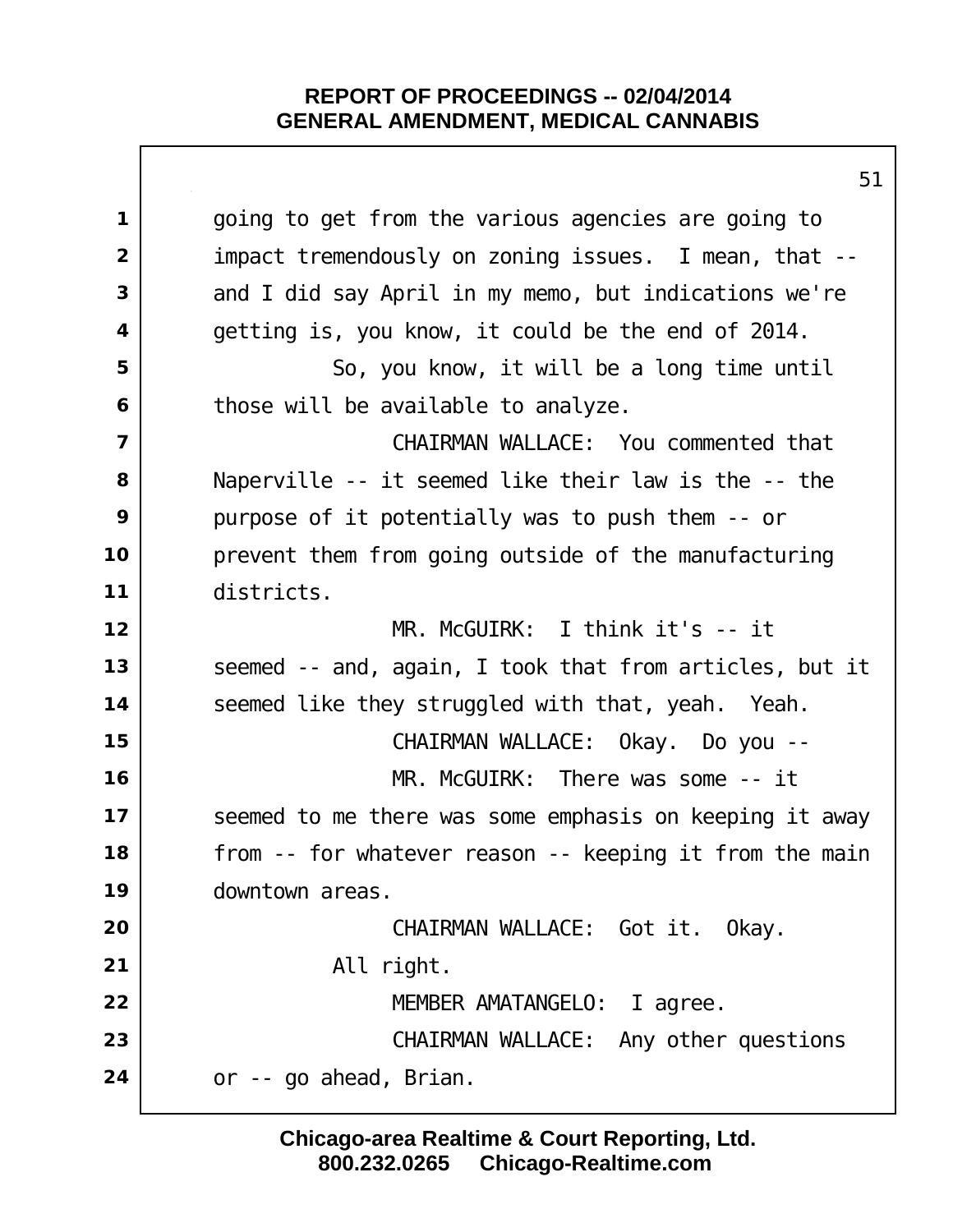going to get from the various agencies are going to impact tremendously on zoning issues. I mean, that -- and I did say April in my memo, but indications we're getting is, you know, it could be the end of 2014.

So, you know, it will be a long time until those will be available to analyze.

CHAIRMAN WALLACE: You commented that Naperville -- it seemed like their law is the -- the purpose of it potentially was to push them -- or prevent them from going outside of the manufacturing districts.

MR. McGUIRK: I think it's -- it seemed -- and, again, I took that from articles, but it seemed like they struggled with that, yeah. Yeah.

CHAIRMAN WALLACE: Okay. Do you --

MR. McGUIRK: There was some -- it seemed to me there was some emphasis on keeping it away from -- for whatever reason -- keeping it from the main downtown areas.

CHAIRMAN WALLACE: Got it. Okay.

All right.

MEMBER AMATANGELO: I agree.

CHAIRMAN WALLACE: Any other questions or -- go ahead, Brian.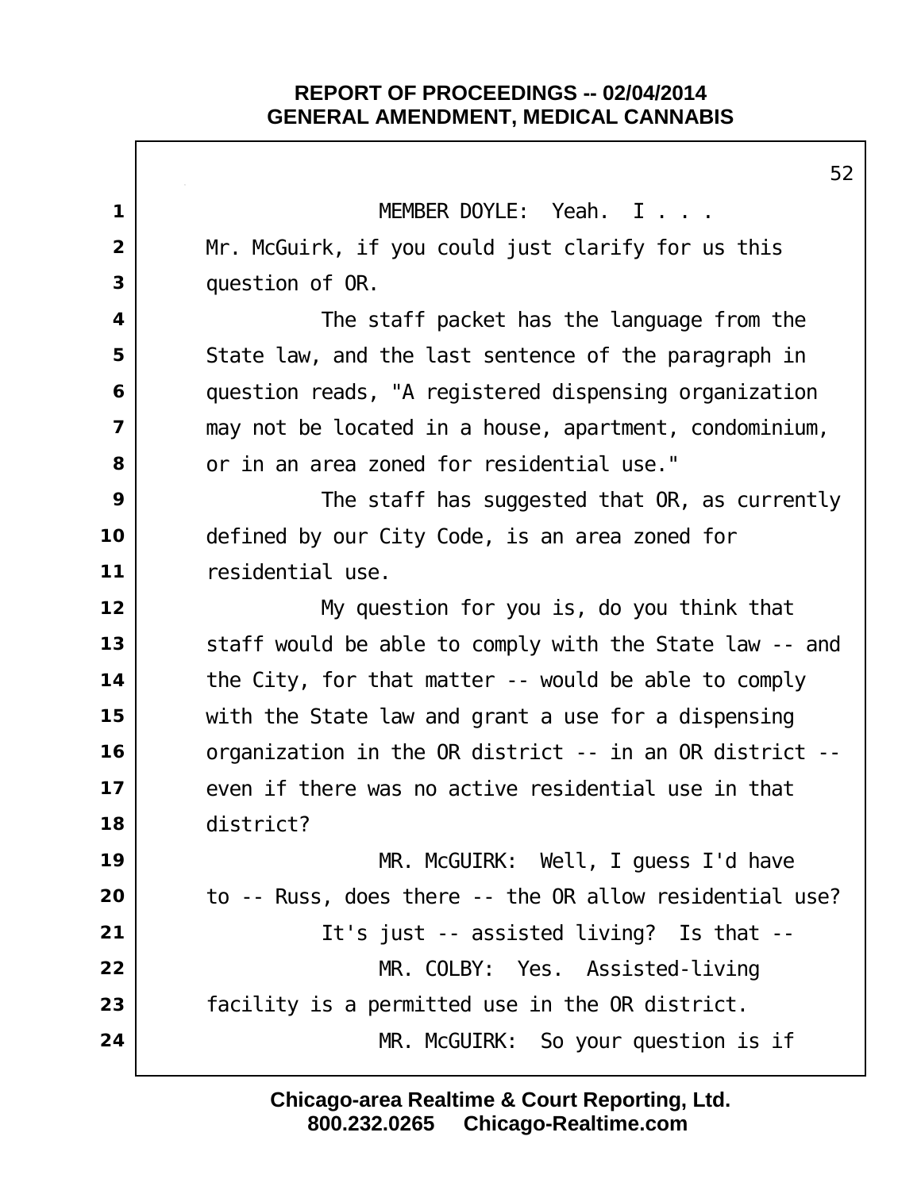MEMBER DOYLE: Yeah. I . . . Mr. McGuirk, if you could just clarify for us this question of OR.

The staff packet has the language from the State law, and the last sentence of the paragraph in question reads, "A registered dispensing organization may not be located in a house, apartment, condominium, or in an area zoned for residential use."

The staff has suggested that OR, as currently defined by our City Code, is an area zoned for residential use.

My question for you is, do you think that staff would be able to comply with the State law -- and the City, for that matter -- would be able to comply with the State law and grant a use for a dispensing organization in the OR district -- in an OR district -- even if there was no active residential use in that district?

MR. McGUIRK: Well, I guess I'd have to -- Russ, does there -- the OR allow residential use?

It's just -- assisted living? Is that --

MR. COLBY: Yes. Assisted-living facility is a permitted use in the OR district.

MR. McGUIRK: So your question is if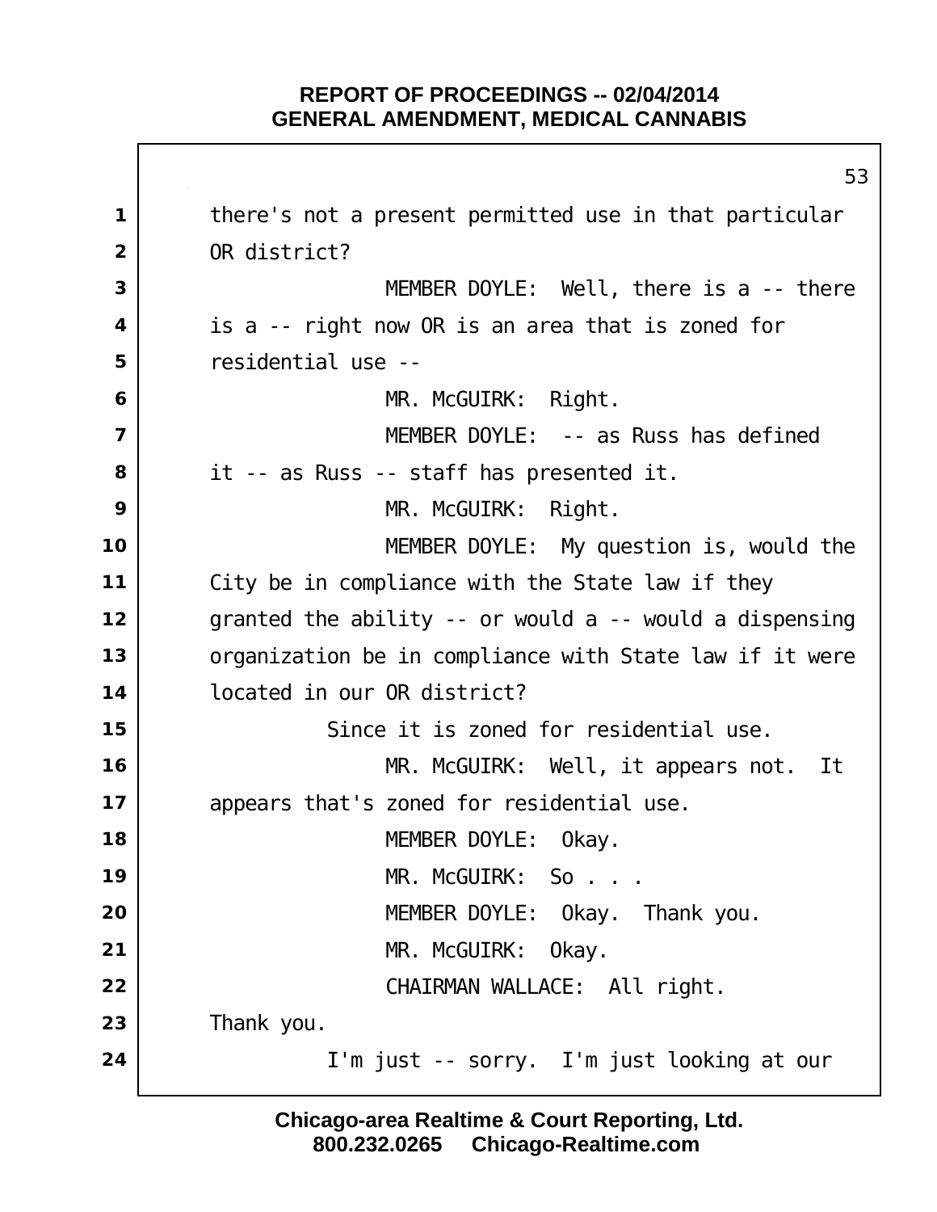there's not a present permitted use in that particular OR district?

MEMBER DOYLE: Well, there is a -- there is a -- right now OR is an area that is zoned for residential use --

MR. McGUIRK: Right.

MEMBER DOYLE: -- as Russ has defined it -- as Russ -- staff has presented it.

MR. McGUIRK: Right.

MEMBER DOYLE: My question is, would the City be in compliance with the State law if they granted the ability -- or would a -- would a dispensing organization be in compliance with State law if it were located in our OR district?

Since it is zoned for residential use.

MR. McGUIRK: Well, it appears not. It appears that's zoned for residential use.

MEMBER DOYLE: Okay.

MR. McGUIRK: So . . .

MEMBER DOYLE: Okay. Thank you.

MR. McGUIRK: Okay.

CHAIRMAN WALLACE: All right. Thank you.

I'm just -- sorry. I'm just looking at our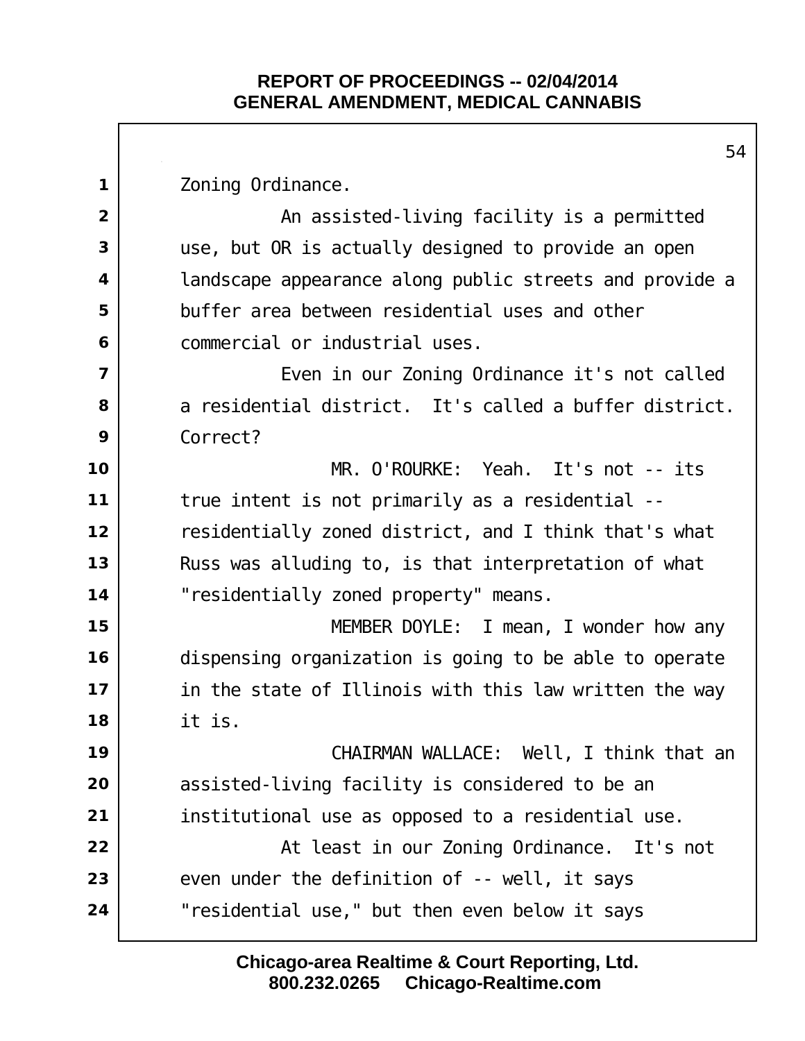Zoning Ordinance.

An assisted-living facility is a permitted use, but OR is actually designed to provide an open landscape appearance along public streets and provide a buffer area between residential uses and other commercial or industrial uses.

Even in our Zoning Ordinance it's not called a residential district. It's called a buffer district. Correct?

MR. O'ROURKE: Yeah. It's not -- its true intent is not primarily as a residential -- residentially zoned district, and I think that's what Russ was alluding to, is that interpretation of what "residentially zoned property" means.

MEMBER DOYLE: I mean, I wonder how any dispensing organization is going to be able to operate in the state of Illinois with this law written the way it is.

CHAIRMAN WALLACE: Well, I think that an assisted-living facility is considered to be an institutional use as opposed to a residential use.

At least in our Zoning Ordinance. It's not even under the definition of -- well, it says "residential use," but then even below it says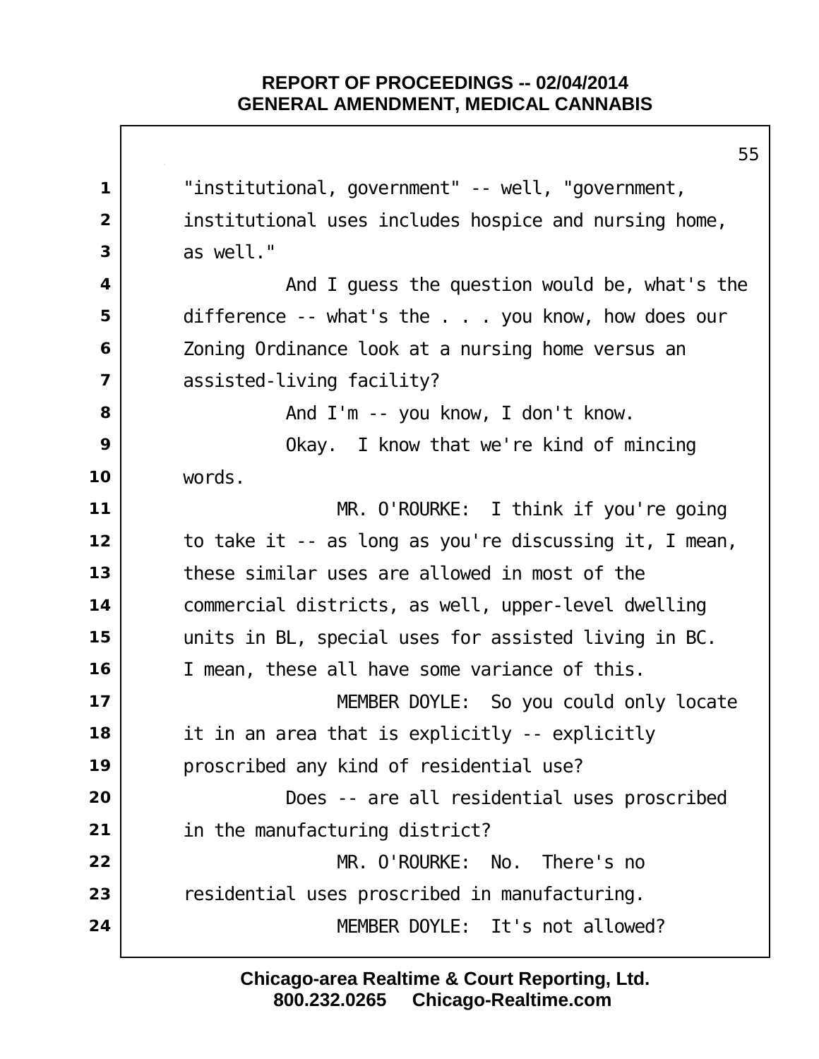"institutional, government" -- well, "government, institutional uses includes hospice and nursing home, as well."

And I guess the question would be, what's the difference -- what's the . . . you know, how does our Zoning Ordinance look at a nursing home versus an assisted-living facility?

And I'm -- you know, I don't know.

Okay. I know that we're kind of mincing words.

MR. O'ROURKE: I think if you're going to take it -- as long as you're discussing it, I mean, these similar uses are allowed in most of the commercial districts, as well, upper-level dwelling units in BL, special uses for assisted living in BC. I mean, these all have some variance of this.

MEMBER DOYLE: So you could only locate it in an area that is explicitly -- explicitly proscribed any kind of residential use?

Does -- are all residential uses proscribed in the manufacturing district?

MR. O'ROURKE: No. There's no residential uses proscribed in manufacturing.

MEMBER DOYLE: It's not allowed?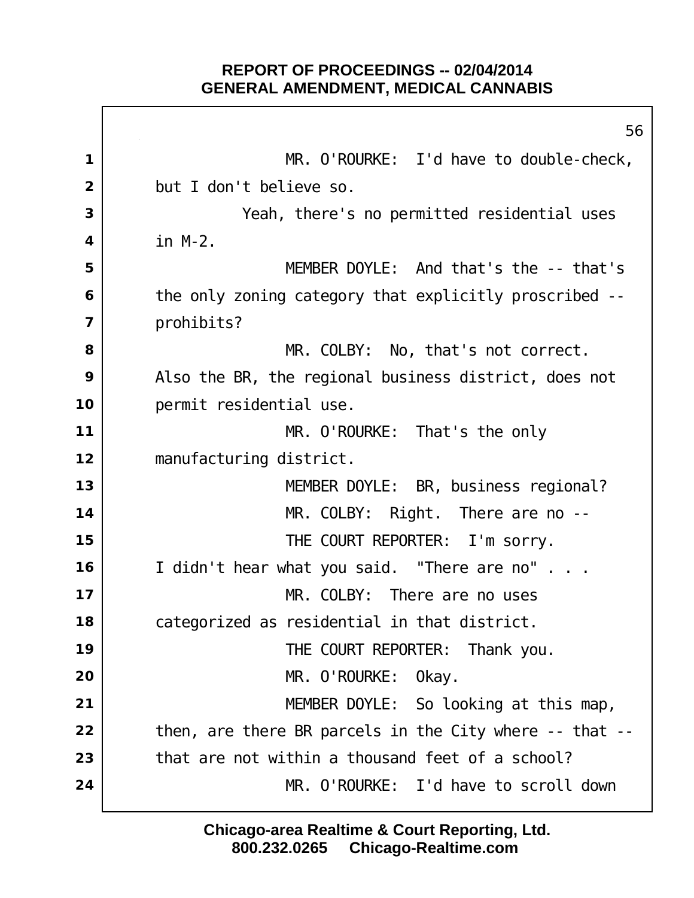MR. O'ROURKE: I'd have to double-check, but I don't believe so.

Yeah, there's no permitted residential uses in M-2.

MEMBER DOYLE: And that's the -- that's the only zoning category that explicitly proscribed -- prohibits?

MR. COLBY: No, that's not correct. Also the BR, the regional business district, does not permit residential use.

MR. O'ROURKE: That's the only manufacturing district.

MEMBER DOYLE: BR, business regional?

MR. COLBY: Right. There are no --

THE COURT REPORTER: I'm sorry. I didn't hear what you said. "There are no" . . .

MR. COLBY: There are no uses categorized as residential in that district.

THE COURT REPORTER: Thank you.

MR. O'ROURKE: Okay.

MEMBER DOYLE: So looking at this map, then, are there BR parcels in the City where -- that -- that are not within a thousand feet of a school?

MR. O'ROURKE: I'd have to scroll down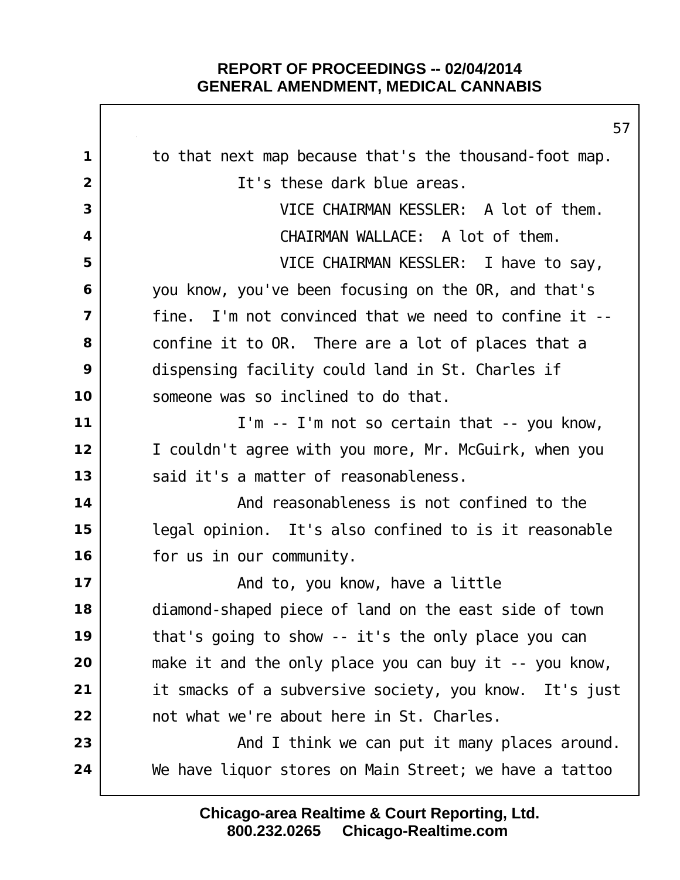to that next map because that's the thousand-foot map.

It's these dark blue areas.

VICE CHAIRMAN KESSLER: A lot of them.

CHAIRMAN WALLACE: A lot of them.

VICE CHAIRMAN KESSLER: I have to say, you know, you've been focusing on the OR, and that's fine. I'm not convinced that we need to confine it -- confine it to OR. There are a lot of places that a dispensing facility could land in St. Charles if someone was so inclined to do that.

I'm -- I'm not so certain that -- you know, I couldn't agree with you more, Mr. McGuirk, when you said it's a matter of reasonableness.

And reasonableness is not confined to the legal opinion. It's also confined to is it reasonable for us in our community.

And to, you know, have a little diamond-shaped piece of land on the east side of town that's going to show -- it's the only place you can make it and the only place you can buy it -- you know, it smacks of a subversive society, you know. It's just not what we're about here in St. Charles.

And I think we can put it many places around. We have liquor stores on Main Street; we have a tattoo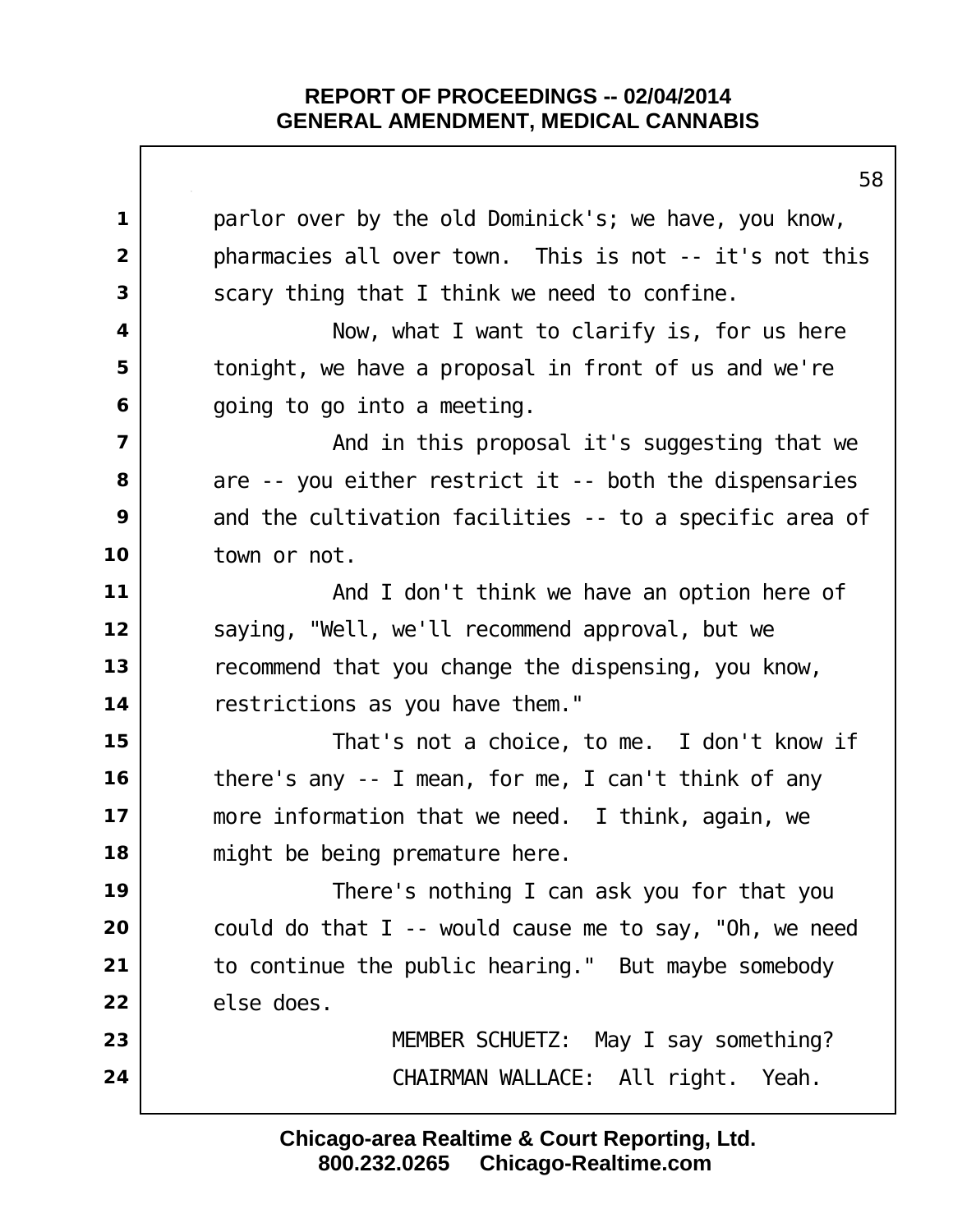parlor over by the old Dominick's; we have, you know, pharmacies all over town. This is not -- it's not this scary thing that I think we need to confine.

Now, what I want to clarify is, for us here tonight, we have a proposal in front of us and we're going to go into a meeting.

And in this proposal it's suggesting that we are -- you either restrict it -- both the dispensaries and the cultivation facilities -- to a specific area of town or not.

And I don't think we have an option here of saying, "Well, we'll recommend approval, but we recommend that you change the dispensing, you know, restrictions as you have them."

That's not a choice, to me. I don't know if there's any -- I mean, for me, I can't think of any more information that we need. I think, again, we might be being premature here.

There's nothing I can ask you for that you could do that I -- would cause me to say, "Oh, we need to continue the public hearing." But maybe somebody else does.

MEMBER SCHUETZ: May I say something?

CHAIRMAN WALLACE: All right. Yeah.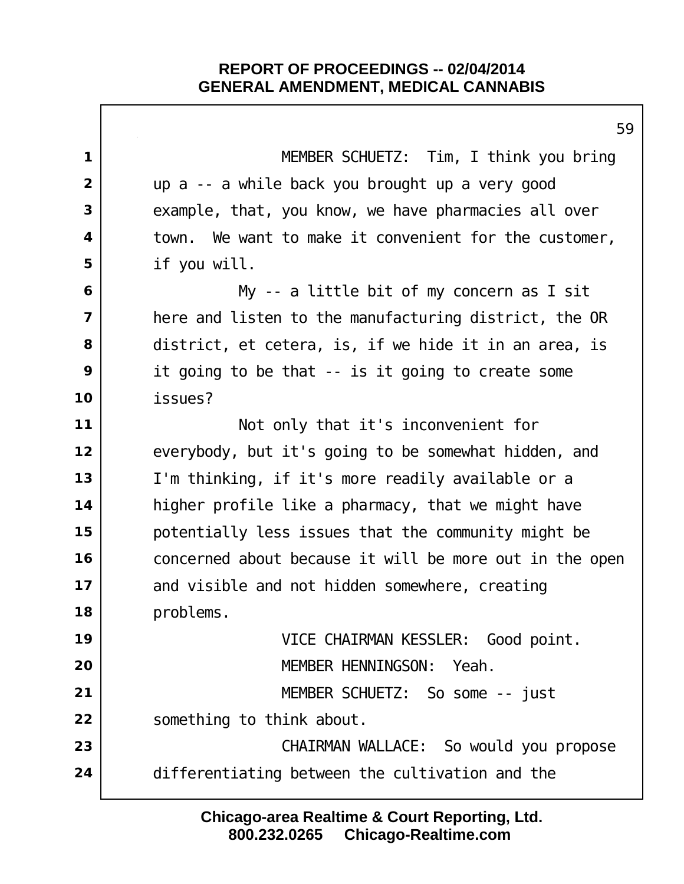MEMBER SCHUETZ: Tim, I think you bring up a -- a while back you brought up a very good example, that, you know, we have pharmacies all over town. We want to make it convenient for the customer, if you will.

My -- a little bit of my concern as I sit here and listen to the manufacturing district, the OR district, et cetera, is, if we hide it in an area, is it going to be that -- is it going to create some issues?

Not only that it's inconvenient for everybody, but it's going to be somewhat hidden, and I'm thinking, if it's more readily available or a higher profile like a pharmacy, that we might have potentially less issues that the community might be concerned about because it will be more out in the open and visible and not hidden somewhere, creating problems.

VICE CHAIRMAN KESSLER: Good point.

MEMBER HENNINGSON: Yeah.

MEMBER SCHUETZ: So some -- just something to think about.

CHAIRMAN WALLACE: So would you propose differentiating between the cultivation and the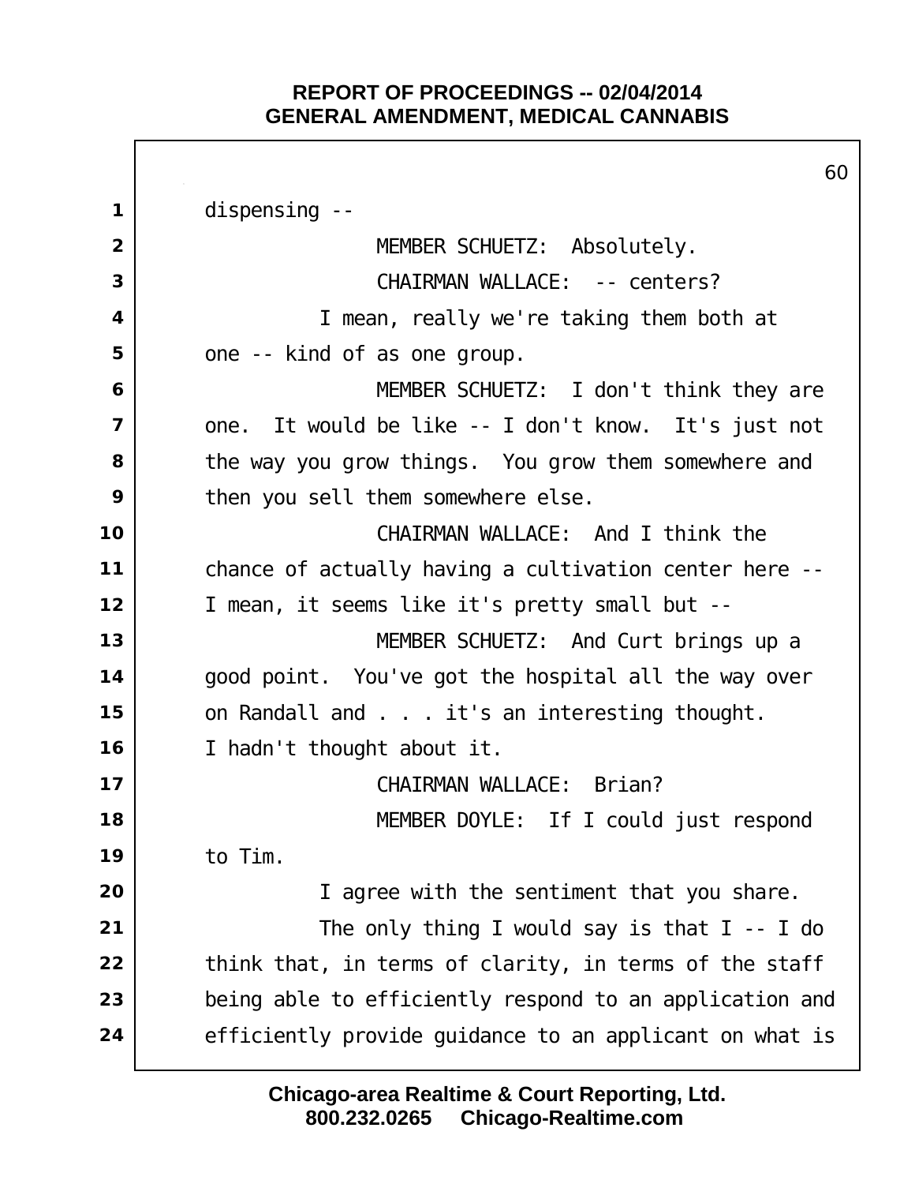dispensing --

MEMBER SCHUETZ: Absolutely.

CHAIRMAN WALLACE: -- centers?

I mean, really we're taking them both at one -- kind of as one group.

MEMBER SCHUETZ: I don't think they are one. It would be like -- I don't know. It's just not the way you grow things. You grow them somewhere and then you sell them somewhere else.

CHAIRMAN WALLACE: And I think the chance of actually having a cultivation center here -- I mean, it seems like it's pretty small but --

MEMBER SCHUETZ: And Curt brings up a good point. You've got the hospital all the way over on Randall and . . . it's an interesting thought. I hadn't thought about it.

CHAIRMAN WALLACE: Brian?

MEMBER DOYLE: If I could just respond to Tim.

I agree with the sentiment that you share.

The only thing I would say is that I -- I do think that, in terms of clarity, in terms of the staff being able to efficiently respond to an application and efficiently provide guidance to an applicant on what is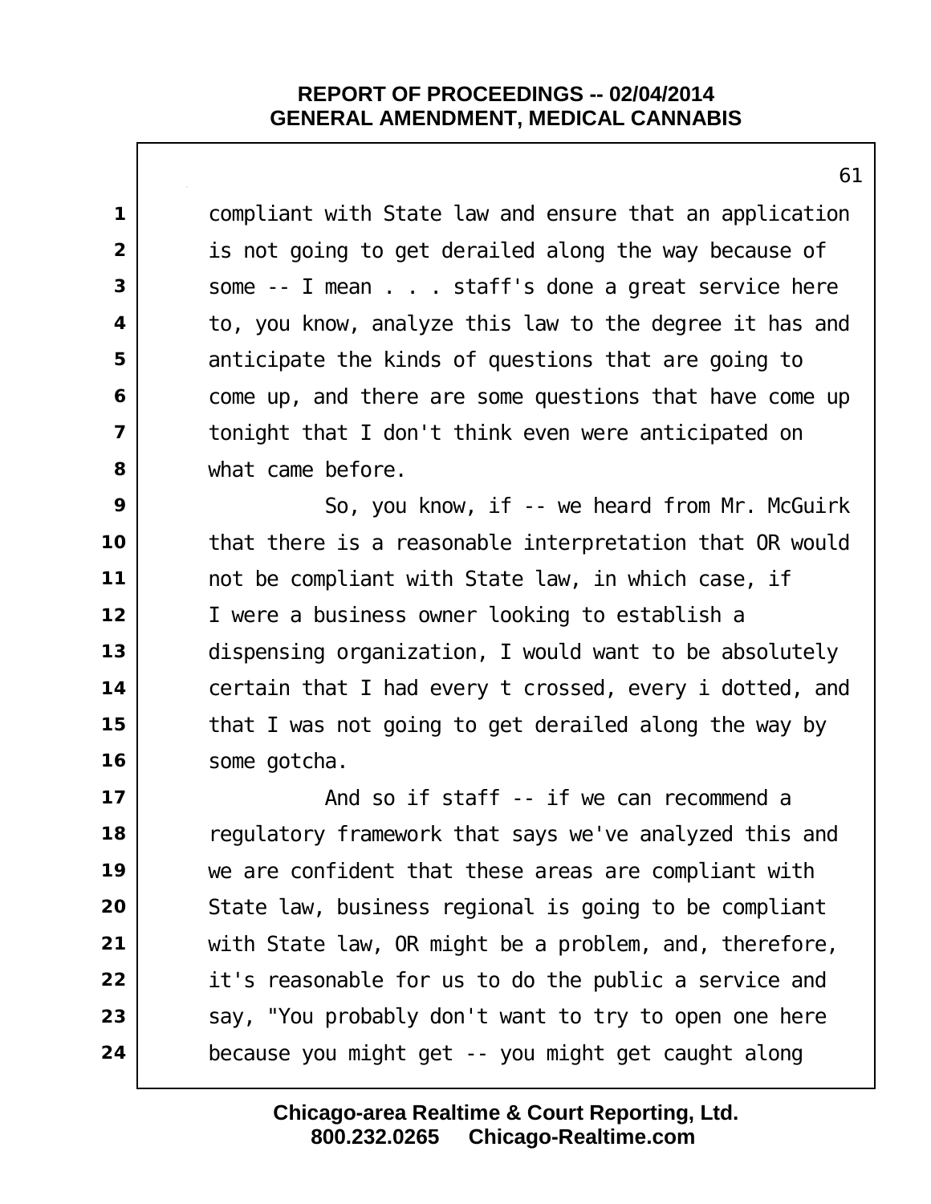compliant with State law and ensure that an application is not going to get derailed along the way because of some -- I mean . . . staff's done a great service here to, you know, analyze this law to the degree it has and anticipate the kinds of questions that are going to come up, and there are some questions that have come up tonight that I don't think even were anticipated on what came before.

So, you know, if -- we heard from Mr. McGuirk that there is a reasonable interpretation that OR would not be compliant with State law, in which case, if I were a business owner looking to establish a dispensing organization, I would want to be absolutely certain that I had every t crossed, every i dotted, and that I was not going to get derailed along the way by some gotcha.

And so if staff -- if we can recommend a regulatory framework that says we've analyzed this and we are confident that these areas are compliant with State law, business regional is going to be compliant with State law, OR might be a problem, and, therefore, it's reasonable for us to do the public a service and say, "You probably don't want to try to open one here because you might get -- you might get caught along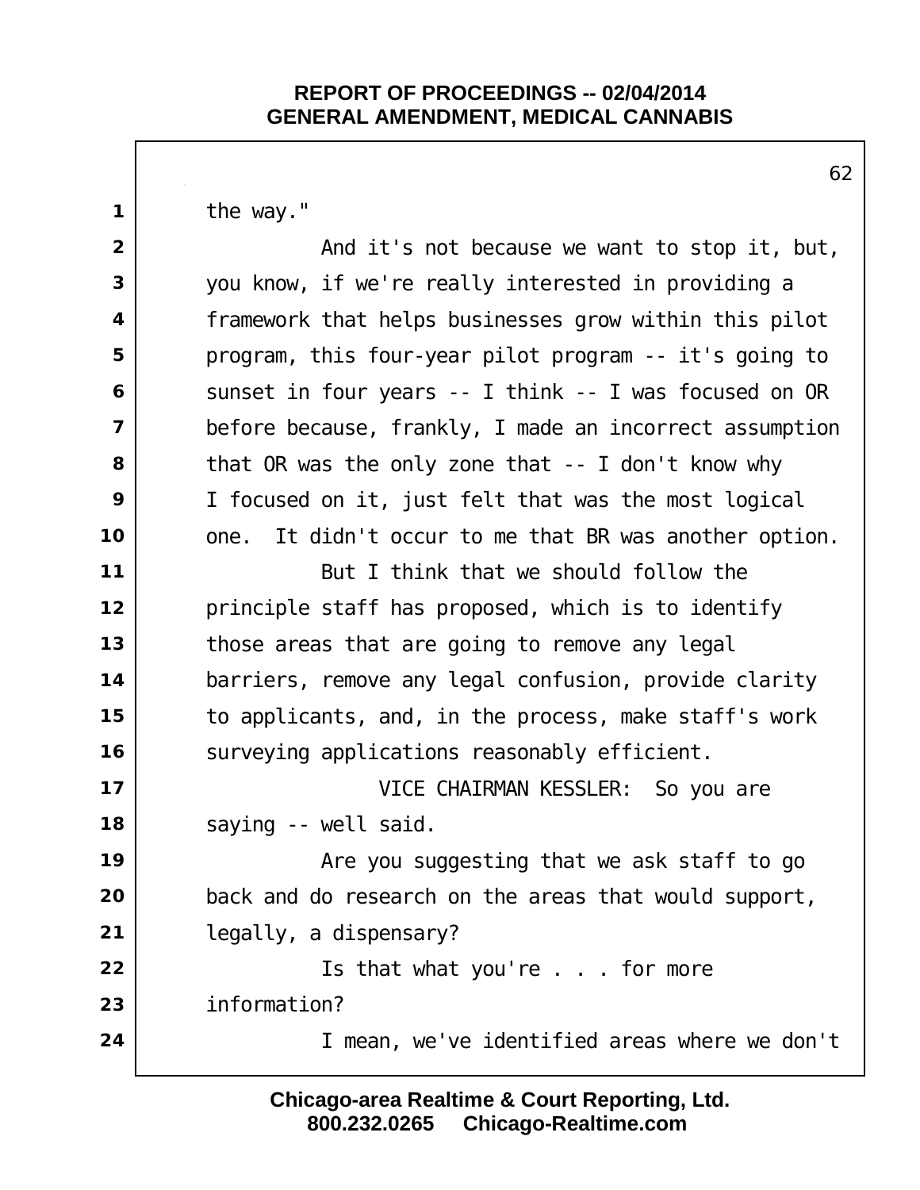the way."

And it's not because we want to stop it, but, you know, if we're really interested in providing a framework that helps businesses grow within this pilot program, this four-year pilot program -- it's going to sunset in four years -- I think -- I was focused on OR before because, frankly, I made an incorrect assumption that OR was the only zone that -- I don't know why I focused on it, just felt that was the most logical one. It didn't occur to me that BR was another option.

But I think that we should follow the principle staff has proposed, which is to identify those areas that are going to remove any legal barriers, remove any legal confusion, provide clarity to applicants, and, in the process, make staff's work surveying applications reasonably efficient.

VICE CHAIRMAN KESSLER: So you are saying -- well said.

Are you suggesting that we ask staff to go back and do research on the areas that would support, legally, a dispensary?

Is that what you're . . . for more information?

I mean, we've identified areas where we don't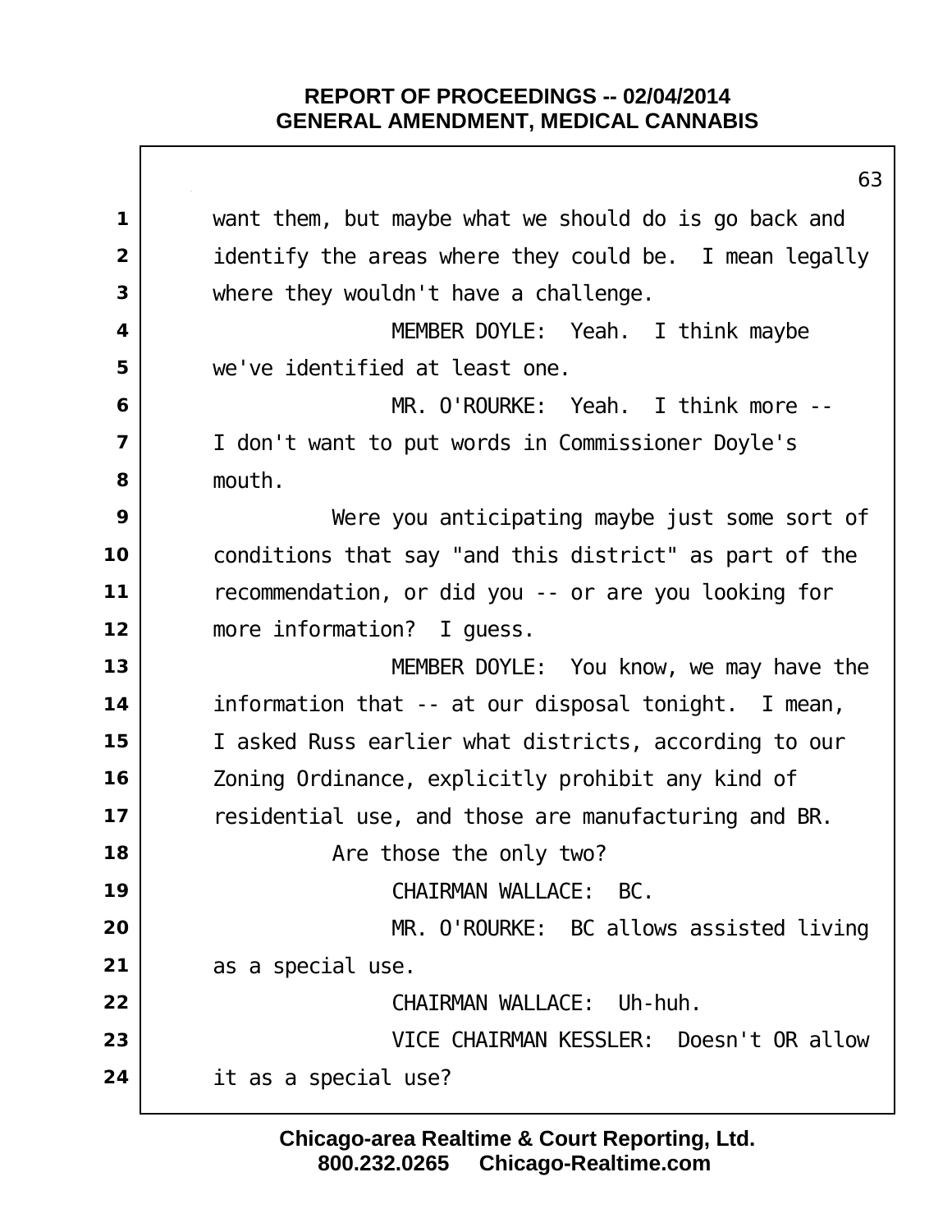want them, but maybe what we should do is go back and identify the areas where they could be. I mean legally where they wouldn't have a challenge.

MEMBER DOYLE: Yeah. I think maybe we've identified at least one.

MR. O'ROURKE: Yeah. I think more -- I don't want to put words in Commissioner Doyle's mouth.

Were you anticipating maybe just some sort of conditions that say "and this district" as part of the recommendation, or did you -- or are you looking for more information? I guess.

MEMBER DOYLE: You know, we may have the information that -- at our disposal tonight. I mean, I asked Russ earlier what districts, according to our Zoning Ordinance, explicitly prohibit any kind of residential use, and those are manufacturing and BR.

Are those the only two?

CHAIRMAN WALLACE: BC.

MR. O'ROURKE: BC allows assisted living as a special use.

CHAIRMAN WALLACE: Uh-huh.

VICE CHAIRMAN KESSLER: Doesn't OR allow it as a special use?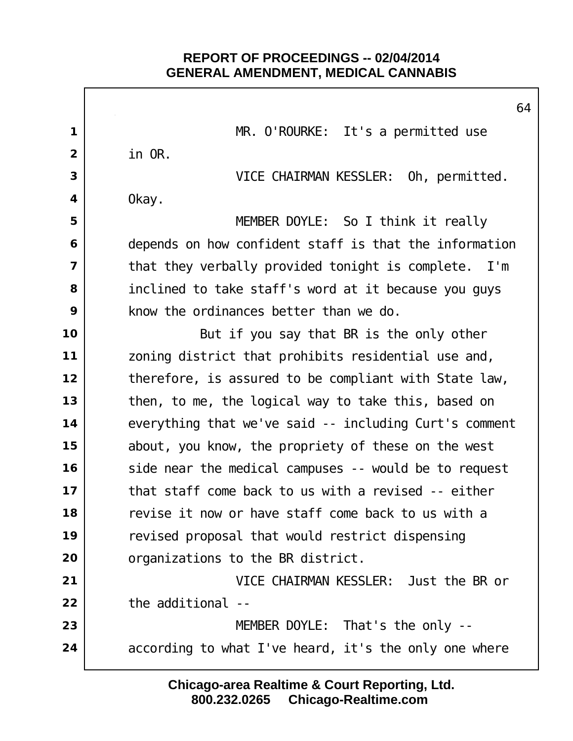MR. O'ROURKE: It's a permitted use in OR.

VICE CHAIRMAN KESSLER: Oh, permitted. Okay.

MEMBER DOYLE: So I think it really depends on how confident staff is that the information that they verbally provided tonight is complete. I'm inclined to take staff's word at it because you guys know the ordinances better than we do.

But if you say that BR is the only other zoning district that prohibits residential use and, therefore, is assured to be compliant with State law, then, to me, the logical way to take this, based on everything that we've said -- including Curt's comment about, you know, the propriety of these on the west side near the medical campuses -- would be to request that staff come back to us with a revised -- either revise it now or have staff come back to us with a revised proposal that would restrict dispensing organizations to the BR district.

VICE CHAIRMAN KESSLER: Just the BR or the additional --

MEMBER DOYLE: That's the only -- according to what I've heard, it's the only one where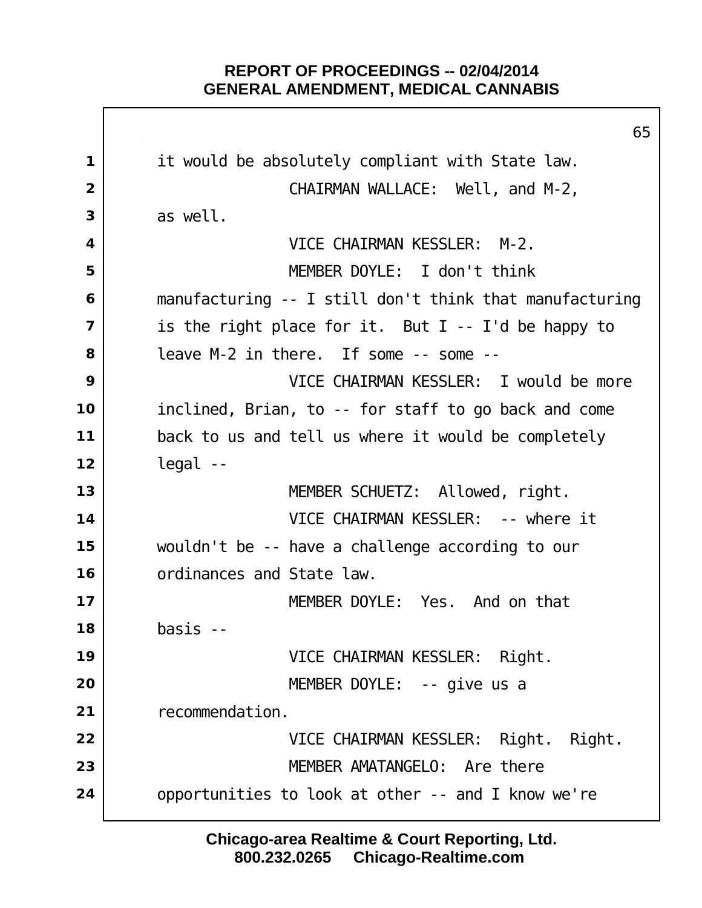it would be absolutely compliant with State law.

CHAIRMAN WALLACE: Well, and M-2, as well.

VICE CHAIRMAN KESSLER: M-2.

MEMBER DOYLE: I don't think manufacturing -- I still don't think that manufacturing is the right place for it. But I -- I'd be happy to leave M-2 in there. If some -- some --

VICE CHAIRMAN KESSLER: I would be more inclined, Brian, to -- for staff to go back and come back to us and tell us where it would be completely legal --

MEMBER SCHUETZ: Allowed, right.

VICE CHAIRMAN KESSLER: -- where it wouldn't be -- have a challenge according to our ordinances and State law.

MEMBER DOYLE: Yes. And on that basis --

VICE CHAIRMAN KESSLER: Right.

MEMBER DOYLE: -- give us a recommendation.

VICE CHAIRMAN KESSLER: Right. Right.

MEMBER AMATANGELO: Are there opportunities to look at other -- and I know we're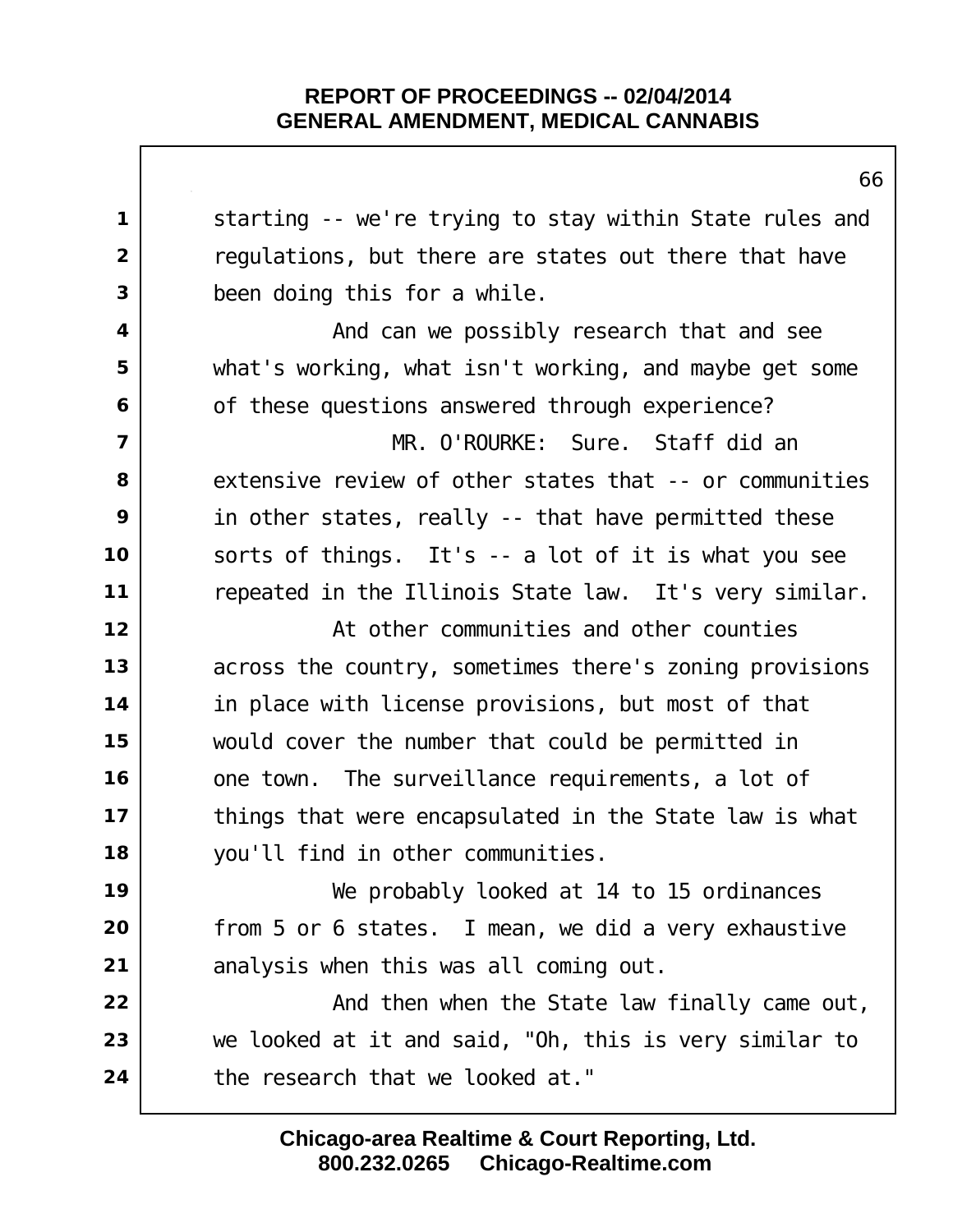starting -- we're trying to stay within State rules and regulations, but there are states out there that have been doing this for a while.

And can we possibly research that and see what's working, what isn't working, and maybe get some of these questions answered through experience?

MR. O'ROURKE: Sure. Staff did an extensive review of other states that -- or communities in other states, really -- that have permitted these sorts of things. It's -- a lot of it is what you see repeated in the Illinois State law. It's very similar.

At other communities and other counties across the country, sometimes there's zoning provisions in place with license provisions, but most of that would cover the number that could be permitted in one town. The surveillance requirements, a lot of things that were encapsulated in the State law is what you'll find in other communities.

We probably looked at 14 to 15 ordinances from 5 or 6 states. I mean, we did a very exhaustive analysis when this was all coming out.

And then when the State law finally came out, we looked at it and said, "Oh, this is very similar to the research that we looked at."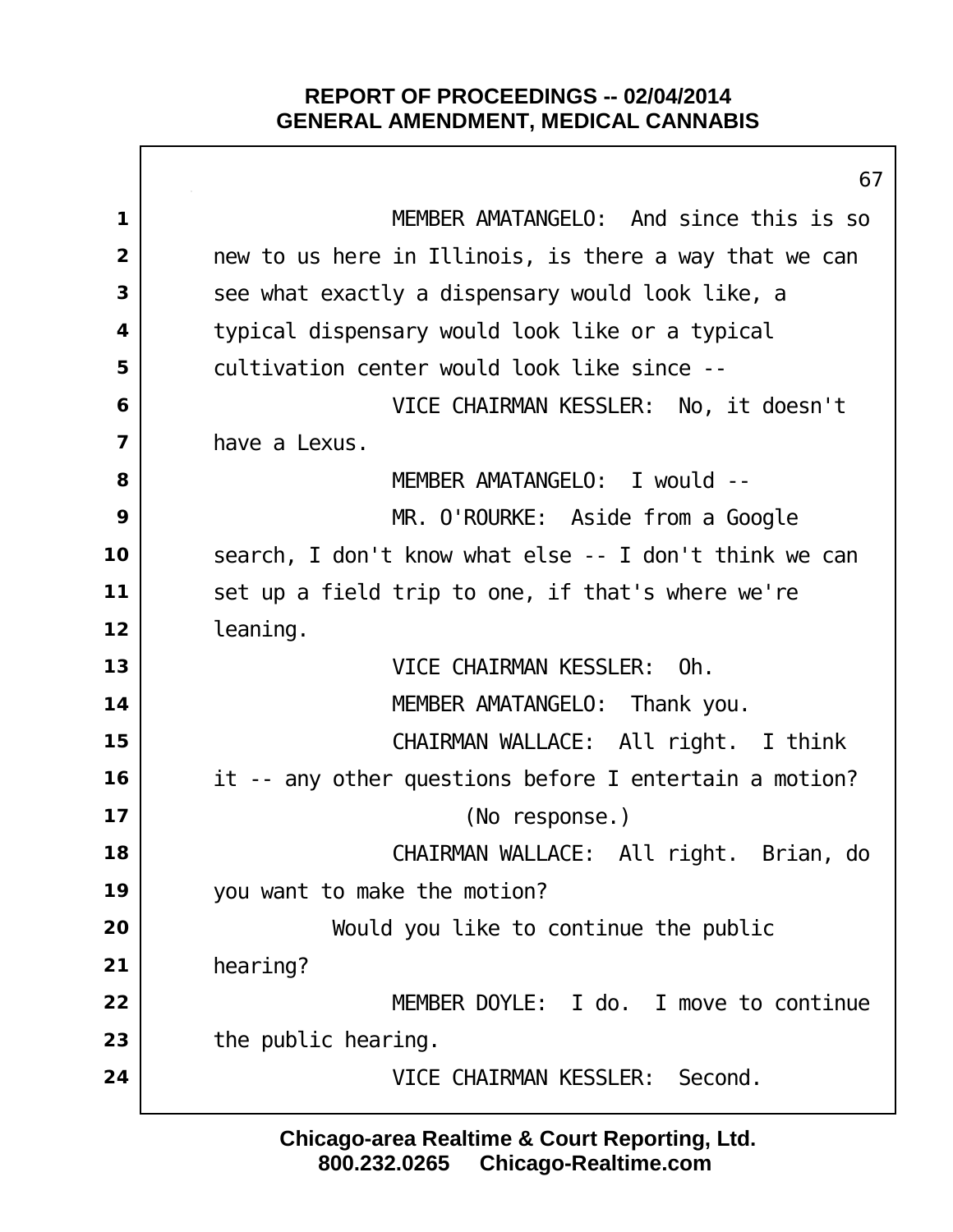MEMBER AMATANGELO: And since this is so new to us here in Illinois, is there a way that we can see what exactly a dispensary would look like, a typical dispensary would look like or a typical cultivation center would look like since --

VICE CHAIRMAN KESSLER: No, it doesn't have a Lexus.

MEMBER AMATANGELO: I would --

MR. O'ROURKE: Aside from a Google search, I don't know what else -- I don't think we can set up a field trip to one, if that's where we're leaning.

VICE CHAIRMAN KESSLER: Oh.

MEMBER AMATANGELO: Thank you.

CHAIRMAN WALLACE: All right. I think it -- any other questions before I entertain a motion?

(No response.)

CHAIRMAN WALLACE: All right. Brian, do you want to make the motion?

Would you like to continue the public hearing?

MEMBER DOYLE: I do. I move to continue the public hearing.

VICE CHAIRMAN KESSLER: Second.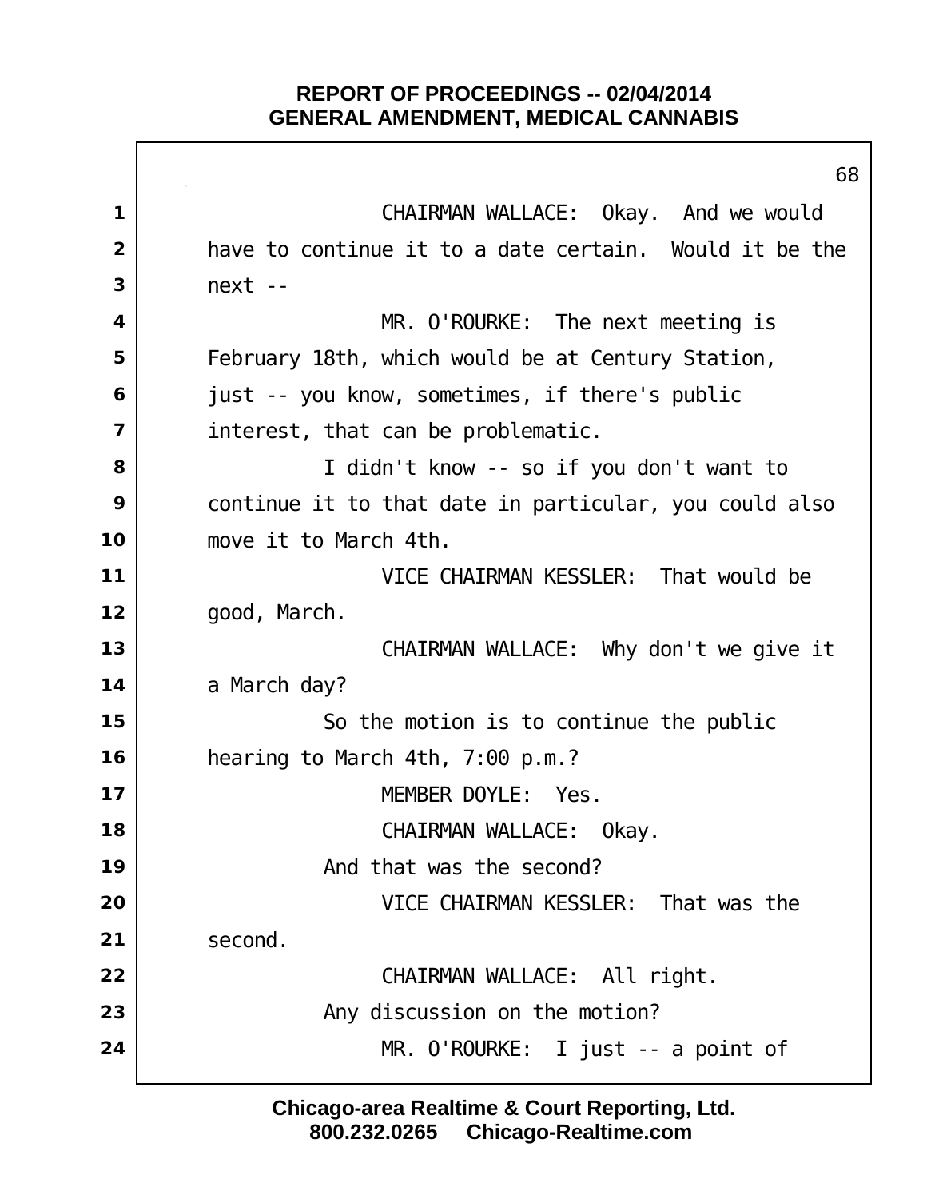CHAIRMAN WALLACE: Okay. And we would have to continue it to a date certain. Would it be the next --

MR. O'ROURKE: The next meeting is February 18th, which would be at Century Station, just -- you know, sometimes, if there's public interest, that can be problematic.

I didn't know -- so if you don't want to continue it to that date in particular, you could also move it to March 4th.

VICE CHAIRMAN KESSLER: That would be good, March.

CHAIRMAN WALLACE: Why don't we give it a March day?

So the motion is to continue the public hearing to March 4th, 7:00 p.m.?

MEMBER DOYLE: Yes.

CHAIRMAN WALLACE: Okay.

And that was the second?

VICE CHAIRMAN KESSLER: That was the second.

CHAIRMAN WALLACE: All right.

Any discussion on the motion?

MR. O'ROURKE: I just -- a point of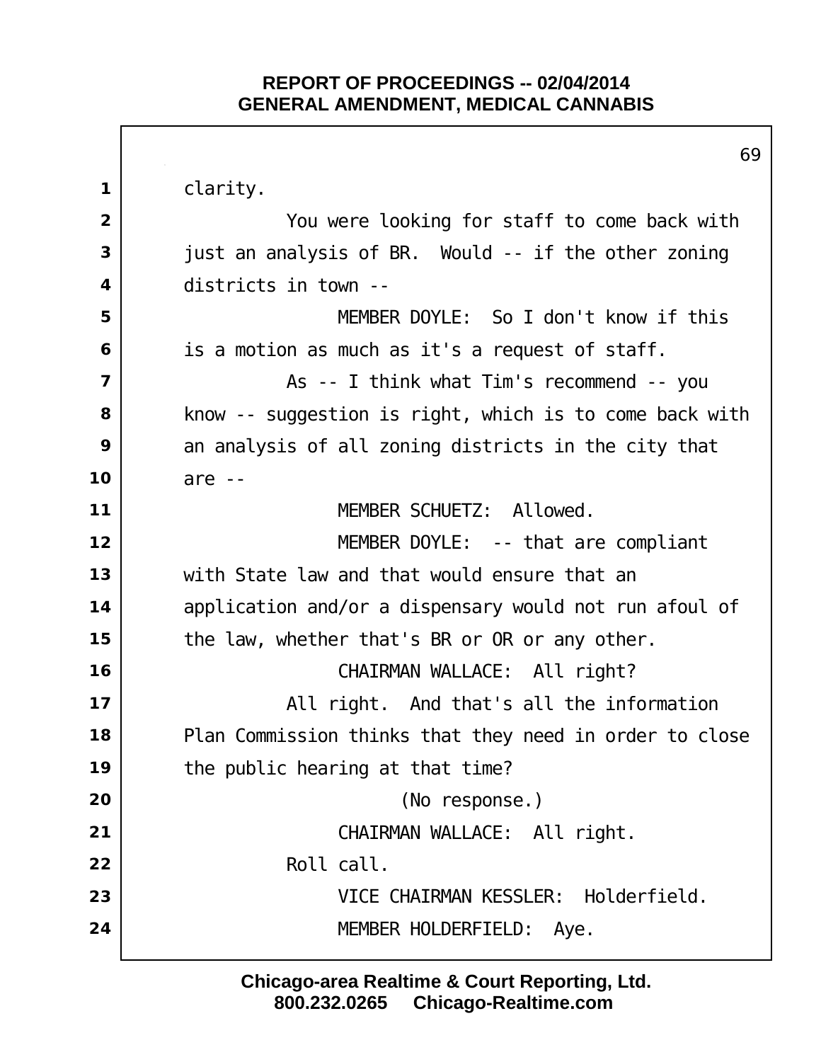clarity.

You were looking for staff to come back with just an analysis of BR. Would -- if the other zoning districts in town --

MEMBER DOYLE: So I don't know if this is a motion as much as it's a request of staff.

As -- I think what Tim's recommend -- you know -- suggestion is right, which is to come back with an analysis of all zoning districts in the city that are --

MEMBER SCHUETZ: Allowed.

MEMBER DOYLE: -- that are compliant with State law and that would ensure that an application and/or a dispensary would not run afoul of the law, whether that's BR or OR or any other.

CHAIRMAN WALLACE: All right?

All right. And that's all the information Plan Commission thinks that they need in order to close the public hearing at that time?

(No response.)

CHAIRMAN WALLACE: All right.

Roll call.

VICE CHAIRMAN KESSLER: Holderfield.

MEMBER HOLDERFIELD: Aye.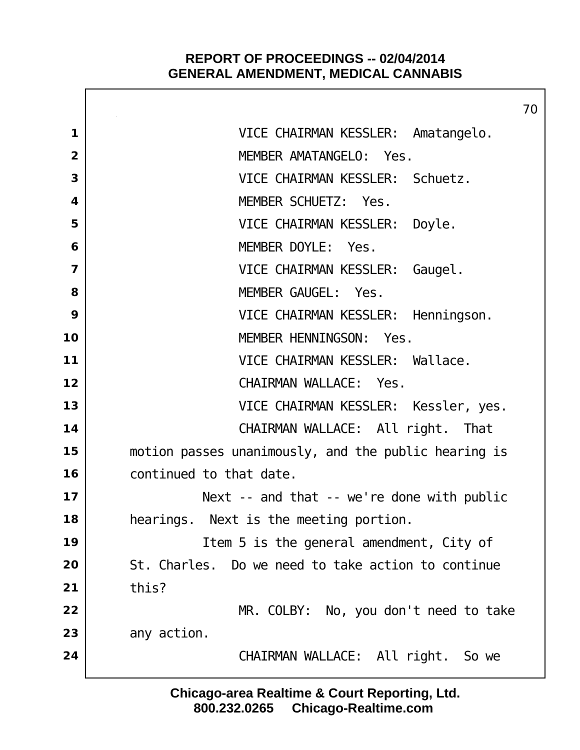VICE CHAIRMAN KESSLER: Amatangelo.

MEMBER AMATANGELO: Yes.

VICE CHAIRMAN KESSLER: Schuetz.

MEMBER SCHUETZ: Yes.

VICE CHAIRMAN KESSLER: Doyle.

MEMBER DOYLE: Yes.

VICE CHAIRMAN KESSLER: Gaugel.

MEMBER GAUGEL: Yes.

VICE CHAIRMAN KESSLER: Henningson.

MEMBER HENNINGSON: Yes.

VICE CHAIRMAN KESSLER: Wallace.

CHAIRMAN WALLACE: Yes.

VICE CHAIRMAN KESSLER: Kessler, yes.

CHAIRMAN WALLACE: All right. That motion passes unanimously, and the public hearing is continued to that date.

Next -- and that -- we're done with public hearings. Next is the meeting portion.

Item 5 is the general amendment, City of St. Charles. Do we need to take action to continue this?

MR. COLBY: No, you don't need to take any action.

CHAIRMAN WALLACE: All right. So we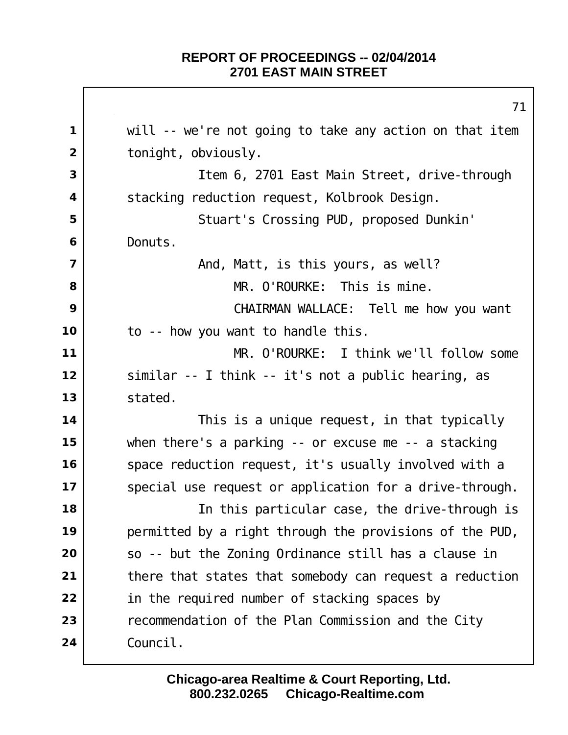will -- we're not going to take any action on that item tonight, obviously.

Item 6, 2701 East Main Street, drive-through stacking reduction request, Kolbrook Design.

Stuart's Crossing PUD, proposed Dunkin' Donuts.

And, Matt, is this yours, as well?

MR. O'ROURKE: This is mine.

CHAIRMAN WALLACE: Tell me how you want to -- how you want to handle this.

MR. O'ROURKE: I think we'll follow some similar -- I think -- it's not a public hearing, as stated.

This is a unique request, in that typically when there's a parking -- or excuse me -- a stacking space reduction request, it's usually involved with a special use request or application for a drive-through.

In this particular case, the drive-through is permitted by a right through the provisions of the PUD, so -- but the Zoning Ordinance still has a clause in there that states that somebody can request a reduction in the required number of stacking spaces by recommendation of the Plan Commission and the City Council.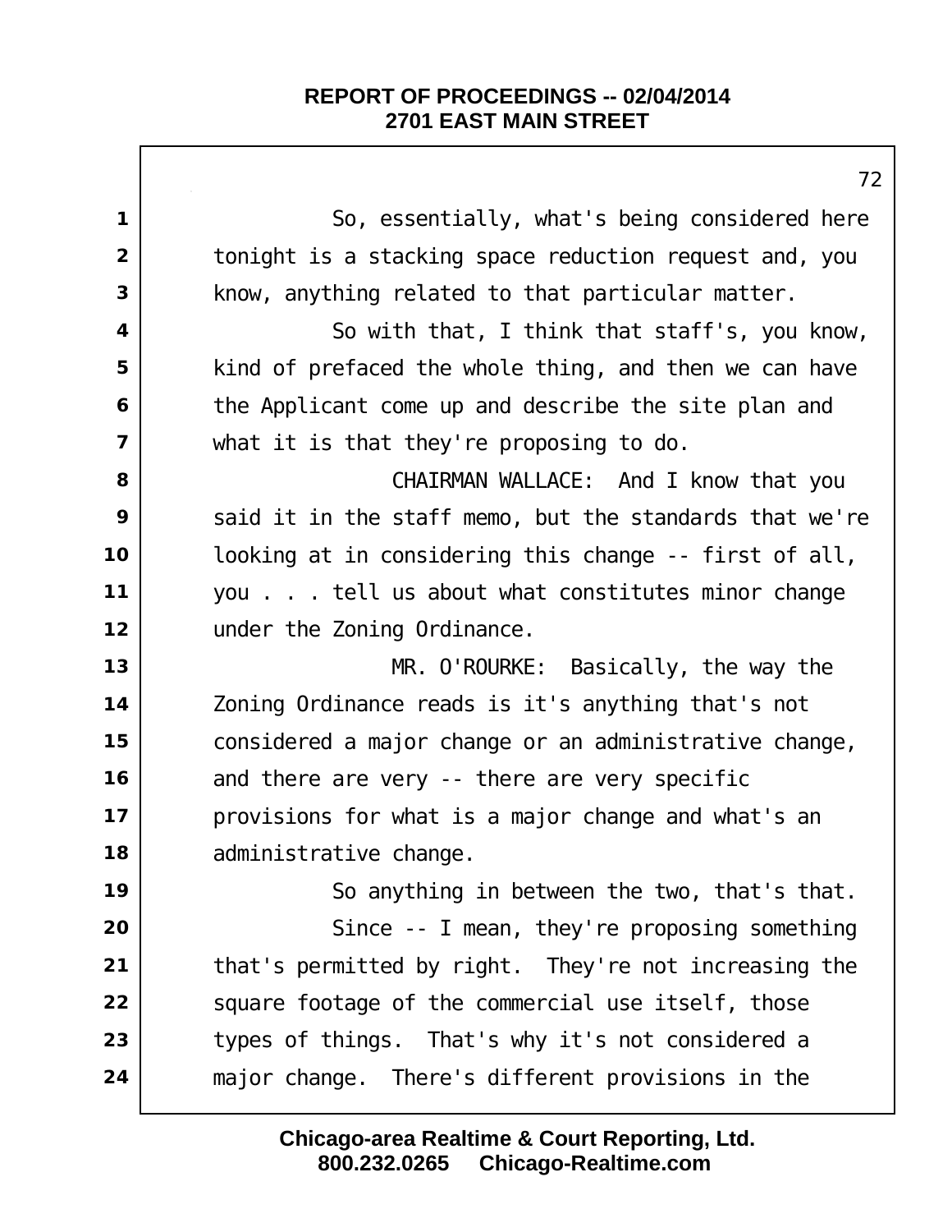So, essentially, what's being considered here tonight is a stacking space reduction request and, you know, anything related to that particular matter.

So with that, I think that staff's, you know, kind of prefaced the whole thing, and then we can have the Applicant come up and describe the site plan and what it is that they're proposing to do.

CHAIRMAN WALLACE: And I know that you said it in the staff memo, but the standards that we're looking at in considering this change -- first of all, you . . . tell us about what constitutes minor change under the Zoning Ordinance.

MR. O'ROURKE: Basically, the way the Zoning Ordinance reads is it's anything that's not considered a major change or an administrative change, and there are very -- there are very specific provisions for what is a major change and what's an administrative change.

So anything in between the two, that's that.

Since -- I mean, they're proposing something that's permitted by right. They're not increasing the square footage of the commercial use itself, those types of things. That's why it's not considered a major change. There's different provisions in the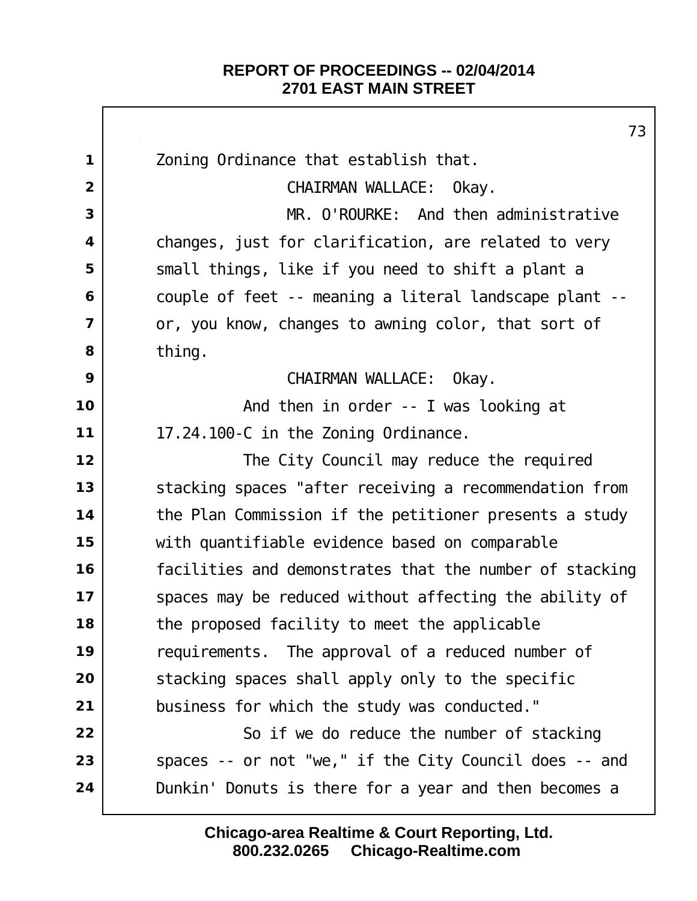Zoning Ordinance that establish that.

CHAIRMAN WALLACE: Okay.

MR. O'ROURKE: And then administrative changes, just for clarification, are related to very small things, like if you need to shift a plant a couple of feet -- meaning a literal landscape plant -- or, you know, changes to awning color, that sort of thing.

CHAIRMAN WALLACE: Okay.

And then in order -- I was looking at 17.24.100-C in the Zoning Ordinance.

The City Council may reduce the required stacking spaces "after receiving a recommendation from the Plan Commission if the petitioner presents a study with quantifiable evidence based on comparable facilities and demonstrates that the number of stacking spaces may be reduced without affecting the ability of the proposed facility to meet the applicable requirements. The approval of a reduced number of stacking spaces shall apply only to the specific business for which the study was conducted."

So if we do reduce the number of stacking spaces -- or not "we," if the City Council does -- and Dunkin' Donuts is there for a year and then becomes a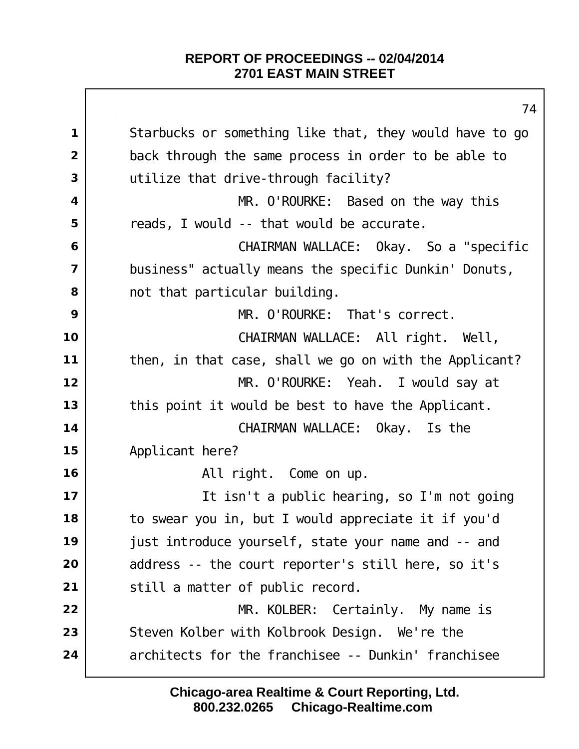Starbucks or something like that, they would have to go back through the same process in order to be able to utilize that drive-through facility?

MR. O'ROURKE: Based on the way this reads, I would -- that would be accurate.

CHAIRMAN WALLACE: Okay. So a "specific business" actually means the specific Dunkin' Donuts, not that particular building.

MR. O'ROURKE: That's correct.

CHAIRMAN WALLACE: All right. Well, then, in that case, shall we go on with the Applicant?

MR. O'ROURKE: Yeah. I would say at this point it would be best to have the Applicant.

CHAIRMAN WALLACE: Okay. Is the Applicant here?

All right. Come on up.

It isn't a public hearing, so I'm not going to swear you in, but I would appreciate it if you'd just introduce yourself, state your name and -- and address -- the court reporter's still here, so it's still a matter of public record.

MR. KOLBER: Certainly. My name is Steven Kolber with Kolbrook Design. We're the architects for the franchisee -- Dunkin' franchisee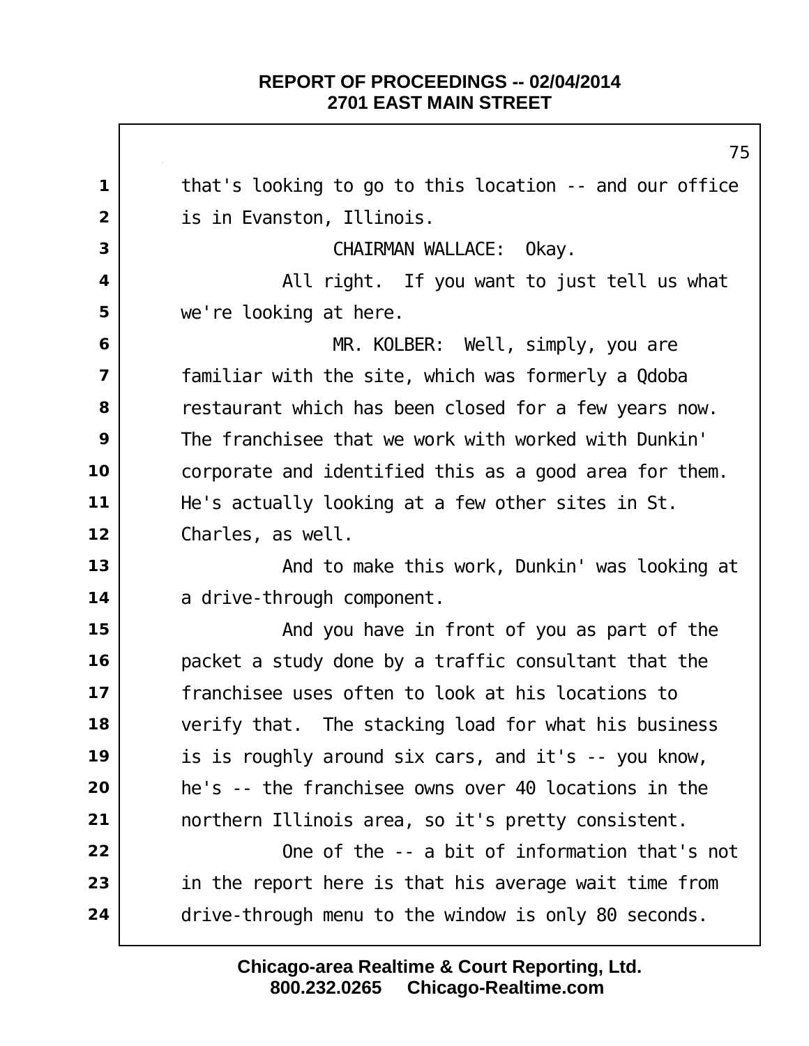that's looking to go to this location -- and our office is in Evanston, Illinois.

CHAIRMAN WALLACE: Okay.

All right. If you want to just tell us what we're looking at here.

MR. KOLBER: Well, simply, you are familiar with the site, which was formerly a Qdoba restaurant which has been closed for a few years now. The franchisee that we work with worked with Dunkin' corporate and identified this as a good area for them. He's actually looking at a few other sites in St. Charles, as well.

And to make this work, Dunkin' was looking at a drive-through component.

And you have in front of you as part of the packet a study done by a traffic consultant that the franchisee uses often to look at his locations to verify that. The stacking load for what his business is is roughly around six cars, and it's -- you know, he's -- the franchisee owns over 40 locations in the northern Illinois area, so it's pretty consistent.

One of the -- a bit of information that's not in the report here is that his average wait time from drive-through menu to the window is only 80 seconds.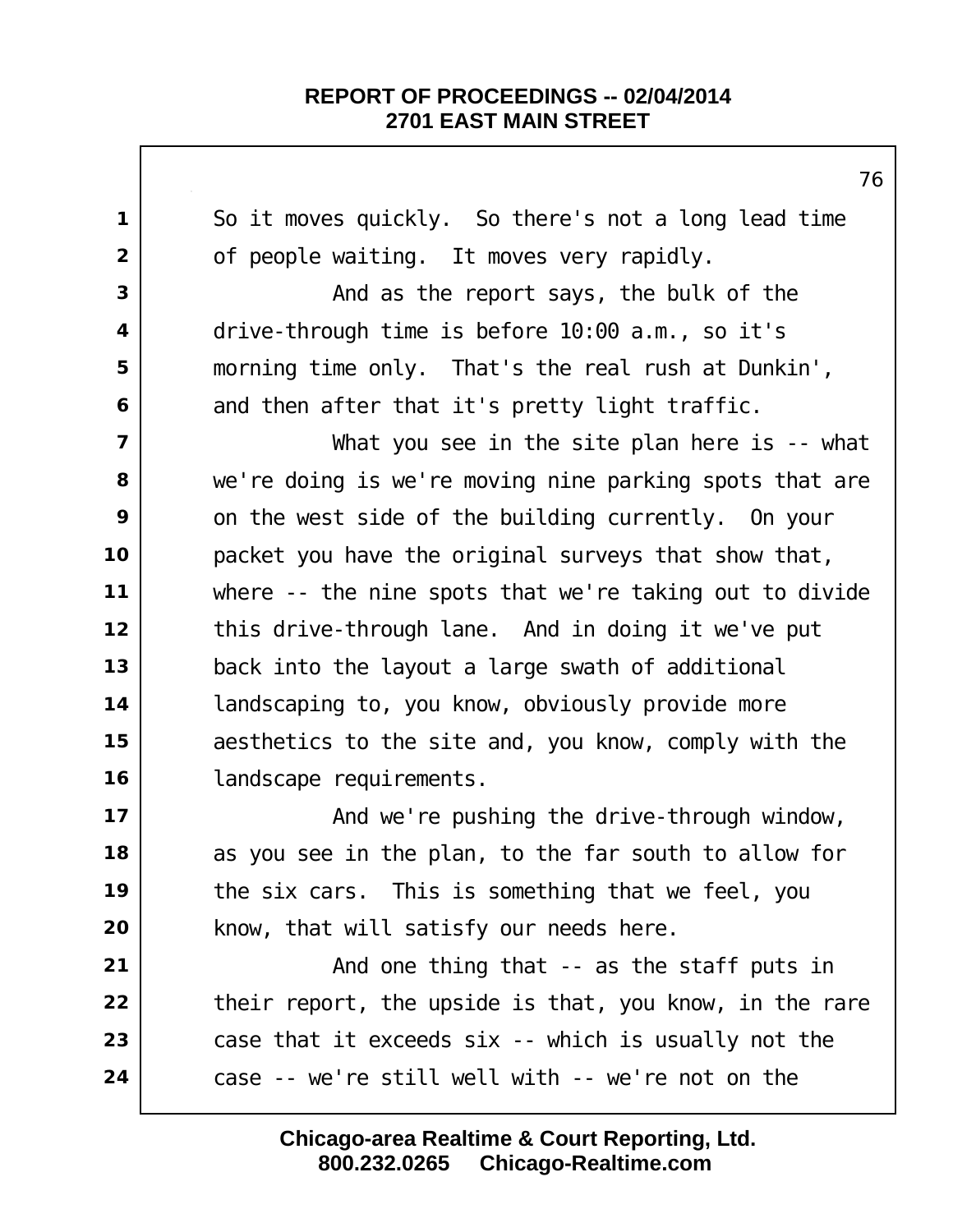So it moves quickly. So there's not a long lead time of people waiting. It moves very rapidly.

And as the report says, the bulk of the drive-through time is before 10:00 a.m., so it's morning time only. That's the real rush at Dunkin', and then after that it's pretty light traffic.

What you see in the site plan here is -- what we're doing is we're moving nine parking spots that are on the west side of the building currently. On your packet you have the original surveys that show that, where -- the nine spots that we're taking out to divide this drive-through lane. And in doing it we've put back into the layout a large swath of additional landscaping to, you know, obviously provide more aesthetics to the site and, you know, comply with the landscape requirements.

And we're pushing the drive-through window, as you see in the plan, to the far south to allow for the six cars. This is something that we feel, you know, that will satisfy our needs here.

And one thing that -- as the staff puts in their report, the upside is that, you know, in the rare case that it exceeds six -- which is usually not the case -- we're still well with -- we're not on the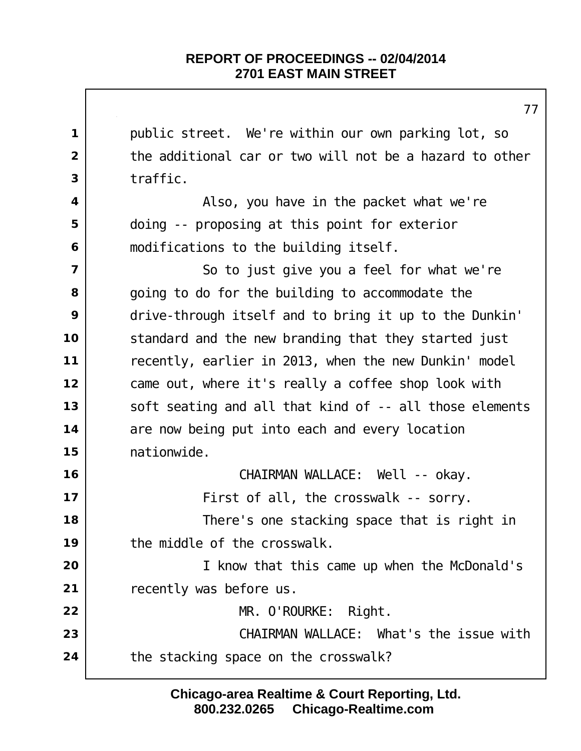public street. We're within our own parking lot, so the additional car or two will not be a hazard to other traffic.

Also, you have in the packet what we're doing -- proposing at this point for exterior modifications to the building itself.

So to just give you a feel for what we're going to do for the building to accommodate the drive-through itself and to bring it up to the Dunkin' standard and the new branding that they started just recently, earlier in 2013, when the new Dunkin' model came out, where it's really a coffee shop look with soft seating and all that kind of -- all those elements are now being put into each and every location nationwide.

CHAIRMAN WALLACE: Well -- okay.

First of all, the crosswalk -- sorry.

There's one stacking space that is right in the middle of the crosswalk.

I know that this came up when the McDonald's recently was before us.

MR. O'ROURKE: Right.

CHAIRMAN WALLACE: What's the issue with the stacking space on the crosswalk?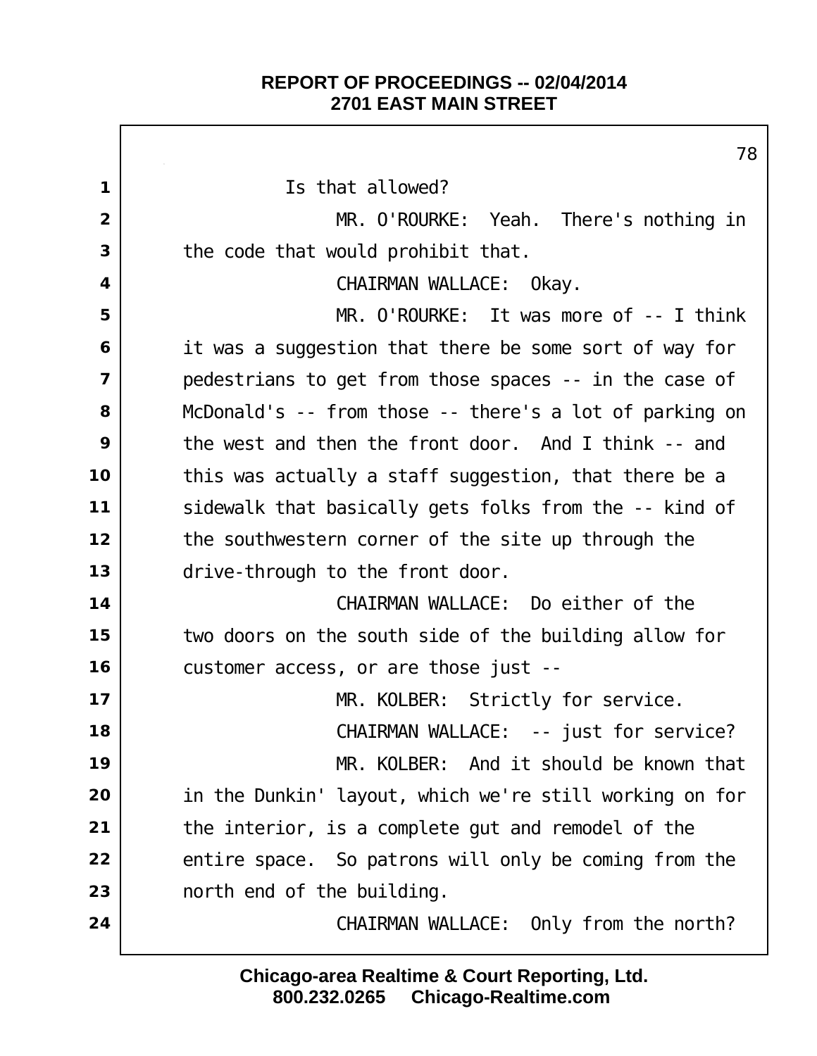1 Is that allowed?

2 MR. O'ROURKE: Yeah. There's nothing in

3 the code that would prohibit that.

4 CHAIRMAN WALLACE: Okay.

5 MR. O'ROURKE: It was more of -- I think

6 it was a suggestion that there be some sort of way for

7 pedestrians to get from those spaces -- in the case of

8 McDonald's -- from those -- there's a lot of parking on

9 the west and then the front door. And I think -- and

10 this was actually a staff suggestion, that there be a

11 sidewalk that basically gets folks from the -- kind of

12 the southwestern corner of the site up through the

13 drive-through to the front door.

14 CHAIRMAN WALLACE: Do either of the

15 two doors on the south side of the building allow for

16 customer access, or are those just --

17 MR. KOLBER: Strictly for service.

18 CHAIRMAN WALLACE: -- just for service?

19 MR. KOLBER: And it should be known that

20 in the Dunkin' layout, which we're still working on for

21 the interior, is a complete gut and remodel of the

22 entire space. So patrons will only be coming from the

23 north end of the building.

24 CHAIRMAN WALLACE: Only from the north?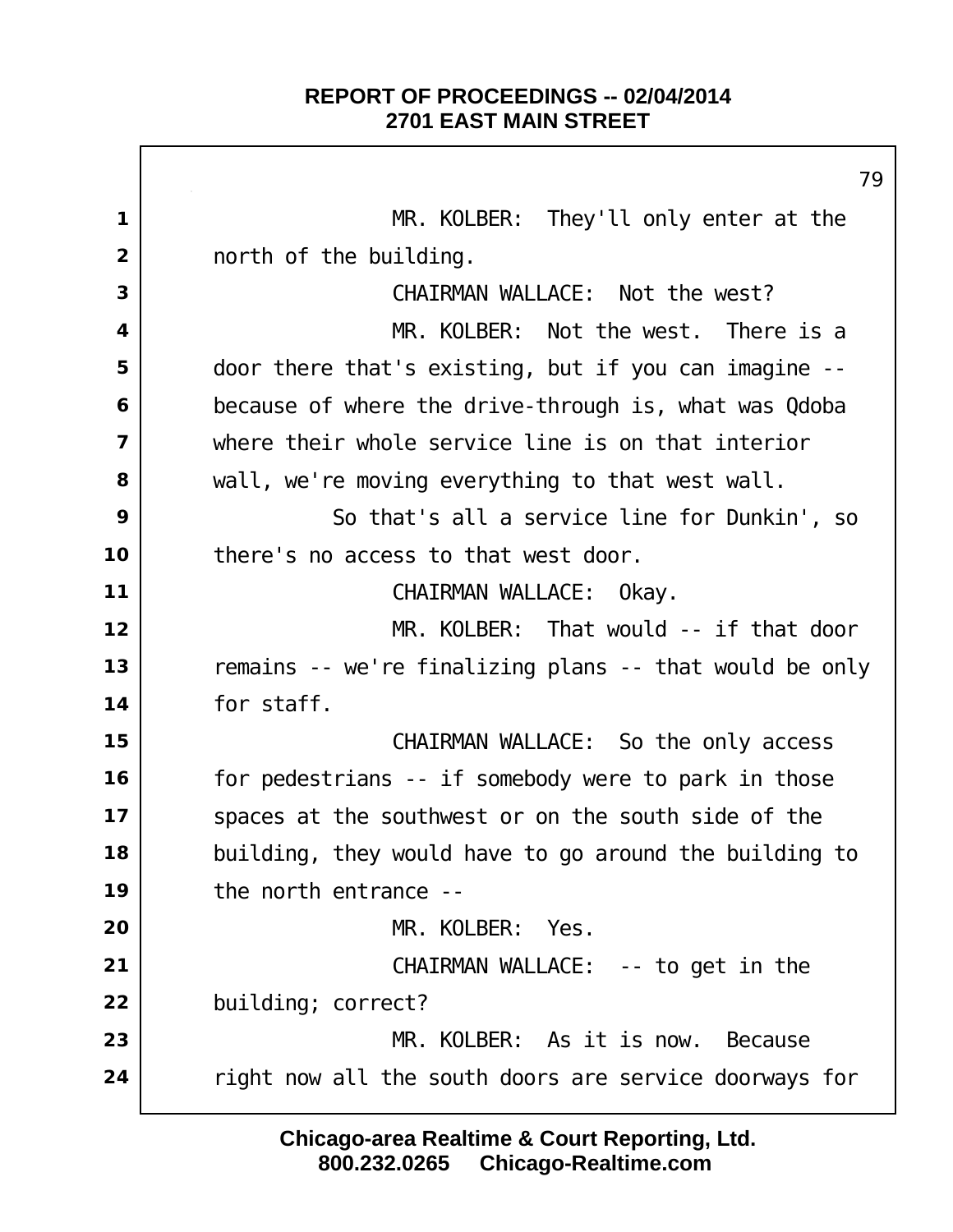MR. KOLBER: They'll only enter at the north of the building.

CHAIRMAN WALLACE: Not the west?

MR. KOLBER: Not the west. There is a door there that's existing, but if you can imagine -- because of where the drive-through is, what was Qdoba where their whole service line is on that interior wall, we're moving everything to that west wall.

So that's all a service line for Dunkin', so there's no access to that west door.

CHAIRMAN WALLACE: Okay.

MR. KOLBER: That would -- if that door remains -- we're finalizing plans -- that would be only for staff.

CHAIRMAN WALLACE: So the only access for pedestrians -- if somebody were to park in those spaces at the southwest or on the south side of the building, they would have to go around the building to the north entrance --

MR. KOLBER: Yes.

CHAIRMAN WALLACE: -- to get in the building; correct?

MR. KOLBER: As it is now. Because right now all the south doors are service doorways for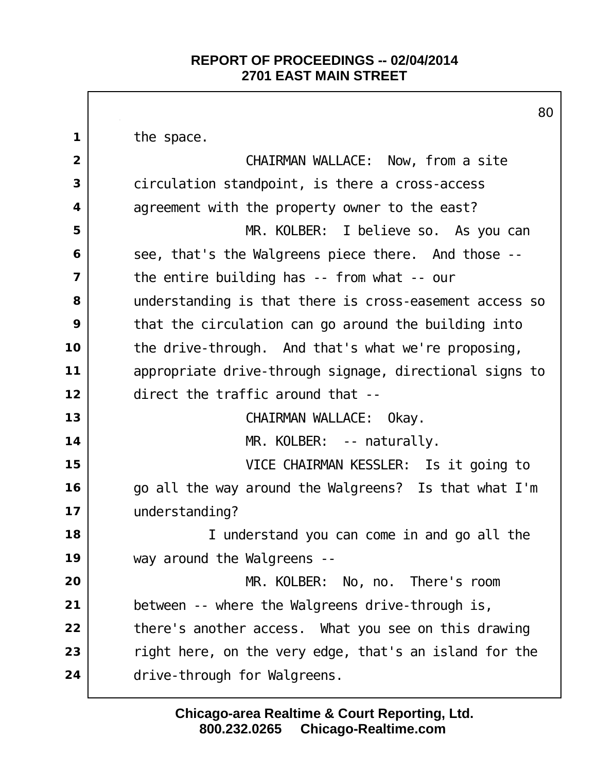the space.

CHAIRMAN WALLACE: Now, from a site circulation standpoint, is there a cross-access agreement with the property owner to the east?

MR. KOLBER: I believe so. As you can see, that's the Walgreens piece there. And those -- the entire building has -- from what -- our understanding is that there is cross-easement access so that the circulation can go around the building into the drive-through. And that's what we're proposing, appropriate drive-through signage, directional signs to direct the traffic around that --

CHAIRMAN WALLACE: Okay.

MR. KOLBER: -- naturally.

VICE CHAIRMAN KESSLER: Is it going to go all the way around the Walgreens? Is that what I'm understanding?

I understand you can come in and go all the way around the Walgreens --

MR. KOLBER: No, no. There's room between -- where the Walgreens drive-through is, there's another access. What you see on this drawing right here, on the very edge, that's an island for the drive-through for Walgreens.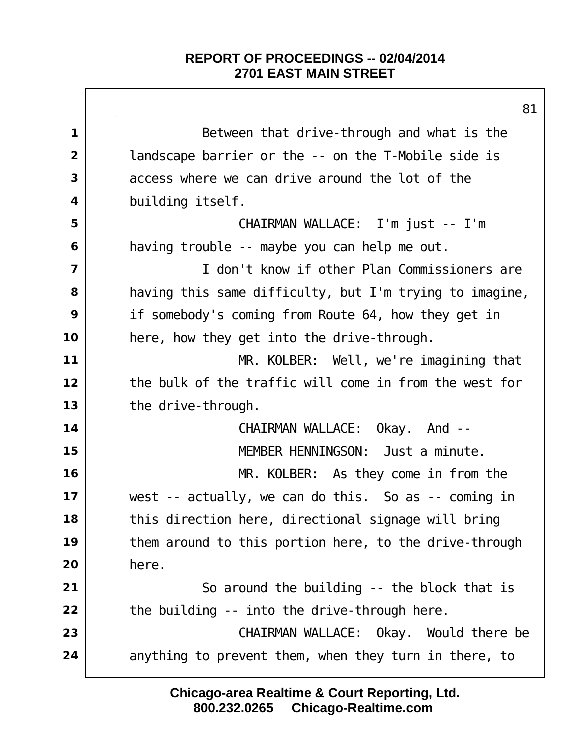Between that drive-through and what is the landscape barrier or the -- on the T-Mobile side is access where we can drive around the lot of the building itself.

CHAIRMAN WALLACE: I'm just -- I'm having trouble -- maybe you can help me out.

I don't know if other Plan Commissioners are having this same difficulty, but I'm trying to imagine, if somebody's coming from Route 64, how they get in here, how they get into the drive-through.

MR. KOLBER: Well, we're imagining that the bulk of the traffic will come in from the west for the drive-through.

CHAIRMAN WALLACE: Okay. And --

MEMBER HENNINGSON: Just a minute.

MR. KOLBER: As they come in from the west -- actually, we can do this. So as -- coming in this direction here, directional signage will bring them around to this portion here, to the drive-through here.

So around the building -- the block that is the building -- into the drive-through here.

CHAIRMAN WALLACE: Okay. Would there be anything to prevent them, when they turn in there, to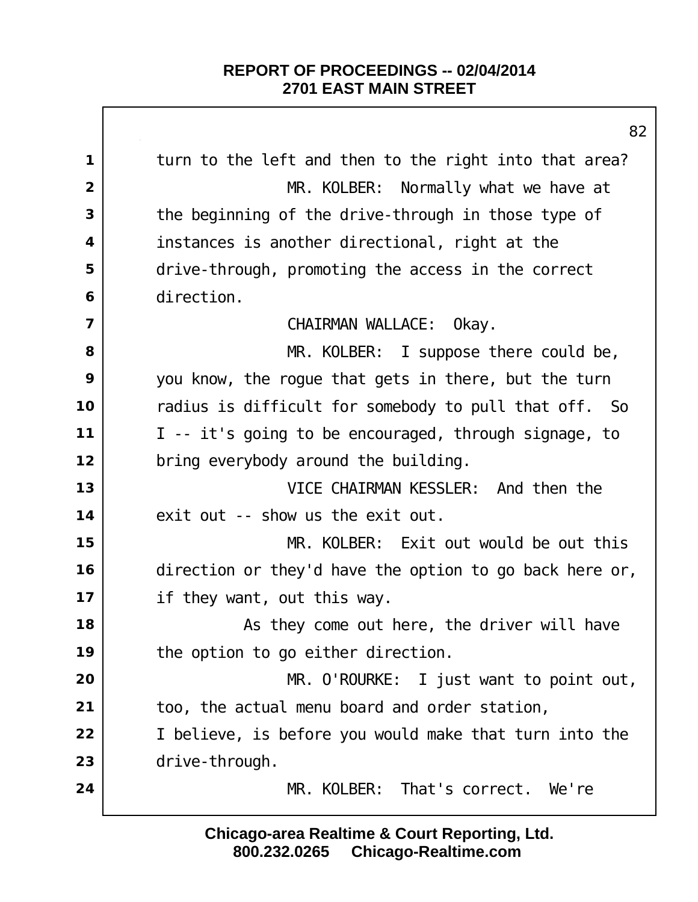turn to the left and then to the right into that area?

MR. KOLBER: Normally what we have at the beginning of the drive-through in those type of instances is another directional, right at the drive-through, promoting the access in the correct direction.

CHAIRMAN WALLACE: Okay.

MR. KOLBER: I suppose there could be, you know, the rogue that gets in there, but the turn radius is difficult for somebody to pull that off. So I -- it's going to be encouraged, through signage, to bring everybody around the building.

VICE CHAIRMAN KESSLER: And then the exit out -- show us the exit out.

MR. KOLBER: Exit out would be out this direction or they'd have the option to go back here or, if they want, out this way.

As they come out here, the driver will have the option to go either direction.

MR. O'ROURKE: I just want to point out, too, the actual menu board and order station, I believe, is before you would make that turn into the drive-through.

MR. KOLBER: That's correct. We're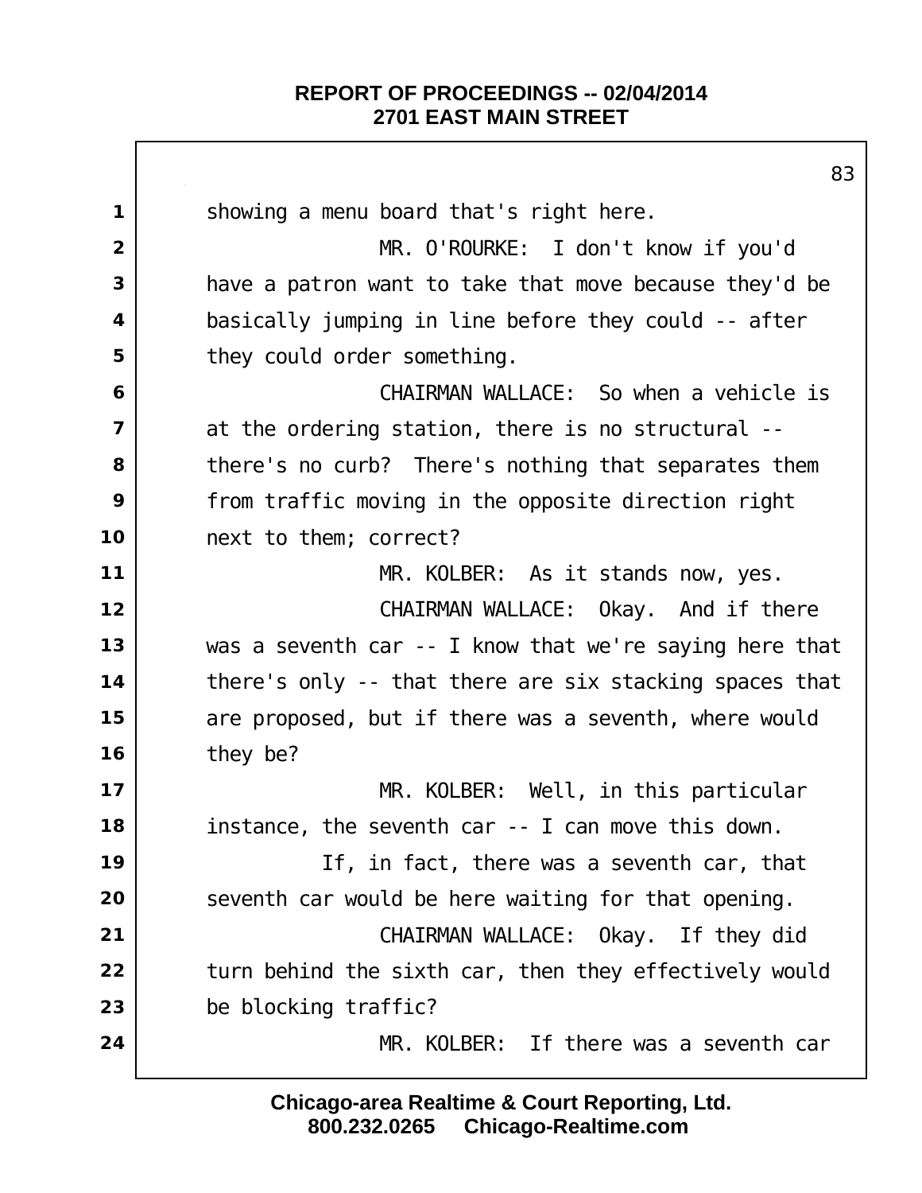showing a menu board that's right here.

MR. O'ROURKE: I don't know if you'd have a patron want to take that move because they'd be basically jumping in line before they could -- after they could order something.

CHAIRMAN WALLACE: So when a vehicle is at the ordering station, there is no structural -- there's no curb? There's nothing that separates them from traffic moving in the opposite direction right next to them; correct?

MR. KOLBER: As it stands now, yes.

CHAIRMAN WALLACE: Okay. And if there was a seventh car -- I know that we're saying here that there's only -- that there are six stacking spaces that are proposed, but if there was a seventh, where would they be?

MR. KOLBER: Well, in this particular instance, the seventh car -- I can move this down.

If, in fact, there was a seventh car, that seventh car would be here waiting for that opening.

CHAIRMAN WALLACE: Okay. If they did turn behind the sixth car, then they effectively would be blocking traffic?

MR. KOLBER: If there was a seventh car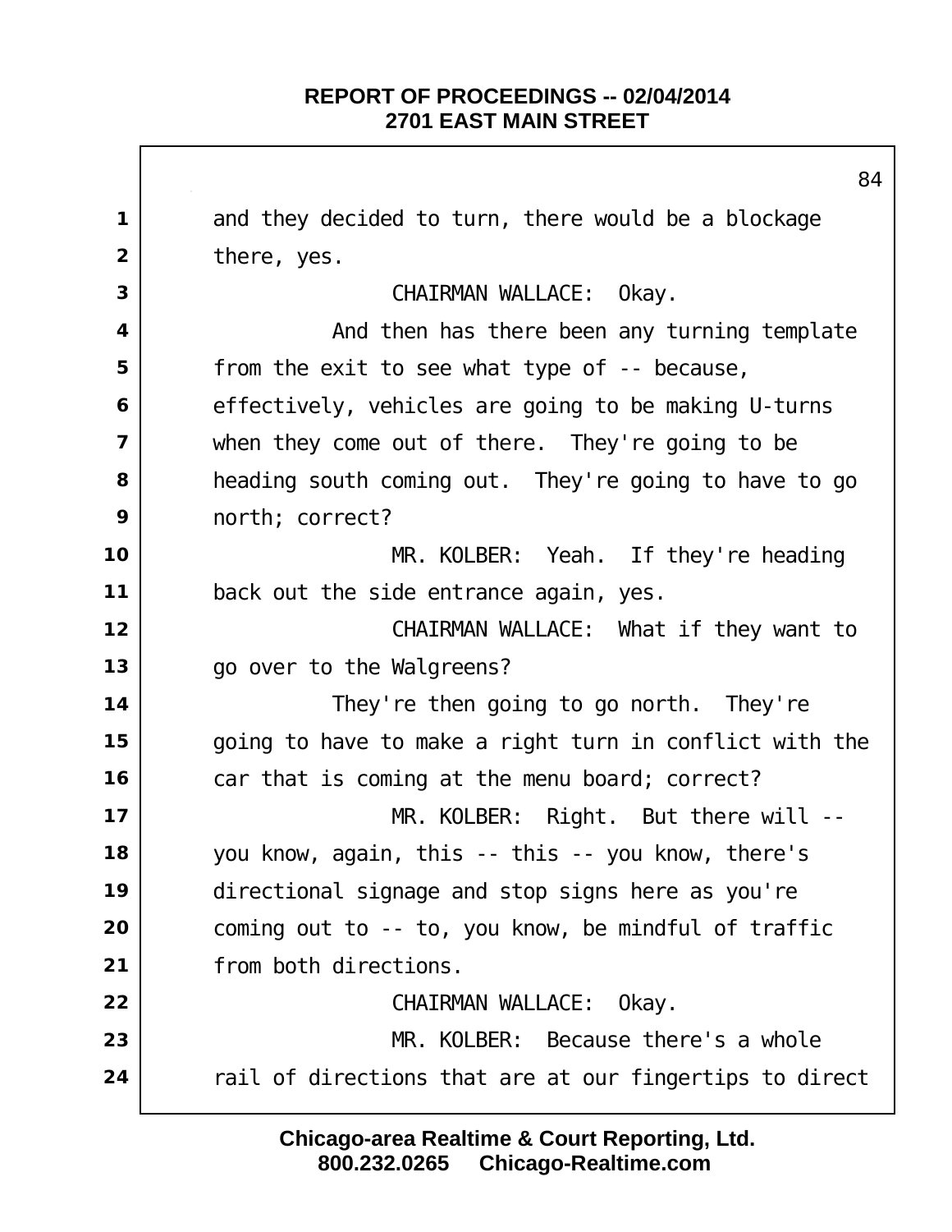and they decided to turn, there would be a blockage there, yes.

CHAIRMAN WALLACE: Okay.

And then has there been any turning template from the exit to see what type of -- because, effectively, vehicles are going to be making U-turns when they come out of there. They're going to be heading south coming out. They're going to have to go north; correct?

MR. KOLBER: Yeah. If they're heading back out the side entrance again, yes.

CHAIRMAN WALLACE: What if they want to go over to the Walgreens?

They're then going to go north. They're going to have to make a right turn in conflict with the car that is coming at the menu board; correct?

MR. KOLBER: Right. But there will -- you know, again, this -- this -- you know, there's directional signage and stop signs here as you're coming out to -- to, you know, be mindful of traffic from both directions.

CHAIRMAN WALLACE: Okay.

MR. KOLBER: Because there's a whole rail of directions that are at our fingertips to direct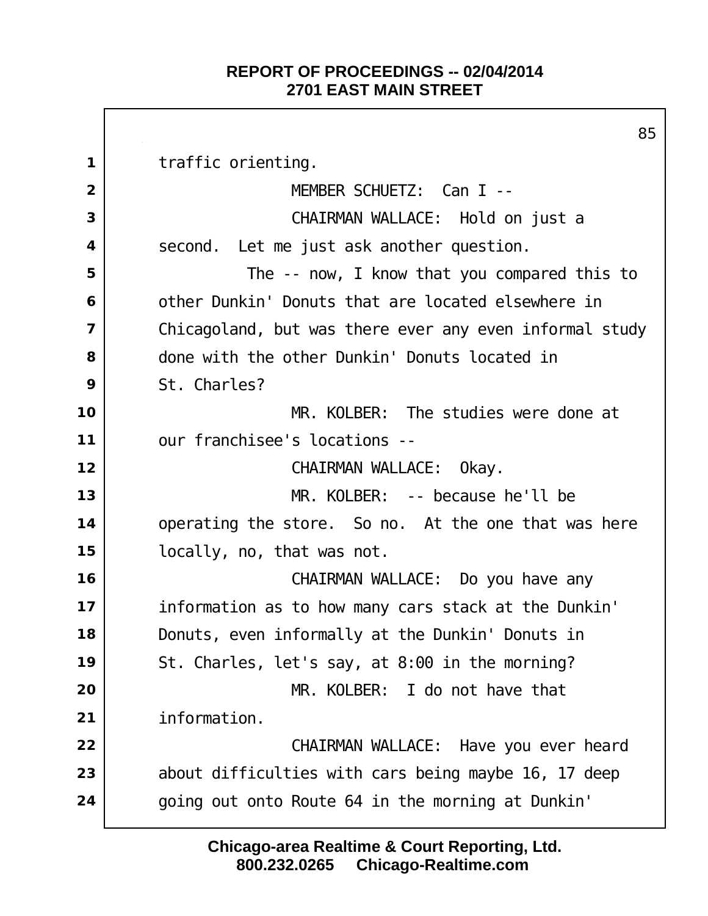traffic orienting.

MEMBER SCHUETZ: Can I --

CHAIRMAN WALLACE: Hold on just a second. Let me just ask another question.

The -- now, I know that you compared this to other Dunkin' Donuts that are located elsewhere in Chicagoland, but was there ever any even informal study done with the other Dunkin' Donuts located in St. Charles?

MR. KOLBER: The studies were done at our franchisee's locations --

CHAIRMAN WALLACE: Okay.

MR. KOLBER: -- because he'll be operating the store. So no. At the one that was here locally, no, that was not.

CHAIRMAN WALLACE: Do you have any information as to how many cars stack at the Dunkin' Donuts, even informally at the Dunkin' Donuts in St. Charles, let's say, at 8:00 in the morning?

MR. KOLBER: I do not have that information.

CHAIRMAN WALLACE: Have you ever heard about difficulties with cars being maybe 16, 17 deep going out onto Route 64 in the morning at Dunkin'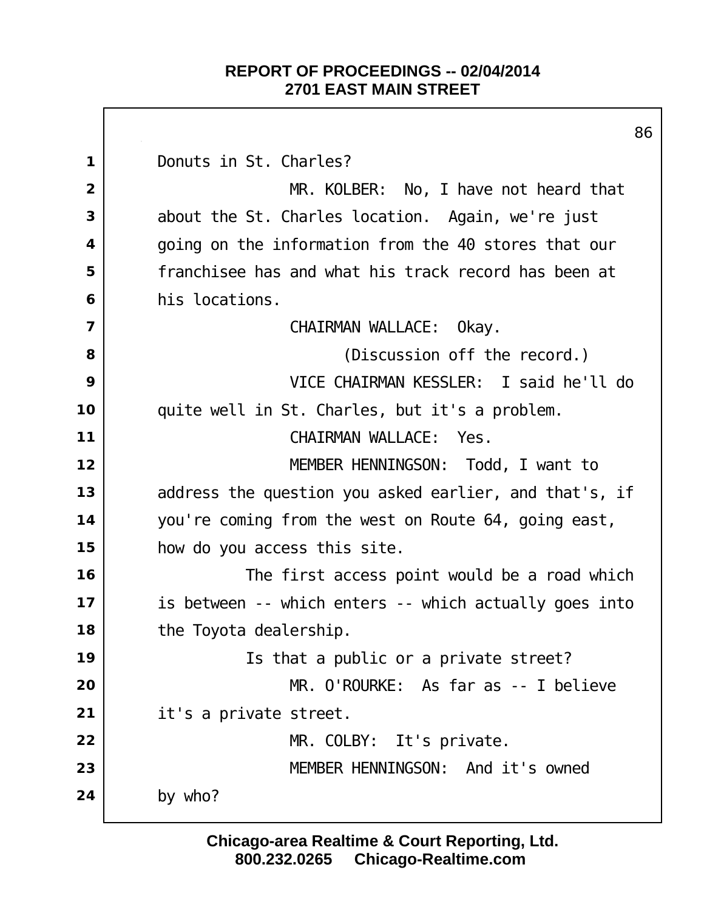Donuts in St. Charles?

MR. KOLBER: No, I have not heard that about the St. Charles location. Again, we're just going on the information from the 40 stores that our franchisee has and what his track record has been at his locations.

CHAIRMAN WALLACE: Okay.

(Discussion off the record.)

VICE CHAIRMAN KESSLER: I said he'll do quite well in St. Charles, but it's a problem.

CHAIRMAN WALLACE: Yes.

MEMBER HENNINGSON: Todd, I want to address the question you asked earlier, and that's, if you're coming from the west on Route 64, going east, how do you access this site.

The first access point would be a road which is between -- which enters -- which actually goes into the Toyota dealership.

Is that a public or a private street?

MR. O'ROURKE: As far as -- I believe it's a private street.

MR. COLBY: It's private.

MEMBER HENNINGSON: And it's owned by who?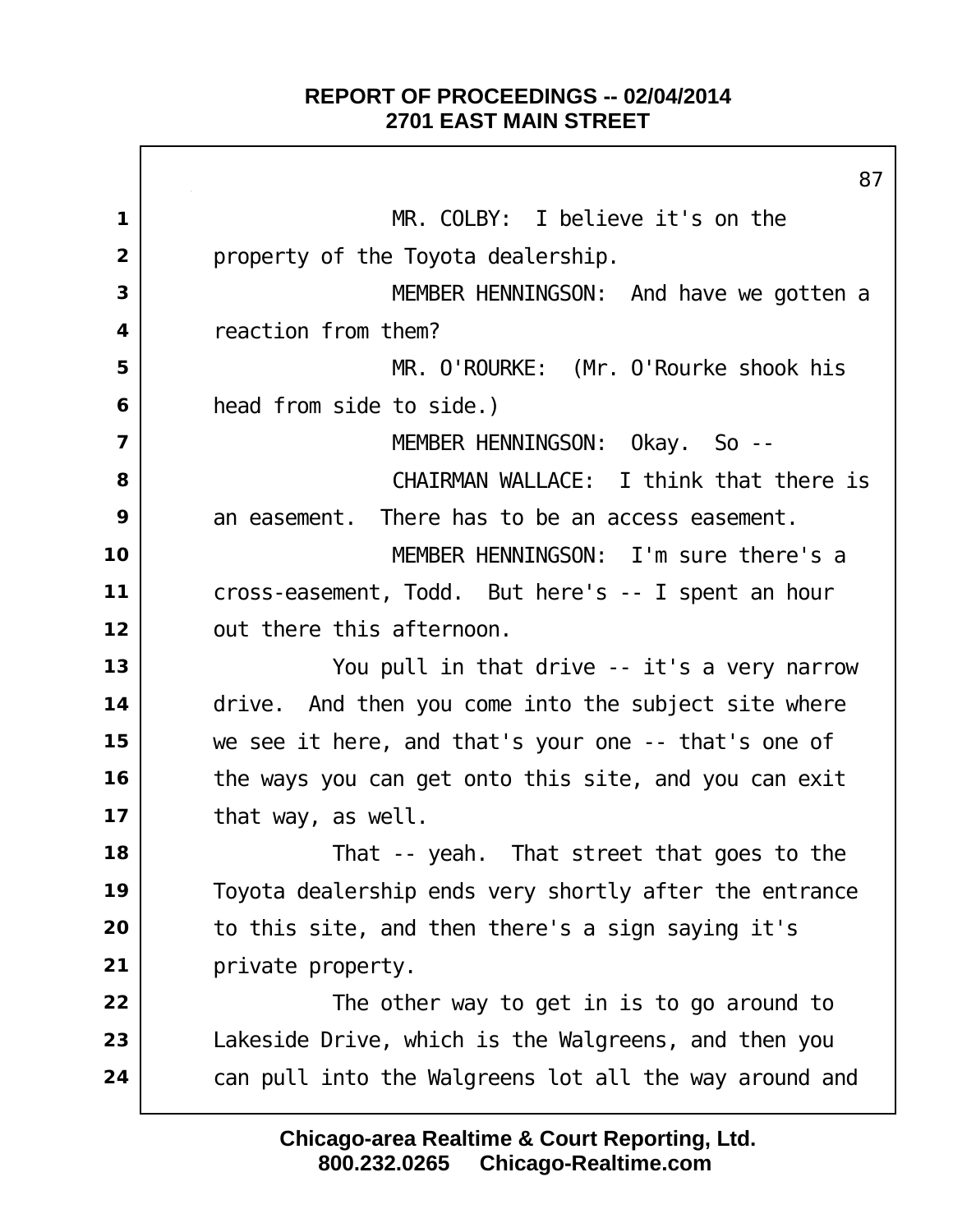MR. COLBY: I believe it's on the property of the Toyota dealership.

MEMBER HENNINGSON: And have we gotten a reaction from them?

MR. O'ROURKE: (Mr. O'Rourke shook his head from side to side.)

MEMBER HENNINGSON: Okay. So --

CHAIRMAN WALLACE: I think that there is an easement. There has to be an access easement.

MEMBER HENNINGSON: I'm sure there's a cross-easement, Todd. But here's -- I spent an hour out there this afternoon.

You pull in that drive -- it's a very narrow drive. And then you come into the subject site where we see it here, and that's your one -- that's one of the ways you can get onto this site, and you can exit that way, as well.

That -- yeah. That street that goes to the Toyota dealership ends very shortly after the entrance to this site, and then there's a sign saying it's private property.

The other way to get in is to go around to Lakeside Drive, which is the Walgreens, and then you can pull into the Walgreens lot all the way around and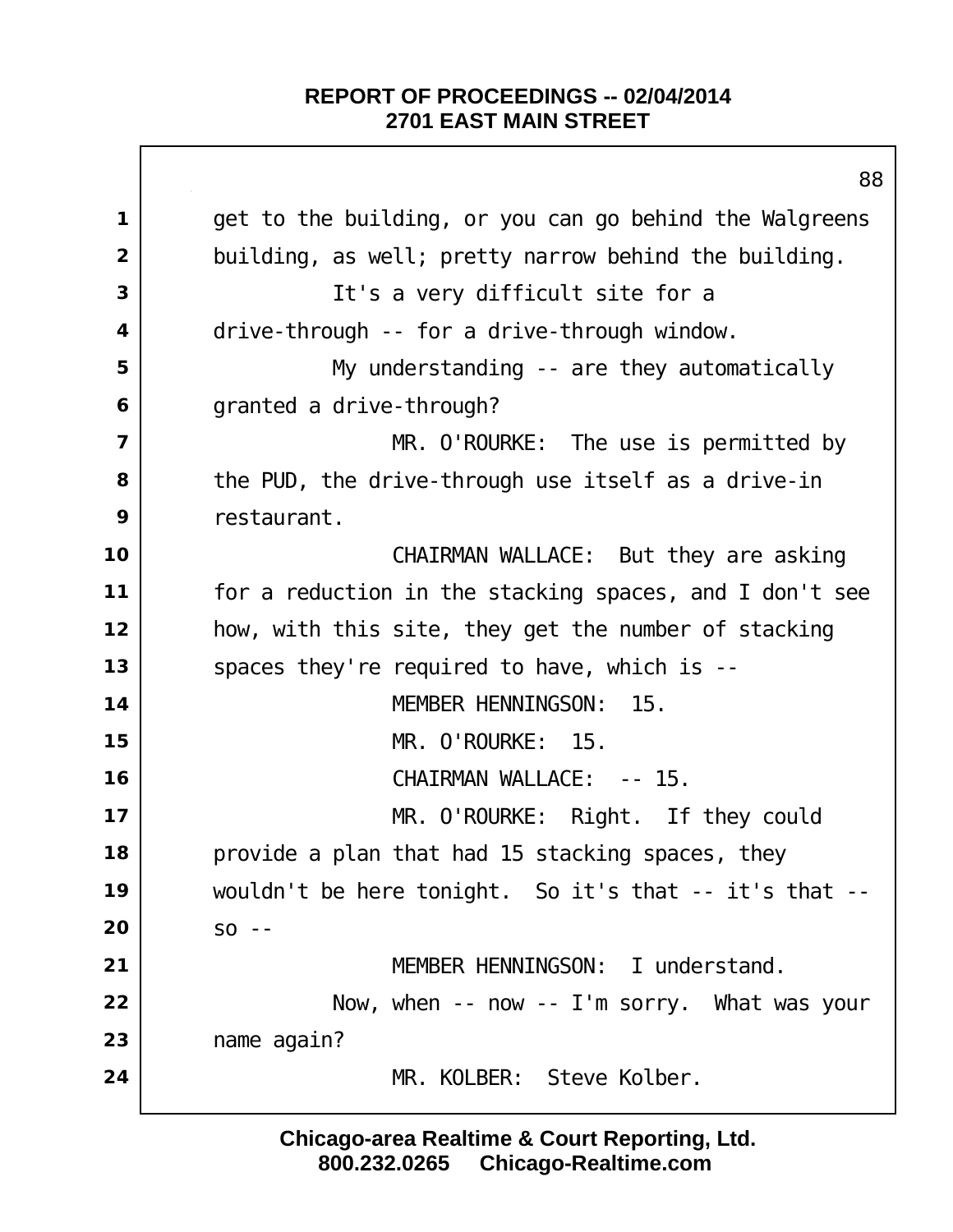get to the building, or you can go behind the Walgreens building, as well; pretty narrow behind the building.

It's a very difficult site for a drive-through -- for a drive-through window.

My understanding -- are they automatically granted a drive-through?

MR. O'ROURKE: The use is permitted by the PUD, the drive-through use itself as a drive-in restaurant.

CHAIRMAN WALLACE: But they are asking for a reduction in the stacking spaces, and I don't see how, with this site, they get the number of stacking spaces they're required to have, which is --

MEMBER HENNINGSON: 15.

MR. O'ROURKE: 15.

CHAIRMAN WALLACE: -- 15.

MR. O'ROURKE: Right. If they could provide a plan that had 15 stacking spaces, they wouldn't be here tonight. So it's that -- it's that -- so --

MEMBER HENNINGSON: I understand.

Now, when -- now -- I'm sorry. What was your name again?

MR. KOLBER: Steve Kolber.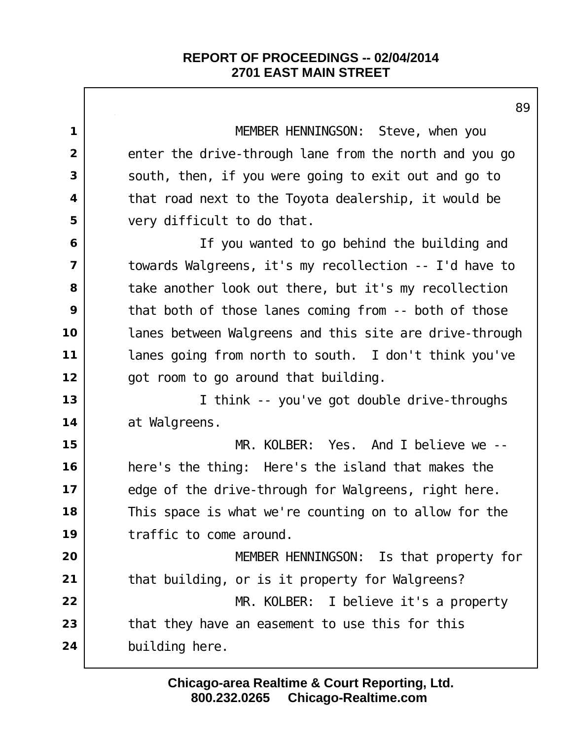MEMBER HENNINGSON: Steve, when you enter the drive-through lane from the north and you go south, then, if you were going to exit out and go to that road next to the Toyota dealership, it would be very difficult to do that.

If you wanted to go behind the building and towards Walgreens, it's my recollection -- I'd have to take another look out there, but it's my recollection that both of those lanes coming from -- both of those lanes between Walgreens and this site are drive-through lanes going from north to south. I don't think you've got room to go around that building.

I think -- you've got double drive-throughs at Walgreens.

MR. KOLBER: Yes. And I believe we -- here's the thing: Here's the island that makes the edge of the drive-through for Walgreens, right here. This space is what we're counting on to allow for the traffic to come around.

MEMBER HENNINGSON: Is that property for that building, or is it property for Walgreens?

MR. KOLBER: I believe it's a property that they have an easement to use this for this building here.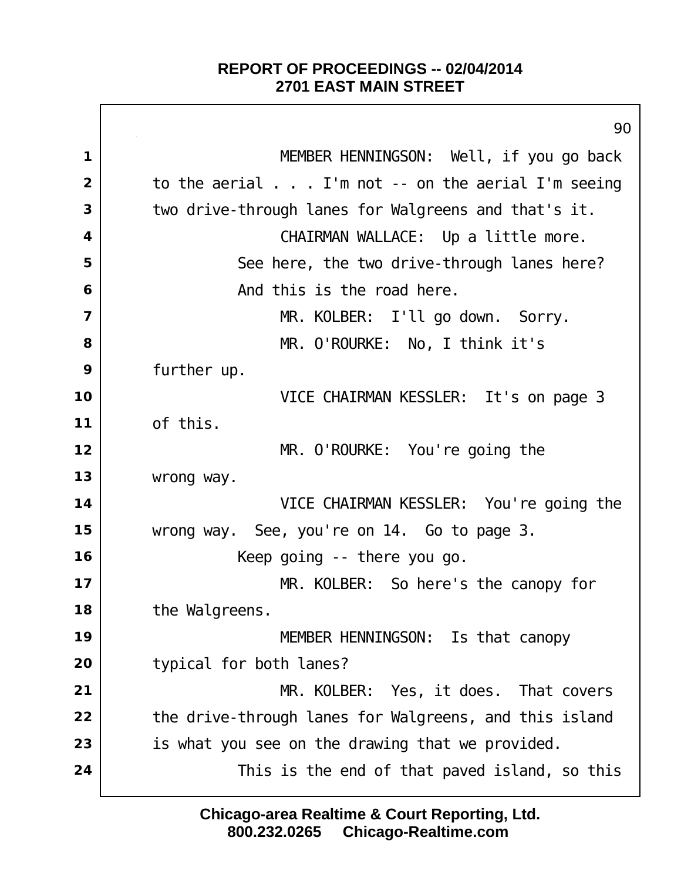MEMBER HENNINGSON: Well, if you go back to the aerial . . . I'm not -- on the aerial I'm seeing two drive-through lanes for Walgreens and that's it.

CHAIRMAN WALLACE: Up a little more. See here, the two drive-through lanes here? And this is the road here.

MR. KOLBER: I'll go down. Sorry.

MR. O'ROURKE: No, I think it's further up.

VICE CHAIRMAN KESSLER: It's on page 3 of this.

MR. O'ROURKE: You're going the wrong way.

VICE CHAIRMAN KESSLER: You're going the wrong way. See, you're on 14. Go to page 3. Keep going -- there you go.

MR. KOLBER: So here's the canopy for the Walgreens.

MEMBER HENNINGSON: Is that canopy typical for both lanes?

MR. KOLBER: Yes, it does. That covers the drive-through lanes for Walgreens, and this island is what you see on the drawing that we provided. This is the end of that paved island, so this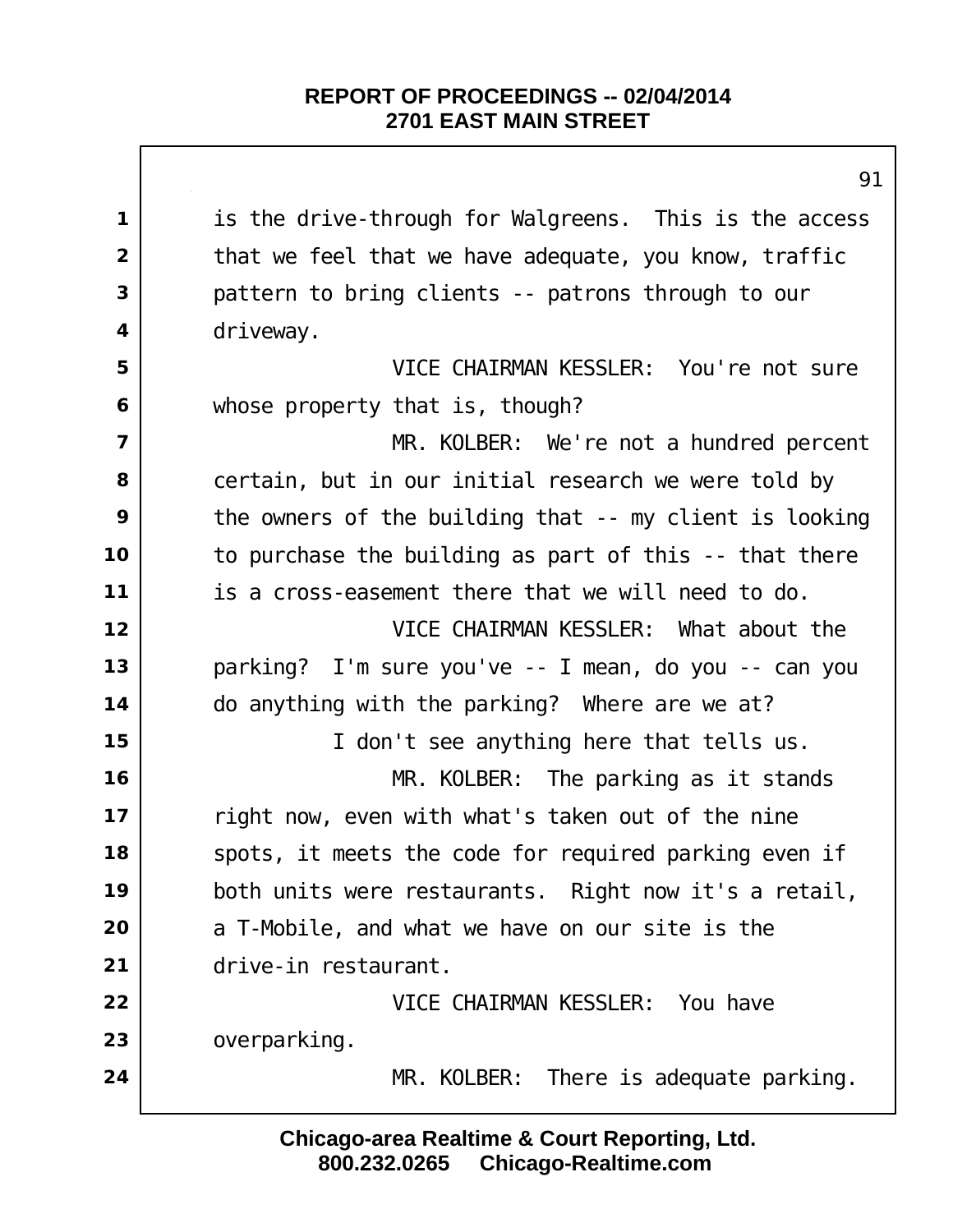is the drive-through for Walgreens. This is the access that we feel that we have adequate, you know, traffic pattern to bring clients -- patrons through to our driveway.

VICE CHAIRMAN KESSLER: You're not sure whose property that is, though?

MR. KOLBER: We're not a hundred percent certain, but in our initial research we were told by the owners of the building that -- my client is looking to purchase the building as part of this -- that there is a cross-easement there that we will need to do.

VICE CHAIRMAN KESSLER: What about the parking? I'm sure you've -- I mean, do you -- can you do anything with the parking? Where are we at?

I don't see anything here that tells us.

MR. KOLBER: The parking as it stands right now, even with what's taken out of the nine spots, it meets the code for required parking even if both units were restaurants. Right now it's a retail, a T-Mobile, and what we have on our site is the drive-in restaurant.

VICE CHAIRMAN KESSLER: You have overparking.

MR. KOLBER: There is adequate parking.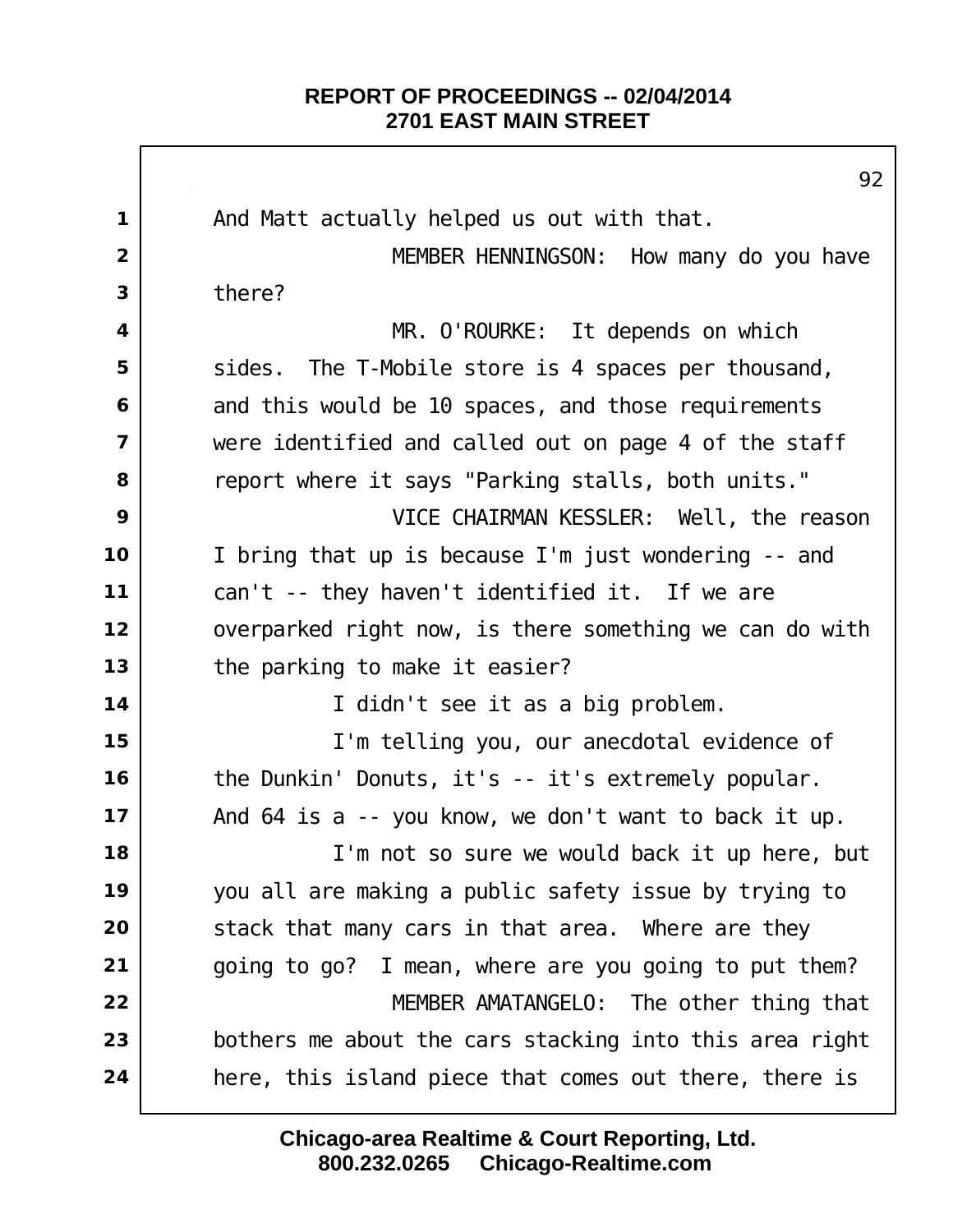And Matt actually helped us out with that.

MEMBER HENNINGSON: How many do you have there?

MR. O'ROURKE: It depends on which sides. The T-Mobile store is 4 spaces per thousand, and this would be 10 spaces, and those requirements were identified and called out on page 4 of the staff report where it says "Parking stalls, both units."

VICE CHAIRMAN KESSLER: Well, the reason I bring that up is because I'm just wondering -- and can't -- they haven't identified it. If we are overparked right now, is there something we can do with the parking to make it easier?

I didn't see it as a big problem.

I'm telling you, our anecdotal evidence of the Dunkin' Donuts, it's -- it's extremely popular. And 64 is a -- you know, we don't want to back it up.

I'm not so sure we would back it up here, but you all are making a public safety issue by trying to stack that many cars in that area. Where are they going to go? I mean, where are you going to put them?

MEMBER AMATANGELO: The other thing that bothers me about the cars stacking into this area right here, this island piece that comes out there, there is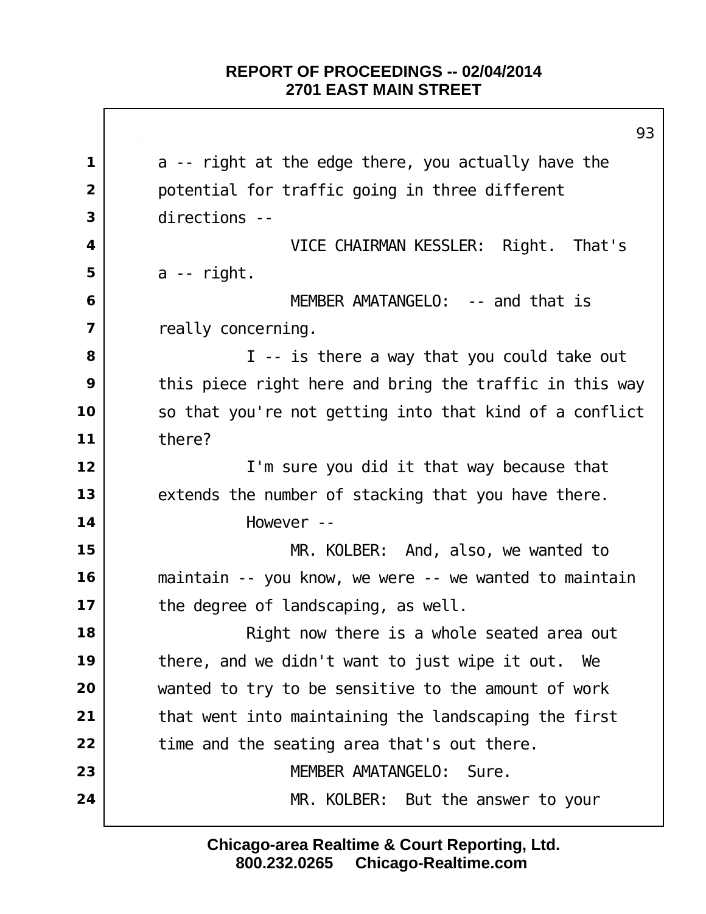a -- right at the edge there, you actually have the potential for traffic going in three different directions --

VICE CHAIRMAN KESSLER: Right. That's a -- right.

MEMBER AMATANGELO: -- and that is really concerning.

I -- is there a way that you could take out this piece right here and bring the traffic in this way so that you're not getting into that kind of a conflict there?

I'm sure you did it that way because that extends the number of stacking that you have there.

However --

MR. KOLBER: And, also, we wanted to maintain -- you know, we were -- we wanted to maintain the degree of landscaping, as well.

Right now there is a whole seated area out there, and we didn't want to just wipe it out. We wanted to try to be sensitive to the amount of work that went into maintaining the landscaping the first time and the seating area that's out there.

MEMBER AMATANGELO: Sure.

MR. KOLBER: But the answer to your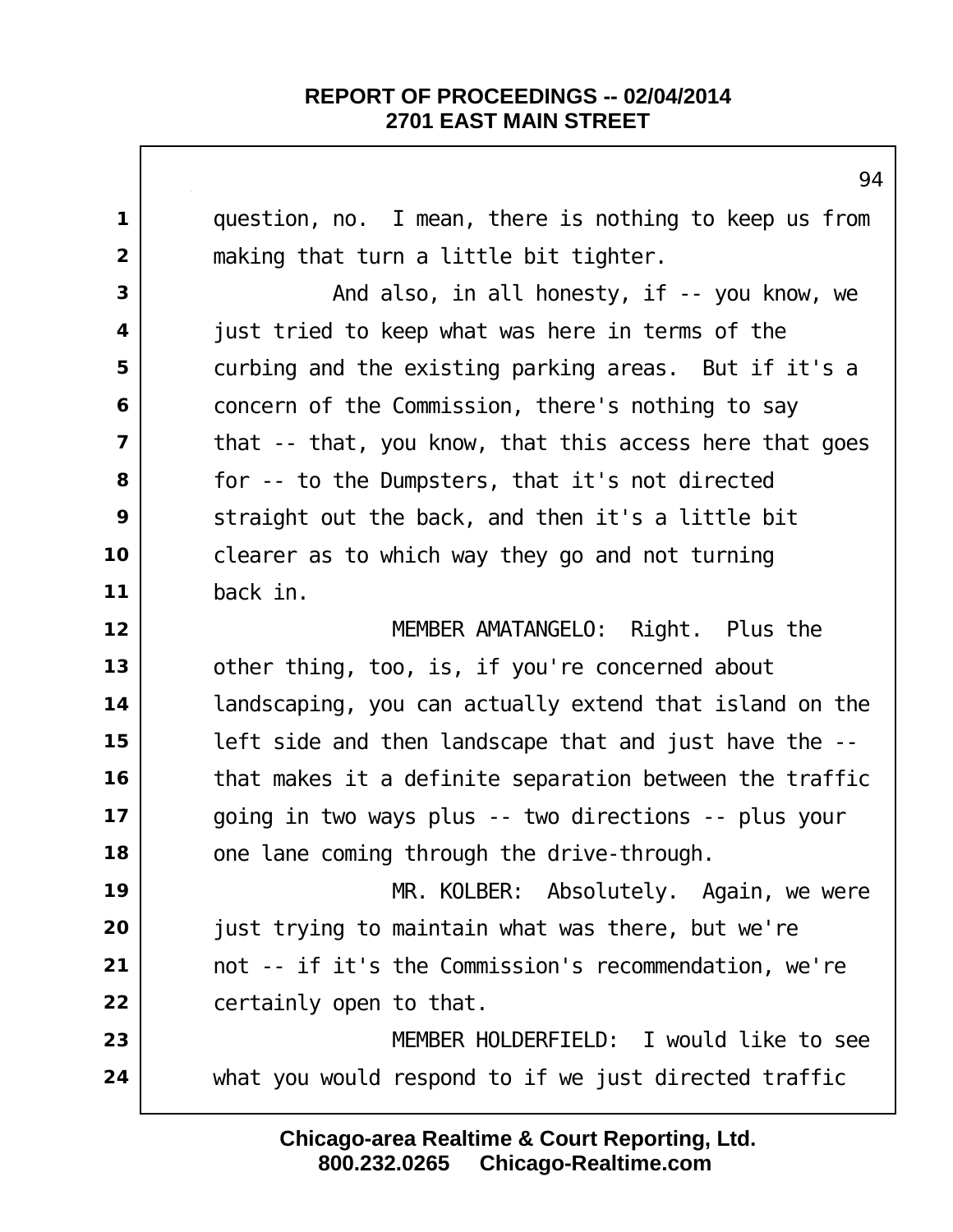question, no. I mean, there is nothing to keep us from making that turn a little bit tighter.

And also, in all honesty, if -- you know, we just tried to keep what was here in terms of the curbing and the existing parking areas. But if it's a concern of the Commission, there's nothing to say that -- that, you know, that this access here that goes for -- to the Dumpsters, that it's not directed straight out the back, and then it's a little bit clearer as to which way they go and not turning back in.

MEMBER AMATANGELO: Right. Plus the other thing, too, is, if you're concerned about landscaping, you can actually extend that island on the left side and then landscape that and just have the -- that makes it a definite separation between the traffic going in two ways plus -- two directions -- plus your one lane coming through the drive-through.

MR. KOLBER: Absolutely. Again, we were just trying to maintain what was there, but we're not -- if it's the Commission's recommendation, we're certainly open to that.

MEMBER HOLDERFIELD: I would like to see what you would respond to if we just directed traffic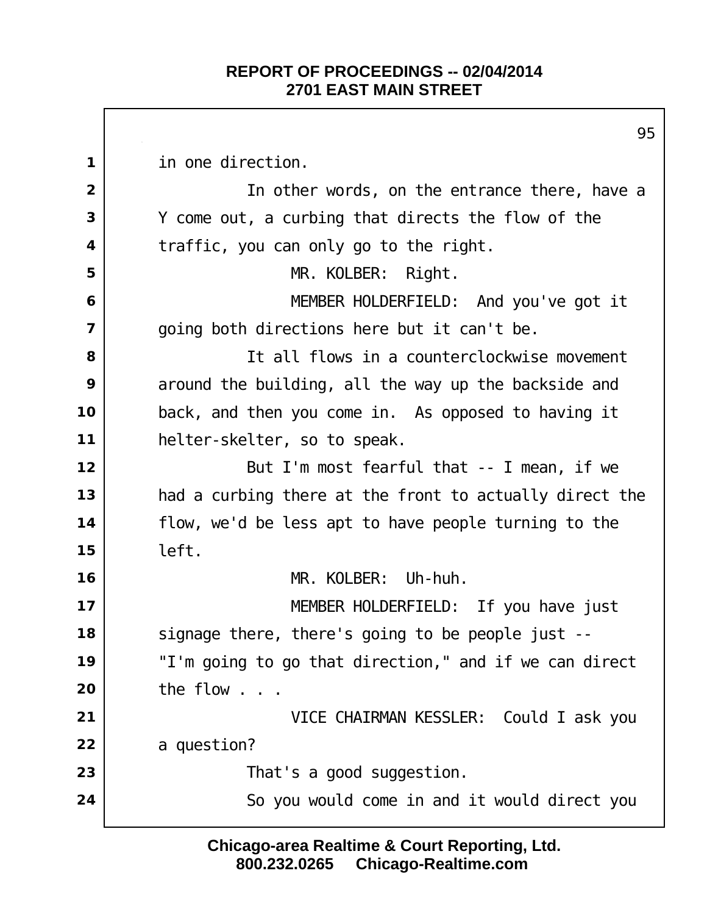in one direction.

In other words, on the entrance there, have a Y come out, a curbing that directs the flow of the traffic, you can only go to the right.

MR. KOLBER: Right.

MEMBER HOLDERFIELD: And you've got it going both directions here but it can't be.

It all flows in a counterclockwise movement around the building, all the way up the backside and back, and then you come in. As opposed to having it helter-skelter, so to speak.

But I'm most fearful that -- I mean, if we had a curbing there at the front to actually direct the flow, we'd be less apt to have people turning to the left.

MR. KOLBER: Uh-huh.

MEMBER HOLDERFIELD: If you have just signage there, there's going to be people just -- "I'm going to go that direction," and if we can direct the flow . . .

VICE CHAIRMAN KESSLER: Could I ask you a question?

That's a good suggestion.

So you would come in and it would direct you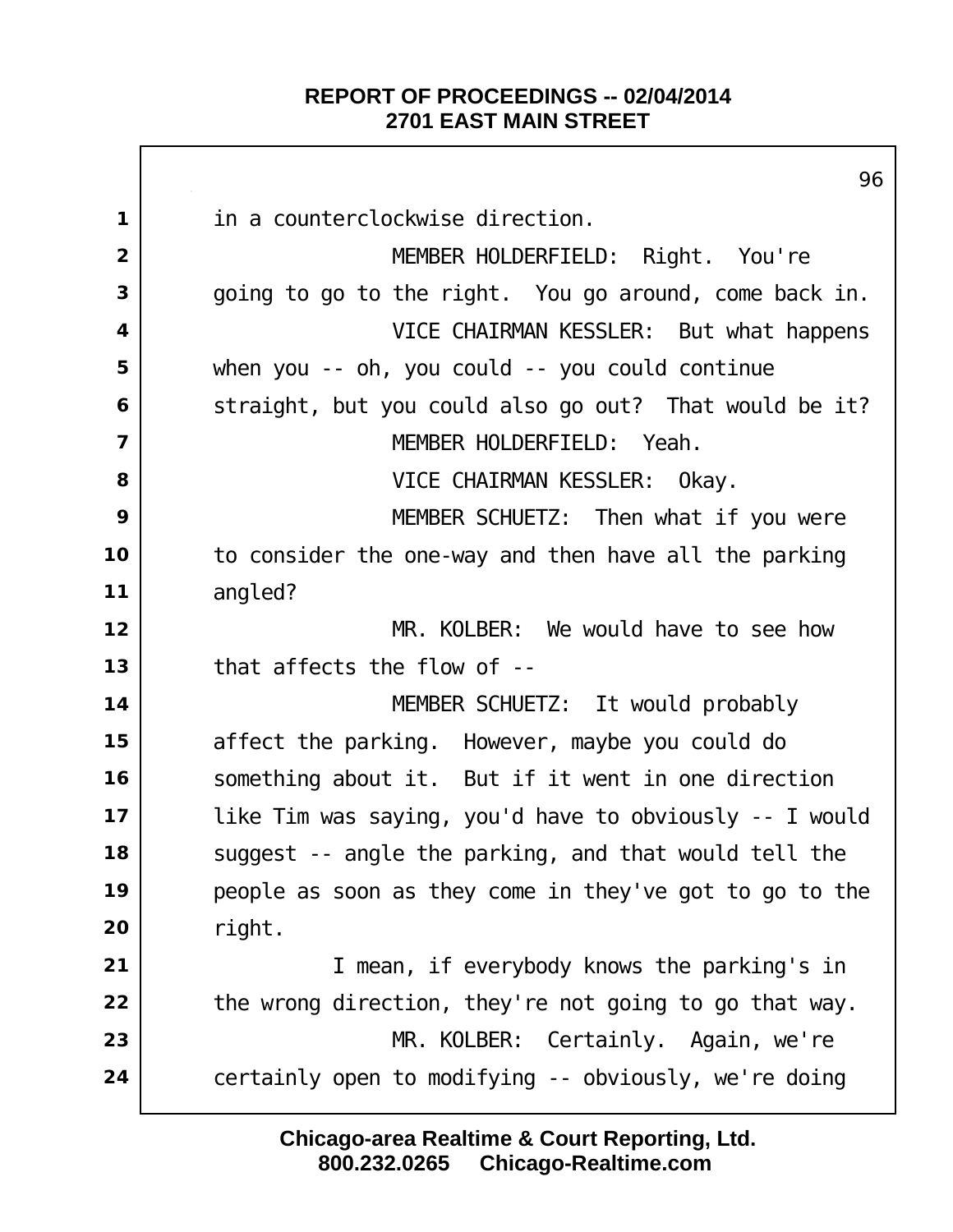in a counterclockwise direction.

MEMBER HOLDERFIELD: Right. You're going to go to the right. You go around, come back in.

VICE CHAIRMAN KESSLER: But what happens when you -- oh, you could -- you could continue straight, but you could also go out? That would be it?

MEMBER HOLDERFIELD: Yeah.

VICE CHAIRMAN KESSLER: Okay.

MEMBER SCHUETZ: Then what if you were to consider the one-way and then have all the parking angled?

MR. KOLBER: We would have to see how that affects the flow of --

MEMBER SCHUETZ: It would probably affect the parking. However, maybe you could do something about it. But if it went in one direction like Tim was saying, you'd have to obviously -- I would suggest -- angle the parking, and that would tell the people as soon as they come in they've got to go to the right.

I mean, if everybody knows the parking's in the wrong direction, they're not going to go that way.

MR. KOLBER: Certainly. Again, we're certainly open to modifying -- obviously, we're doing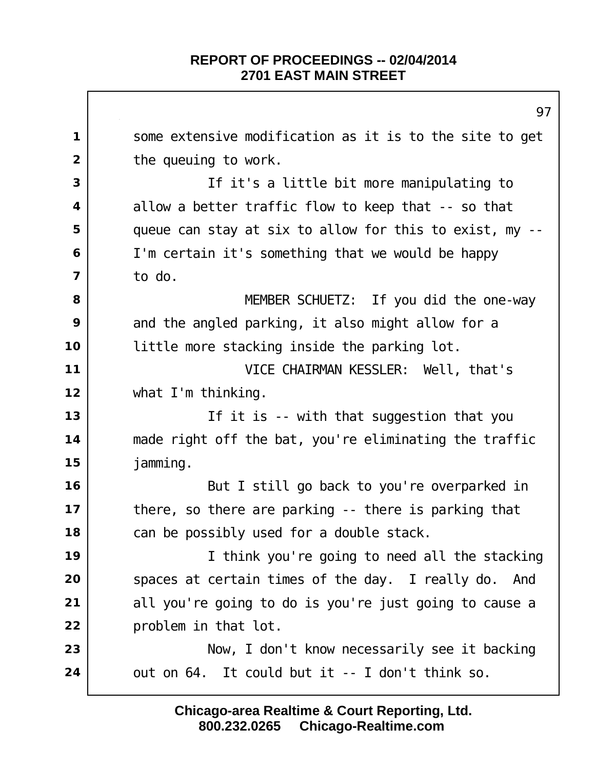some extensive modification as it is to the site to get the queuing to work.

If it's a little bit more manipulating to allow a better traffic flow to keep that -- so that queue can stay at six to allow for this to exist, my -- I'm certain it's something that we would be happy to do.

MEMBER SCHUETZ: If you did the one-way and the angled parking, it also might allow for a little more stacking inside the parking lot.

VICE CHAIRMAN KESSLER: Well, that's what I'm thinking.

If it is -- with that suggestion that you made right off the bat, you're eliminating the traffic jamming.

But I still go back to you're overparked in there, so there are parking -- there is parking that can be possibly used for a double stack.

I think you're going to need all the stacking spaces at certain times of the day. I really do. And all you're going to do is you're just going to cause a problem in that lot.

Now, I don't know necessarily see it backing out on 64. It could but it -- I don't think so.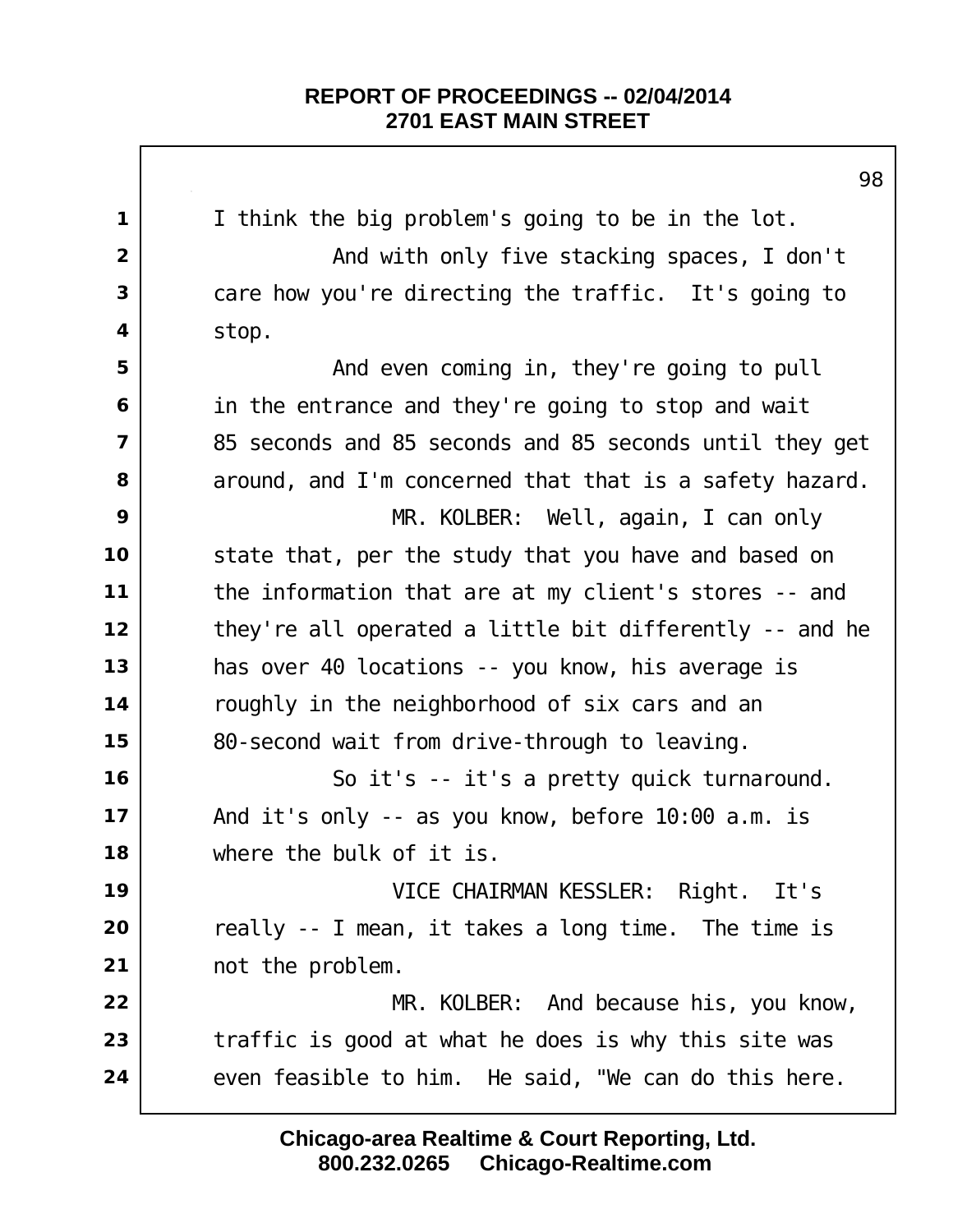I think the big problem's going to be in the lot.

And with only five stacking spaces, I don't care how you're directing the traffic. It's going to stop.

And even coming in, they're going to pull in the entrance and they're going to stop and wait 85 seconds and 85 seconds and 85 seconds until they get around, and I'm concerned that that is a safety hazard.

MR. KOLBER: Well, again, I can only state that, per the study that you have and based on the information that are at my client's stores -- and they're all operated a little bit differently -- and he has over 40 locations -- you know, his average is roughly in the neighborhood of six cars and an 80-second wait from drive-through to leaving.

So it's -- it's a pretty quick turnaround. And it's only -- as you know, before 10:00 a.m. is where the bulk of it is.

VICE CHAIRMAN KESSLER: Right. It's really -- I mean, it takes a long time. The time is not the problem.

MR. KOLBER: And because his, you know, traffic is good at what he does is why this site was even feasible to him. He said, "We can do this here.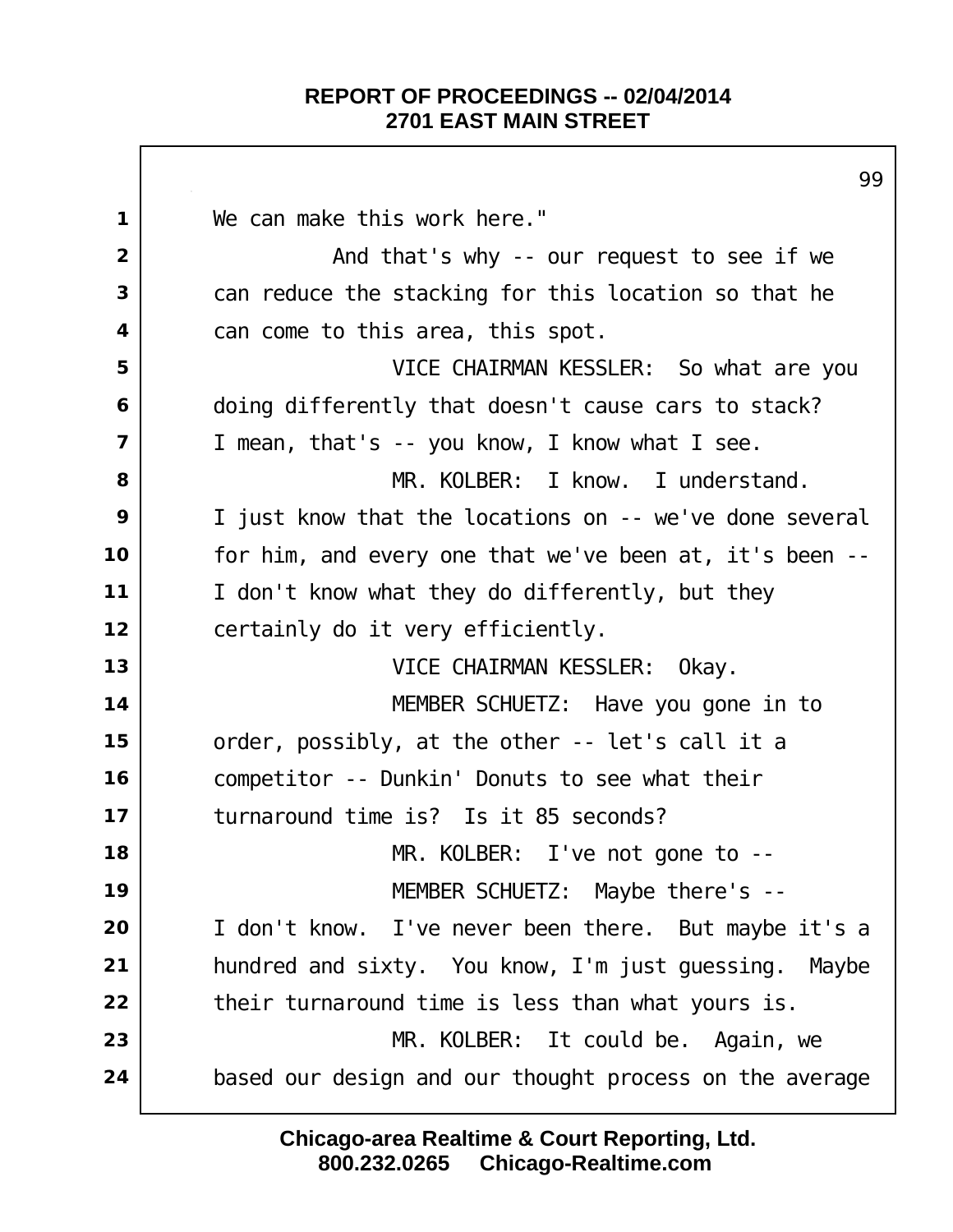We can make this work here."

And that's why -- our request to see if we can reduce the stacking for this location so that he can come to this area, this spot.

VICE CHAIRMAN KESSLER: So what are you doing differently that doesn't cause cars to stack? I mean, that's -- you know, I know what I see.

MR. KOLBER: I know. I understand. I just know that the locations on -- we've done several for him, and every one that we've been at, it's been -- I don't know what they do differently, but they certainly do it very efficiently.

VICE CHAIRMAN KESSLER: Okay.

MEMBER SCHUETZ: Have you gone in to order, possibly, at the other -- let's call it a competitor -- Dunkin' Donuts to see what their turnaround time is? Is it 85 seconds?

MR. KOLBER: I've not gone to --

MEMBER SCHUETZ: Maybe there's -- I don't know. I've never been there. But maybe it's a hundred and sixty. You know, I'm just guessing. Maybe their turnaround time is less than what yours is.

MR. KOLBER: It could be. Again, we based our design and our thought process on the average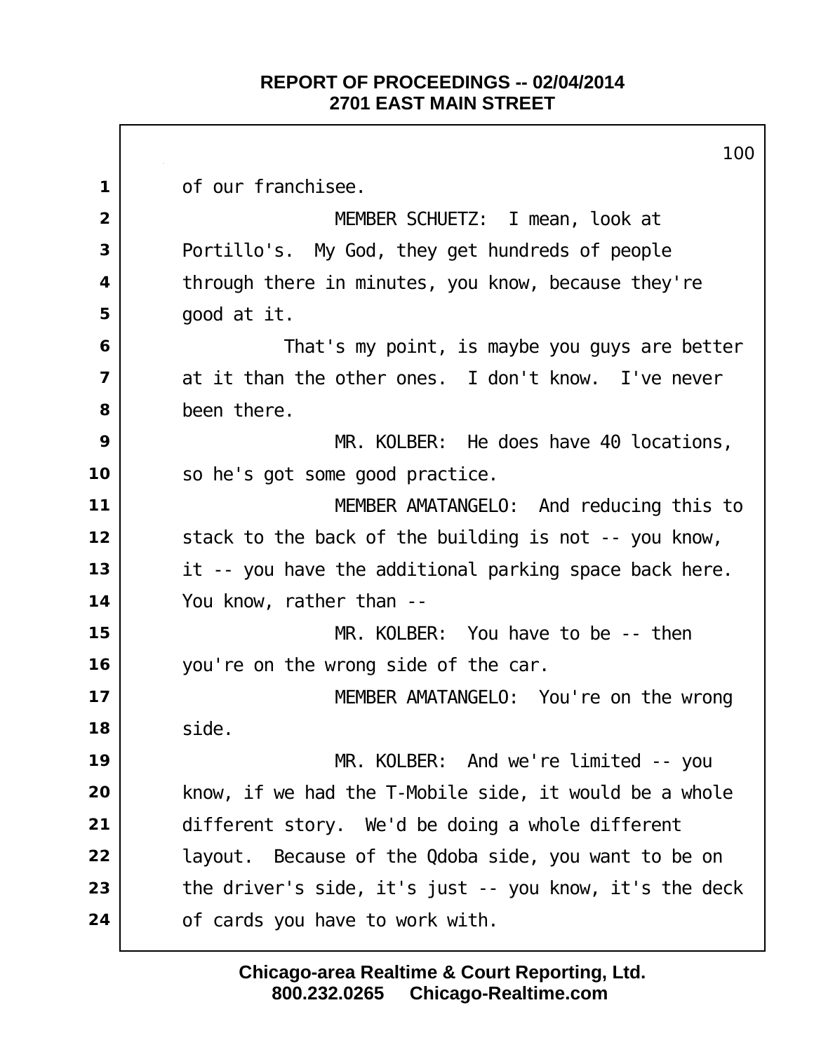of our franchisee.

MEMBER SCHUETZ: I mean, look at Portillo's. My God, they get hundreds of people through there in minutes, you know, because they're good at it.

That's my point, is maybe you guys are better at it than the other ones. I don't know. I've never been there.

MR. KOLBER: He does have 40 locations, so he's got some good practice.

MEMBER AMATANGELO: And reducing this to stack to the back of the building is not -- you know, it -- you have the additional parking space back here. You know, rather than --

MR. KOLBER: You have to be -- then you're on the wrong side of the car.

MEMBER AMATANGELO: You're on the wrong side.

MR. KOLBER: And we're limited -- you know, if we had the T-Mobile side, it would be a whole different story. We'd be doing a whole different layout. Because of the Qdoba side, you want to be on the driver's side, it's just -- you know, it's the deck of cards you have to work with.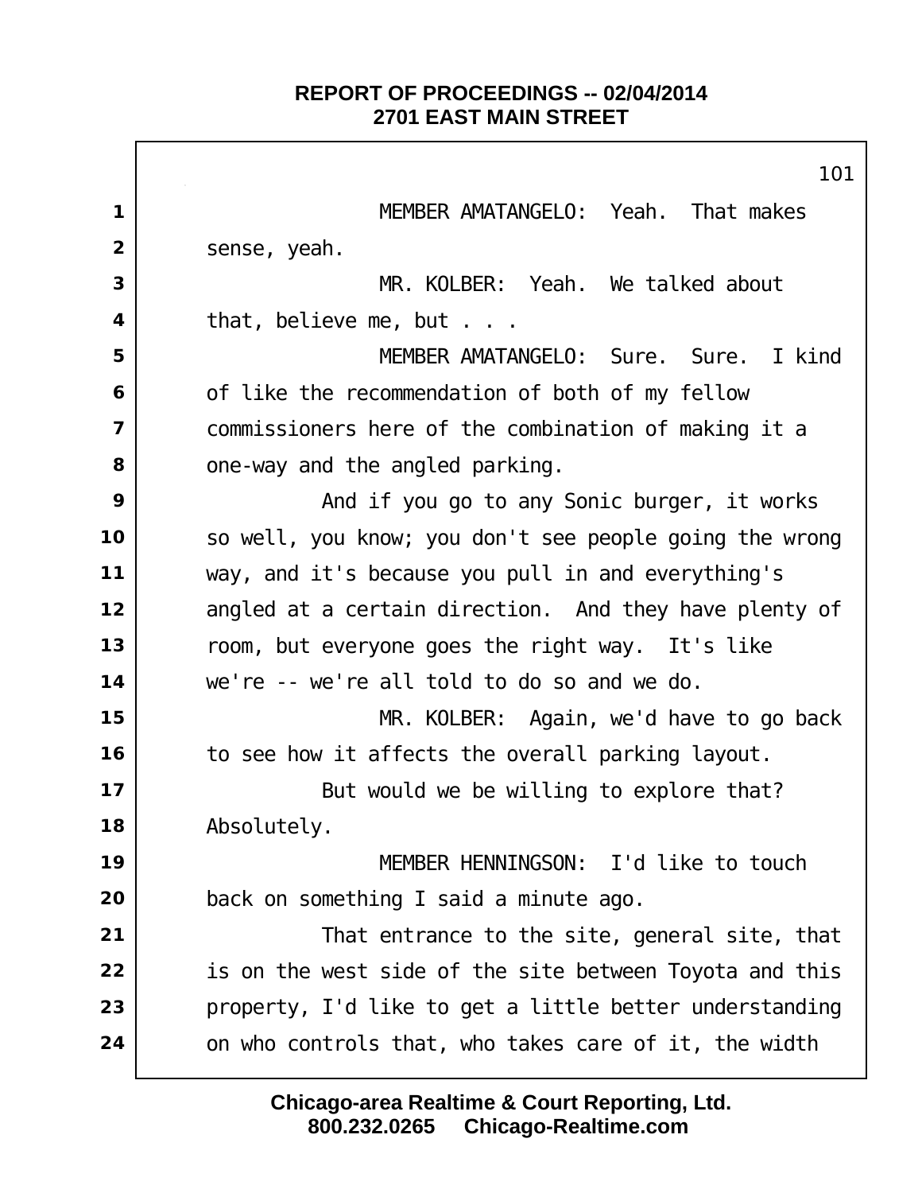MEMBER AMATANGELO: Yeah. That makes sense, yeah.

MR. KOLBER: Yeah. We talked about that, believe me, but . . .

MEMBER AMATANGELO: Sure. Sure. I kind of like the recommendation of both of my fellow commissioners here of the combination of making it a one-way and the angled parking.

And if you go to any Sonic burger, it works so well, you know; you don't see people going the wrong way, and it's because you pull in and everything's angled at a certain direction. And they have plenty of room, but everyone goes the right way. It's like we're -- we're all told to do so and we do.

MR. KOLBER: Again, we'd have to go back to see how it affects the overall parking layout.

But would we be willing to explore that? Absolutely.

MEMBER HENNINGSON: I'd like to touch back on something I said a minute ago.

That entrance to the site, general site, that is on the west side of the site between Toyota and this property, I'd like to get a little better understanding on who controls that, who takes care of it, the width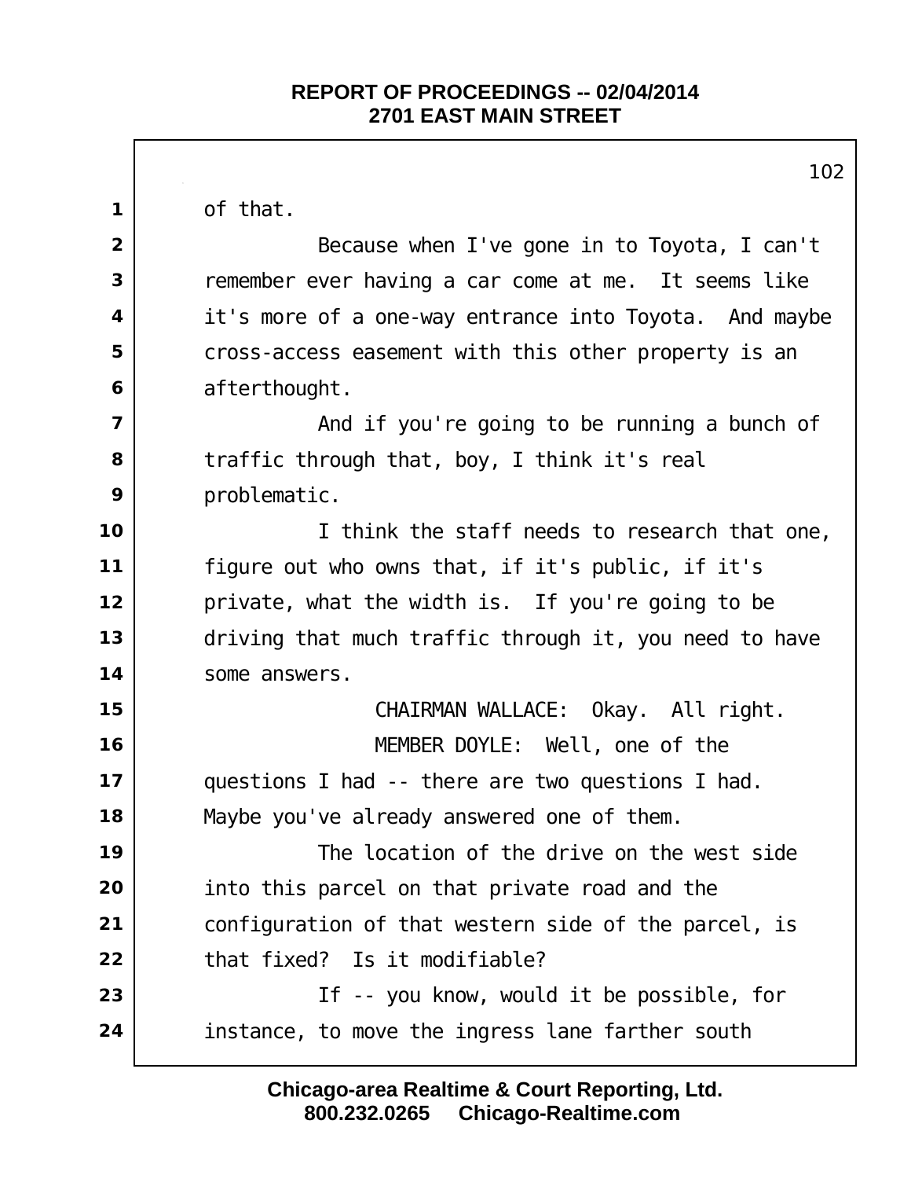of that.

Because when I've gone in to Toyota, I can't remember ever having a car come at me. It seems like it's more of a one-way entrance into Toyota. And maybe cross-access easement with this other property is an afterthought.

And if you're going to be running a bunch of traffic through that, boy, I think it's real problematic.

I think the staff needs to research that one, figure out who owns that, if it's public, if it's private, what the width is. If you're going to be driving that much traffic through it, you need to have some answers.

CHAIRMAN WALLACE: Okay. All right.

MEMBER DOYLE: Well, one of the questions I had -- there are two questions I had. Maybe you've already answered one of them.

The location of the drive on the west side into this parcel on that private road and the configuration of that western side of the parcel, is that fixed? Is it modifiable?

If -- you know, would it be possible, for instance, to move the ingress lane farther south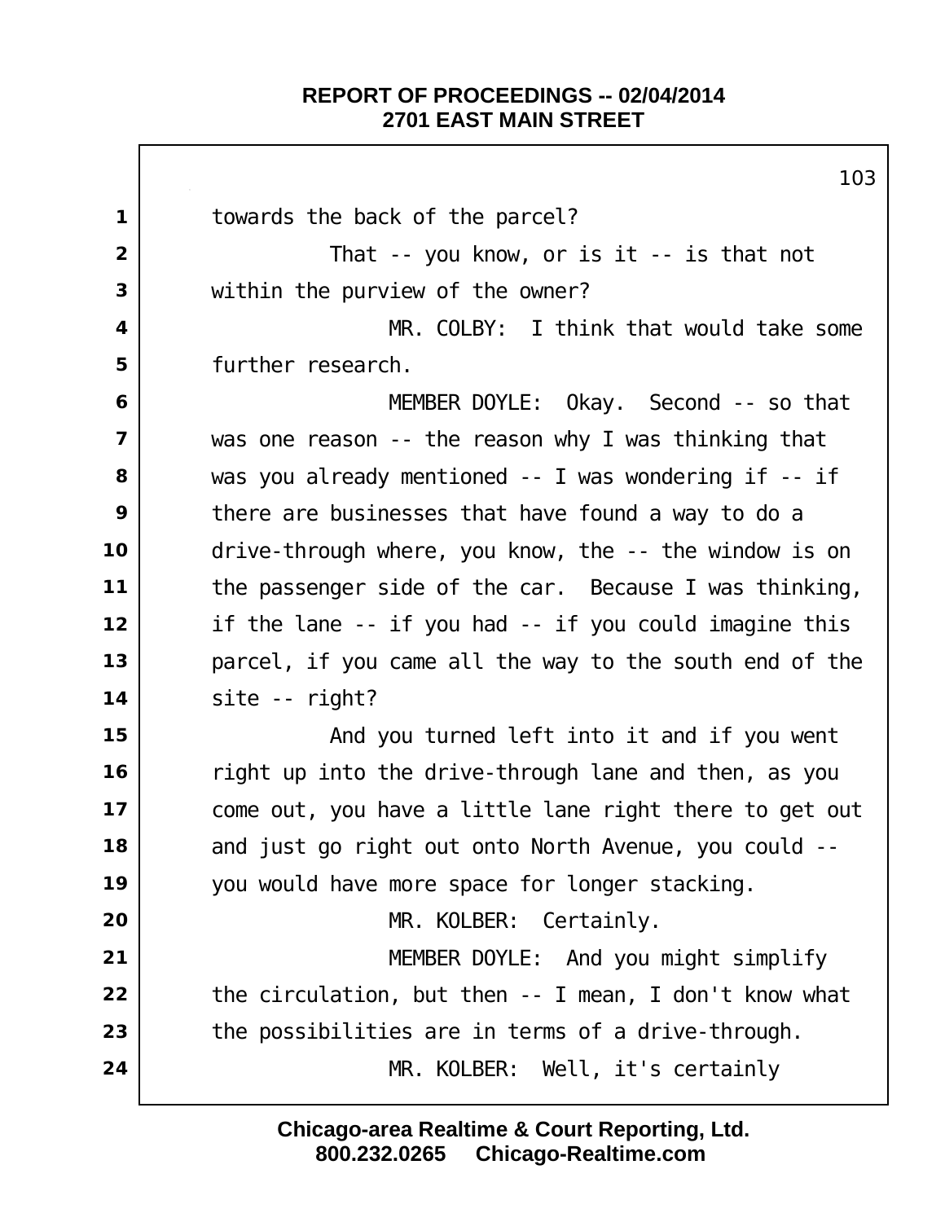towards the back of the parcel?

That -- you know, or is it -- is that not within the purview of the owner?

MR. COLBY: I think that would take some further research.

MEMBER DOYLE: Okay. Second -- so that was one reason -- the reason why I was thinking that was you already mentioned -- I was wondering if -- if there are businesses that have found a way to do a drive-through where, you know, the -- the window is on the passenger side of the car. Because I was thinking, if the lane -- if you had -- if you could imagine this parcel, if you came all the way to the south end of the site -- right?

And you turned left into it and if you went right up into the drive-through lane and then, as you come out, you have a little lane right there to get out and just go right out onto North Avenue, you could -- you would have more space for longer stacking.

MR. KOLBER: Certainly.

MEMBER DOYLE: And you might simplify the circulation, but then -- I mean, I don't know what the possibilities are in terms of a drive-through.

MR. KOLBER: Well, it's certainly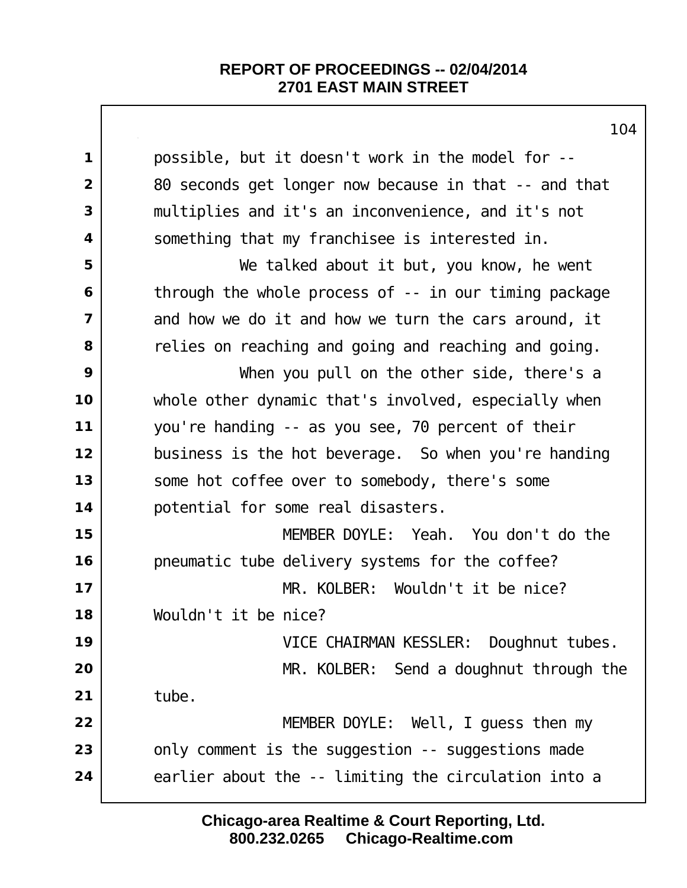possible, but it doesn't work in the model for -- 80 seconds get longer now because in that -- and that multiplies and it's an inconvenience, and it's not something that my franchisee is interested in.

We talked about it but, you know, he went through the whole process of -- in our timing package and how we do it and how we turn the cars around, it relies on reaching and going and reaching and going.

When you pull on the other side, there's a whole other dynamic that's involved, especially when you're handing -- as you see, 70 percent of their business is the hot beverage. So when you're handing some hot coffee over to somebody, there's some potential for some real disasters.

MEMBER DOYLE: Yeah. You don't do the pneumatic tube delivery systems for the coffee?

MR. KOLBER: Wouldn't it be nice? Wouldn't it be nice?

VICE CHAIRMAN KESSLER: Doughnut tubes.

MR. KOLBER: Send a doughnut through the tube.

MEMBER DOYLE: Well, I guess then my only comment is the suggestion -- suggestions made earlier about the -- limiting the circulation into a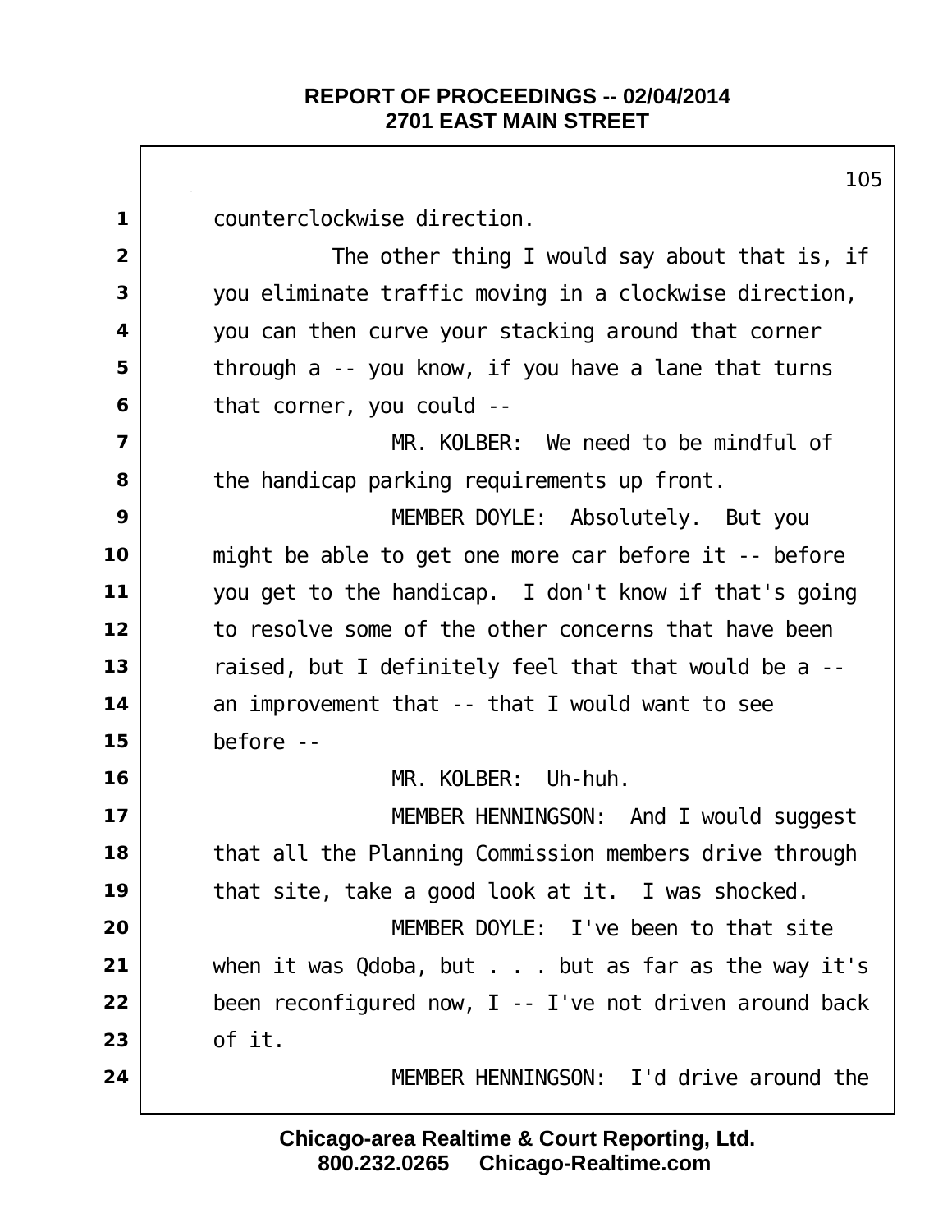counterclockwise direction.

The other thing I would say about that is, if you eliminate traffic moving in a clockwise direction, you can then curve your stacking around that corner through a -- you know, if you have a lane that turns that corner, you could --

MR. KOLBER: We need to be mindful of the handicap parking requirements up front.

MEMBER DOYLE: Absolutely. But you might be able to get one more car before it -- before you get to the handicap. I don't know if that's going to resolve some of the other concerns that have been raised, but I definitely feel that that would be a -- an improvement that -- that I would want to see before --

MR. KOLBER: Uh-huh.

MEMBER HENNINGSON: And I would suggest that all the Planning Commission members drive through that site, take a good look at it. I was shocked.

MEMBER DOYLE: I've been to that site when it was Qdoba, but . . . but as far as the way it's been reconfigured now, I -- I've not driven around back of it.

MEMBER HENNINGSON: I'd drive around the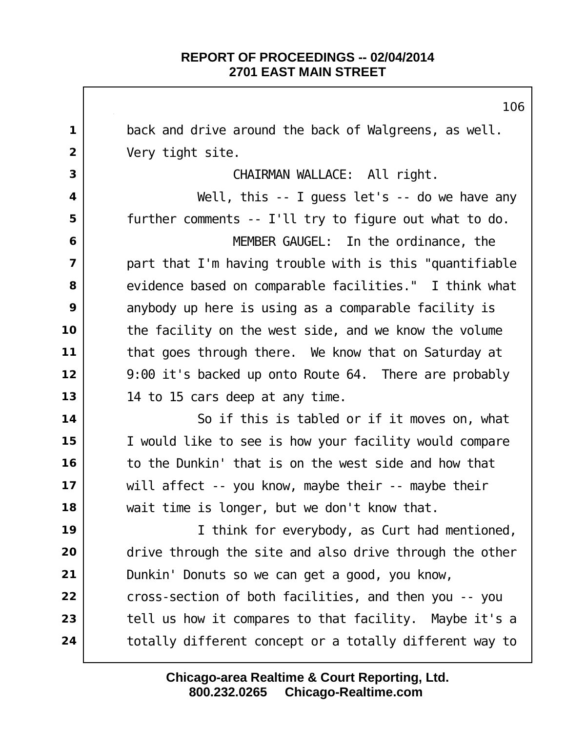back and drive around the back of Walgreens, as well. Very tight site.

CHAIRMAN WALLACE: All right.

Well, this -- I guess let's -- do we have any further comments -- I'll try to figure out what to do.

MEMBER GAUGEL: In the ordinance, the part that I'm having trouble with is this "quantifiable evidence based on comparable facilities." I think what anybody up here is using as a comparable facility is the facility on the west side, and we know the volume that goes through there. We know that on Saturday at 9:00 it's backed up onto Route 64. There are probably 14 to 15 cars deep at any time.

So if this is tabled or if it moves on, what I would like to see is how your facility would compare to the Dunkin' that is on the west side and how that will affect -- you know, maybe their -- maybe their wait time is longer, but we don't know that.

I think for everybody, as Curt had mentioned, drive through the site and also drive through the other Dunkin' Donuts so we can get a good, you know, cross-section of both facilities, and then you -- you tell us how it compares to that facility. Maybe it's a totally different concept or a totally different way to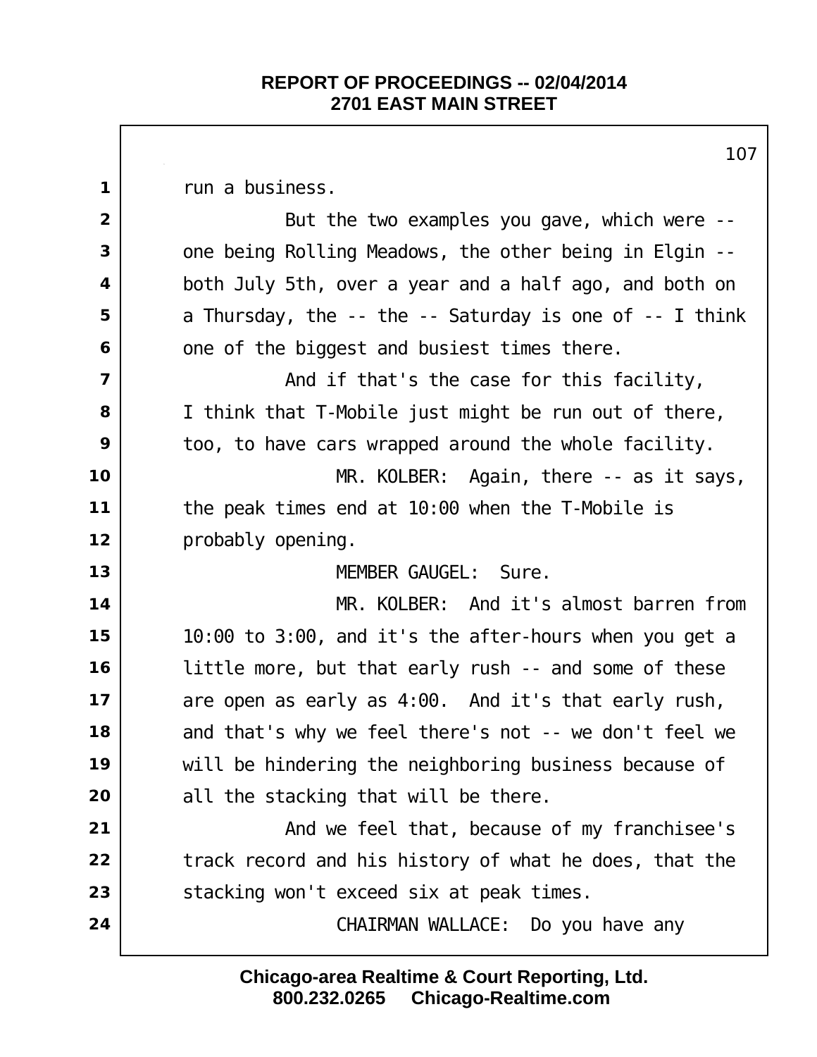run a business.

But the two examples you gave, which were -- one being Rolling Meadows, the other being in Elgin -- both July 5th, over a year and a half ago, and both on a Thursday, the -- the -- Saturday is one of -- I think one of the biggest and busiest times there.

And if that's the case for this facility, I think that T-Mobile just might be run out of there, too, to have cars wrapped around the whole facility.

MR. KOLBER: Again, there -- as it says, the peak times end at 10:00 when the T-Mobile is probably opening.

MEMBER GAUGEL: Sure.

MR. KOLBER: And it's almost barren from 10:00 to 3:00, and it's the after-hours when you get a little more, but that early rush -- and some of these are open as early as 4:00. And it's that early rush, and that's why we feel there's not -- we don't feel we will be hindering the neighboring business because of all the stacking that will be there.

And we feel that, because of my franchisee's track record and his history of what he does, that the stacking won't exceed six at peak times.

CHAIRMAN WALLACE: Do you have any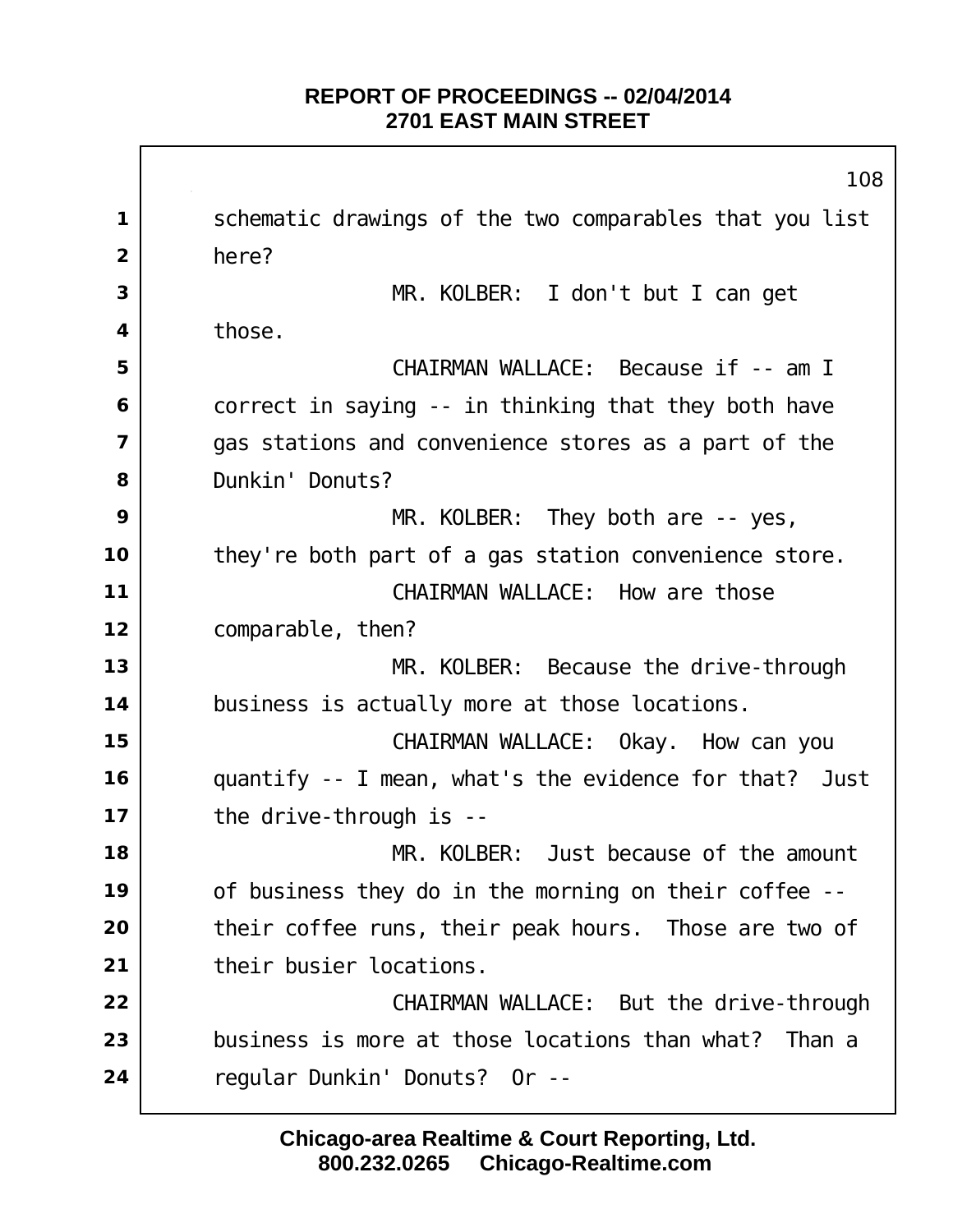schematic drawings of the two comparables that you list here?

MR. KOLBER: I don't but I can get those.

CHAIRMAN WALLACE: Because if -- am I correct in saying -- in thinking that they both have gas stations and convenience stores as a part of the Dunkin' Donuts?

MR. KOLBER: They both are -- yes, they're both part of a gas station convenience store.

CHAIRMAN WALLACE: How are those comparable, then?

MR. KOLBER: Because the drive-through business is actually more at those locations.

CHAIRMAN WALLACE: Okay. How can you quantify -- I mean, what's the evidence for that? Just the drive-through is --

MR. KOLBER: Just because of the amount of business they do in the morning on their coffee -- their coffee runs, their peak hours. Those are two of their busier locations.

CHAIRMAN WALLACE: But the drive-through business is more at those locations than what? Than a regular Dunkin' Donuts? Or --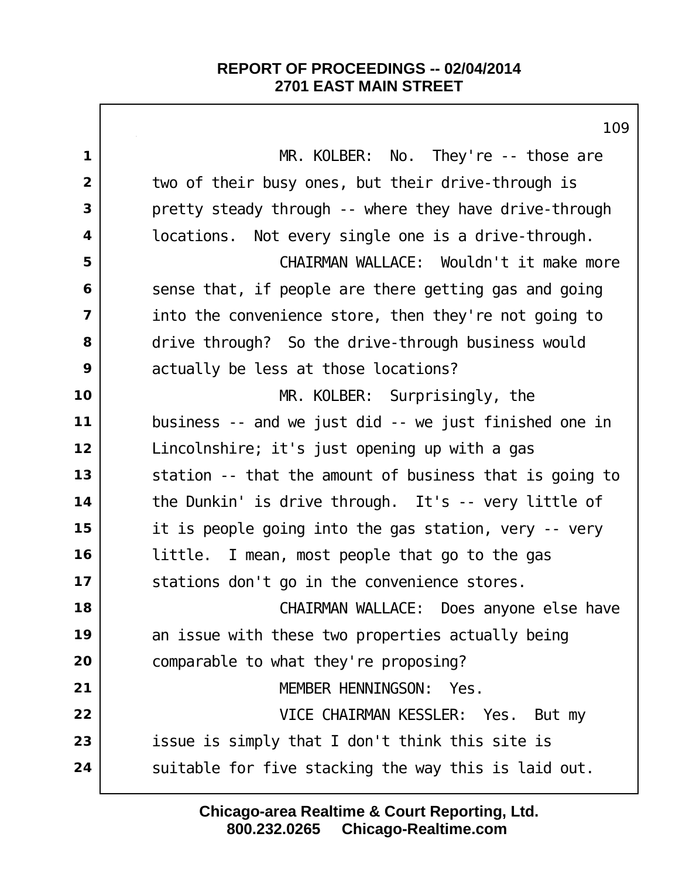MR. KOLBER: No. They're -- those are two of their busy ones, but their drive-through is pretty steady through -- where they have drive-through locations. Not every single one is a drive-through.

CHAIRMAN WALLACE: Wouldn't it make more sense that, if people are there getting gas and going into the convenience store, then they're not going to drive through? So the drive-through business would actually be less at those locations?

MR. KOLBER: Surprisingly, the business -- and we just did -- we just finished one in Lincolnshire; it's just opening up with a gas station -- that the amount of business that is going to the Dunkin' is drive through. It's -- very little of it is people going into the gas station, very -- very little. I mean, most people that go to the gas stations don't go in the convenience stores.

CHAIRMAN WALLACE: Does anyone else have an issue with these two properties actually being comparable to what they're proposing?

MEMBER HENNINGSON: Yes.

VICE CHAIRMAN KESSLER: Yes. But my issue is simply that I don't think this site is suitable for five stacking the way this is laid out.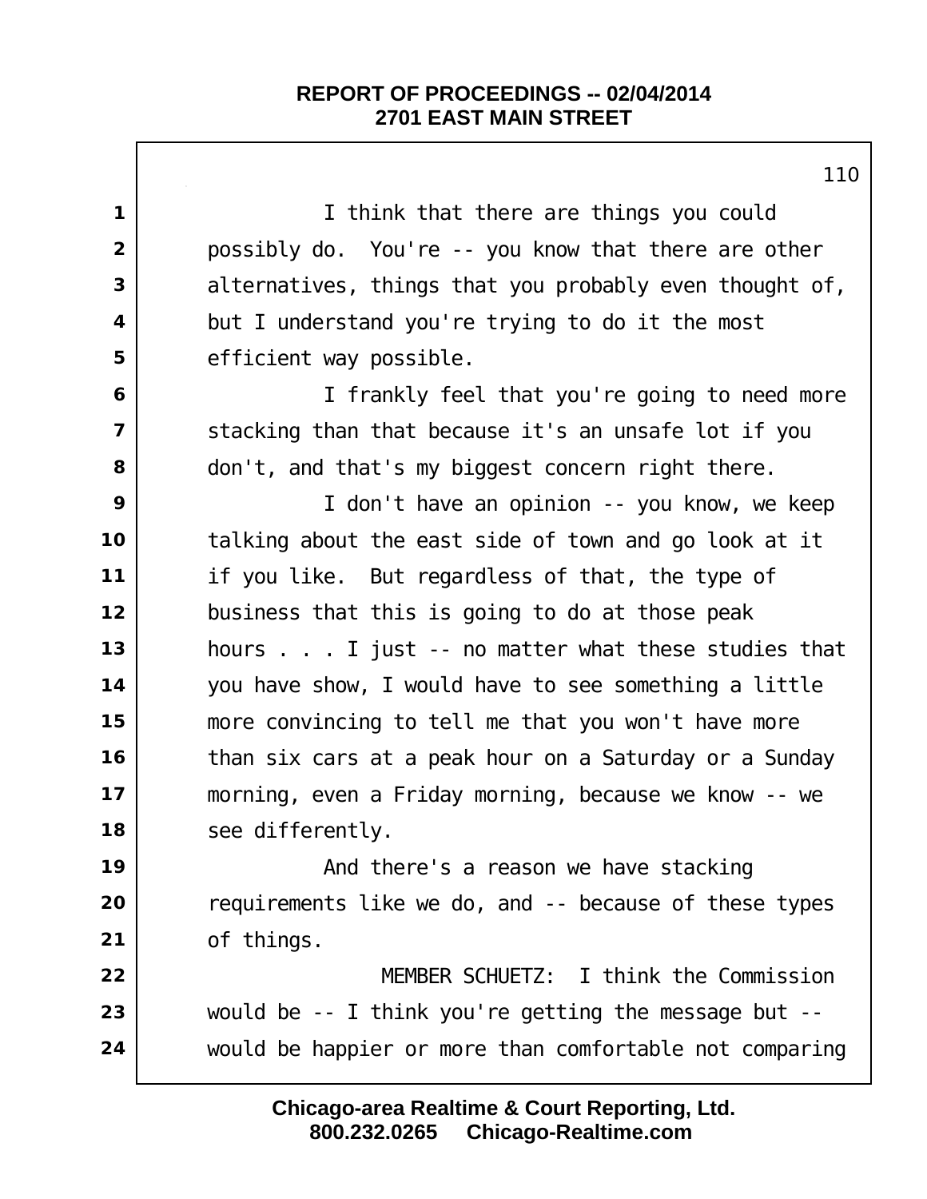I think that there are things you could possibly do. You're -- you know that there are other alternatives, things that you probably even thought of, but I understand you're trying to do it the most efficient way possible.

I frankly feel that you're going to need more stacking than that because it's an unsafe lot if you don't, and that's my biggest concern right there.

I don't have an opinion -- you know, we keep talking about the east side of town and go look at it if you like. But regardless of that, the type of business that this is going to do at those peak hours . . . I just -- no matter what these studies that you have show, I would have to see something a little more convincing to tell me that you won't have more than six cars at a peak hour on a Saturday or a Sunday morning, even a Friday morning, because we know -- we see differently.

And there's a reason we have stacking requirements like we do, and -- because of these types of things.

MEMBER SCHUETZ: I think the Commission would be -- I think you're getting the message but -- would be happier or more than comfortable not comparing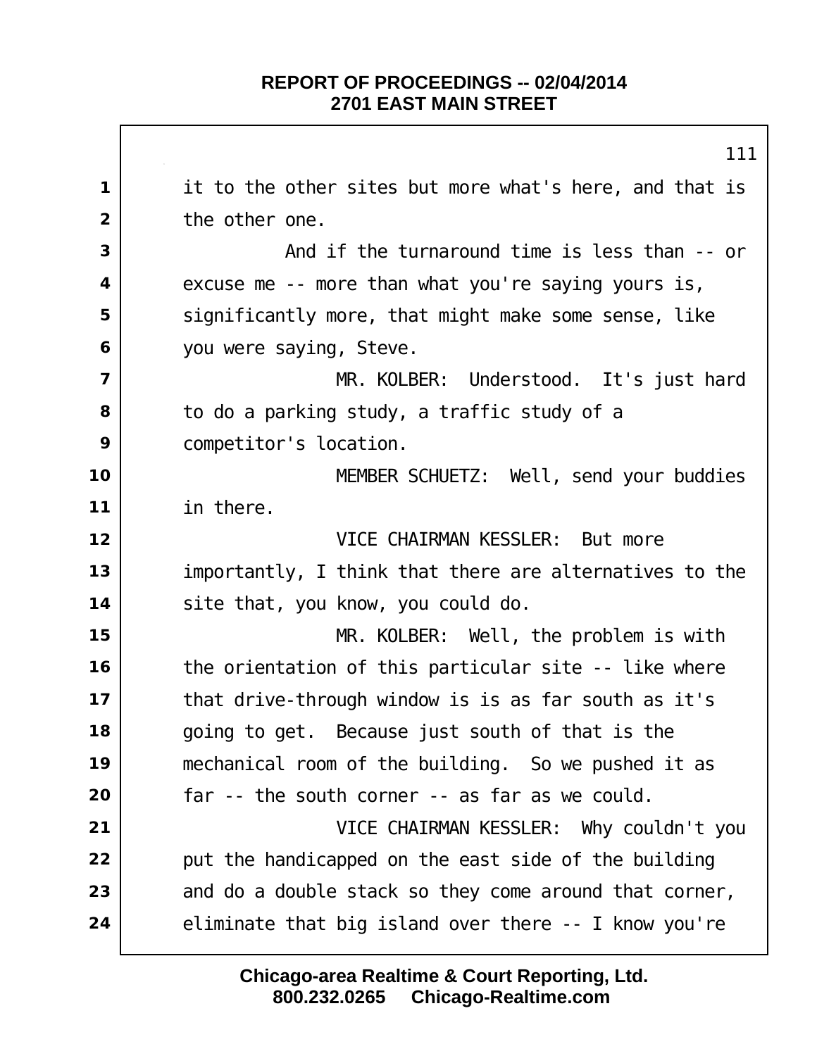it to the other sites but more what's here, and that is the other one.

And if the turnaround time is less than -- or excuse me -- more than what you're saying yours is, significantly more, that might make some sense, like you were saying, Steve.

MR. KOLBER: Understood. It's just hard to do a parking study, a traffic study of a competitor's location.

MEMBER SCHUETZ: Well, send your buddies in there.

VICE CHAIRMAN KESSLER: But more importantly, I think that there are alternatives to the site that, you know, you could do.

MR. KOLBER: Well, the problem is with the orientation of this particular site -- like where that drive-through window is is as far south as it's going to get. Because just south of that is the mechanical room of the building. So we pushed it as far -- the south corner -- as far as we could.

VICE CHAIRMAN KESSLER: Why couldn't you put the handicapped on the east side of the building and do a double stack so they come around that corner, eliminate that big island over there -- I know you're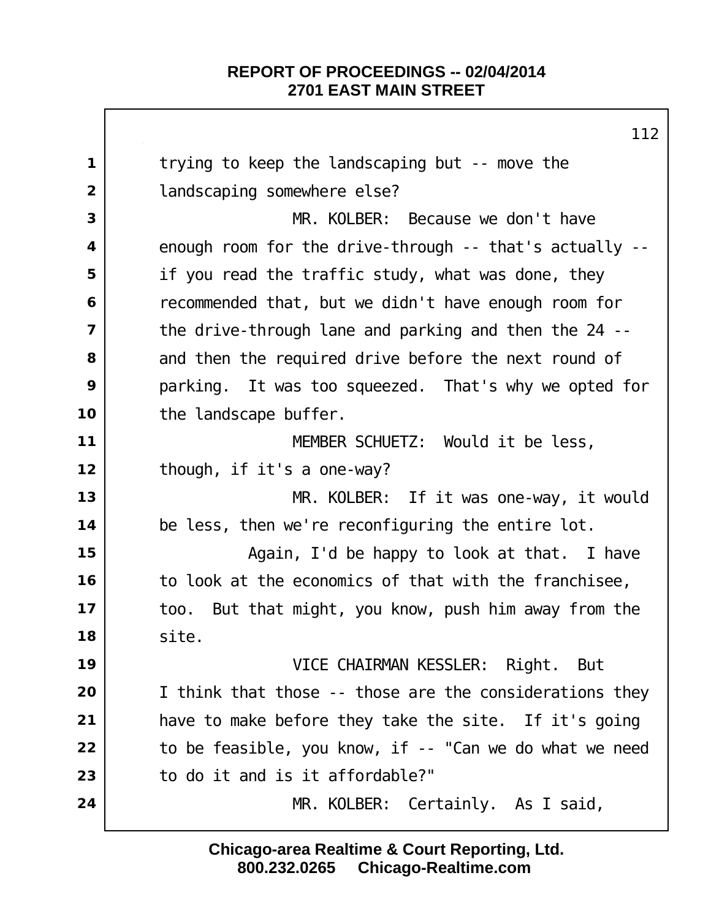trying to keep the landscaping but -- move the landscaping somewhere else?

MR. KOLBER: Because we don't have enough room for the drive-through -- that's actually -- if you read the traffic study, what was done, they recommended that, but we didn't have enough room for the drive-through lane and parking and then the 24 -- and then the required drive before the next round of parking. It was too squeezed. That's why we opted for the landscape buffer.

MEMBER SCHUETZ: Would it be less, though, if it's a one-way?

MR. KOLBER: If it was one-way, it would be less, then we're reconfiguring the entire lot.

Again, I'd be happy to look at that. I have to look at the economics of that with the franchisee, too. But that might, you know, push him away from the site.

VICE CHAIRMAN KESSLER: Right. But I think that those -- those are the considerations they have to make before they take the site. If it's going to be feasible, you know, if -- "Can we do what we need to do it and is it affordable?"

MR. KOLBER: Certainly. As I said,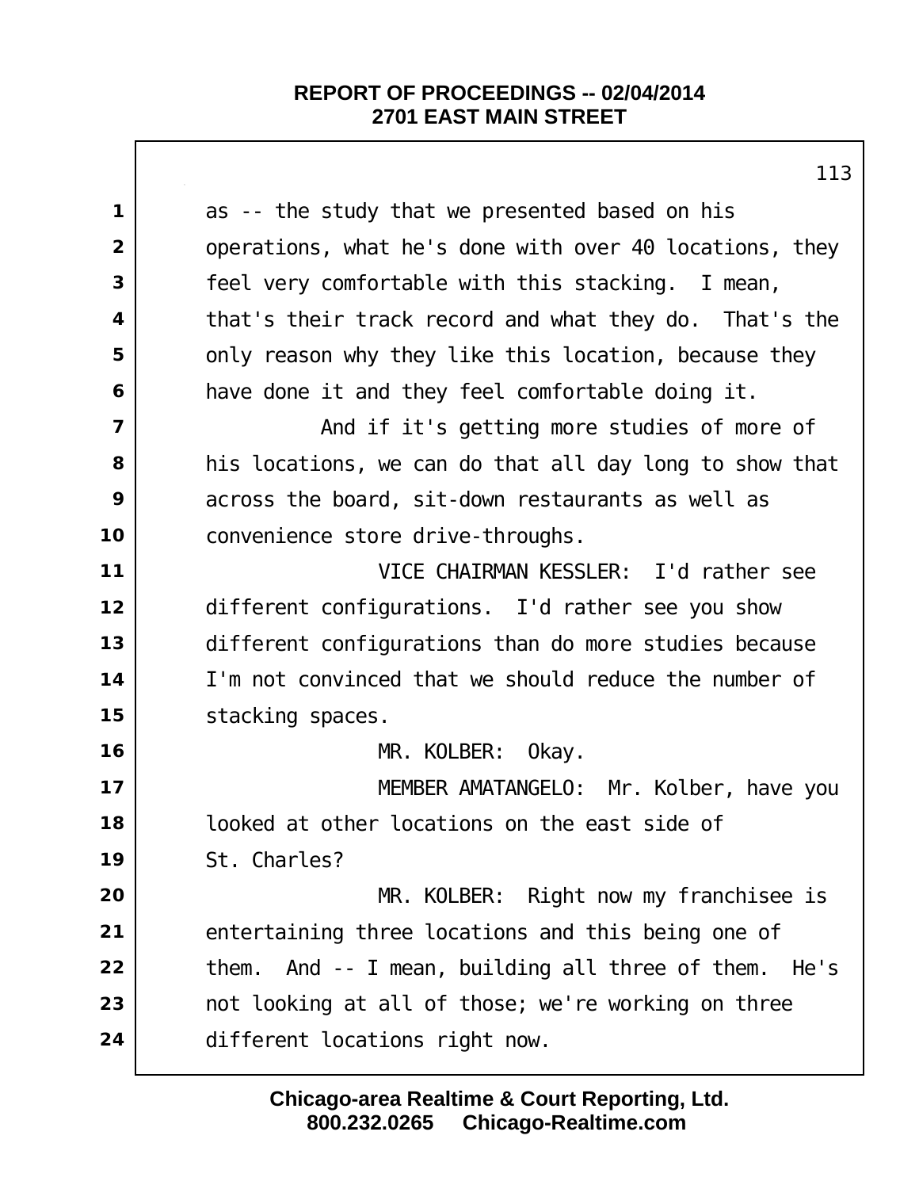as -- the study that we presented based on his operations, what he's done with over 40 locations, they feel very comfortable with this stacking. I mean, that's their track record and what they do. That's the only reason why they like this location, because they have done it and they feel comfortable doing it.

And if it's getting more studies of more of his locations, we can do that all day long to show that across the board, sit-down restaurants as well as convenience store drive-throughs.

VICE CHAIRMAN KESSLER: I'd rather see different configurations. I'd rather see you show different configurations than do more studies because I'm not convinced that we should reduce the number of stacking spaces.

MR. KOLBER: Okay.

MEMBER AMATANGELO: Mr. Kolber, have you looked at other locations on the east side of St. Charles?

MR. KOLBER: Right now my franchisee is entertaining three locations and this being one of them. And -- I mean, building all three of them. He's not looking at all of those; we're working on three different locations right now.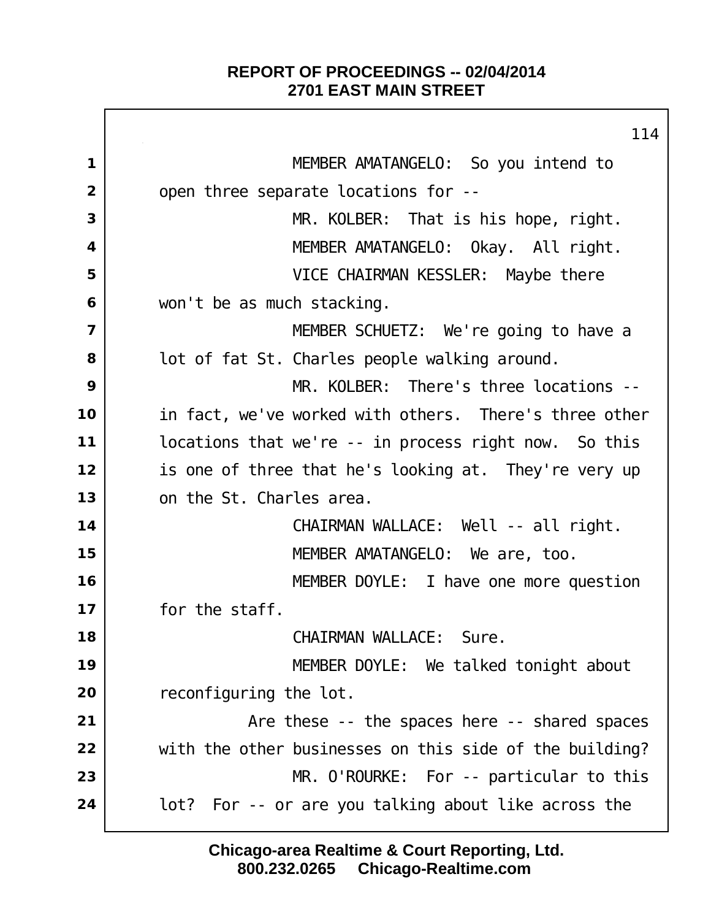MEMBER AMATANGELO: So you intend to open three separate locations for --

MR. KOLBER: That is his hope, right.

MEMBER AMATANGELO: Okay. All right.

VICE CHAIRMAN KESSLER: Maybe there won't be as much stacking.

MEMBER SCHUETZ: We're going to have a lot of fat St. Charles people walking around.

MR. KOLBER: There's three locations -- in fact, we've worked with others. There's three other locations that we're -- in process right now. So this is one of three that he's looking at. They're very up on the St. Charles area.

CHAIRMAN WALLACE: Well -- all right.

MEMBER AMATANGELO: We are, too.

MEMBER DOYLE: I have one more question for the staff.

CHAIRMAN WALLACE: Sure.

MEMBER DOYLE: We talked tonight about reconfiguring the lot.

Are these -- the spaces here -- shared spaces with the other businesses on this side of the building?

MR. O'ROURKE: For -- particular to this lot? For -- or are you talking about like across the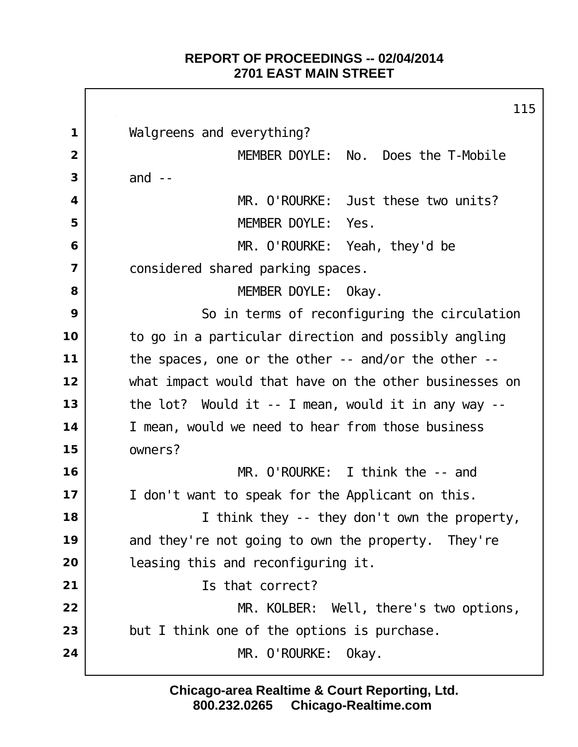Walgreens and everything?

MEMBER DOYLE: No. Does the T-Mobile and --

MR. O'ROURKE: Just these two units?

MEMBER DOYLE: Yes.

MR. O'ROURKE: Yeah, they'd be considered shared parking spaces.

MEMBER DOYLE: Okay.

So in terms of reconfiguring the circulation to go in a particular direction and possibly angling the spaces, one or the other -- and/or the other -- what impact would that have on the other businesses on the lot? Would it -- I mean, would it in any way -- I mean, would we need to hear from those business owners?

MR. O'ROURKE: I think the -- and I don't want to speak for the Applicant on this.

I think they -- they don't own the property, and they're not going to own the property. They're leasing this and reconfiguring it.

Is that correct?

MR. KOLBER: Well, there's two options, but I think one of the options is purchase.

MR. O'ROURKE: Okay.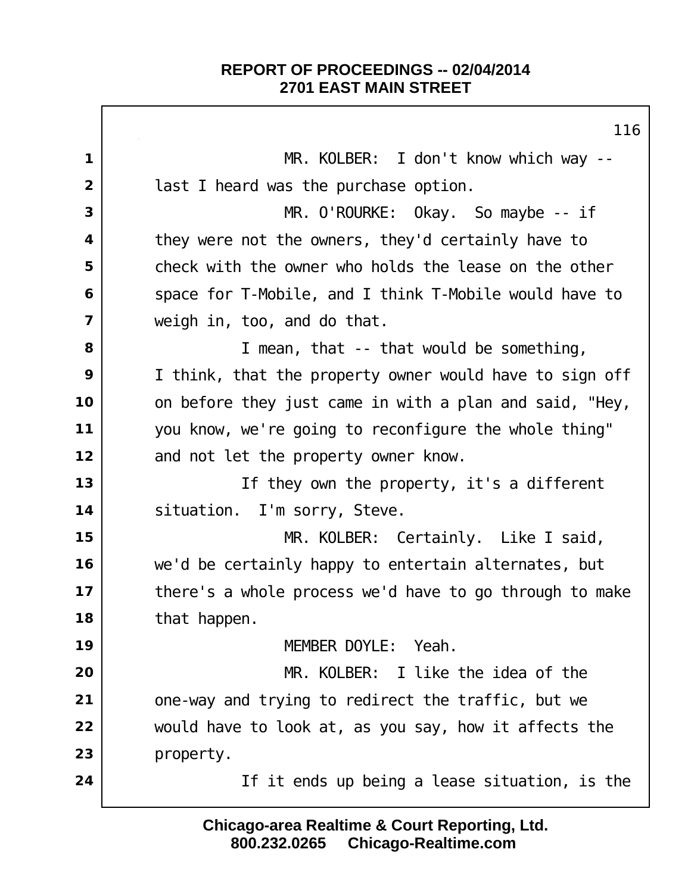MR. KOLBER: I don't know which way -- last I heard was the purchase option.

MR. O'ROURKE: Okay. So maybe -- if they were not the owners, they'd certainly have to check with the owner who holds the lease on the other space for T-Mobile, and I think T-Mobile would have to weigh in, too, and do that.

I mean, that -- that would be something, I think, that the property owner would have to sign off on before they just came in with a plan and said, "Hey, you know, we're going to reconfigure the whole thing" and not let the property owner know.

If they own the property, it's a different situation. I'm sorry, Steve.

MR. KOLBER: Certainly. Like I said, we'd be certainly happy to entertain alternates, but there's a whole process we'd have to go through to make that happen.

MEMBER DOYLE: Yeah.

MR. KOLBER: I like the idea of the one-way and trying to redirect the traffic, but we would have to look at, as you say, how it affects the property.

If it ends up being a lease situation, is the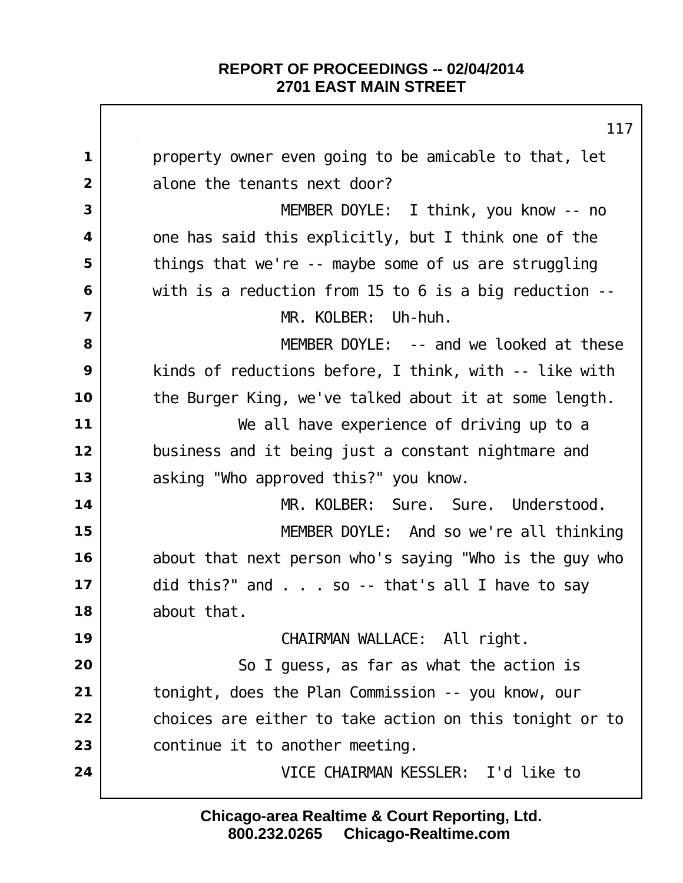property owner even going to be amicable to that, let alone the tenants next door?

MEMBER DOYLE: I think, you know -- no one has said this explicitly, but I think one of the things that we're -- maybe some of us are struggling with is a reduction from 15 to 6 is a big reduction --

MR. KOLBER: Uh-huh.

MEMBER DOYLE: -- and we looked at these kinds of reductions before, I think, with -- like with the Burger King, we've talked about it at some length.

We all have experience of driving up to a business and it being just a constant nightmare and asking "Who approved this?" you know.

MR. KOLBER: Sure. Sure. Understood.

MEMBER DOYLE: And so we're all thinking about that next person who's saying "Who is the guy who did this?" and . . . so -- that's all I have to say about that.

CHAIRMAN WALLACE: All right.

So I guess, as far as what the action is tonight, does the Plan Commission -- you know, our choices are either to take action on this tonight or to continue it to another meeting.

VICE CHAIRMAN KESSLER: I'd like to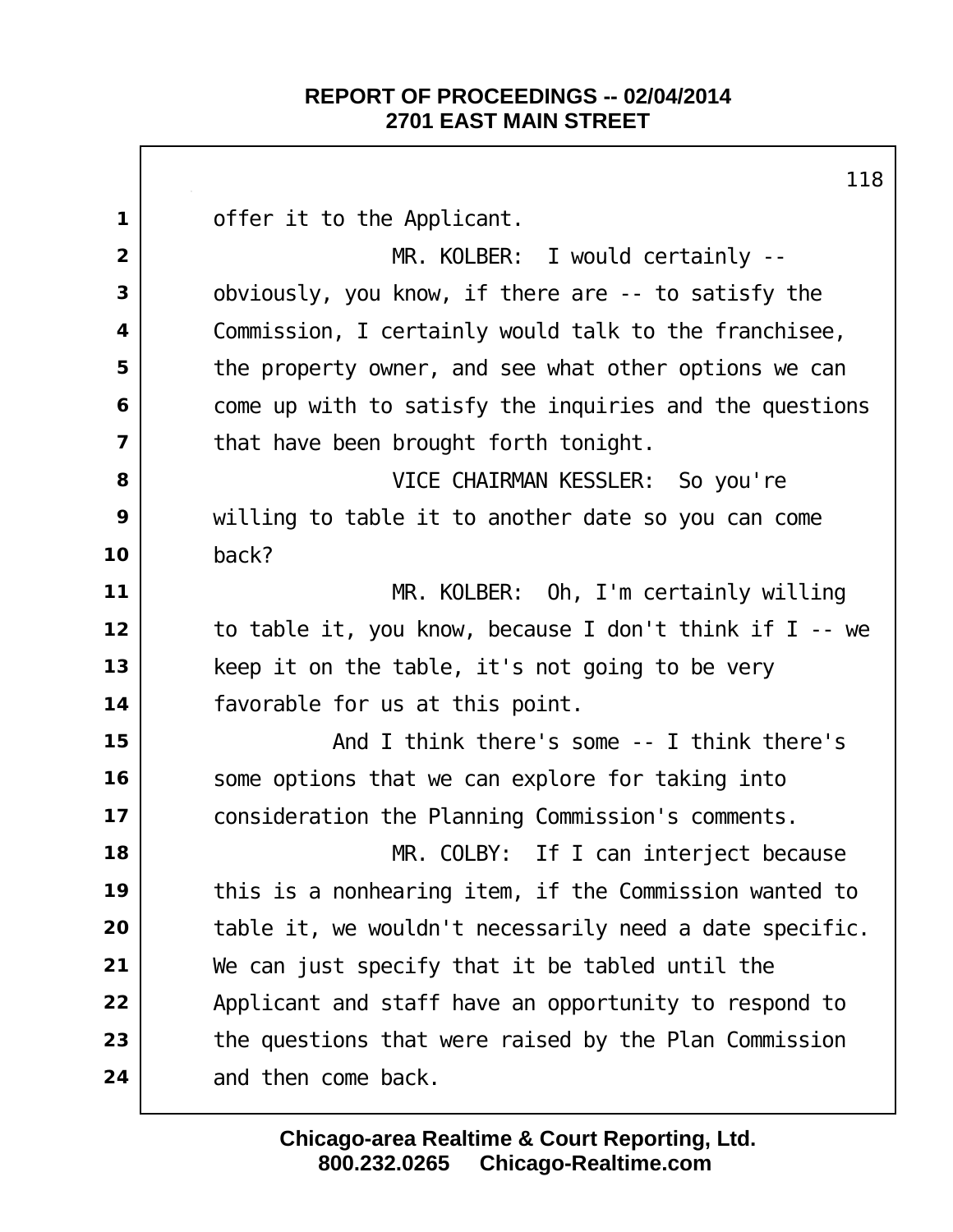offer it to the Applicant.

MR. KOLBER: I would certainly -- obviously, you know, if there are -- to satisfy the Commission, I certainly would talk to the franchisee, the property owner, and see what other options we can come up with to satisfy the inquiries and the questions that have been brought forth tonight.

VICE CHAIRMAN KESSLER: So you're willing to table it to another date so you can come back?

MR. KOLBER: Oh, I'm certainly willing to table it, you know, because I don't think if I -- we keep it on the table, it's not going to be very favorable for us at this point.

And I think there's some -- I think there's some options that we can explore for taking into consideration the Planning Commission's comments.

MR. COLBY: If I can interject because this is a nonhearing item, if the Commission wanted to table it, we wouldn't necessarily need a date specific. We can just specify that it be tabled until the Applicant and staff have an opportunity to respond to the questions that were raised by the Plan Commission and then come back.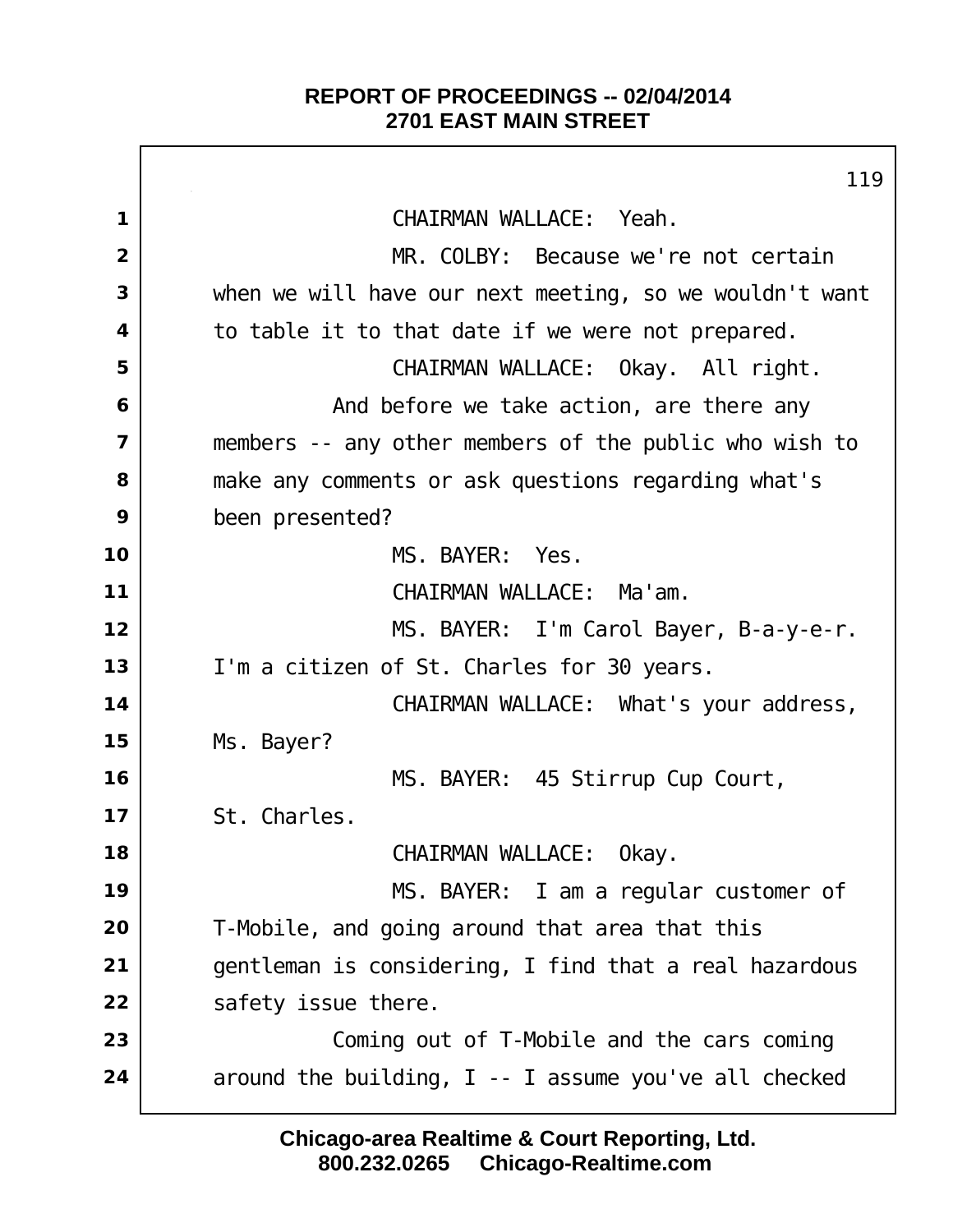CHAIRMAN WALLACE: Yeah.

MR. COLBY: Because we're not certain when we will have our next meeting, so we wouldn't want to table it to that date if we were not prepared.

CHAIRMAN WALLACE: Okay. All right.

And before we take action, are there any members -- any other members of the public who wish to make any comments or ask questions regarding what's been presented?

MS. BAYER: Yes.

CHAIRMAN WALLACE: Ma'am.

MS. BAYER: I'm Carol Bayer, B-a-y-e-r. I'm a citizen of St. Charles for 30 years.

CHAIRMAN WALLACE: What's your address, Ms. Bayer?

MS. BAYER: 45 Stirrup Cup Court, St. Charles.

CHAIRMAN WALLACE: Okay.

MS. BAYER: I am a regular customer of T-Mobile, and going around that area that this gentleman is considering, I find that a real hazardous safety issue there.

Coming out of T-Mobile and the cars coming around the building, I -- I assume you've all checked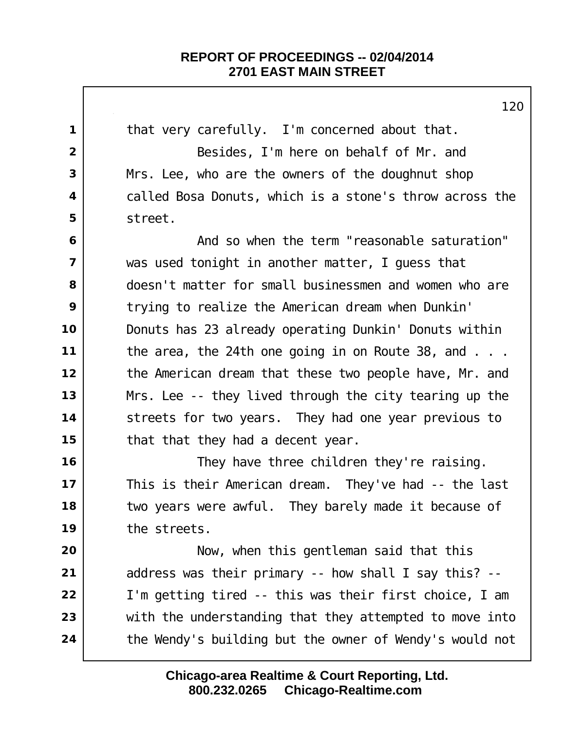that very carefully. I'm concerned about that.

Besides, I'm here on behalf of Mr. and Mrs. Lee, who are the owners of the doughnut shop called Bosa Donuts, which is a stone's throw across the street.

And so when the term "reasonable saturation" was used tonight in another matter, I guess that doesn't matter for small businessmen and women who are trying to realize the American dream when Dunkin' Donuts has 23 already operating Dunkin' Donuts within the area, the 24th one going in on Route 38, and . . . the American dream that these two people have, Mr. and Mrs. Lee -- they lived through the city tearing up the streets for two years. They had one year previous to that that they had a decent year.

They have three children they're raising. This is their American dream. They've had -- the last two years were awful. They barely made it because of the streets.

Now, when this gentleman said that this address was their primary -- how shall I say this? -- I'm getting tired -- this was their first choice, I am with the understanding that they attempted to move into the Wendy's building but the owner of Wendy's would not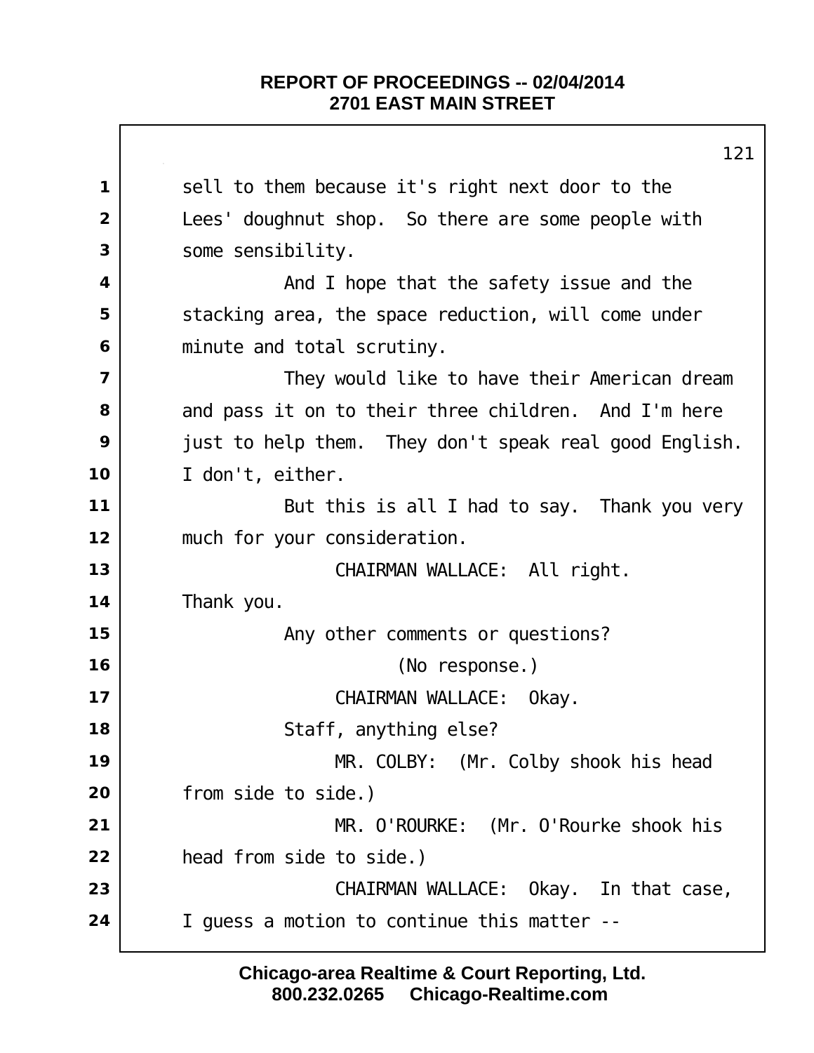sell to them because it's right next door to the Lees' doughnut shop. So there are some people with some sensibility.

And I hope that the safety issue and the stacking area, the space reduction, will come under minute and total scrutiny.

They would like to have their American dream and pass it on to their three children. And I'm here just to help them. They don't speak real good English. I don't, either.

But this is all I had to say. Thank you very much for your consideration.

CHAIRMAN WALLACE: All right. Thank you.

Any other comments or questions?

(No response.)

CHAIRMAN WALLACE: Okay.

Staff, anything else?

MR. COLBY: (Mr. Colby shook his head from side to side.)

MR. O'ROURKE: (Mr. O'Rourke shook his head from side to side.)

CHAIRMAN WALLACE: Okay. In that case, I guess a motion to continue this matter --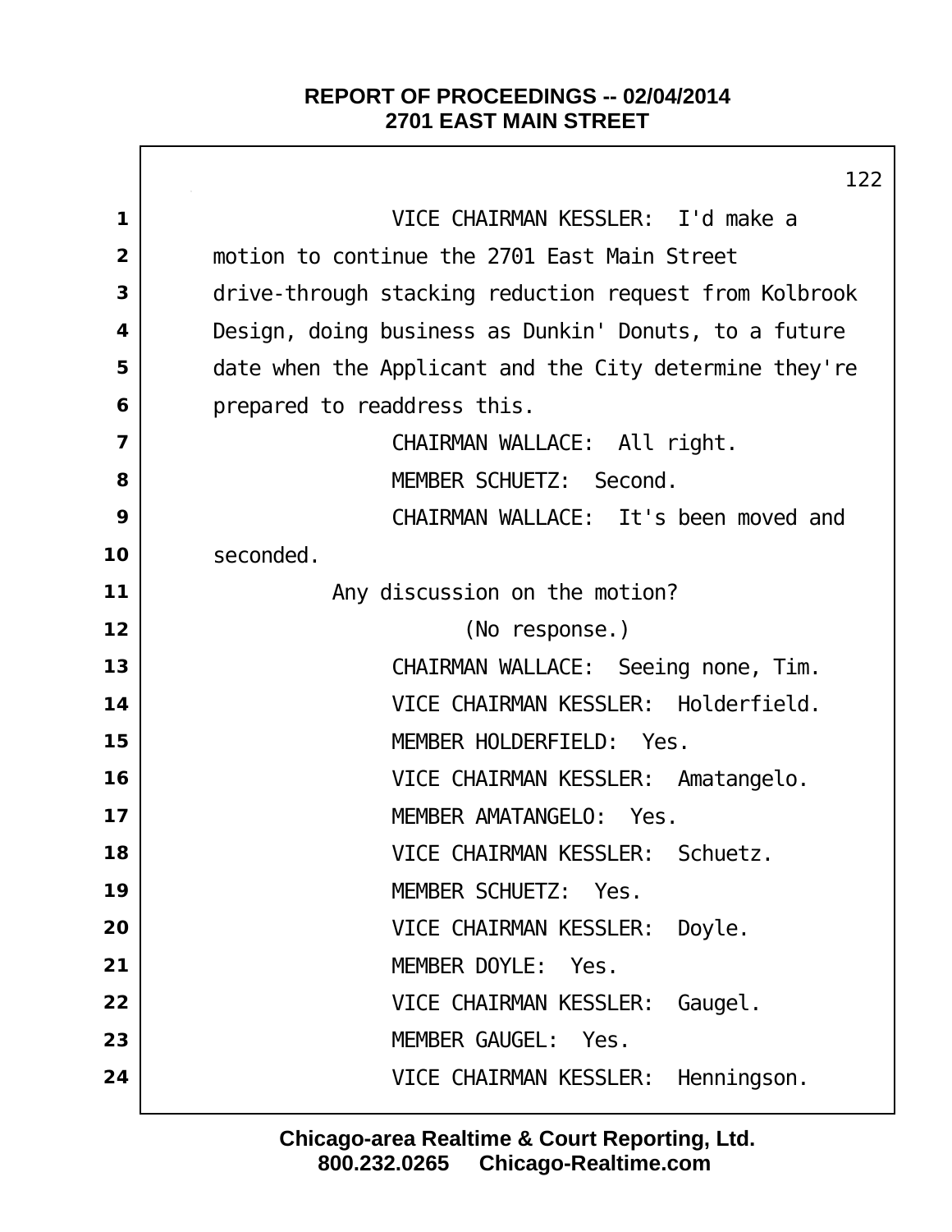VICE CHAIRMAN KESSLER: I'd make a motion to continue the 2701 East Main Street drive-through stacking reduction request from Kolbrook Design, doing business as Dunkin' Donuts, to a future date when the Applicant and the City determine they're prepared to readdress this.

CHAIRMAN WALLACE: All right.

MEMBER SCHUETZ: Second.

CHAIRMAN WALLACE: It's been moved and seconded.

Any discussion on the motion?

(No response.)

CHAIRMAN WALLACE: Seeing none, Tim.

VICE CHAIRMAN KESSLER: Holderfield.

MEMBER HOLDERFIELD: Yes.

VICE CHAIRMAN KESSLER: Amatangelo.

MEMBER AMATANGELO: Yes.

VICE CHAIRMAN KESSLER: Schuetz.

MEMBER SCHUETZ: Yes.

VICE CHAIRMAN KESSLER: Doyle.

MEMBER DOYLE: Yes.

VICE CHAIRMAN KESSLER: Gaugel.

MEMBER GAUGEL: Yes.

VICE CHAIRMAN KESSLER: Henningson.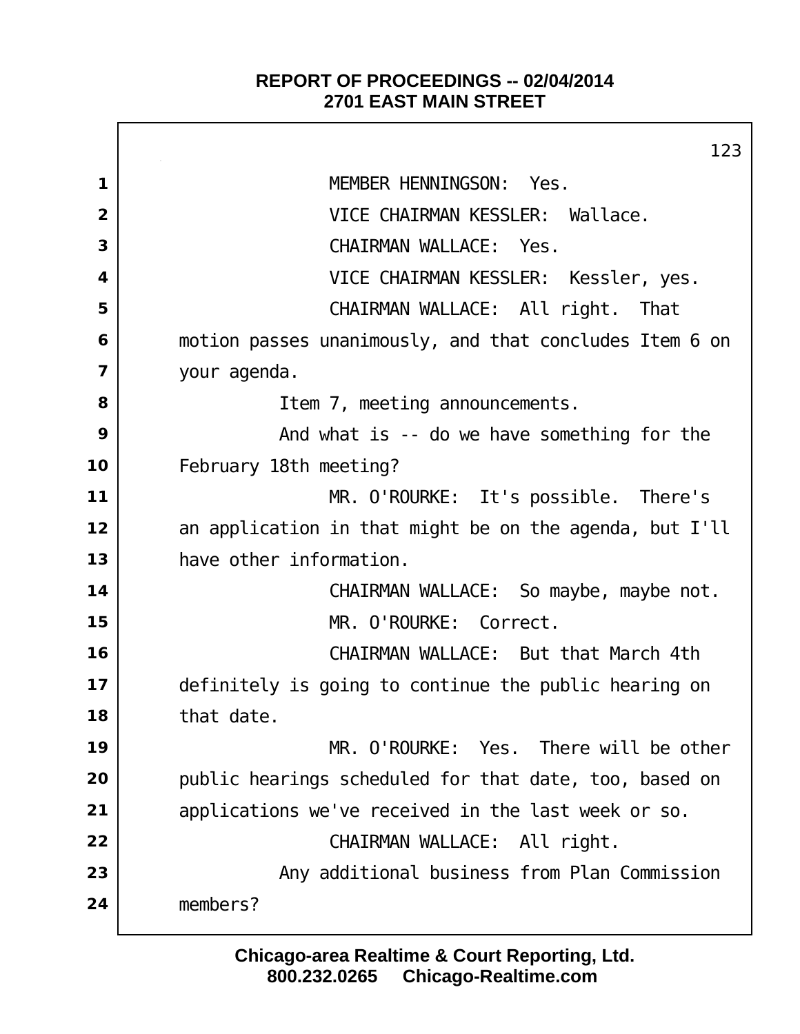MEMBER HENNINGSON: Yes.

VICE CHAIRMAN KESSLER: Wallace.

CHAIRMAN WALLACE: Yes.

VICE CHAIRMAN KESSLER: Kessler, yes.

CHAIRMAN WALLACE: All right. That motion passes unanimously, and that concludes Item 6 on your agenda.

Item 7, meeting announcements.

And what is -- do we have something for the February 18th meeting?

MR. O'ROURKE: It's possible. There's an application in that might be on the agenda, but I'll have other information.

CHAIRMAN WALLACE: So maybe, maybe not.

MR. O'ROURKE: Correct.

CHAIRMAN WALLACE: But that March 4th definitely is going to continue the public hearing on that date.

MR. O'ROURKE: Yes. There will be other public hearings scheduled for that date, too, based on applications we've received in the last week or so.

CHAIRMAN WALLACE: All right.

Any additional business from Plan Commission members?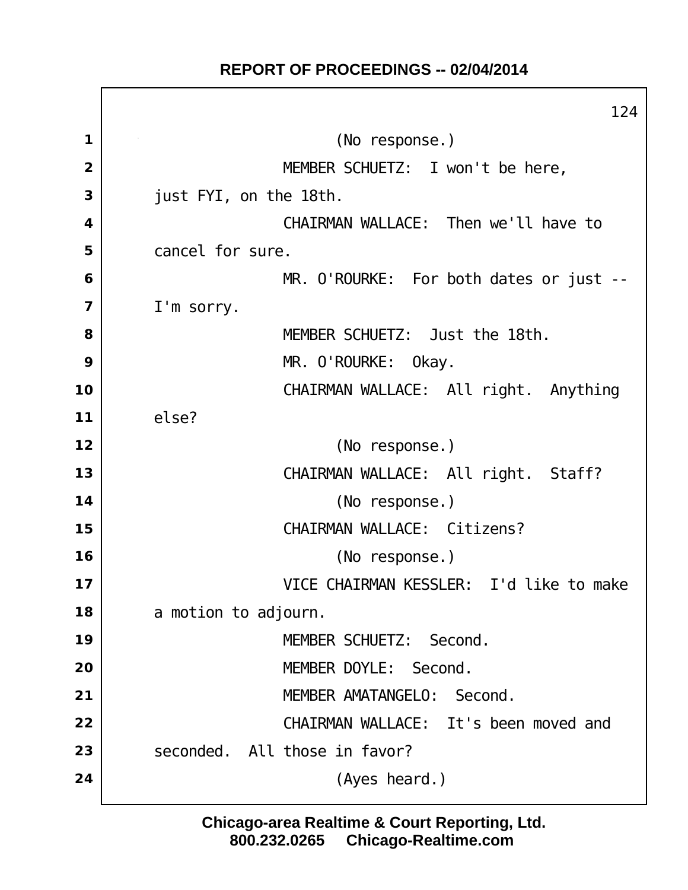(No response.)

MEMBER SCHUETZ: I won't be here, just FYI, on the 18th.

CHAIRMAN WALLACE: Then we'll have to cancel for sure.

MR. O'ROURKE: For both dates or just -- I'm sorry.

MEMBER SCHUETZ: Just the 18th.

MR. O'ROURKE: Okay.

CHAIRMAN WALLACE: All right. Anything else?

(No response.)

CHAIRMAN WALLACE: All right. Staff?

(No response.)

CHAIRMAN WALLACE: Citizens?

(No response.)

VICE CHAIRMAN KESSLER: I'd like to make a motion to adjourn.

MEMBER SCHUETZ: Second.

MEMBER DOYLE: Second.

MEMBER AMATANGELO: Second.

CHAIRMAN WALLACE: It's been moved and seconded. All those in favor?

(Ayes heard.)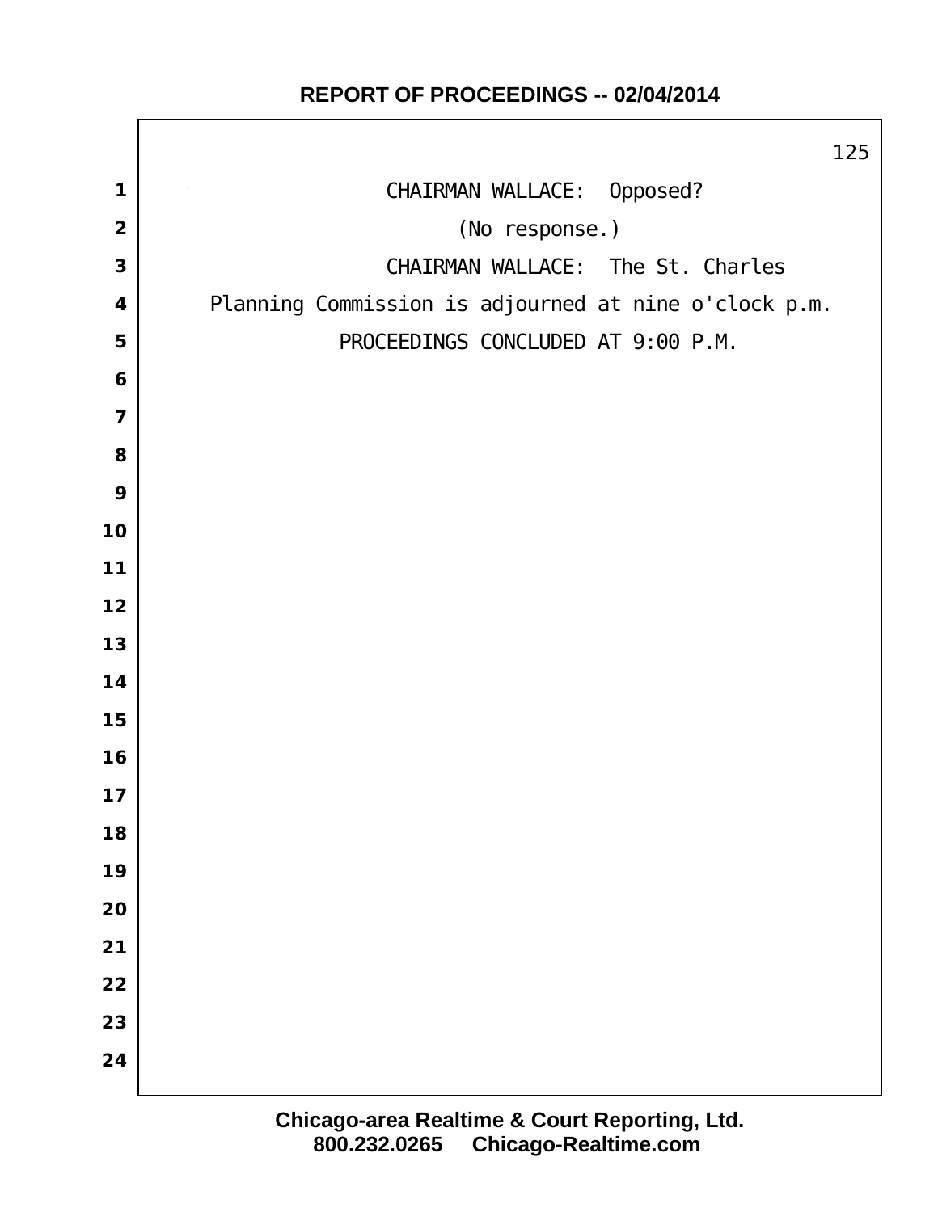CHAIRMAN WALLACE: Opposed?

(No response.)

CHAIRMAN WALLACE: The St. Charles Planning Commission is adjourned at nine o'clock p.m.

PROCEEDINGS CONCLUDED AT 9:00 P.M.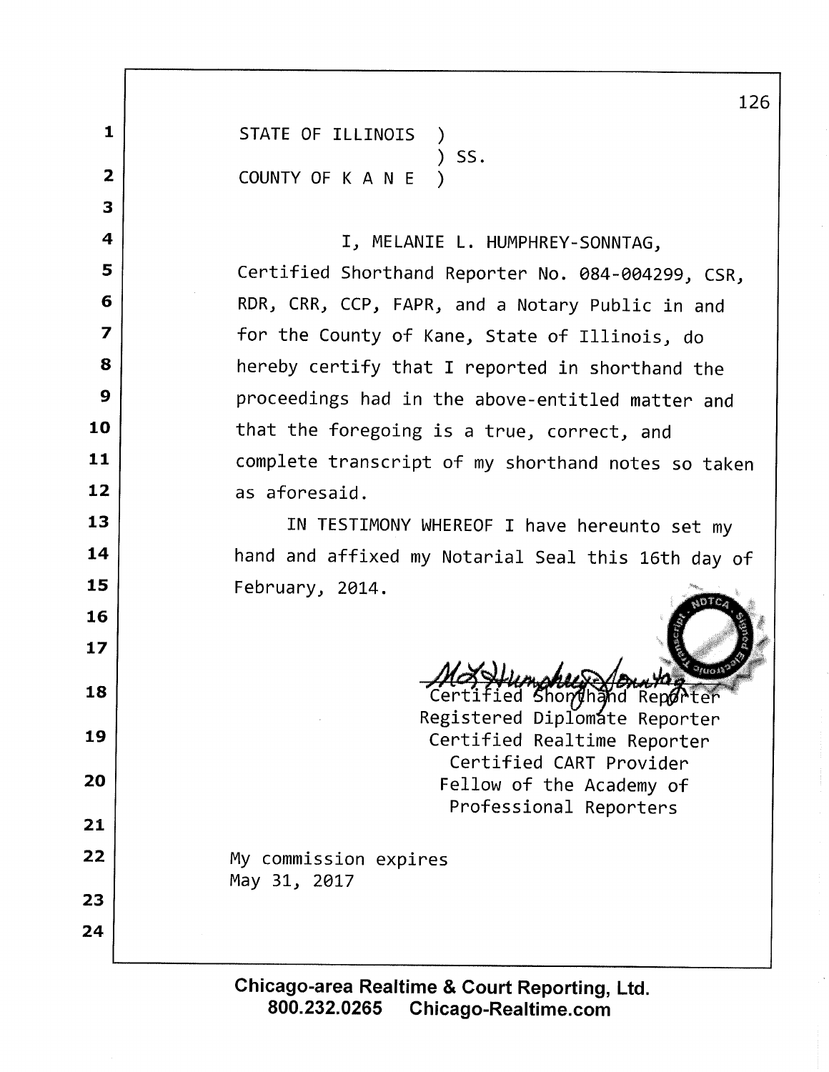STATE OF ILLINOIS )
) SS.
COUNTY OF K A N E )

I, MELANIE L. HUMPHREY-SONNTAG, Certified Shorthand Reporter No. 084-004299, CSR, RDR, CRR, CCP, FAPR, and a Notary Public in and for the County of Kane, State of Illinois, do hereby certify that I reported in shorthand the proceedings had in the above-entitled matter and that the foregoing is a true, correct, and complete transcript of my shorthand notes so taken as aforesaid.

IN TESTIMONY WHEREOF I have hereunto set my hand and affixed my Notarial Seal this 16th day of February, 2014.

Certified Shorthand Reporter
Registered Diplomate Reporter
Certified Realtime Reporter
Certified CART Provider
Fellow of the Academy of Professional Reporters

My commission expires
May 31, 2017

Chicago-area Realtime & Court Reporting, Ltd.
800.232.0265 Chicago-Realtime.com